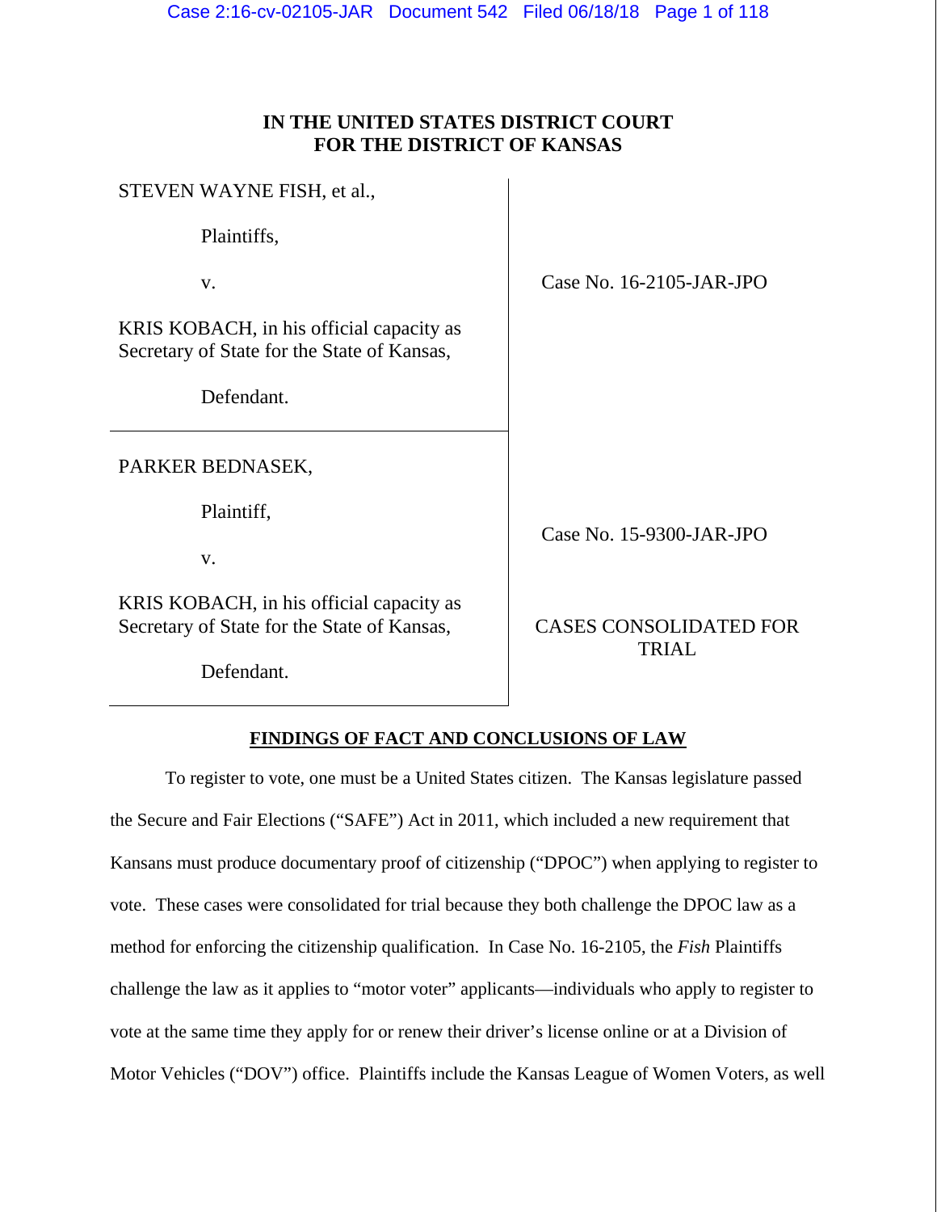# IN THE UNITED STATES DISTRICT COURT FOR THE DISTRICT OF KANSAS

| | |
|---|---|
| STEVEN WAYNE FISH, et al.,<br><br>Plaintiffs,<br><br>v.<br><br>KRIS KOBACH, in his official capacity as Secretary of State for the State of Kansas,<br><br>Defendant. | Case No. 16-2105-JAR-JPO |
| PARKER BEDNASEK,<br><br>Plaintiff,<br><br>v.<br><br>KRIS KOBACH, in his official capacity as Secretary of State for the State of Kansas,<br><br>Defendant. | Case No. 15-9300-JAR-JPO<br><br>CASES CONSOLIDATED FOR TRIAL |

## FINDINGS OF FACT AND CONCLUSIONS OF LAW

To register to vote, one must be a United States citizen. The Kansas legislature passed the Secure and Fair Elections ("SAFE") Act in 2011, which included a new requirement that Kansans must produce documentary proof of citizenship ("DPOC") when applying to register to vote. These cases were consolidated for trial because they both challenge the DPOC law as a method for enforcing the citizenship qualification. In Case No. 16-2105, the *Fish* Plaintiffs challenge the law as it applies to "motor voter" applicants—individuals who apply to register to vote at the same time they apply for or renew their driver's license online or at a Division of Motor Vehicles ("DOV") office. Plaintiffs include the Kansas League of Women Voters, as well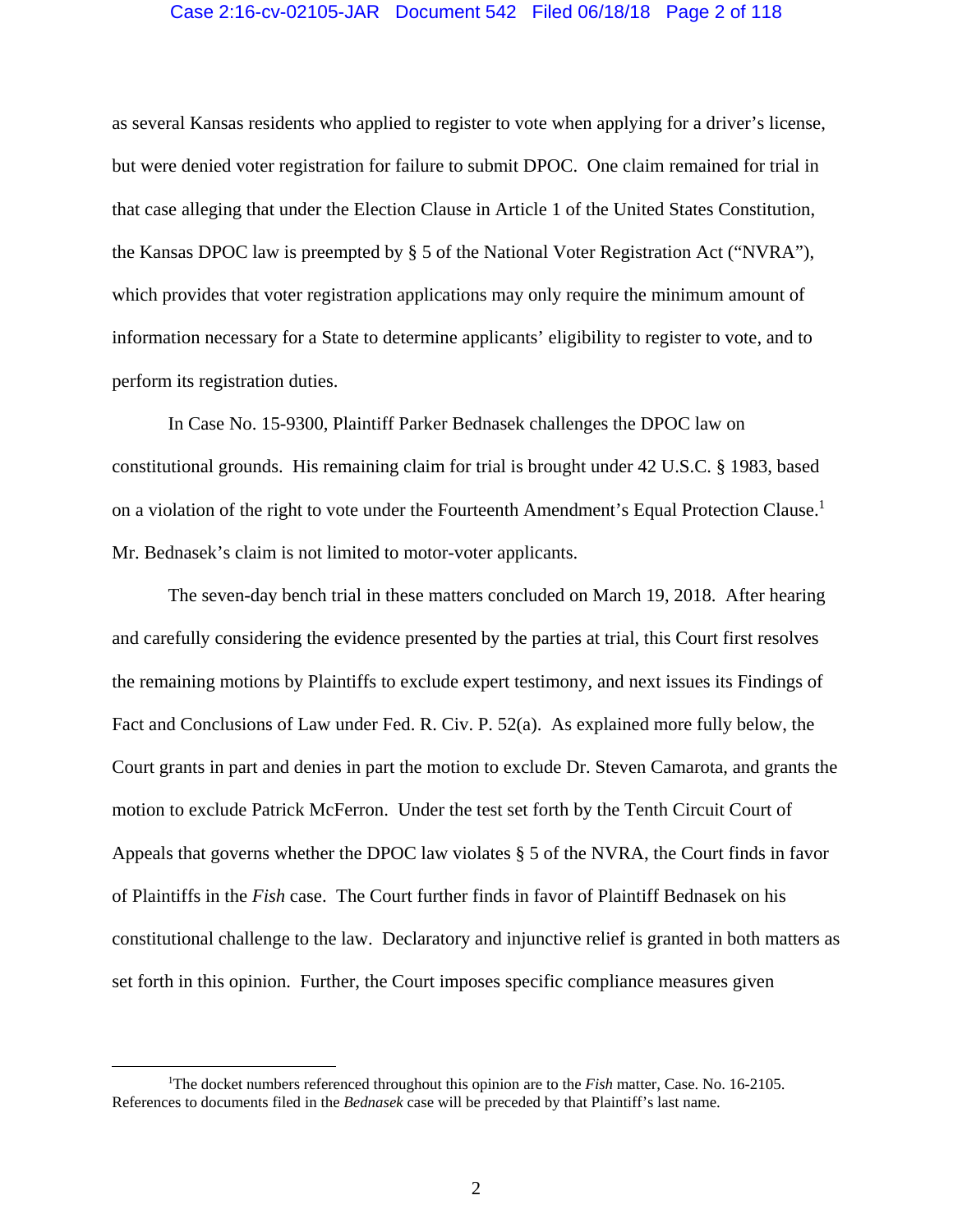as several Kansas residents who applied to register to vote when applying for a driver's license, but were denied voter registration for failure to submit DPOC. One claim remained for trial in that case alleging that under the Election Clause in Article 1 of the United States Constitution, the Kansas DPOC law is preempted by § 5 of the National Voter Registration Act ("NVRA"), which provides that voter registration applications may only require the minimum amount of information necessary for a State to determine applicants' eligibility to register to vote, and to perform its registration duties.

In Case No. 15-9300, Plaintiff Parker Bednasek challenges the DPOC law on constitutional grounds. His remaining claim for trial is brought under 42 U.S.C. § 1983, based on a violation of the right to vote under the Fourteenth Amendment's Equal Protection Clause.[1] Mr. Bednasek's claim is not limited to motor-voter applicants.

The seven-day bench trial in these matters concluded on March 19, 2018. After hearing and carefully considering the evidence presented by the parties at trial, this Court first resolves the remaining motions by Plaintiffs to exclude expert testimony, and next issues its Findings of Fact and Conclusions of Law under Fed. R. Civ. P. 52(a). As explained more fully below, the Court grants in part and denies in part the motion to exclude Dr. Steven Camarota, and grants the motion to exclude Patrick McFerron. Under the test set forth by the Tenth Circuit Court of Appeals that governs whether the DPOC law violates § 5 of the NVRA, the Court finds in favor of Plaintiffs in the *Fish* case. The Court further finds in favor of Plaintiff Bednasek on his constitutional challenge to the law. Declaratory and injunctive relief is granted in both matters as set forth in this opinion. Further, the Court imposes specific compliance measures given

[1] The docket numbers referenced throughout this opinion are to the *Fish* matter, Case. No. 16-2105. References to documents filed in the *Bednasek* case will be preceded by that Plaintiff's last name.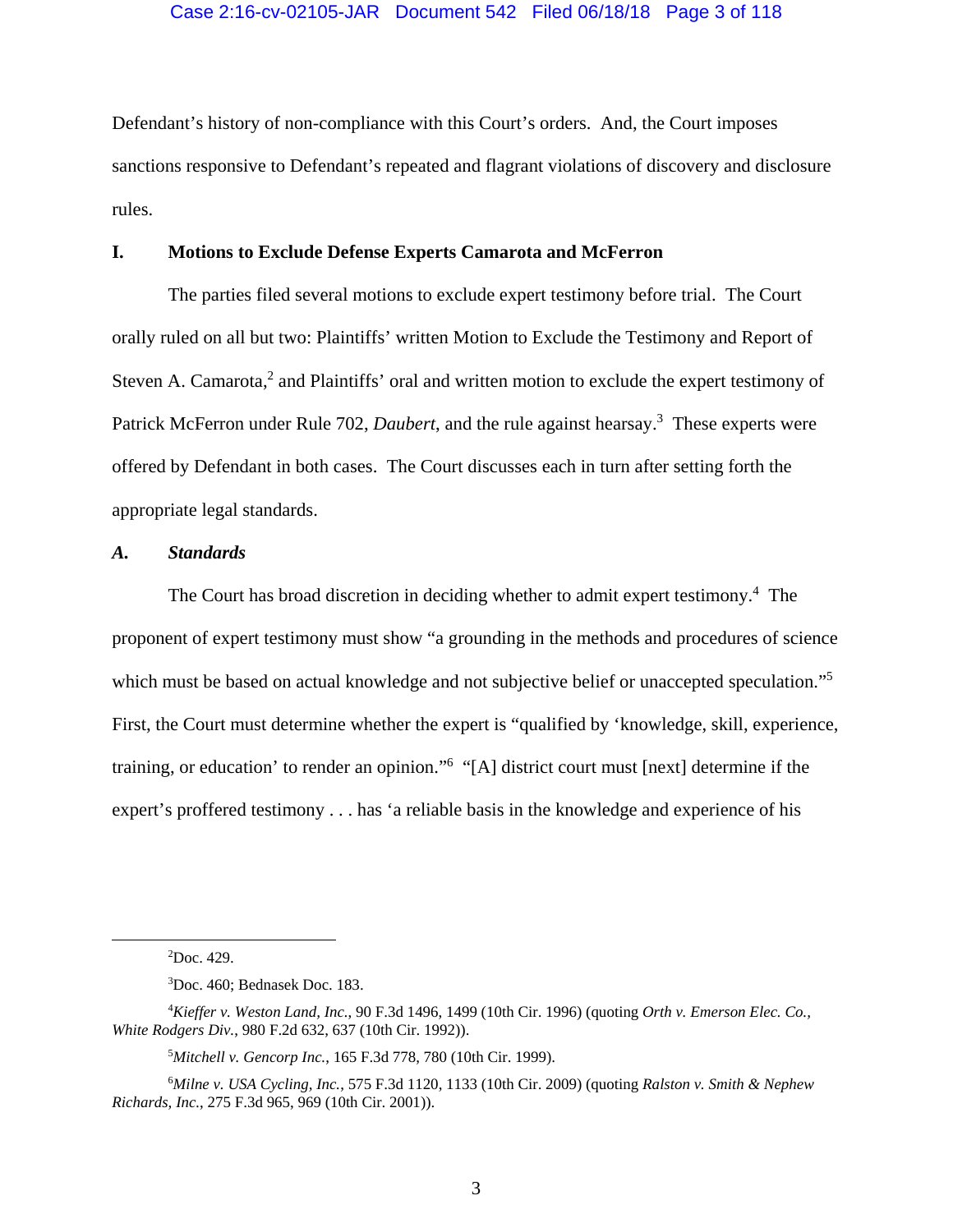Defendant's history of non-compliance with this Court's orders. And, the Court imposes sanctions responsive to Defendant's repeated and flagrant violations of discovery and disclosure rules.

## I. Motions to Exclude Defense Experts Camarota and McFerron

The parties filed several motions to exclude expert testimony before trial. The Court orally ruled on all but two: Plaintiffs' written Motion to Exclude the Testimony and Report of Steven A. Camarota,[2] and Plaintiffs' oral and written motion to exclude the expert testimony of Patrick McFerron under Rule 702, *Daubert*, and the rule against hearsay.[3] These experts were offered by Defendant in both cases. The Court discusses each in turn after setting forth the appropriate legal standards.

### *A. Standards*

The Court has broad discretion in deciding whether to admit expert testimony.[4] The proponent of expert testimony must show "a grounding in the methods and procedures of science which must be based on actual knowledge and not subjective belief or unaccepted speculation."[5] First, the Court must determine whether the expert is "qualified by 'knowledge, skill, experience, training, or education' to render an opinion."[6] "[A] district court must [next] determine if the expert's proffered testimony . . . has 'a reliable basis in the knowledge and experience of his

---

[2] Doc. 429.

[3] Doc. 460; Bednasek Doc. 183.

[4] *Kieffer v. Weston Land, Inc.*, 90 F.3d 1496, 1499 (10th Cir. 1996) (quoting *Orth v. Emerson Elec. Co., White Rodgers Div.*, 980 F.2d 632, 637 (10th Cir. 1992)).

[5] *Mitchell v. Gencorp Inc.*, 165 F.3d 778, 780 (10th Cir. 1999).

[6] *Milne v. USA Cycling, Inc.*, 575 F.3d 1120, 1133 (10th Cir. 2009) (quoting *Ralston v. Smith & Nephew Richards, Inc.*, 275 F.3d 965, 969 (10th Cir. 2001)).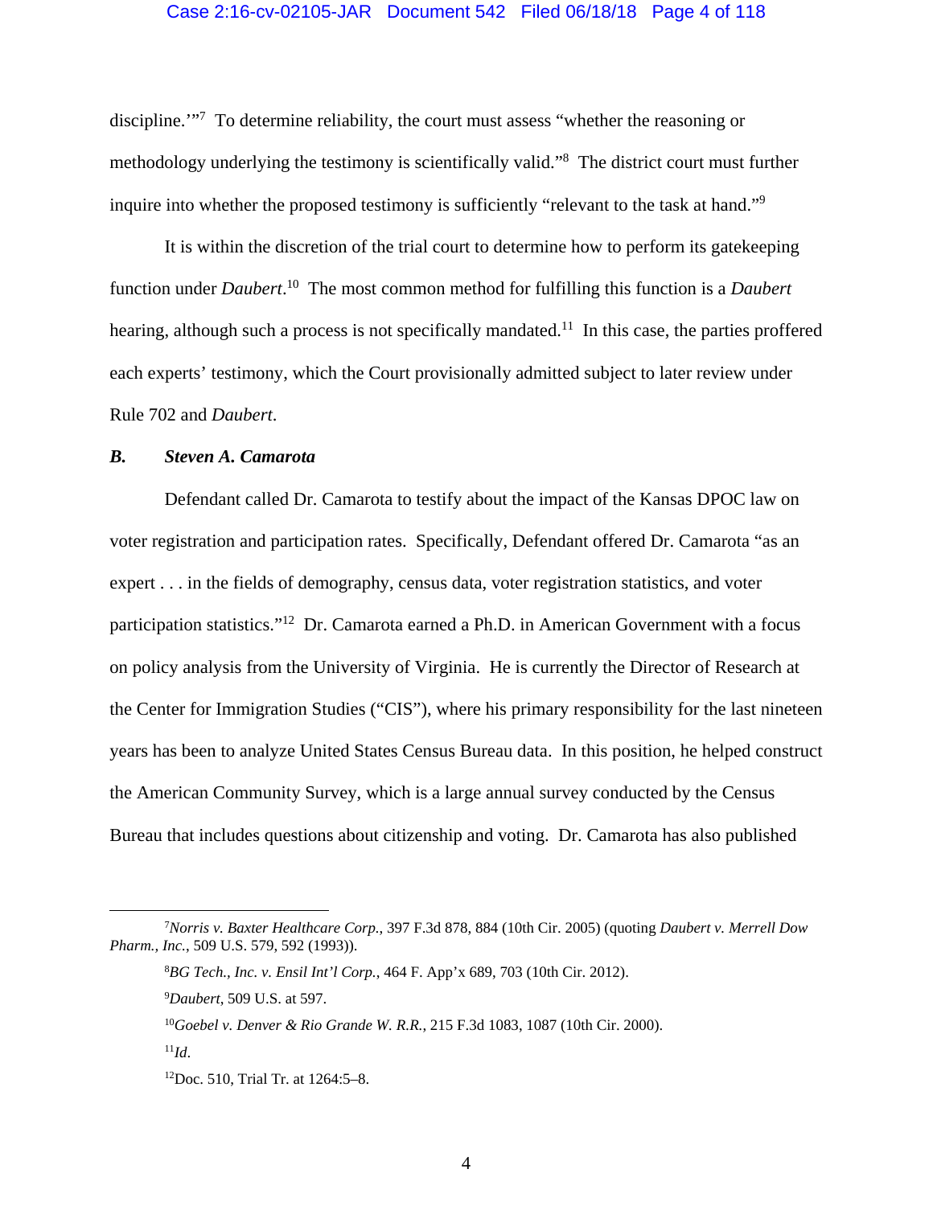discipline.'"[7] To determine reliability, the court must assess "whether the reasoning or methodology underlying the testimony is scientifically valid."[8] The district court must further inquire into whether the proposed testimony is sufficiently "relevant to the task at hand."[9]

It is within the discretion of the trial court to determine how to perform its gatekeeping function under *Daubert*.[10] The most common method for fulfilling this function is a *Daubert* hearing, although such a process is not specifically mandated.[11] In this case, the parties proffered each experts' testimony, which the Court provisionally admitted subject to later review under Rule 702 and *Daubert*.

### *B. Steven A. Camarota*

Defendant called Dr. Camarota to testify about the impact of the Kansas DPOC law on voter registration and participation rates. Specifically, Defendant offered Dr. Camarota "as an expert . . . in the fields of demography, census data, voter registration statistics, and voter participation statistics."[12] Dr. Camarota earned a Ph.D. in American Government with a focus on policy analysis from the University of Virginia. He is currently the Director of Research at the Center for Immigration Studies ("CIS"), where his primary responsibility for the last nineteen years has been to analyze United States Census Bureau data. In this position, he helped construct the American Community Survey, which is a large annual survey conducted by the Census Bureau that includes questions about citizenship and voting. Dr. Camarota has also published

---

[7] *Norris v. Baxter Healthcare Corp.*, 397 F.3d 878, 884 (10th Cir. 2005) (quoting *Daubert v. Merrell Dow Pharm., Inc.*, 509 U.S. 579, 592 (1993)).

[8] *BG Tech., Inc. v. Ensil Int'l Corp.*, 464 F. App'x 689, 703 (10th Cir. 2012).

[9] *Daubert*, 509 U.S. at 597.

[10] *Goebel v. Denver & Rio Grande W. R.R.*, 215 F.3d 1083, 1087 (10th Cir. 2000).

[11] *Id.*

[12] Doc. 510, Trial Tr. at 1264:5–8.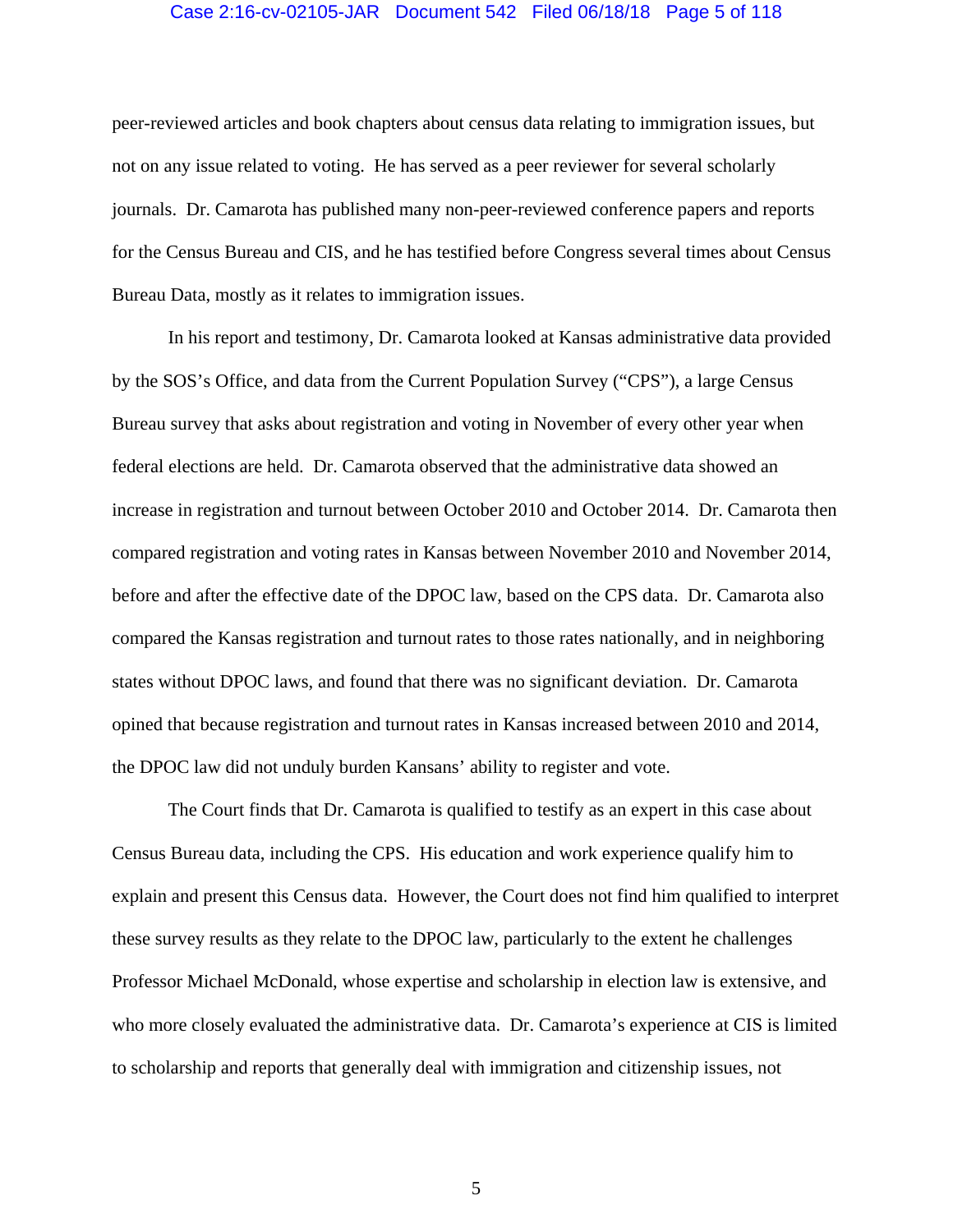peer-reviewed articles and book chapters about census data relating to immigration issues, but not on any issue related to voting. He has served as a peer reviewer for several scholarly journals. Dr. Camarota has published many non-peer-reviewed conference papers and reports for the Census Bureau and CIS, and he has testified before Congress several times about Census Bureau Data, mostly as it relates to immigration issues.

In his report and testimony, Dr. Camarota looked at Kansas administrative data provided by the SOS's Office, and data from the Current Population Survey ("CPS"), a large Census Bureau survey that asks about registration and voting in November of every other year when federal elections are held. Dr. Camarota observed that the administrative data showed an increase in registration and turnout between October 2010 and October 2014. Dr. Camarota then compared registration and voting rates in Kansas between November 2010 and November 2014, before and after the effective date of the DPOC law, based on the CPS data. Dr. Camarota also compared the Kansas registration and turnout rates to those rates nationally, and in neighboring states without DPOC laws, and found that there was no significant deviation. Dr. Camarota opined that because registration and turnout rates in Kansas increased between 2010 and 2014, the DPOC law did not unduly burden Kansans' ability to register and vote.

The Court finds that Dr. Camarota is qualified to testify as an expert in this case about Census Bureau data, including the CPS. His education and work experience qualify him to explain and present this Census data. However, the Court does not find him qualified to interpret these survey results as they relate to the DPOC law, particularly to the extent he challenges Professor Michael McDonald, whose expertise and scholarship in election law is extensive, and who more closely evaluated the administrative data. Dr. Camarota's experience at CIS is limited to scholarship and reports that generally deal with immigration and citizenship issues, not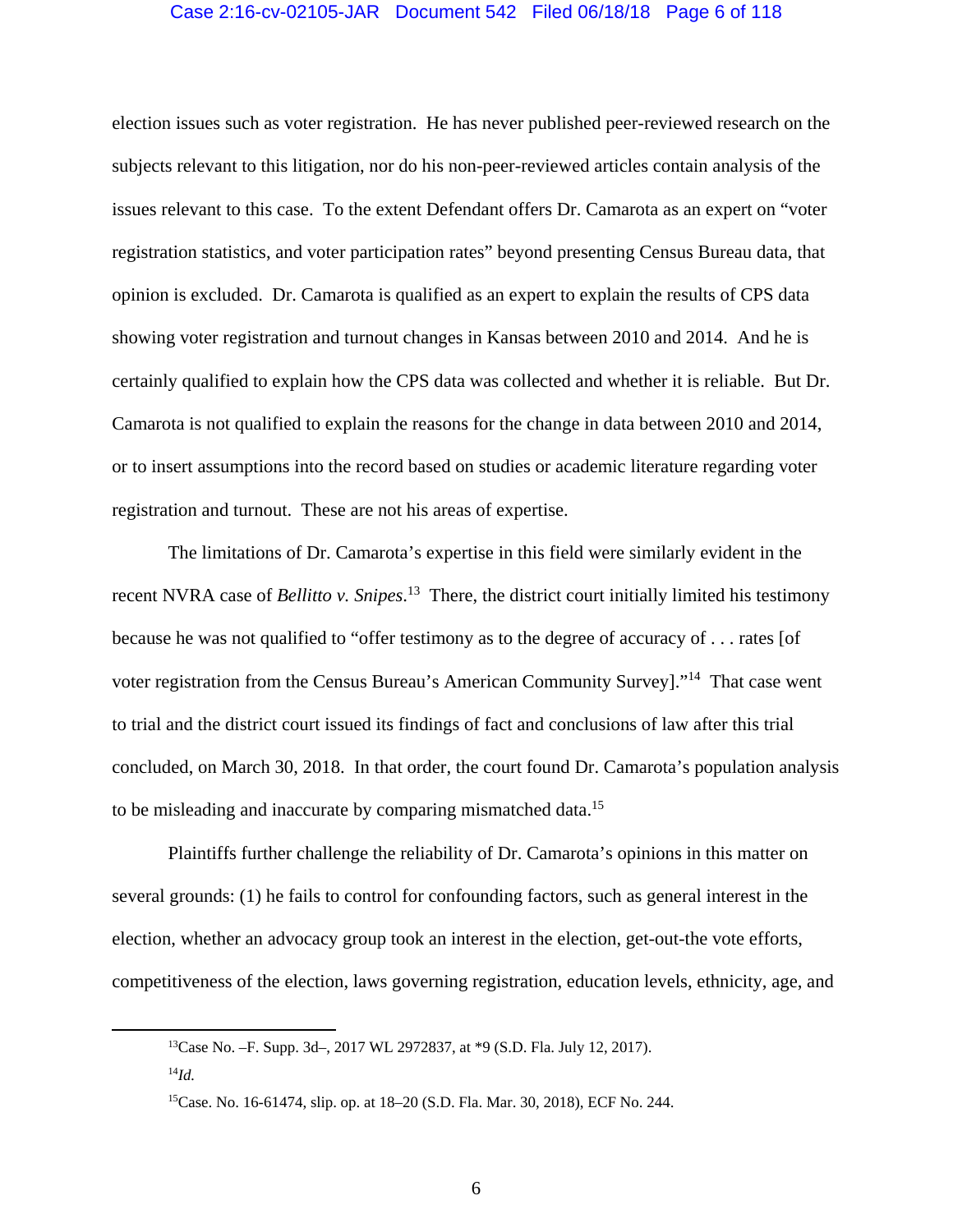election issues such as voter registration. He has never published peer-reviewed research on the subjects relevant to this litigation, nor do his non-peer-reviewed articles contain analysis of the issues relevant to this case. To the extent Defendant offers Dr. Camarota as an expert on "voter registration statistics, and voter participation rates" beyond presenting Census Bureau data, that opinion is excluded. Dr. Camarota is qualified as an expert to explain the results of CPS data showing voter registration and turnout changes in Kansas between 2010 and 2014. And he is certainly qualified to explain how the CPS data was collected and whether it is reliable. But Dr. Camarota is not qualified to explain the reasons for the change in data between 2010 and 2014, or to insert assumptions into the record based on studies or academic literature regarding voter registration and turnout. These are not his areas of expertise.

The limitations of Dr. Camarota's expertise in this field were similarly evident in the recent NVRA case of *Bellitto v. Snipes*.[13] There, the district court initially limited his testimony because he was not qualified to "offer testimony as to the degree of accuracy of . . . rates [of voter registration from the Census Bureau's American Community Survey]."[14] That case went to trial and the district court issued its findings of fact and conclusions of law after this trial concluded, on March 30, 2018. In that order, the court found Dr. Camarota's population analysis to be misleading and inaccurate by comparing mismatched data.[15]

Plaintiffs further challenge the reliability of Dr. Camarota's opinions in this matter on several grounds: (1) he fails to control for confounding factors, such as general interest in the election, whether an advocacy group took an interest in the election, get-out-the vote efforts, competitiveness of the election, laws governing registration, education levels, ethnicity, age, and

---

[13]Case No. –F. Supp. 3d–, 2017 WL 2972837, at *9 (S.D. Fla. July 12, 2017).

[14]*Id.*

[15]Case. No. 16-61474, slip. op. at 18–20 (S.D. Fla. Mar. 30, 2018), ECF No. 244.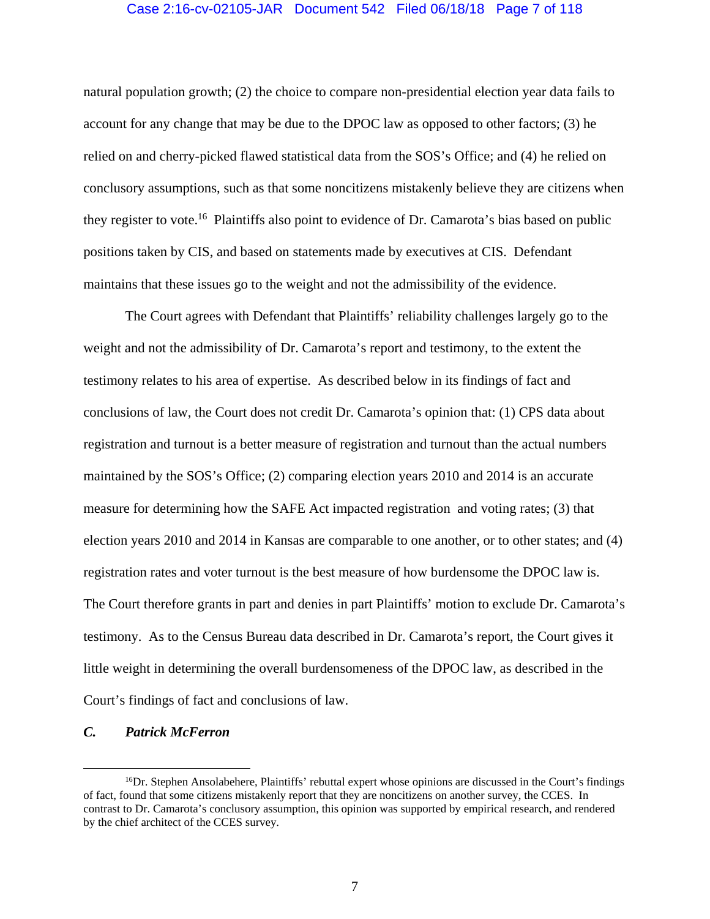natural population growth; (2) the choice to compare non-presidential election year data fails to account for any change that may be due to the DPOC law as opposed to other factors; (3) he relied on and cherry-picked flawed statistical data from the SOS's Office; and (4) he relied on conclusory assumptions, such as that some noncitizens mistakenly believe they are citizens when they register to vote.[16] Plaintiffs also point to evidence of Dr. Camarota's bias based on public positions taken by CIS, and based on statements made by executives at CIS. Defendant maintains that these issues go to the weight and not the admissibility of the evidence.

The Court agrees with Defendant that Plaintiffs' reliability challenges largely go to the weight and not the admissibility of Dr. Camarota's report and testimony, to the extent the testimony relates to his area of expertise. As described below in its findings of fact and conclusions of law, the Court does not credit Dr. Camarota's opinion that: (1) CPS data about registration and turnout is a better measure of registration and turnout than the actual numbers maintained by the SOS's Office; (2) comparing election years 2010 and 2014 is an accurate measure for determining how the SAFE Act impacted registration and voting rates; (3) that election years 2010 and 2014 in Kansas are comparable to one another, or to other states; and (4) registration rates and voter turnout is the best measure of how burdensome the DPOC law is. The Court therefore grants in part and denies in part Plaintiffs' motion to exclude Dr. Camarota's testimony. As to the Census Bureau data described in Dr. Camarota's report, the Court gives it little weight in determining the overall burdensomeness of the DPOC law, as described in the Court's findings of fact and conclusions of law.

### *C. Patrick McFerron*

---

[16]Dr. Stephen Ansolabehere, Plaintiffs' rebuttal expert whose opinions are discussed in the Court's findings of fact, found that some citizens mistakenly report that they are noncitizens on another survey, the CCES. In contrast to Dr. Camarota's conclusory assumption, this opinion was supported by empirical research, and rendered by the chief architect of the CCES survey.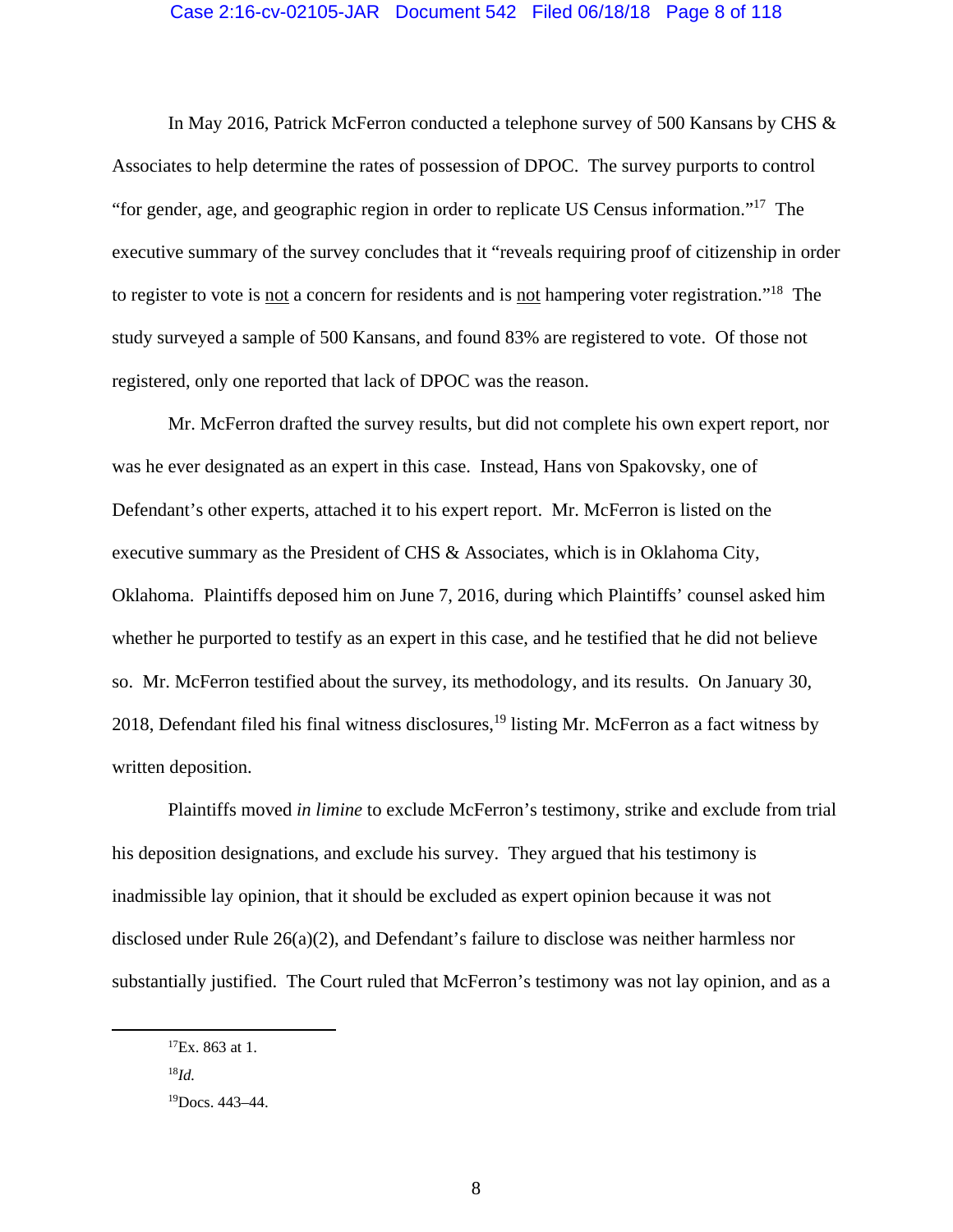In May 2016, Patrick McFerron conducted a telephone survey of 500 Kansans by CHS & Associates to help determine the rates of possession of DPOC. The survey purports to control "for gender, age, and geographic region in order to replicate US Census information."[17] The executive summary of the survey concludes that it "reveals requiring proof of citizenship in order to register to vote is <u>not</u> a concern for residents and is <u>not</u> hampering voter registration."[18] The study surveyed a sample of 500 Kansans, and found 83% are registered to vote. Of those not registered, only one reported that lack of DPOC was the reason.

Mr. McFerron drafted the survey results, but did not complete his own expert report, nor was he ever designated as an expert in this case. Instead, Hans von Spakovsky, one of Defendant's other experts, attached it to his expert report. Mr. McFerron is listed on the executive summary as the President of CHS & Associates, which is in Oklahoma City, Oklahoma. Plaintiffs deposed him on June 7, 2016, during which Plaintiffs' counsel asked him whether he purported to testify as an expert in this case, and he testified that he did not believe so. Mr. McFerron testified about the survey, its methodology, and its results. On January 30, 2018, Defendant filed his final witness disclosures,[19] listing Mr. McFerron as a fact witness by written deposition.

Plaintiffs moved *in limine* to exclude McFerron's testimony, strike and exclude from trial his deposition designations, and exclude his survey. They argued that his testimony is inadmissible lay opinion, that it should be excluded as expert opinion because it was not disclosed under Rule 26(a)(2), and Defendant's failure to disclose was neither harmless nor substantially justified. The Court ruled that McFerron's testimony was not lay opinion, and as a

---

[17] Ex. 863 at 1.

[18] *Id.*

[19] Docs. 443–44.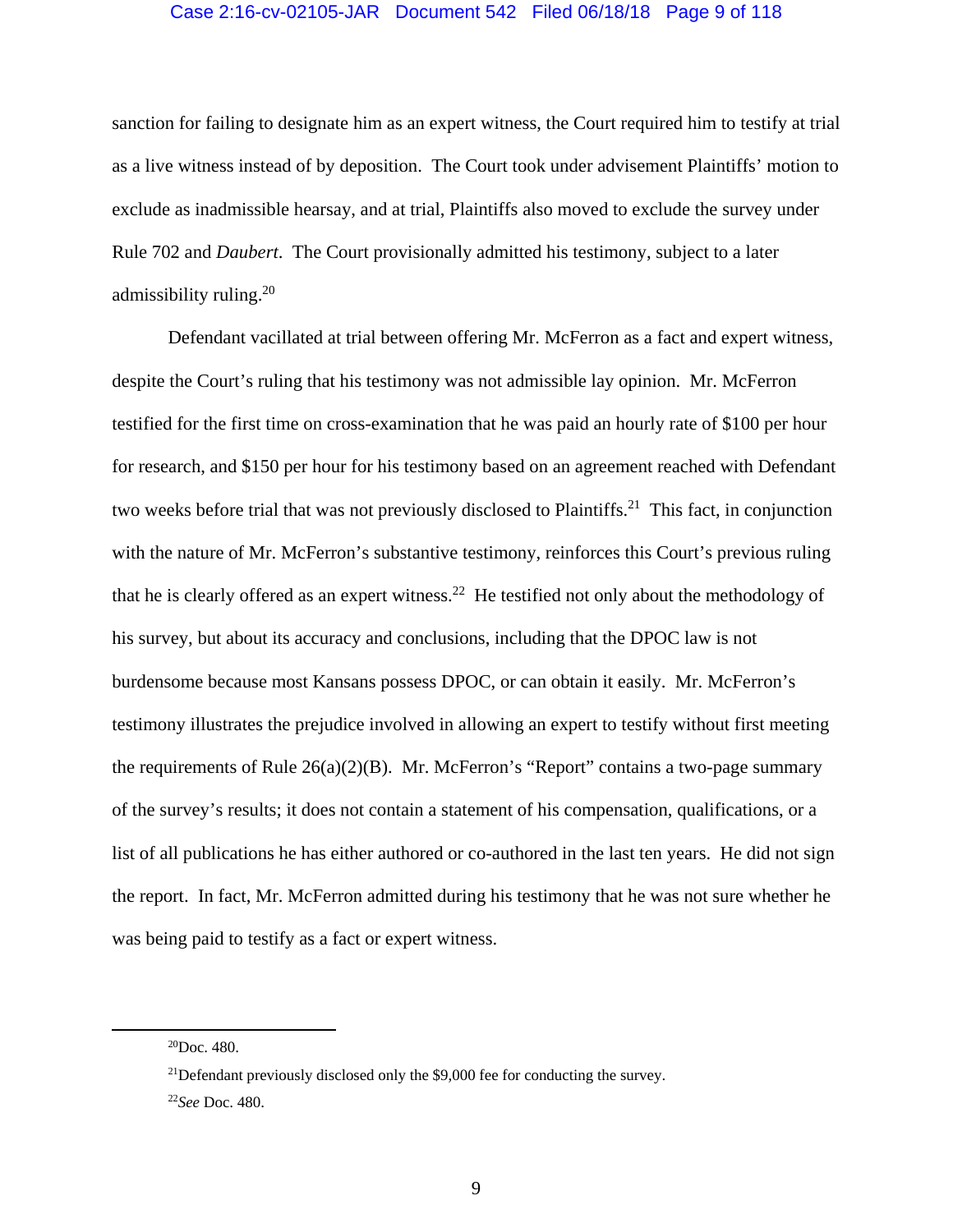sanction for failing to designate him as an expert witness, the Court required him to testify at trial as a live witness instead of by deposition. The Court took under advisement Plaintiffs' motion to exclude as inadmissible hearsay, and at trial, Plaintiffs also moved to exclude the survey under Rule 702 and *Daubert*. The Court provisionally admitted his testimony, subject to a later admissibility ruling.[20]

Defendant vacillated at trial between offering Mr. McFerron as a fact and expert witness, despite the Court's ruling that his testimony was not admissible lay opinion. Mr. McFerron testified for the first time on cross-examination that he was paid an hourly rate of $100 per hour for research, and $150 per hour for his testimony based on an agreement reached with Defendant two weeks before trial that was not previously disclosed to Plaintiffs.[21] This fact, in conjunction with the nature of Mr. McFerron's substantive testimony, reinforces this Court's previous ruling that he is clearly offered as an expert witness.[22] He testified not only about the methodology of his survey, but about its accuracy and conclusions, including that the DPOC law is not burdensome because most Kansans possess DPOC, or can obtain it easily. Mr. McFerron's testimony illustrates the prejudice involved in allowing an expert to testify without first meeting the requirements of Rule 26(a)(2)(B). Mr. McFerron's "Report" contains a two-page summary of the survey's results; it does not contain a statement of his compensation, qualifications, or a list of all publications he has either authored or co-authored in the last ten years. He did not sign the report. In fact, Mr. McFerron admitted during his testimony that he was not sure whether he was being paid to testify as a fact or expert witness.

---

[20]Doc. 480.

[21]Defendant previously disclosed only the $9,000 fee for conducting the survey.

[22]*See* Doc. 480.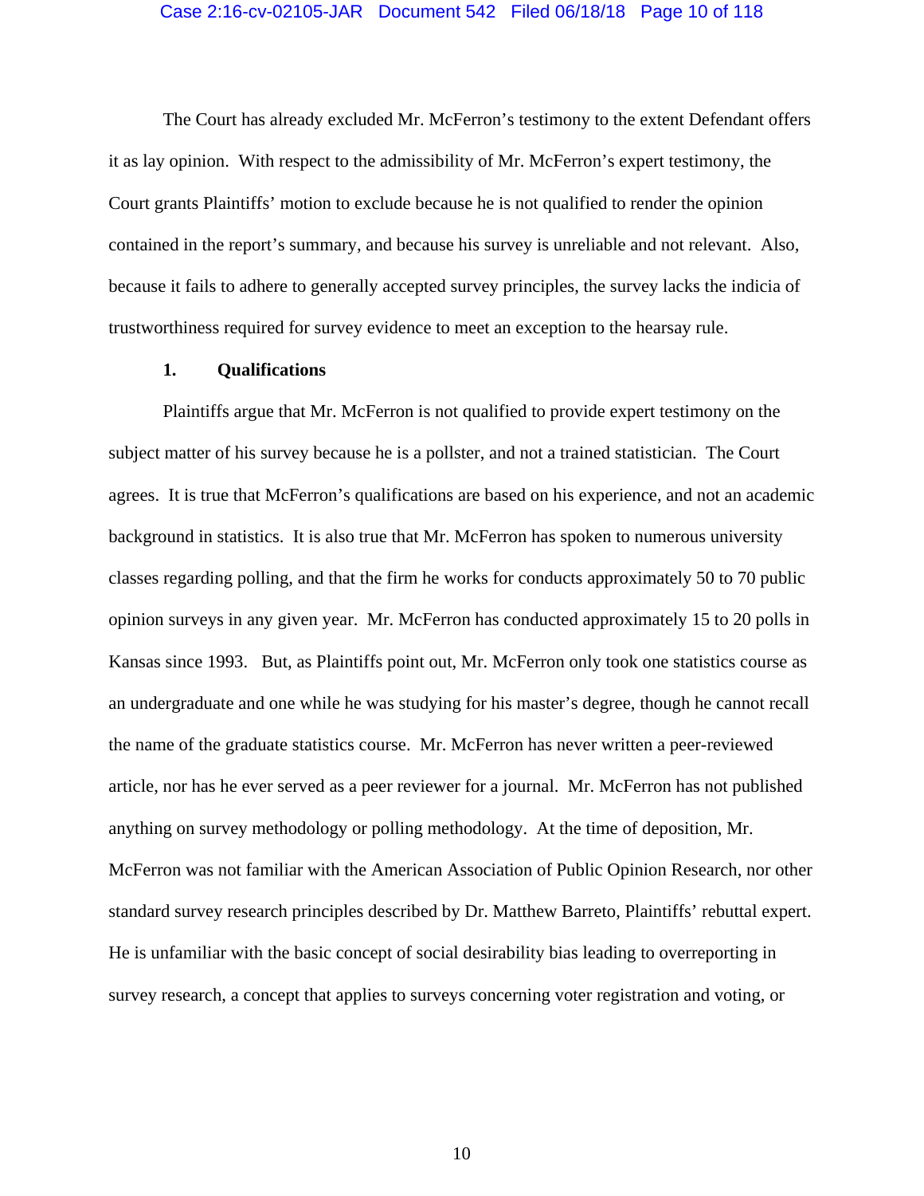The Court has already excluded Mr. McFerron's testimony to the extent Defendant offers it as lay opinion. With respect to the admissibility of Mr. McFerron's expert testimony, the Court grants Plaintiffs' motion to exclude because he is not qualified to render the opinion contained in the report's summary, and because his survey is unreliable and not relevant. Also, because it fails to adhere to generally accepted survey principles, the survey lacks the indicia of trustworthiness required for survey evidence to meet an exception to the hearsay rule.

### 1. Qualifications

Plaintiffs argue that Mr. McFerron is not qualified to provide expert testimony on the subject matter of his survey because he is a pollster, and not a trained statistician. The Court agrees. It is true that McFerron's qualifications are based on his experience, and not an academic background in statistics. It is also true that Mr. McFerron has spoken to numerous university classes regarding polling, and that the firm he works for conducts approximately 50 to 70 public opinion surveys in any given year. Mr. McFerron has conducted approximately 15 to 20 polls in Kansas since 1993. But, as Plaintiffs point out, Mr. McFerron only took one statistics course as an undergraduate and one while he was studying for his master's degree, though he cannot recall the name of the graduate statistics course. Mr. McFerron has never written a peer-reviewed article, nor has he ever served as a peer reviewer for a journal. Mr. McFerron has not published anything on survey methodology or polling methodology. At the time of deposition, Mr. McFerron was not familiar with the American Association of Public Opinion Research, nor other standard survey research principles described by Dr. Matthew Barreto, Plaintiffs' rebuttal expert. He is unfamiliar with the basic concept of social desirability bias leading to overreporting in survey research, a concept that applies to surveys concerning voter registration and voting, or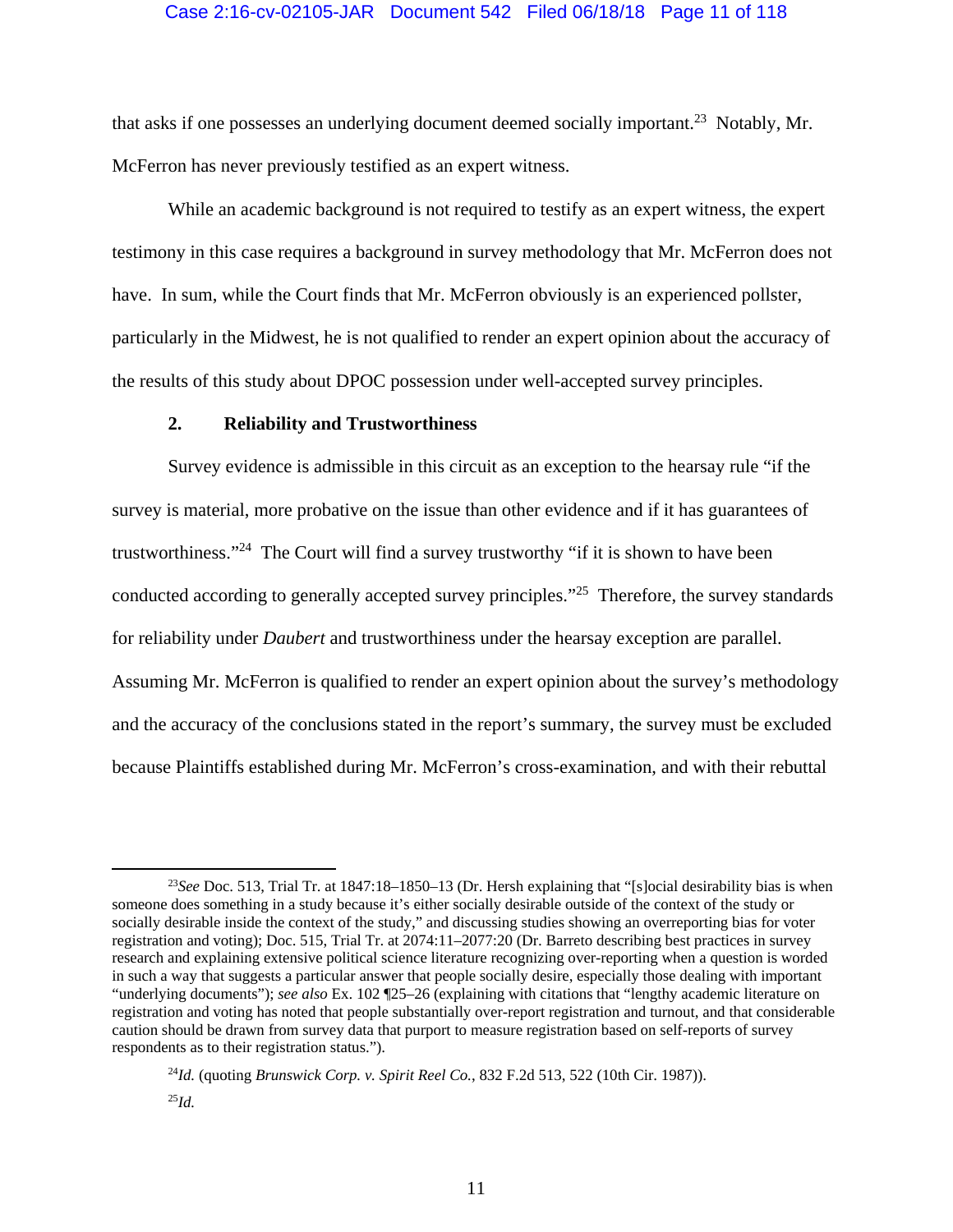that asks if one possesses an underlying document deemed socially important.[23] Notably, Mr. McFerron has never previously testified as an expert witness.

While an academic background is not required to testify as an expert witness, the expert testimony in this case requires a background in survey methodology that Mr. McFerron does not have. In sum, while the Court finds that Mr. McFerron obviously is an experienced pollster, particularly in the Midwest, he is not qualified to render an expert opinion about the accuracy of the results of this study about DPOC possession under well-accepted survey principles.

**2. Reliability and Trustworthiness**

Survey evidence is admissible in this circuit as an exception to the hearsay rule "if the survey is material, more probative on the issue than other evidence and if it has guarantees of trustworthiness."[24] The Court will find a survey trustworthy "if it is shown to have been conducted according to generally accepted survey principles."[25] Therefore, the survey standards for reliability under *Daubert* and trustworthiness under the hearsay exception are parallel. Assuming Mr. McFerron is qualified to render an expert opinion about the survey's methodology and the accuracy of the conclusions stated in the report's summary, the survey must be excluded because Plaintiffs established during Mr. McFerron's cross-examination, and with their rebuttal

---

[23]*See* Doc. 513, Trial Tr. at 1847:18–1850–13 (Dr. Hersh explaining that "[s]ocial desirability bias is when someone does something in a study because it's either socially desirable outside of the context of the study or socially desirable inside the context of the study," and discussing studies showing an overreporting bias for voter registration and voting); Doc. 515, Trial Tr. at 2074:11–2077:20 (Dr. Barreto describing best practices in survey research and explaining extensive political science literature recognizing over-reporting when a question is worded in such a way that suggests a particular answer that people socially desire, especially those dealing with important "underlying documents"); *see also* Ex. 102 ¶25–26 (explaining with citations that "lengthy academic literature on registration and voting has noted that people substantially over-report registration and turnout, and that considerable caution should be drawn from survey data that purport to measure registration based on self-reports of survey respondents as to their registration status.").

[24]*Id.* (quoting *Brunswick Corp. v. Spirit Reel Co.*, 832 F.2d 513, 522 (10th Cir. 1987)).

[25]*Id.*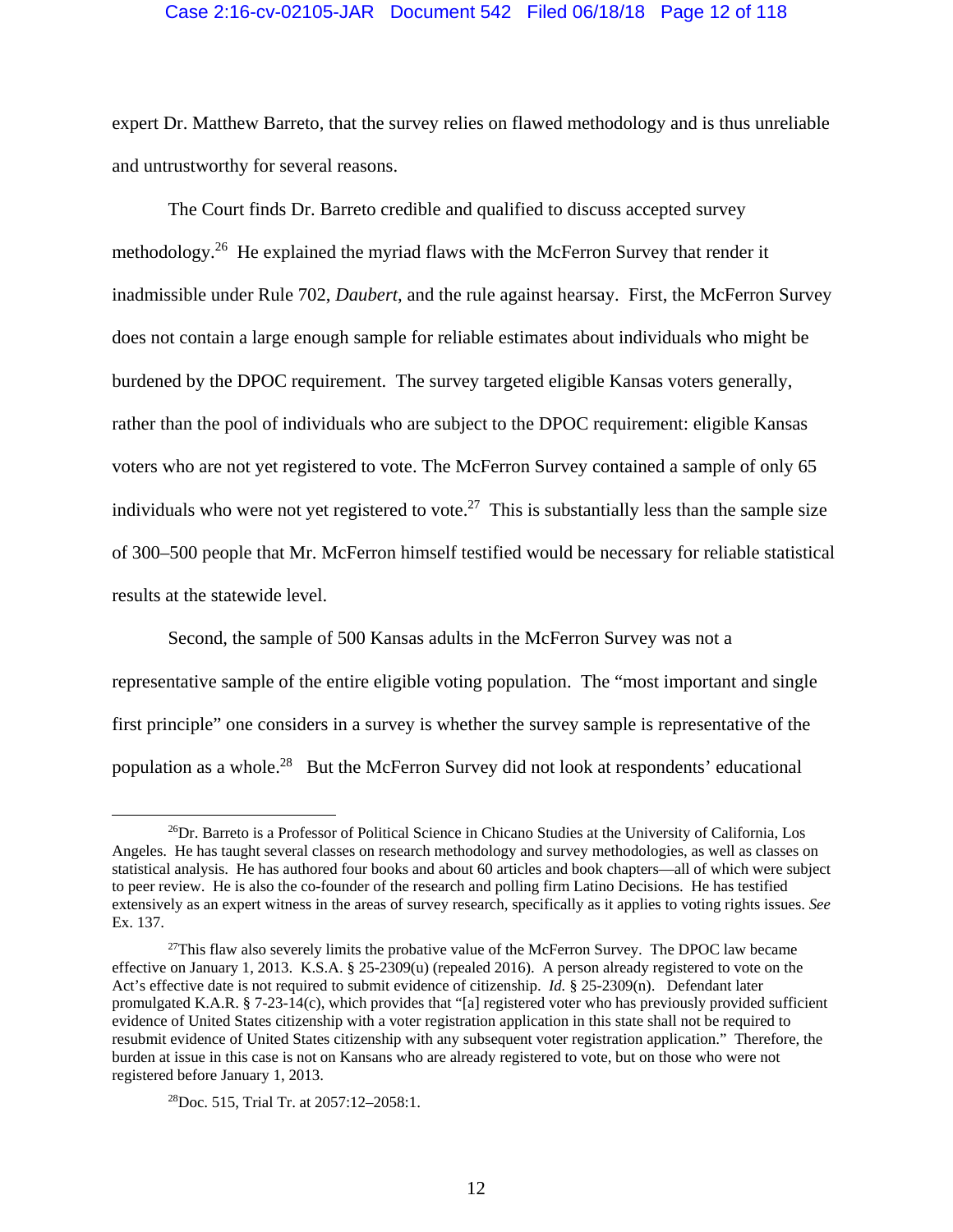expert Dr. Matthew Barreto, that the survey relies on flawed methodology and is thus unreliable and untrustworthy for several reasons.

The Court finds Dr. Barreto credible and qualified to discuss accepted survey methodology.[26] He explained the myriad flaws with the McFerron Survey that render it inadmissible under Rule 702, *Daubert*, and the rule against hearsay. First, the McFerron Survey does not contain a large enough sample for reliable estimates about individuals who might be burdened by the DPOC requirement. The survey targeted eligible Kansas voters generally, rather than the pool of individuals who are subject to the DPOC requirement: eligible Kansas voters who are not yet registered to vote. The McFerron Survey contained a sample of only 65 individuals who were not yet registered to vote.[27] This is substantially less than the sample size of 300–500 people that Mr. McFerron himself testified would be necessary for reliable statistical results at the statewide level.

Second, the sample of 500 Kansas adults in the McFerron Survey was not a representative sample of the entire eligible voting population. The "most important and single first principle" one considers in a survey is whether the survey sample is representative of the population as a whole.[28] But the McFerron Survey did not look at respondents' educational

---

[26]Dr. Barreto is a Professor of Political Science in Chicano Studies at the University of California, Los Angeles. He has taught several classes on research methodology and survey methodologies, as well as classes on statistical analysis. He has authored four books and about 60 articles and book chapters—all of which were subject to peer review. He is also the co-founder of the research and polling firm Latino Decisions. He has testified extensively as an expert witness in the areas of survey research, specifically as it applies to voting rights issues. *See* Ex. 137.

[27]This flaw also severely limits the probative value of the McFerron Survey. The DPOC law became effective on January 1, 2013. K.S.A. § 25-2309(u) (repealed 2016). A person already registered to vote on the Act's effective date is not required to submit evidence of citizenship. *Id.* § 25-2309(n). Defendant later promulgated K.A.R. § 7-23-14(c), which provides that "[a] registered voter who has previously provided sufficient evidence of United States citizenship with a voter registration application in this state shall not be required to resubmit evidence of United States citizenship with any subsequent voter registration application." Therefore, the burden at issue in this case is not on Kansans who are already registered to vote, but on those who were not registered before January 1, 2013.

[28]Doc. 515, Trial Tr. at 2057:12–2058:1.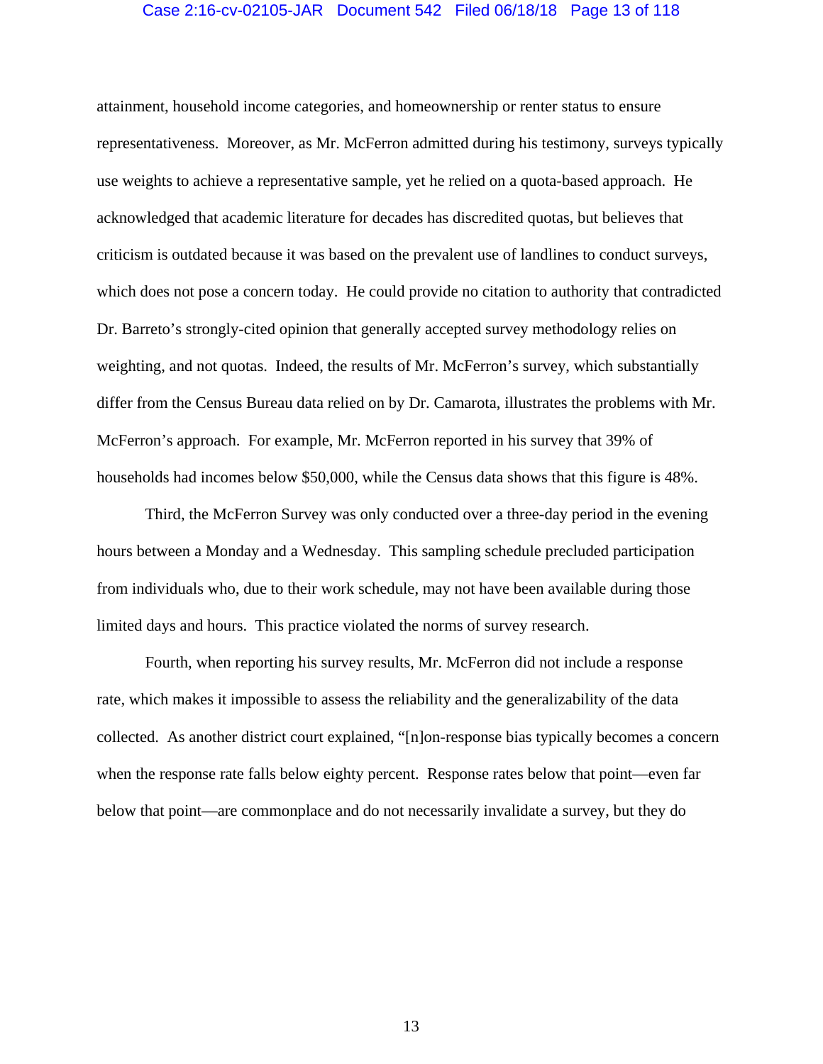attainment, household income categories, and homeownership or renter status to ensure representativeness. Moreover, as Mr. McFerron admitted during his testimony, surveys typically use weights to achieve a representative sample, yet he relied on a quota-based approach. He acknowledged that academic literature for decades has discredited quotas, but believes that criticism is outdated because it was based on the prevalent use of landlines to conduct surveys, which does not pose a concern today. He could provide no citation to authority that contradicted Dr. Barreto's strongly-cited opinion that generally accepted survey methodology relies on weighting, and not quotas. Indeed, the results of Mr. McFerron's survey, which substantially differ from the Census Bureau data relied on by Dr. Camarota, illustrates the problems with Mr. McFerron's approach. For example, Mr. McFerron reported in his survey that 39% of households had incomes below $50,000, while the Census data shows that this figure is 48%.

Third, the McFerron Survey was only conducted over a three-day period in the evening hours between a Monday and a Wednesday. This sampling schedule precluded participation from individuals who, due to their work schedule, may not have been available during those limited days and hours. This practice violated the norms of survey research.

Fourth, when reporting his survey results, Mr. McFerron did not include a response rate, which makes it impossible to assess the reliability and the generalizability of the data collected. As another district court explained, "[n]on-response bias typically becomes a concern when the response rate falls below eighty percent. Response rates below that point—even far below that point—are commonplace and do not necessarily invalidate a survey, but they do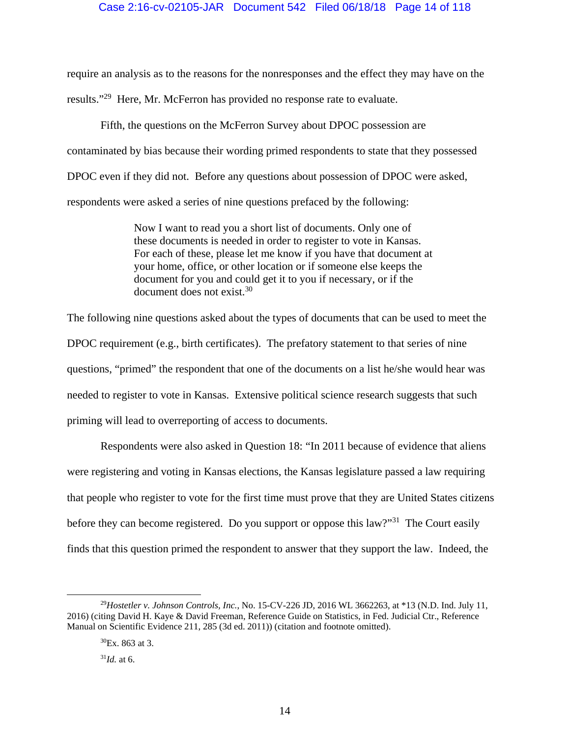require an analysis as to the reasons for the nonresponses and the effect they may have on the results."[29] Here, Mr. McFerron has provided no response rate to evaluate.

Fifth, the questions on the McFerron Survey about DPOC possession are contaminated by bias because their wording primed respondents to state that they possessed DPOC even if they did not. Before any questions about possession of DPOC were asked, respondents were asked a series of nine questions prefaced by the following:

> Now I want to read you a short list of documents. Only one of these documents is needed in order to register to vote in Kansas. For each of these, please let me know if you have that document at your home, office, or other location or if someone else keeps the document for you and could get it to you if necessary, or if the document does not exist.[30]

The following nine questions asked about the types of documents that can be used to meet the DPOC requirement (e.g., birth certificates). The prefatory statement to that series of nine questions, "primed" the respondent that one of the documents on a list he/she would hear was needed to register to vote in Kansas. Extensive political science research suggests that such priming will lead to overreporting of access to documents.

Respondents were also asked in Question 18: "In 2011 because of evidence that aliens were registering and voting in Kansas elections, the Kansas legislature passed a law requiring that people who register to vote for the first time must prove that they are United States citizens before they can become registered. Do you support or oppose this law?"[31] The Court easily finds that this question primed the respondent to answer that they support the law. Indeed, the

---

[29] *Hostetler v. Johnson Controls, Inc.*, No. 15-CV-226 JD, 2016 WL 3662263, at *13 (N.D. Ind. July 11, 2016) (citing David H. Kaye & David Freeman, Reference Guide on Statistics, in Fed. Judicial Ctr., Reference Manual on Scientific Evidence 211, 285 (3d ed. 2011)) (citation and footnote omitted).

[30] Ex. 863 at 3.

[31] *Id.* at 6.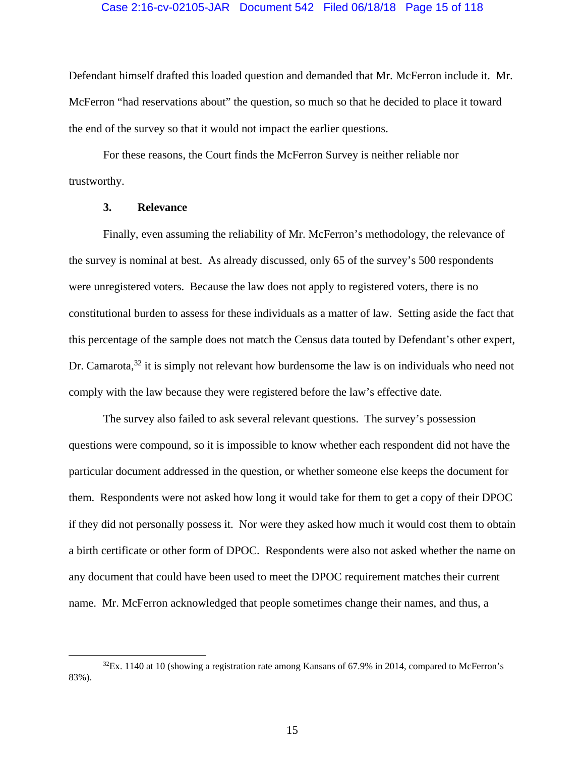Defendant himself drafted this loaded question and demanded that Mr. McFerron include it. Mr. McFerron "had reservations about" the question, so much so that he decided to place it toward the end of the survey so that it would not impact the earlier questions.

For these reasons, the Court finds the McFerron Survey is neither reliable nor trustworthy.

### 3. Relevance

Finally, even assuming the reliability of Mr. McFerron's methodology, the relevance of the survey is nominal at best. As already discussed, only 65 of the survey's 500 respondents were unregistered voters. Because the law does not apply to registered voters, there is no constitutional burden to assess for these individuals as a matter of law. Setting aside the fact that this percentage of the sample does not match the Census data touted by Defendant's other expert, Dr. Camarota,[32] it is simply not relevant how burdensome the law is on individuals who need not comply with the law because they were registered before the law's effective date.

The survey also failed to ask several relevant questions. The survey's possession questions were compound, so it is impossible to know whether each respondent did not have the particular document addressed in the question, or whether someone else keeps the document for them. Respondents were not asked how long it would take for them to get a copy of their DPOC if they did not personally possess it. Nor were they asked how much it would cost them to obtain a birth certificate or other form of DPOC. Respondents were also not asked whether the name on any document that could have been used to meet the DPOC requirement matches their current name. Mr. McFerron acknowledged that people sometimes change their names, and thus, a

[32]Ex. 1140 at 10 (showing a registration rate among Kansans of 67.9% in 2014, compared to McFerron's 83%).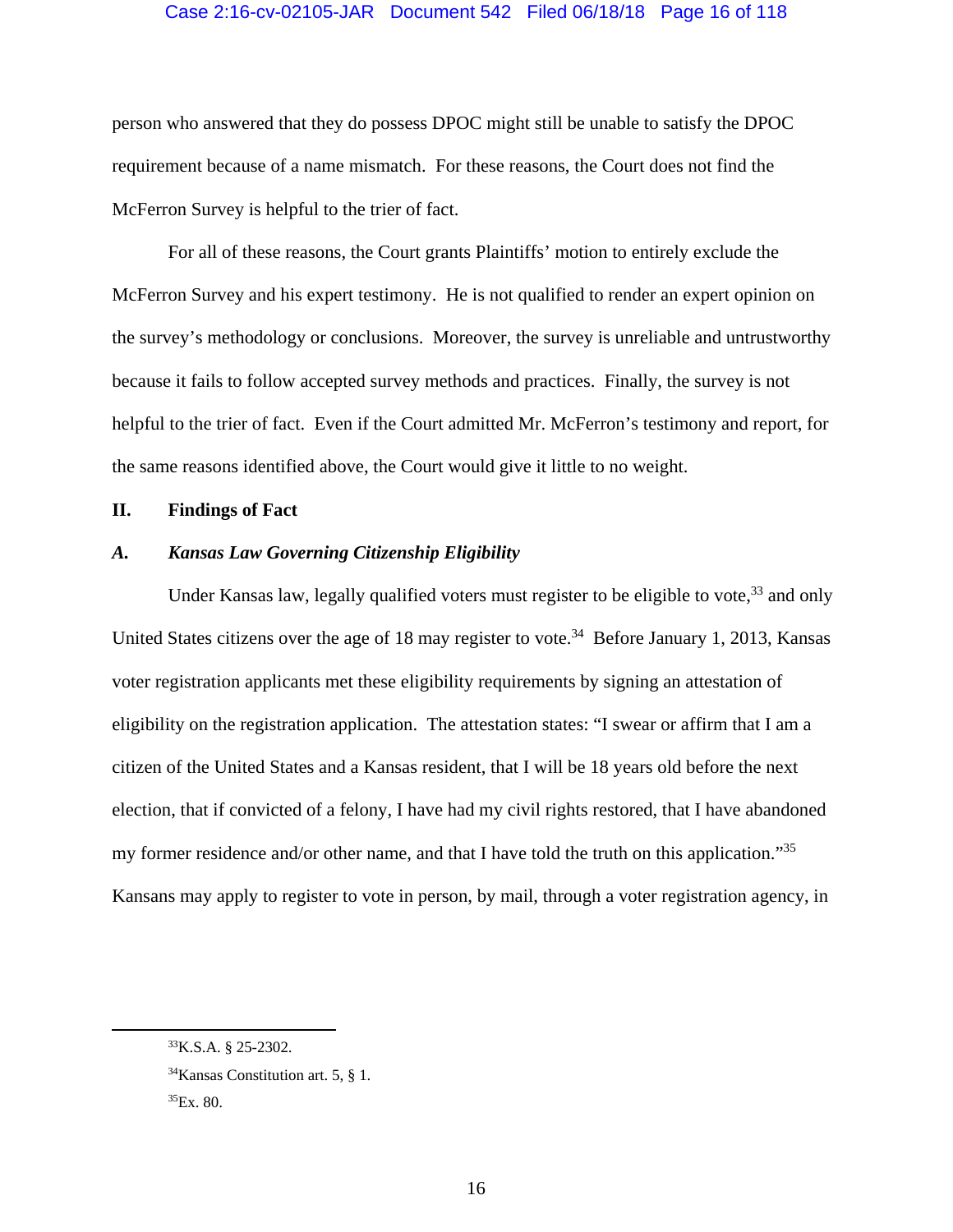person who answered that they do possess DPOC might still be unable to satisfy the DPOC requirement because of a name mismatch. For these reasons, the Court does not find the McFerron Survey is helpful to the trier of fact.

For all of these reasons, the Court grants Plaintiffs' motion to entirely exclude the McFerron Survey and his expert testimony. He is not qualified to render an expert opinion on the survey's methodology or conclusions. Moreover, the survey is unreliable and untrustworthy because it fails to follow accepted survey methods and practices. Finally, the survey is not helpful to the trier of fact. Even if the Court admitted Mr. McFerron's testimony and report, for the same reasons identified above, the Court would give it little to no weight.

## II. Findings of Fact

### *A. Kansas Law Governing Citizenship Eligibility*

Under Kansas law, legally qualified voters must register to be eligible to vote,[33] and only United States citizens over the age of 18 may register to vote.[34] Before January 1, 2013, Kansas voter registration applicants met these eligibility requirements by signing an attestation of eligibility on the registration application. The attestation states: "I swear or affirm that I am a citizen of the United States and a Kansas resident, that I will be 18 years old before the next election, that if convicted of a felony, I have had my civil rights restored, that I have abandoned my former residence and/or other name, and that I have told the truth on this application."[35] Kansans may apply to register to vote in person, by mail, through a voter registration agency, in

---

[33] K.S.A. § 25-2302.

[34] Kansas Constitution art. 5, § 1.

[35] Ex. 80.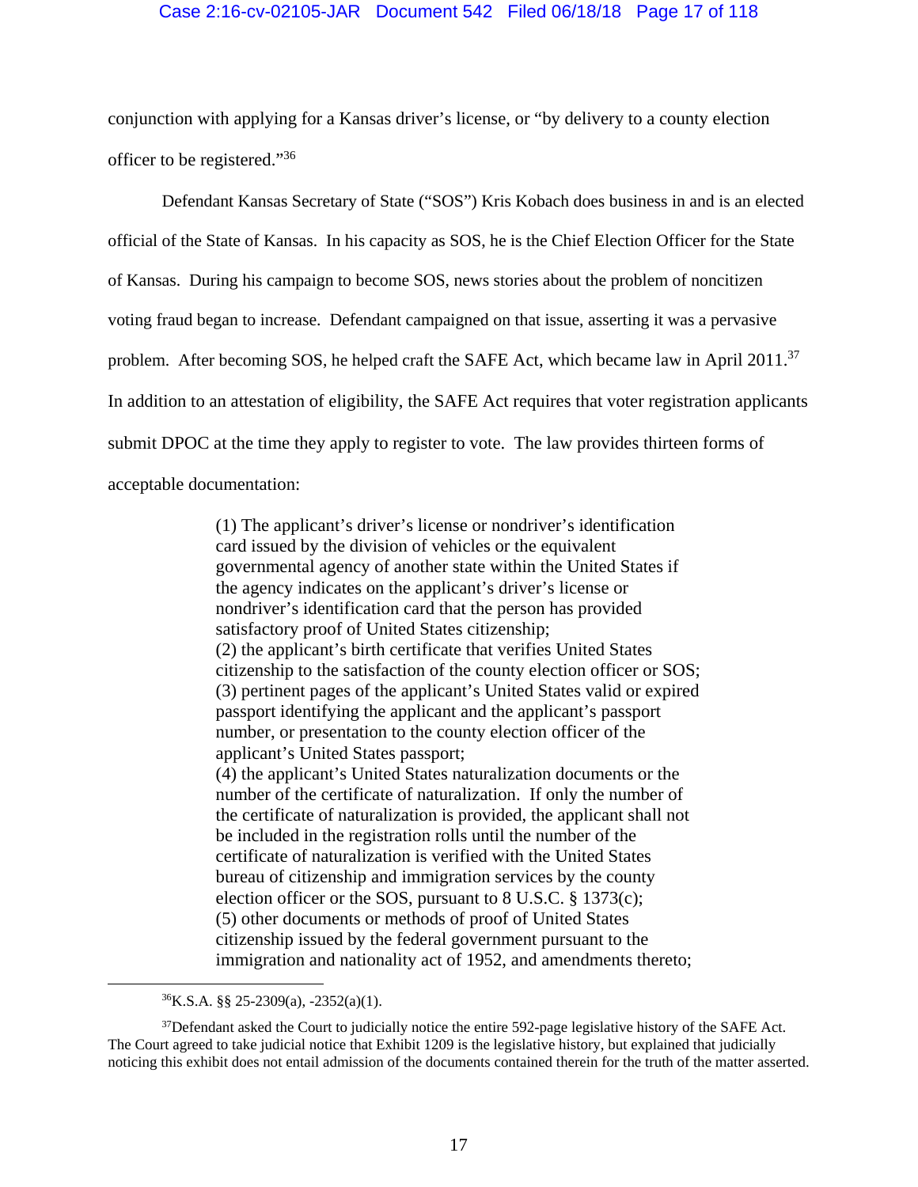conjunction with applying for a Kansas driver's license, or "by delivery to a county election officer to be registered."[36]

Defendant Kansas Secretary of State ("SOS") Kris Kobach does business in and is an elected official of the State of Kansas. In his capacity as SOS, he is the Chief Election Officer for the State of Kansas. During his campaign to become SOS, news stories about the problem of noncitizen voting fraud began to increase. Defendant campaigned on that issue, asserting it was a pervasive problem. After becoming SOS, he helped craft the SAFE Act, which became law in April 2011.[37] In addition to an attestation of eligibility, the SAFE Act requires that voter registration applicants submit DPOC at the time they apply to register to vote. The law provides thirteen forms of acceptable documentation:

> (1) The applicant's driver's license or nondriver's identification card issued by the division of vehicles or the equivalent governmental agency of another state within the United States if the agency indicates on the applicant's driver's license or nondriver's identification card that the person has provided satisfactory proof of United States citizenship;
> (2) the applicant's birth certificate that verifies United States citizenship to the satisfaction of the county election officer or SOS;
> (3) pertinent pages of the applicant's United States valid or expired passport identifying the applicant and the applicant's passport number, or presentation to the county election officer of the applicant's United States passport;
> (4) the applicant's United States naturalization documents or the number of the certificate of naturalization. If only the number of the certificate of naturalization is provided, the applicant shall not be included in the registration rolls until the number of the certificate of naturalization is verified with the United States bureau of citizenship and immigration services by the county election officer or the SOS, pursuant to 8 U.S.C. § 1373(c);
> (5) other documents or methods of proof of United States citizenship issued by the federal government pursuant to the immigration and nationality act of 1952, and amendments thereto;

---

[36] K.S.A. §§ 25-2309(a), -2352(a)(1).

[37] Defendant asked the Court to judicially notice the entire 592-page legislative history of the SAFE Act. The Court agreed to take judicial notice that Exhibit 1209 is the legislative history, but explained that judicially noticing this exhibit does not entail admission of the documents contained therein for the truth of the matter asserted.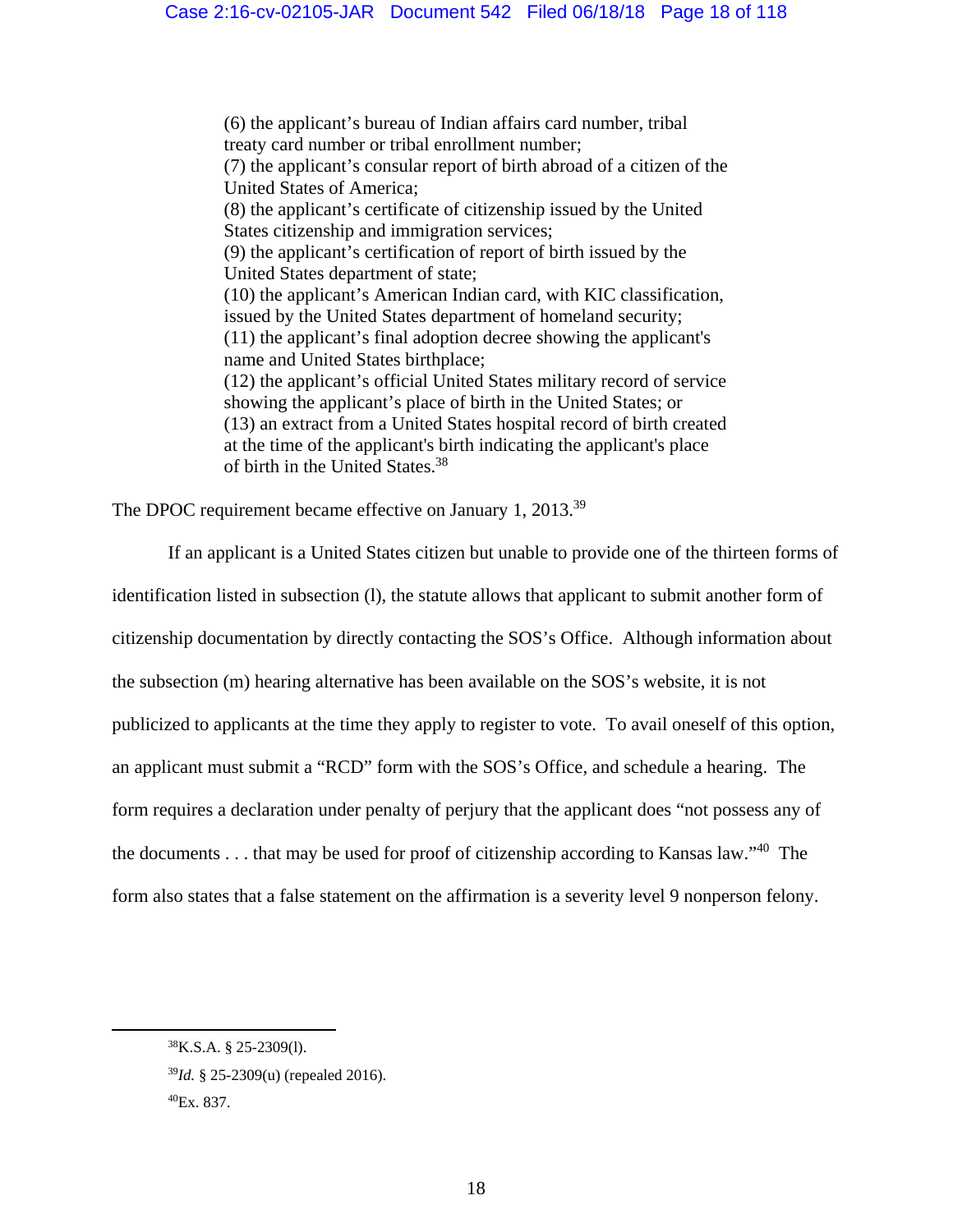> (6) the applicant's bureau of Indian affairs card number, tribal treaty card number or tribal enrollment number;
> (7) the applicant's consular report of birth abroad of a citizen of the United States of America;
> (8) the applicant's certificate of citizenship issued by the United States citizenship and immigration services;
> (9) the applicant's certification of report of birth issued by the United States department of state;
> (10) the applicant's American Indian card, with KIC classification, issued by the United States department of homeland security;
> (11) the applicant's final adoption decree showing the applicant's name and United States birthplace;
> (12) the applicant's official United States military record of service showing the applicant's place of birth in the United States; or
> (13) an extract from a United States hospital record of birth created at the time of the applicant's birth indicating the applicant's place of birth in the United States.[38]

The DPOC requirement became effective on January 1, 2013.[39]

If an applicant is a United States citizen but unable to provide one of the thirteen forms of identification listed in subsection (l), the statute allows that applicant to submit another form of citizenship documentation by directly contacting the SOS's Office. Although information about the subsection (m) hearing alternative has been available on the SOS's website, it is not publicized to applicants at the time they apply to register to vote. To avail oneself of this option, an applicant must submit a "RCD" form with the SOS's Office, and schedule a hearing. The form requires a declaration under penalty of perjury that the applicant does "not possess any of the documents . . . that may be used for proof of citizenship according to Kansas law."[40] The form also states that a false statement on the affirmation is a severity level 9 nonperson felony.

---

[38]K.S.A. § 25-2309(l).

[39]*Id.* § 25-2309(u) (repealed 2016).

[40]Ex. 837.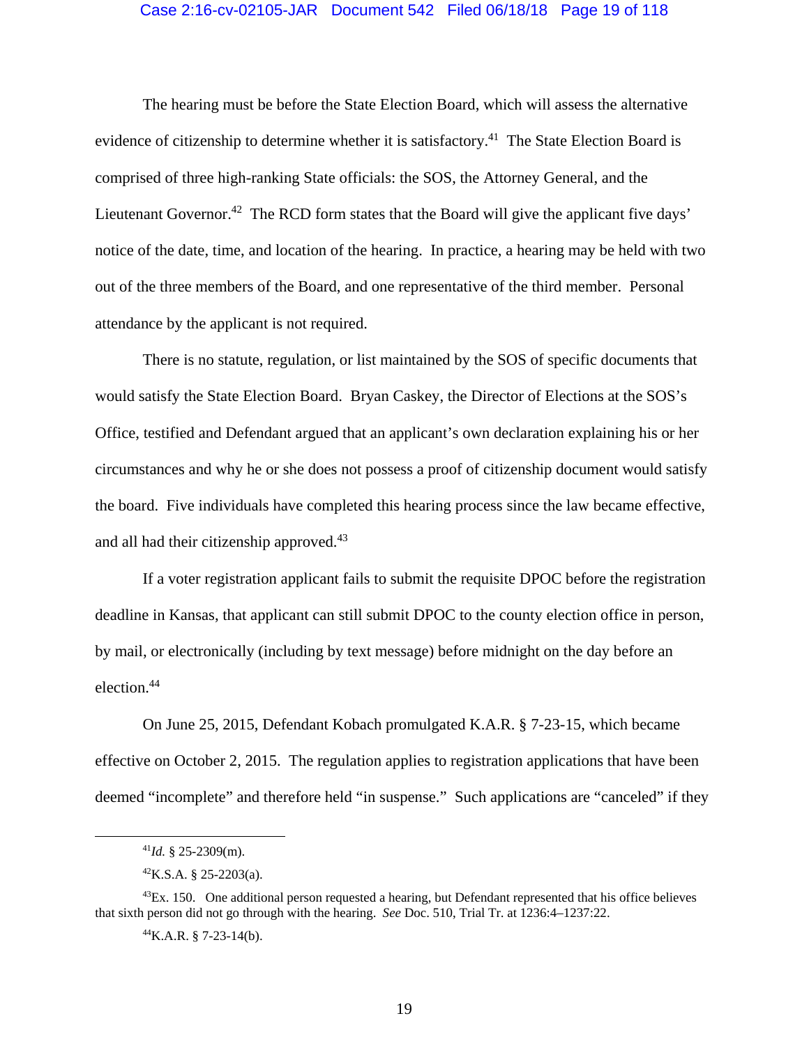The hearing must be before the State Election Board, which will assess the alternative evidence of citizenship to determine whether it is satisfactory.[41] The State Election Board is comprised of three high-ranking State officials: the SOS, the Attorney General, and the Lieutenant Governor.[42] The RCD form states that the Board will give the applicant five days' notice of the date, time, and location of the hearing. In practice, a hearing may be held with two out of the three members of the Board, and one representative of the third member. Personal attendance by the applicant is not required.

There is no statute, regulation, or list maintained by the SOS of specific documents that would satisfy the State Election Board. Bryan Caskey, the Director of Elections at the SOS's Office, testified and Defendant argued that an applicant's own declaration explaining his or her circumstances and why he or she does not possess a proof of citizenship document would satisfy the board. Five individuals have completed this hearing process since the law became effective, and all had their citizenship approved.[43]

If a voter registration applicant fails to submit the requisite DPOC before the registration deadline in Kansas, that applicant can still submit DPOC to the county election office in person, by mail, or electronically (including by text message) before midnight on the day before an election.[44]

On June 25, 2015, Defendant Kobach promulgated K.A.R. § 7-23-15, which became effective on October 2, 2015. The regulation applies to registration applications that have been deemed "incomplete" and therefore held "in suspense." Such applications are "canceled" if they

---

[41] *Id.* § 25-2309(m).

[42] K.S.A. § 25-2203(a).

[43] Ex. 150. One additional person requested a hearing, but Defendant represented that his office believes that sixth person did not go through with the hearing. *See* Doc. 510, Trial Tr. at 1236:4–1237:22.

[44] K.A.R. § 7-23-14(b).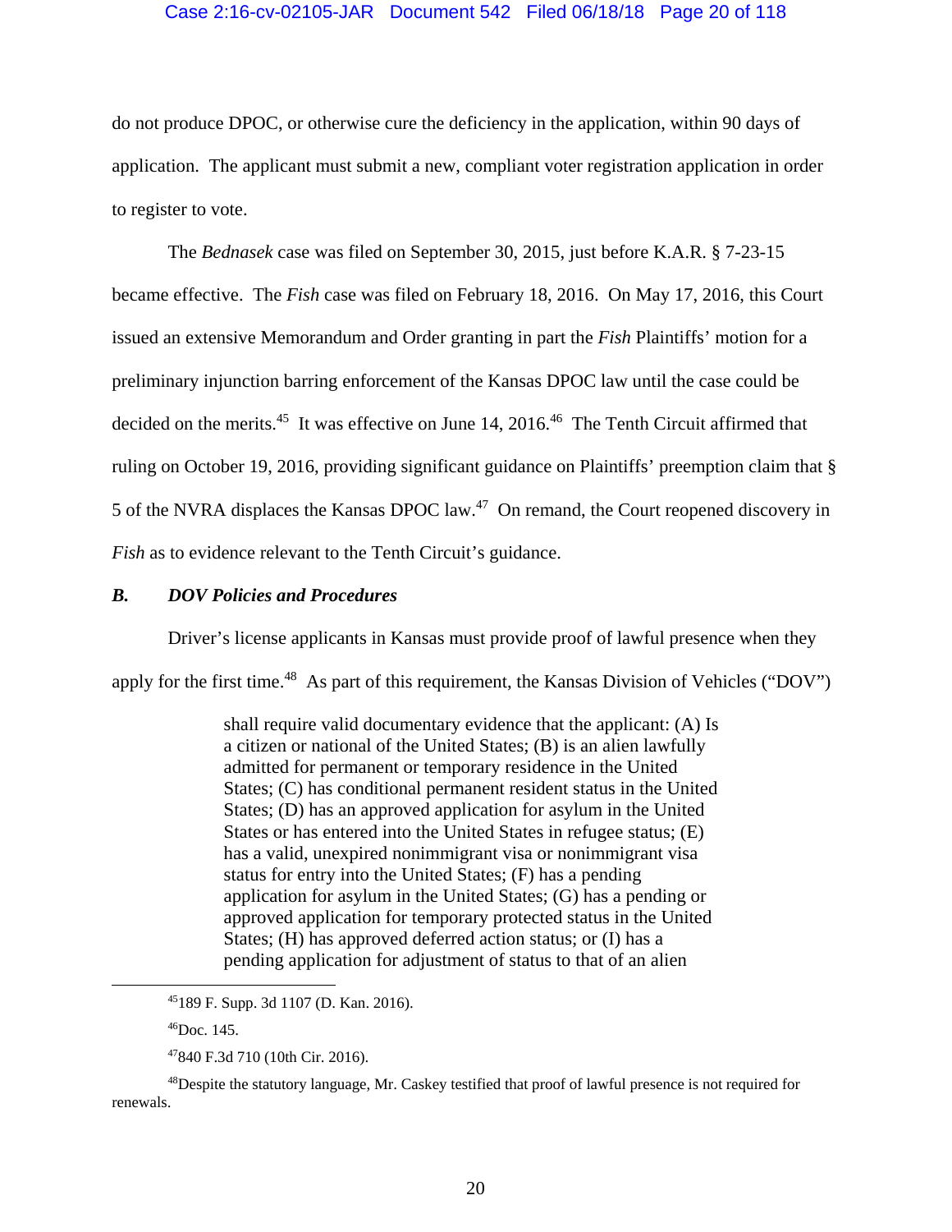do not produce DPOC, or otherwise cure the deficiency in the application, within 90 days of application. The applicant must submit a new, compliant voter registration application in order to register to vote.

The *Bednasek* case was filed on September 30, 2015, just before K.A.R. § 7-23-15 became effective. The *Fish* case was filed on February 18, 2016. On May 17, 2016, this Court issued an extensive Memorandum and Order granting in part the *Fish* Plaintiffs' motion for a preliminary injunction barring enforcement of the Kansas DPOC law until the case could be decided on the merits.[45] It was effective on June 14, 2016.[46] The Tenth Circuit affirmed that ruling on October 19, 2016, providing significant guidance on Plaintiffs' preemption claim that § 5 of the NVRA displaces the Kansas DPOC law.[47] On remand, the Court reopened discovery in *Fish* as to evidence relevant to the Tenth Circuit's guidance.

### *B. DOV Policies and Procedures*

Driver's license applicants in Kansas must provide proof of lawful presence when they apply for the first time.[48] As part of this requirement, the Kansas Division of Vehicles ("DOV")

> shall require valid documentary evidence that the applicant: (A) Is a citizen or national of the United States; (B) is an alien lawfully admitted for permanent or temporary residence in the United States; (C) has conditional permanent resident status in the United States; (D) has an approved application for asylum in the United States or has entered into the United States in refugee status; (E) has a valid, unexpired nonimmigrant visa or nonimmigrant visa status for entry into the United States; (F) has a pending application for asylum in the United States; (G) has a pending or approved application for temporary protected status in the United States; (H) has approved deferred action status; or (I) has a pending application for adjustment of status to that of an alien

---

[45] 189 F. Supp. 3d 1107 (D. Kan. 2016).

[46] Doc. 145.

[47] 840 F.3d 710 (10th Cir. 2016).

[48] Despite the statutory language, Mr. Caskey testified that proof of lawful presence is not required for renewals.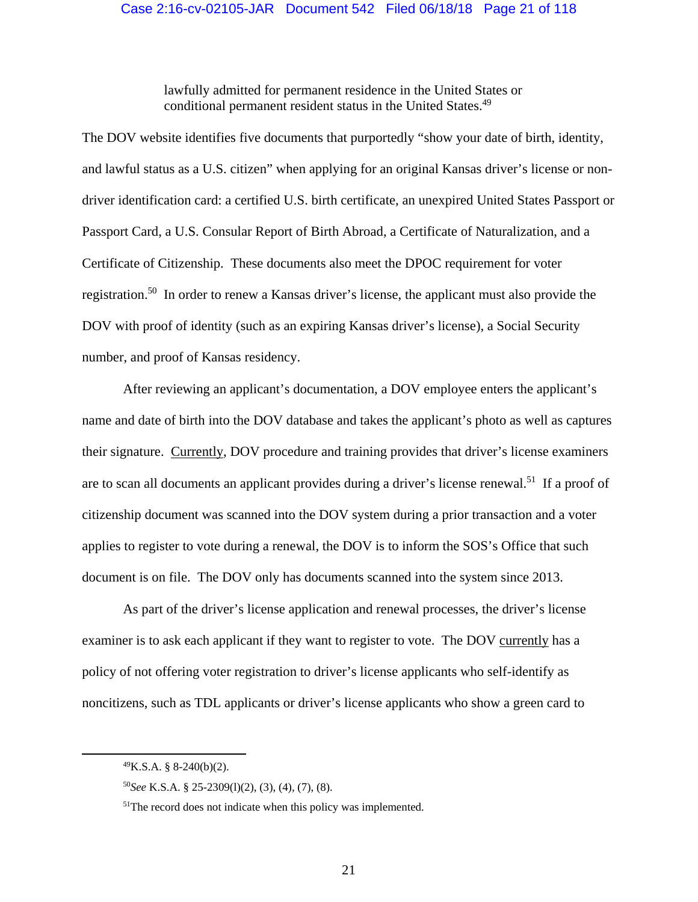> lawfully admitted for permanent residence in the United States or conditional permanent resident status in the United States.[49]

The DOV website identifies five documents that purportedly "show your date of birth, identity, and lawful status as a U.S. citizen" when applying for an original Kansas driver's license or non-driver identification card: a certified U.S. birth certificate, an unexpired United States Passport or Passport Card, a U.S. Consular Report of Birth Abroad, a Certificate of Naturalization, and a Certificate of Citizenship. These documents also meet the DPOC requirement for voter registration.[50] In order to renew a Kansas driver's license, the applicant must also provide the DOV with proof of identity (such as an expiring Kansas driver's license), a Social Security number, and proof of Kansas residency.

After reviewing an applicant's documentation, a DOV employee enters the applicant's name and date of birth into the DOV database and takes the applicant's photo as well as captures their signature. <u>Currently</u>, DOV procedure and training provides that driver's license examiners are to scan all documents an applicant provides during a driver's license renewal.[51] If a proof of citizenship document was scanned into the DOV system during a prior transaction and a voter applies to register to vote during a renewal, the DOV is to inform the SOS's Office that such document is on file. The DOV only has documents scanned into the system since 2013.

As part of the driver's license application and renewal processes, the driver's license examiner is to ask each applicant if they want to register to vote. The DOV <u>currently</u> has a policy of not offering voter registration to driver's license applicants who self-identify as noncitizens, such as TDL applicants or driver's license applicants who show a green card to

---

[49] K.S.A. § 8-240(b)(2).

[50] *See* K.S.A. § 25-2309(l)(2), (3), (4), (7), (8).

[51] The record does not indicate when this policy was implemented.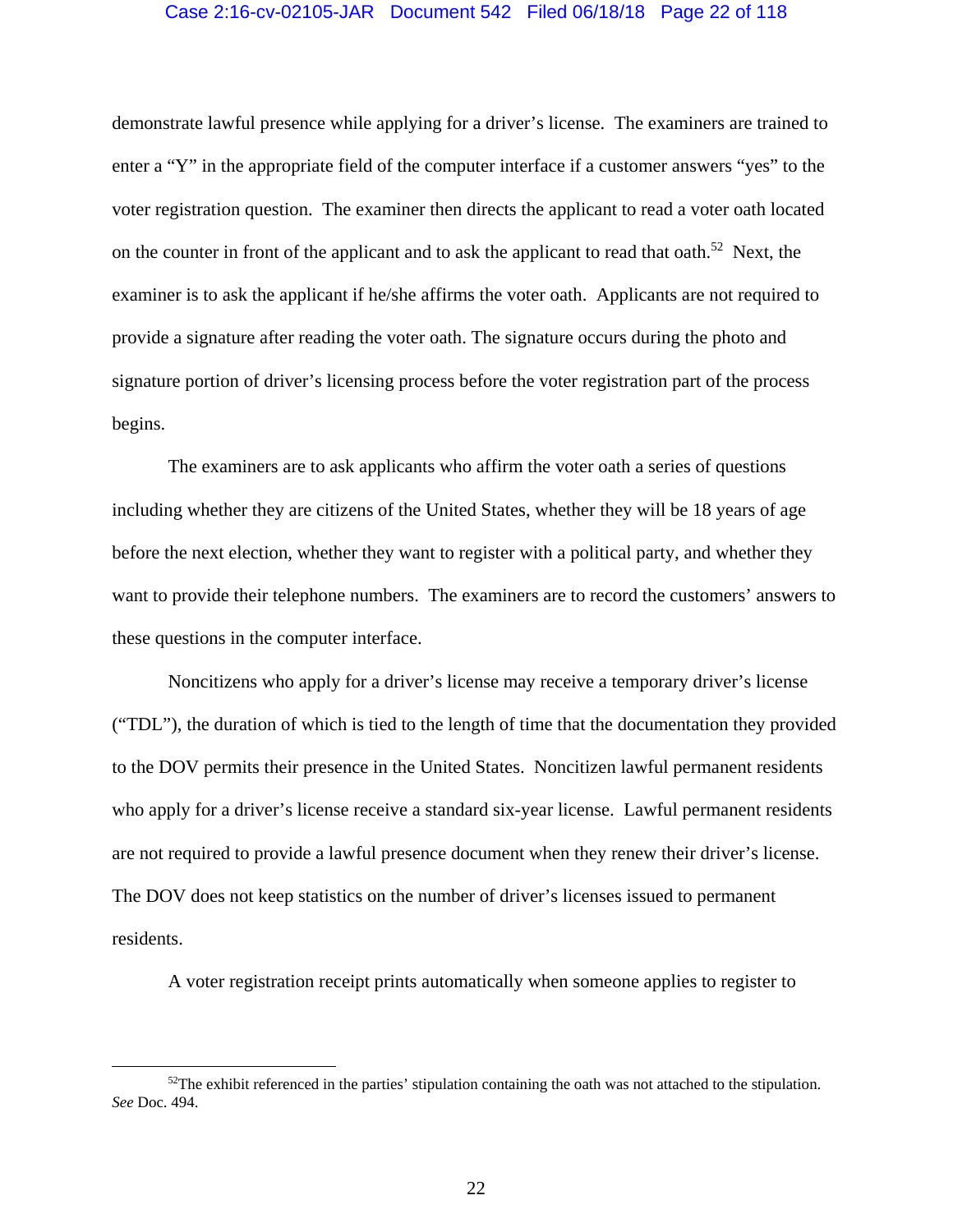demonstrate lawful presence while applying for a driver's license. The examiners are trained to enter a "Y" in the appropriate field of the computer interface if a customer answers "yes" to the voter registration question. The examiner then directs the applicant to read a voter oath located on the counter in front of the applicant and to ask the applicant to read that oath.[52] Next, the examiner is to ask the applicant if he/she affirms the voter oath. Applicants are not required to provide a signature after reading the voter oath. The signature occurs during the photo and signature portion of driver's licensing process before the voter registration part of the process begins.

The examiners are to ask applicants who affirm the voter oath a series of questions including whether they are citizens of the United States, whether they will be 18 years of age before the next election, whether they want to register with a political party, and whether they want to provide their telephone numbers. The examiners are to record the customers' answers to these questions in the computer interface.

Noncitizens who apply for a driver's license may receive a temporary driver's license ("TDL"), the duration of which is tied to the length of time that the documentation they provided to the DOV permits their presence in the United States. Noncitizen lawful permanent residents who apply for a driver's license receive a standard six-year license. Lawful permanent residents are not required to provide a lawful presence document when they renew their driver's license. The DOV does not keep statistics on the number of driver's licenses issued to permanent residents.

A voter registration receipt prints automatically when someone applies to register to

---

[52]The exhibit referenced in the parties' stipulation containing the oath was not attached to the stipulation. *See* Doc. 494.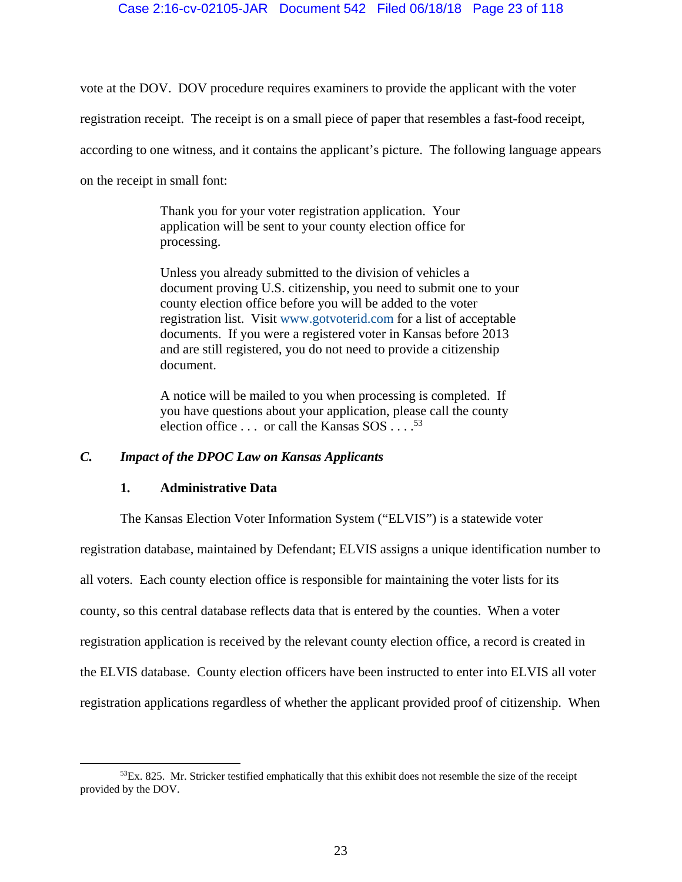vote at the DOV. DOV procedure requires examiners to provide the applicant with the voter registration receipt. The receipt is on a small piece of paper that resembles a fast-food receipt, according to one witness, and it contains the applicant's picture. The following language appears on the receipt in small font:

> Thank you for your voter registration application. Your application will be sent to your county election office for processing.
>
> Unless you already submitted to the division of vehicles a document proving U.S. citizenship, you need to submit one to your county election office before you will be added to the voter registration list. Visit www.gotvoterid.com for a list of acceptable documents. If you were a registered voter in Kansas before 2013 and are still registered, you do not need to provide a citizenship document.
>
> A notice will be mailed to you when processing is completed. If you have questions about your application, please call the county election office . . . or call the Kansas SOS . . . .[53]

### *C. Impact of the DPOC Law on Kansas Applicants*

#### 1. Administrative Data

The Kansas Election Voter Information System ("ELVIS") is a statewide voter registration database, maintained by Defendant; ELVIS assigns a unique identification number to all voters. Each county election office is responsible for maintaining the voter lists for its county, so this central database reflects data that is entered by the counties. When a voter registration application is received by the relevant county election office, a record is created in the ELVIS database. County election officers have been instructed to enter into ELVIS all voter registration applications regardless of whether the applicant provided proof of citizenship. When

---

[53] Ex. 825. Mr. Stricker testified emphatically that this exhibit does not resemble the size of the receipt provided by the DOV.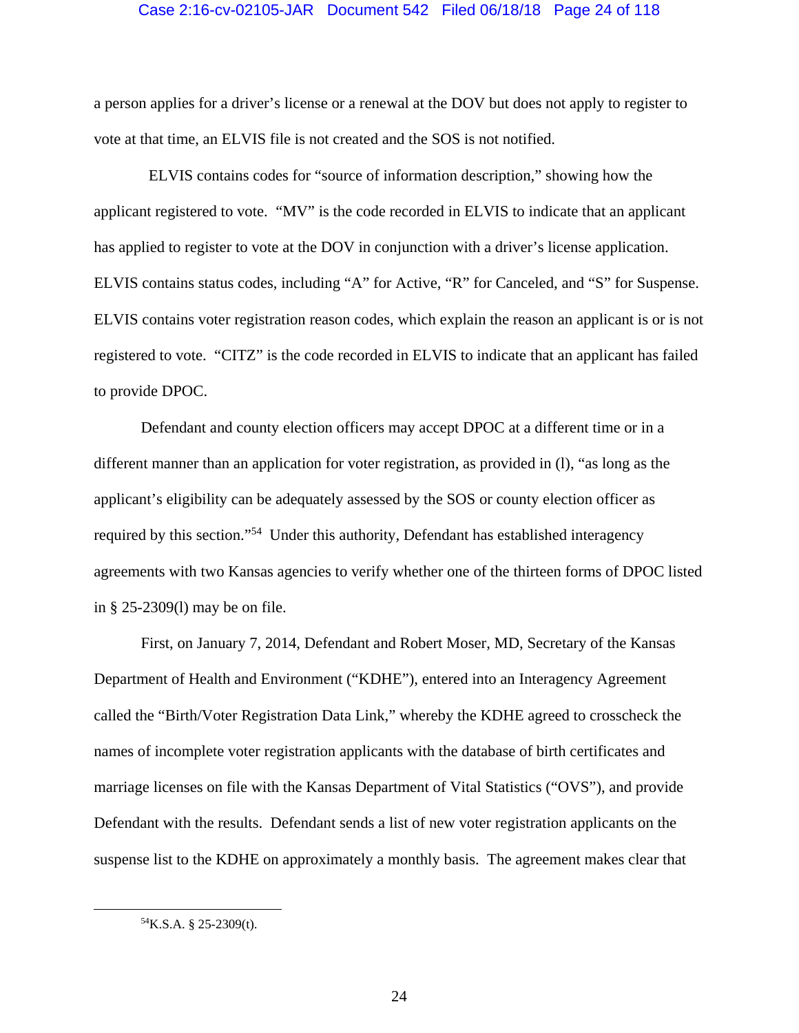a person applies for a driver's license or a renewal at the DOV but does not apply to register to vote at that time, an ELVIS file is not created and the SOS is not notified.

ELVIS contains codes for "source of information description," showing how the applicant registered to vote. "MV" is the code recorded in ELVIS to indicate that an applicant has applied to register to vote at the DOV in conjunction with a driver's license application. ELVIS contains status codes, including "A" for Active, "R" for Canceled, and "S" for Suspense. ELVIS contains voter registration reason codes, which explain the reason an applicant is or is not registered to vote. "CITZ" is the code recorded in ELVIS to indicate that an applicant has failed to provide DPOC.

Defendant and county election officers may accept DPOC at a different time or in a different manner than an application for voter registration, as provided in (l), "as long as the applicant's eligibility can be adequately assessed by the SOS or county election officer as required by this section."[54] Under this authority, Defendant has established interagency agreements with two Kansas agencies to verify whether one of the thirteen forms of DPOC listed in § 25-2309(l) may be on file.

First, on January 7, 2014, Defendant and Robert Moser, MD, Secretary of the Kansas Department of Health and Environment ("KDHE"), entered into an Interagency Agreement called the "Birth/Voter Registration Data Link," whereby the KDHE agreed to crosscheck the names of incomplete voter registration applicants with the database of birth certificates and marriage licenses on file with the Kansas Department of Vital Statistics ("OVS"), and provide Defendant with the results. Defendant sends a list of new voter registration applicants on the suspense list to the KDHE on approximately a monthly basis. The agreement makes clear that

---

[54] K.S.A. § 25-2309(t).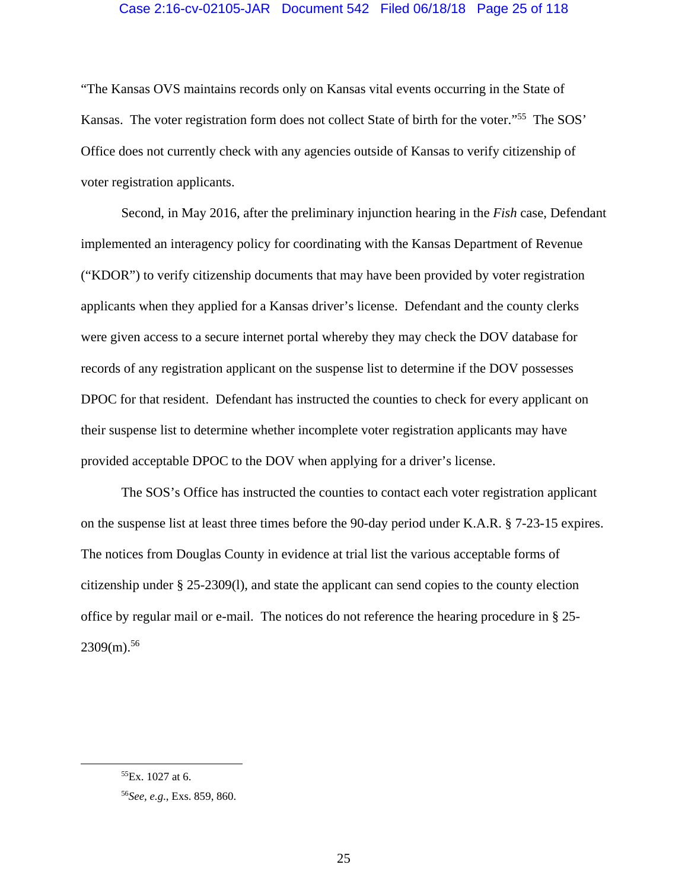"The Kansas OVS maintains records only on Kansas vital events occurring in the State of Kansas. The voter registration form does not collect State of birth for the voter."[55] The SOS' Office does not currently check with any agencies outside of Kansas to verify citizenship of voter registration applicants.

Second, in May 2016, after the preliminary injunction hearing in the *Fish* case, Defendant implemented an interagency policy for coordinating with the Kansas Department of Revenue ("KDOR") to verify citizenship documents that may have been provided by voter registration applicants when they applied for a Kansas driver's license. Defendant and the county clerks were given access to a secure internet portal whereby they may check the DOV database for records of any registration applicant on the suspense list to determine if the DOV possesses DPOC for that resident. Defendant has instructed the counties to check for every applicant on their suspense list to determine whether incomplete voter registration applicants may have provided acceptable DPOC to the DOV when applying for a driver's license.

The SOS's Office has instructed the counties to contact each voter registration applicant on the suspense list at least three times before the 90-day period under K.A.R. § 7-23-15 expires. The notices from Douglas County in evidence at trial list the various acceptable forms of citizenship under § 25-2309(l), and state the applicant can send copies to the county election office by regular mail or e-mail. The notices do not reference the hearing procedure in § 25-2309(m).[56]

---

[55] Ex. 1027 at 6.

[56] *See, e.g.*, Exs. 859, 860.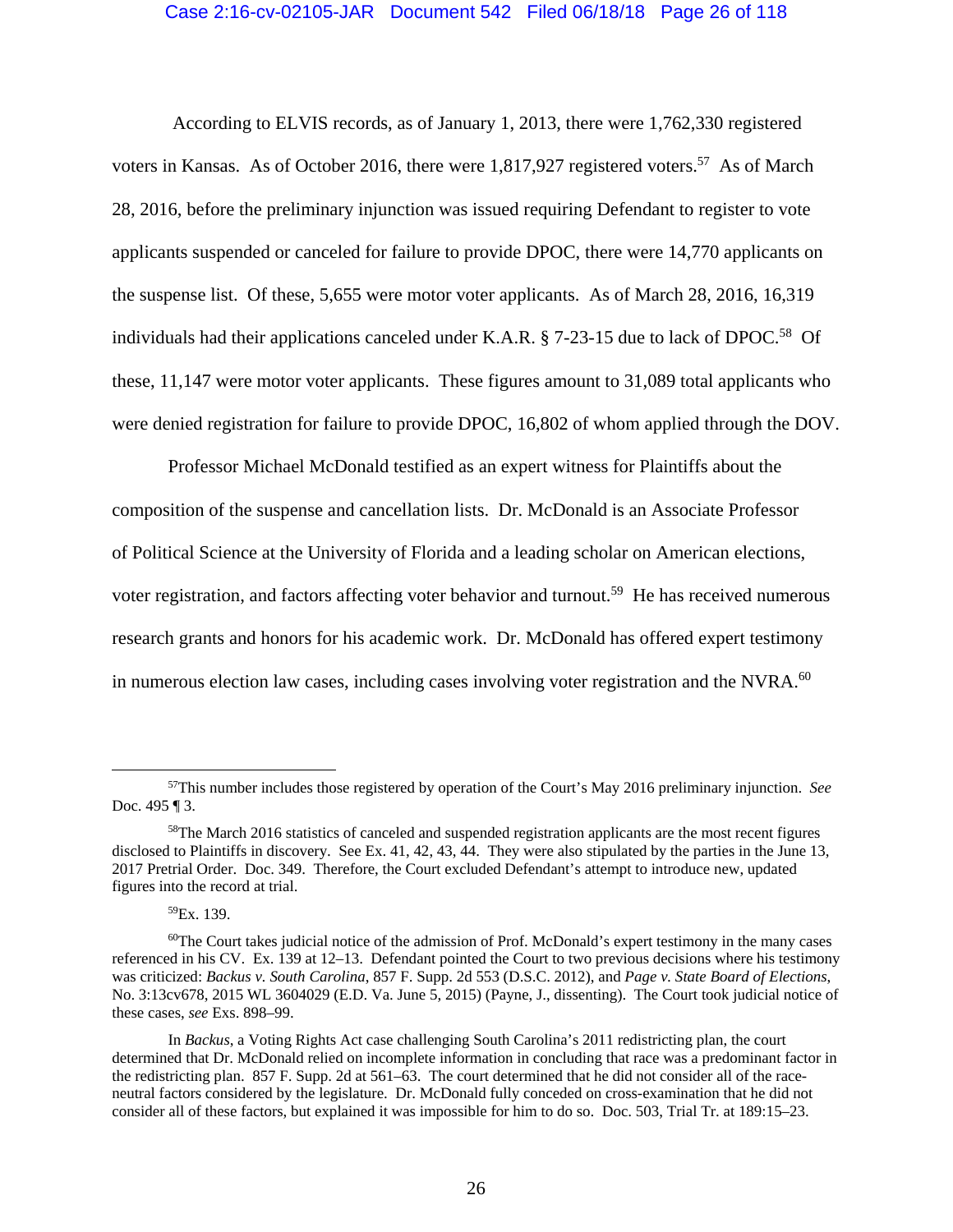According to ELVIS records, as of January 1, 2013, there were 1,762,330 registered voters in Kansas. As of October 2016, there were 1,817,927 registered voters.[57] As of March 28, 2016, before the preliminary injunction was issued requiring Defendant to register to vote applicants suspended or canceled for failure to provide DPOC, there were 14,770 applicants on the suspense list. Of these, 5,655 were motor voter applicants. As of March 28, 2016, 16,319 individuals had their applications canceled under K.A.R. § 7-23-15 due to lack of DPOC.[58] Of these, 11,147 were motor voter applicants. These figures amount to 31,089 total applicants who were denied registration for failure to provide DPOC, 16,802 of whom applied through the DOV.

Professor Michael McDonald testified as an expert witness for Plaintiffs about the composition of the suspense and cancellation lists. Dr. McDonald is an Associate Professor of Political Science at the University of Florida and a leading scholar on American elections, voter registration, and factors affecting voter behavior and turnout.[59] He has received numerous research grants and honors for his academic work. Dr. McDonald has offered expert testimony in numerous election law cases, including cases involving voter registration and the NVRA.[60]

---

[57]This number includes those registered by operation of the Court's May 2016 preliminary injunction. *See* Doc. 495 ¶ 3.

[58]The March 2016 statistics of canceled and suspended registration applicants are the most recent figures disclosed to Plaintiffs in discovery. See Ex. 41, 42, 43, 44. They were also stipulated by the parties in the June 13, 2017 Pretrial Order. Doc. 349. Therefore, the Court excluded Defendant's attempt to introduce new, updated figures into the record at trial.

[59]Ex. 139.

[60]The Court takes judicial notice of the admission of Prof. McDonald's expert testimony in the many cases referenced in his CV. Ex. 139 at 12–13. Defendant pointed the Court to two previous decisions where his testimony was criticized: *Backus v. South Carolina*, 857 F. Supp. 2d 553 (D.S.C. 2012), and *Page v. State Board of Elections*, No. 3:13cv678, 2015 WL 3604029 (E.D. Va. June 5, 2015) (Payne, J., dissenting). The Court took judicial notice of these cases, *see* Exs. 898–99.

In *Backus*, a Voting Rights Act case challenging South Carolina's 2011 redistricting plan, the court determined that Dr. McDonald relied on incomplete information in concluding that race was a predominant factor in the redistricting plan. 857 F. Supp. 2d at 561–63. The court determined that he did not consider all of the race-neutral factors considered by the legislature. Dr. McDonald fully conceded on cross-examination that he did not consider all of these factors, but explained it was impossible for him to do so. Doc. 503, Trial Tr. at 189:15–23.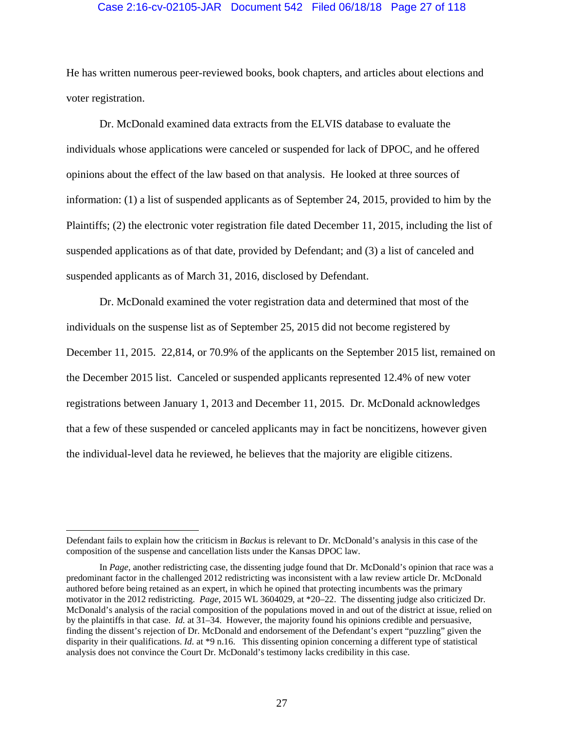He has written numerous peer-reviewed books, book chapters, and articles about elections and voter registration.

Dr. McDonald examined data extracts from the ELVIS database to evaluate the individuals whose applications were canceled or suspended for lack of DPOC, and he offered opinions about the effect of the law based on that analysis. He looked at three sources of information: (1) a list of suspended applicants as of September 24, 2015, provided to him by the Plaintiffs; (2) the electronic voter registration file dated December 11, 2015, including the list of suspended applications as of that date, provided by Defendant; and (3) a list of canceled and suspended applicants as of March 31, 2016, disclosed by Defendant.

Dr. McDonald examined the voter registration data and determined that most of the individuals on the suspense list as of September 25, 2015 did not become registered by December 11, 2015. 22,814, or 70.9% of the applicants on the September 2015 list, remained on the December 2015 list. Canceled or suspended applicants represented 12.4% of new voter registrations between January 1, 2013 and December 11, 2015. Dr. McDonald acknowledges that a few of these suspended or canceled applicants may in fact be noncitizens, however given the individual-level data he reviewed, he believes that the majority are eligible citizens.

---

Defendant fails to explain how the criticism in *Backus* is relevant to Dr. McDonald's analysis in this case of the composition of the suspense and cancellation lists under the Kansas DPOC law.

In *Page*, another redistricting case, the dissenting judge found that Dr. McDonald's opinion that race was a predominant factor in the challenged 2012 redistricting was inconsistent with a law review article Dr. McDonald authored before being retained as an expert, in which he opined that protecting incumbents was the primary motivator in the 2012 redistricting. *Page*, 2015 WL 3604029, at *20–22. The dissenting judge also criticized Dr. McDonald's analysis of the racial composition of the populations moved in and out of the district at issue, relied on by the plaintiffs in that case. *Id.* at 31–34. However, the majority found his opinions credible and persuasive, finding the dissent's rejection of Dr. McDonald and endorsement of the Defendant's expert "puzzling" given the disparity in their qualifications. *Id.* at *9 n.16. This dissenting opinion concerning a different type of statistical analysis does not convince the Court Dr. McDonald's testimony lacks credibility in this case.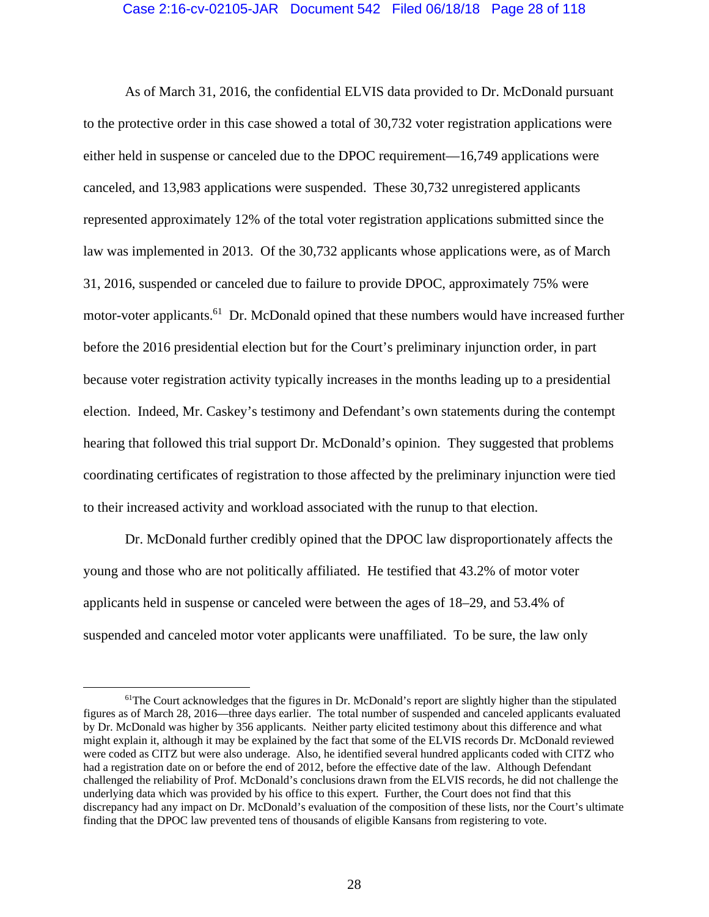As of March 31, 2016, the confidential ELVIS data provided to Dr. McDonald pursuant to the protective order in this case showed a total of 30,732 voter registration applications were either held in suspense or canceled due to the DPOC requirement—16,749 applications were canceled, and 13,983 applications were suspended. These 30,732 unregistered applicants represented approximately 12% of the total voter registration applications submitted since the law was implemented in 2013. Of the 30,732 applicants whose applications were, as of March 31, 2016, suspended or canceled due to failure to provide DPOC, approximately 75% were motor-voter applicants.[61] Dr. McDonald opined that these numbers would have increased further before the 2016 presidential election but for the Court's preliminary injunction order, in part because voter registration activity typically increases in the months leading up to a presidential election. Indeed, Mr. Caskey's testimony and Defendant's own statements during the contempt hearing that followed this trial support Dr. McDonald's opinion. They suggested that problems coordinating certificates of registration to those affected by the preliminary injunction were tied to their increased activity and workload associated with the runup to that election.

Dr. McDonald further credibly opined that the DPOC law disproportionately affects the young and those who are not politically affiliated. He testified that 43.2% of motor voter applicants held in suspense or canceled were between the ages of 18–29, and 53.4% of suspended and canceled motor voter applicants were unaffiliated. To be sure, the law only

---

[61] The Court acknowledges that the figures in Dr. McDonald's report are slightly higher than the stipulated figures as of March 28, 2016—three days earlier. The total number of suspended and canceled applicants evaluated by Dr. McDonald was higher by 356 applicants. Neither party elicited testimony about this difference and what might explain it, although it may be explained by the fact that some of the ELVIS records Dr. McDonald reviewed were coded as CITZ but were also underage. Also, he identified several hundred applicants coded with CITZ who had a registration date on or before the end of 2012, before the effective date of the law. Although Defendant challenged the reliability of Prof. McDonald's conclusions drawn from the ELVIS records, he did not challenge the underlying data which was provided by his office to this expert. Further, the Court does not find that this discrepancy had any impact on Dr. McDonald's evaluation of the composition of these lists, nor the Court's ultimate finding that the DPOC law prevented tens of thousands of eligible Kansans from registering to vote.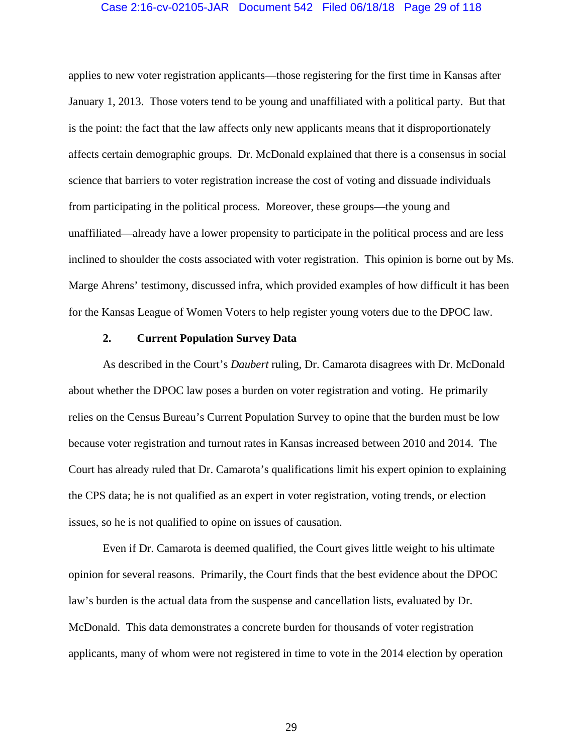applies to new voter registration applicants—those registering for the first time in Kansas after January 1, 2013. Those voters tend to be young and unaffiliated with a political party. But that is the point: the fact that the law affects only new applicants means that it disproportionately affects certain demographic groups. Dr. McDonald explained that there is a consensus in social science that barriers to voter registration increase the cost of voting and dissuade individuals from participating in the political process. Moreover, these groups—the young and unaffiliated—already have a lower propensity to participate in the political process and are less inclined to shoulder the costs associated with voter registration. This opinion is borne out by Ms. Marge Ahrens' testimony, discussed infra, which provided examples of how difficult it has been for the Kansas League of Women Voters to help register young voters due to the DPOC law.

### 2. Current Population Survey Data

As described in the Court's *Daubert* ruling, Dr. Camarota disagrees with Dr. McDonald about whether the DPOC law poses a burden on voter registration and voting. He primarily relies on the Census Bureau's Current Population Survey to opine that the burden must be low because voter registration and turnout rates in Kansas increased between 2010 and 2014. The Court has already ruled that Dr. Camarota's qualifications limit his expert opinion to explaining the CPS data; he is not qualified as an expert in voter registration, voting trends, or election issues, so he is not qualified to opine on issues of causation.

Even if Dr. Camarota is deemed qualified, the Court gives little weight to his ultimate opinion for several reasons. Primarily, the Court finds that the best evidence about the DPOC law's burden is the actual data from the suspense and cancellation lists, evaluated by Dr. McDonald. This data demonstrates a concrete burden for thousands of voter registration applicants, many of whom were not registered in time to vote in the 2014 election by operation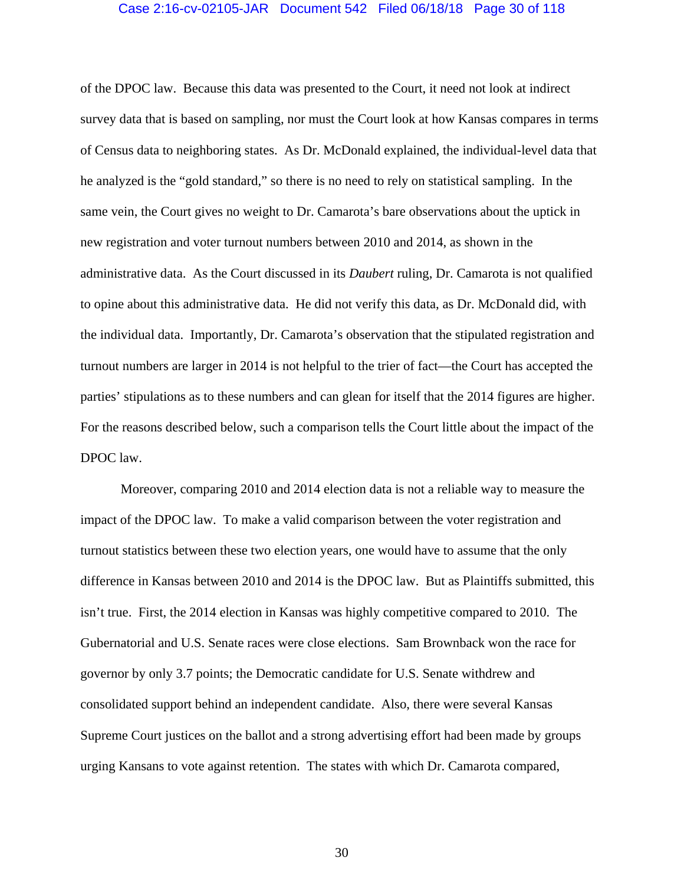of the DPOC law. Because this data was presented to the Court, it need not look at indirect survey data that is based on sampling, nor must the Court look at how Kansas compares in terms of Census data to neighboring states. As Dr. McDonald explained, the individual-level data that he analyzed is the "gold standard," so there is no need to rely on statistical sampling. In the same vein, the Court gives no weight to Dr. Camarota's bare observations about the uptick in new registration and voter turnout numbers between 2010 and 2014, as shown in the administrative data. As the Court discussed in its *Daubert* ruling, Dr. Camarota is not qualified to opine about this administrative data. He did not verify this data, as Dr. McDonald did, with the individual data. Importantly, Dr. Camarota's observation that the stipulated registration and turnout numbers are larger in 2014 is not helpful to the trier of fact—the Court has accepted the parties' stipulations as to these numbers and can glean for itself that the 2014 figures are higher. For the reasons described below, such a comparison tells the Court little about the impact of the DPOC law.

Moreover, comparing 2010 and 2014 election data is not a reliable way to measure the impact of the DPOC law. To make a valid comparison between the voter registration and turnout statistics between these two election years, one would have to assume that the only difference in Kansas between 2010 and 2014 is the DPOC law. But as Plaintiffs submitted, this isn't true. First, the 2014 election in Kansas was highly competitive compared to 2010. The Gubernatorial and U.S. Senate races were close elections. Sam Brownback won the race for governor by only 3.7 points; the Democratic candidate for U.S. Senate withdrew and consolidated support behind an independent candidate. Also, there were several Kansas Supreme Court justices on the ballot and a strong advertising effort had been made by groups urging Kansans to vote against retention. The states with which Dr. Camarota compared,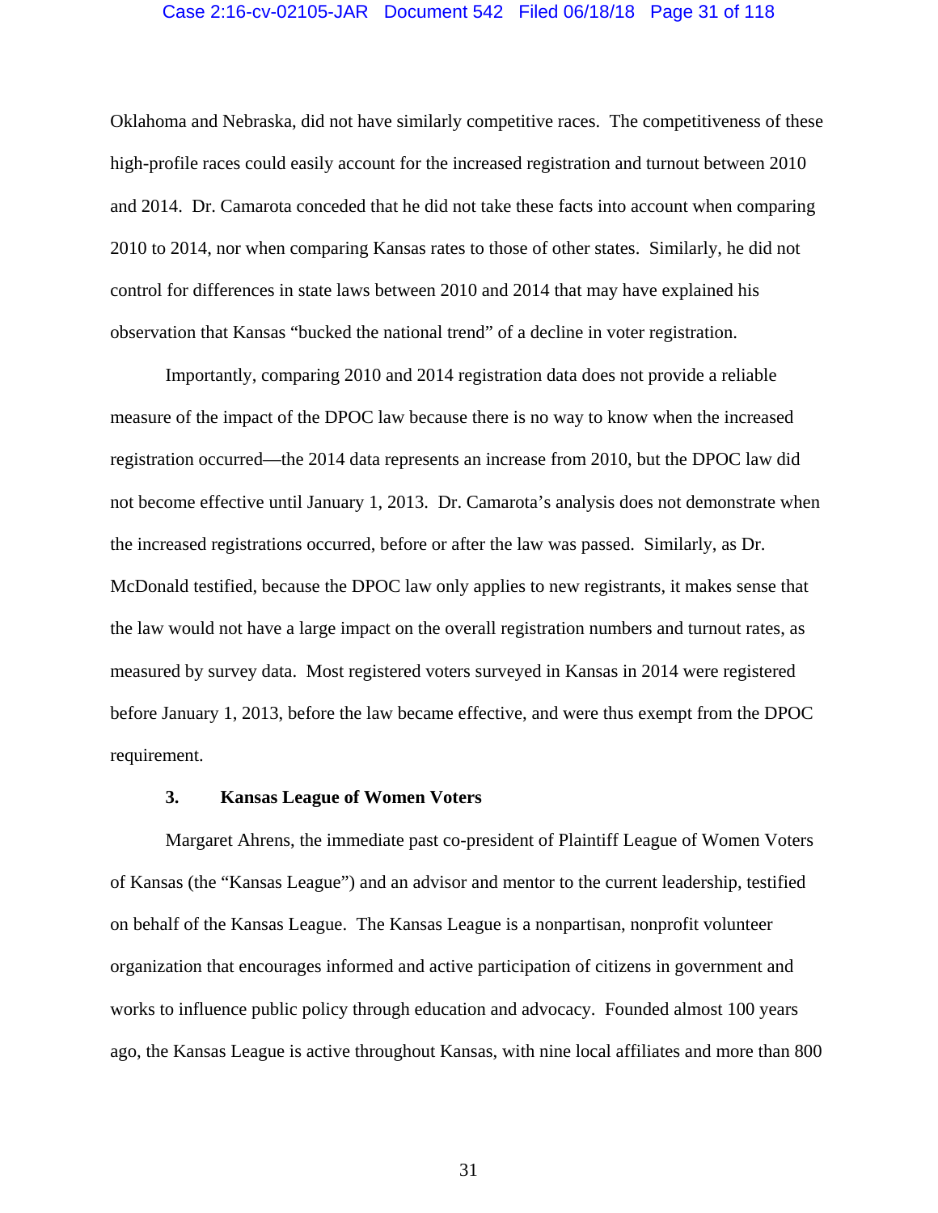Oklahoma and Nebraska, did not have similarly competitive races. The competitiveness of these high-profile races could easily account for the increased registration and turnout between 2010 and 2014. Dr. Camarota conceded that he did not take these facts into account when comparing 2010 to 2014, nor when comparing Kansas rates to those of other states. Similarly, he did not control for differences in state laws between 2010 and 2014 that may have explained his observation that Kansas "bucked the national trend" of a decline in voter registration.

Importantly, comparing 2010 and 2014 registration data does not provide a reliable measure of the impact of the DPOC law because there is no way to know when the increased registration occurred—the 2014 data represents an increase from 2010, but the DPOC law did not become effective until January 1, 2013. Dr. Camarota's analysis does not demonstrate when the increased registrations occurred, before or after the law was passed. Similarly, as Dr. McDonald testified, because the DPOC law only applies to new registrants, it makes sense that the law would not have a large impact on the overall registration numbers and turnout rates, as measured by survey data. Most registered voters surveyed in Kansas in 2014 were registered before January 1, 2013, before the law became effective, and were thus exempt from the DPOC requirement.

### 3. Kansas League of Women Voters

Margaret Ahrens, the immediate past co-president of Plaintiff League of Women Voters of Kansas (the "Kansas League") and an advisor and mentor to the current leadership, testified on behalf of the Kansas League. The Kansas League is a nonpartisan, nonprofit volunteer organization that encourages informed and active participation of citizens in government and works to influence public policy through education and advocacy. Founded almost 100 years ago, the Kansas League is active throughout Kansas, with nine local affiliates and more than 800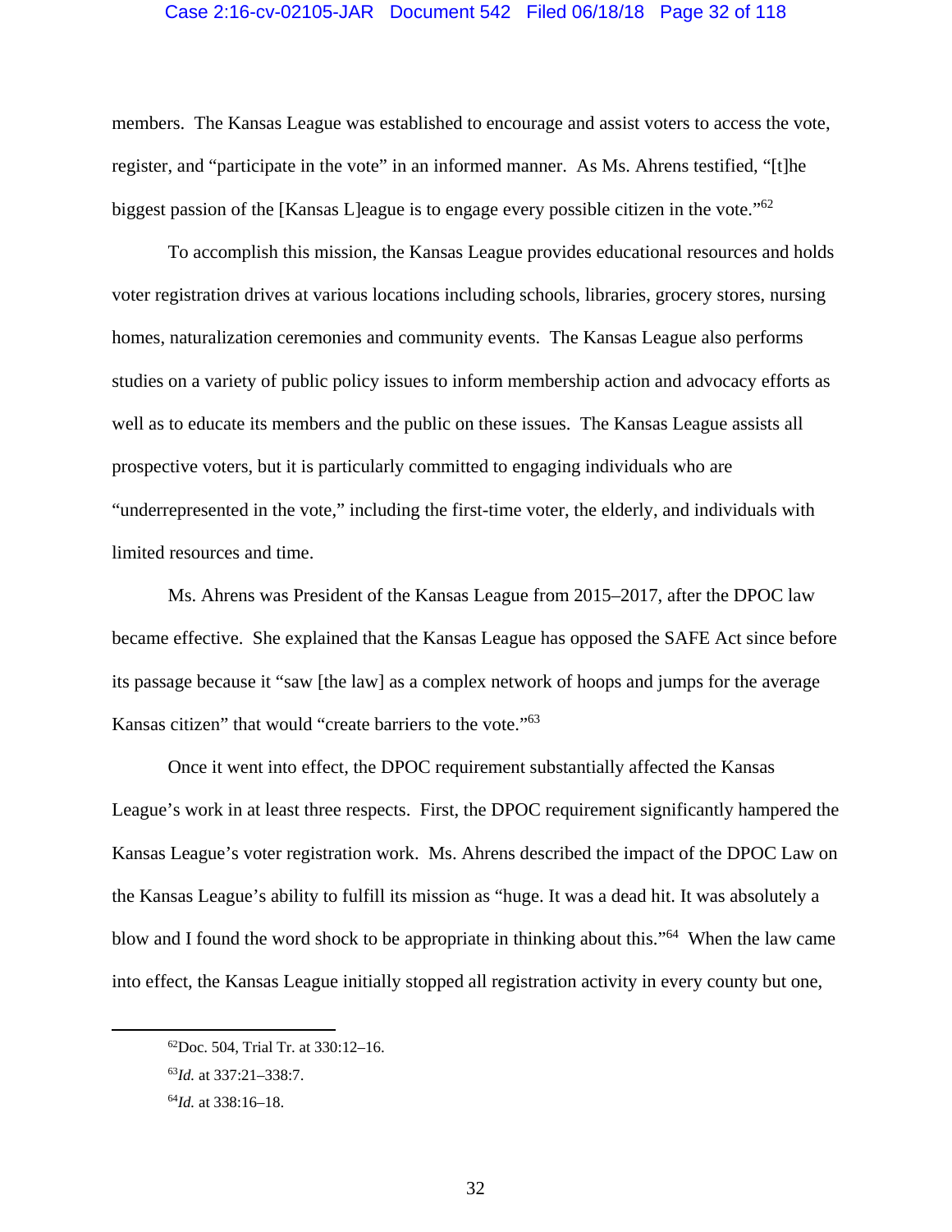members. The Kansas League was established to encourage and assist voters to access the vote, register, and "participate in the vote" in an informed manner. As Ms. Ahrens testified, "[t]he biggest passion of the [Kansas L]eague is to engage every possible citizen in the vote."[62]

To accomplish this mission, the Kansas League provides educational resources and holds voter registration drives at various locations including schools, libraries, grocery stores, nursing homes, naturalization ceremonies and community events. The Kansas League also performs studies on a variety of public policy issues to inform membership action and advocacy efforts as well as to educate its members and the public on these issues. The Kansas League assists all prospective voters, but it is particularly committed to engaging individuals who are "underrepresented in the vote," including the first-time voter, the elderly, and individuals with limited resources and time.

Ms. Ahrens was President of the Kansas League from 2015–2017, after the DPOC law became effective. She explained that the Kansas League has opposed the SAFE Act since before its passage because it "saw [the law] as a complex network of hoops and jumps for the average Kansas citizen" that would "create barriers to the vote."[63]

Once it went into effect, the DPOC requirement substantially affected the Kansas League's work in at least three respects. First, the DPOC requirement significantly hampered the Kansas League's voter registration work. Ms. Ahrens described the impact of the DPOC Law on the Kansas League's ability to fulfill its mission as "huge. It was a dead hit. It was absolutely a blow and I found the word shock to be appropriate in thinking about this."[64] When the law came into effect, the Kansas League initially stopped all registration activity in every county but one,

---

[62] Doc. 504, Trial Tr. at 330:12–16.

[63] *Id.* at 337:21–338:7.

[64] *Id.* at 338:16–18.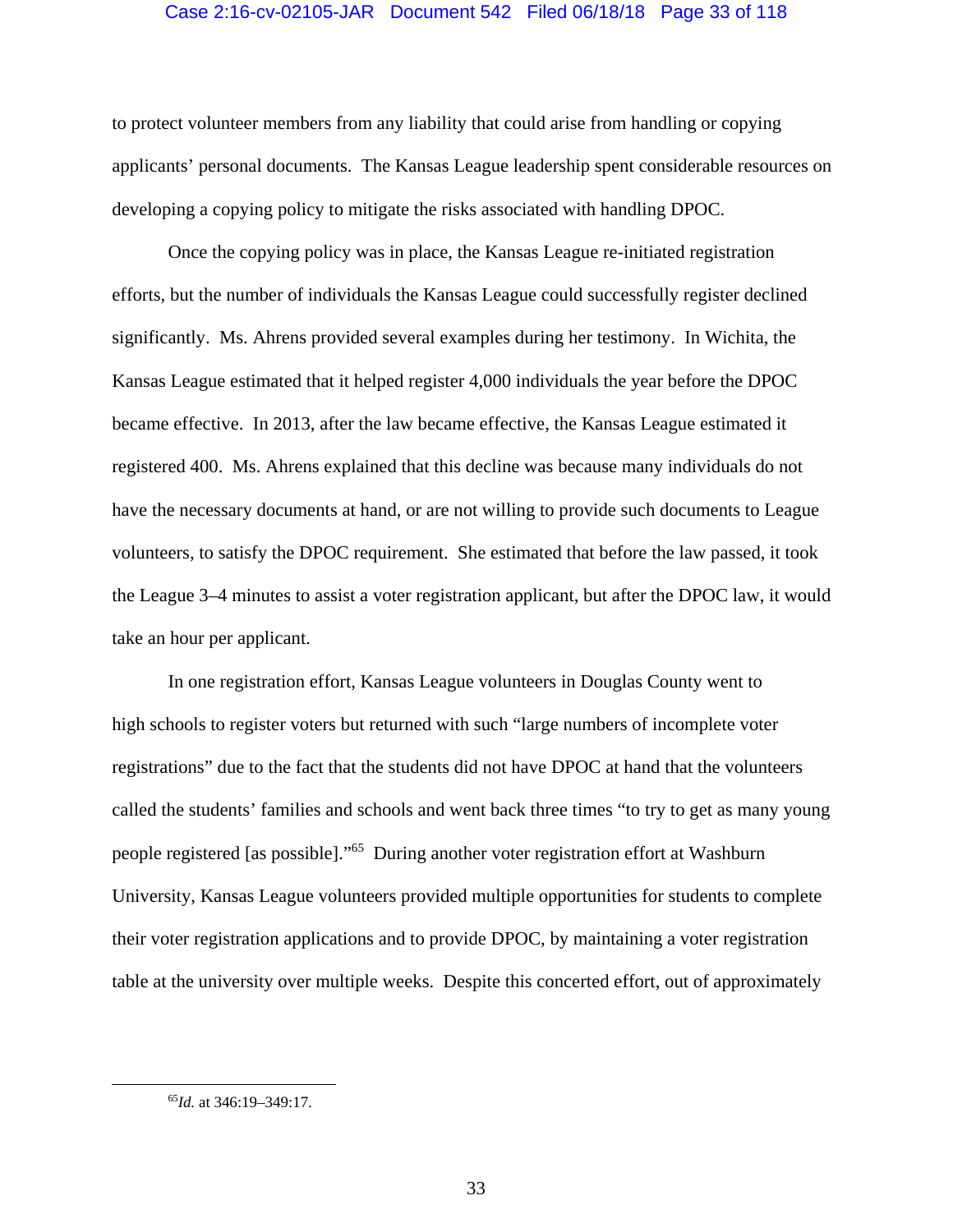to protect volunteer members from any liability that could arise from handling or copying applicants' personal documents. The Kansas League leadership spent considerable resources on developing a copying policy to mitigate the risks associated with handling DPOC.

Once the copying policy was in place, the Kansas League re-initiated registration efforts, but the number of individuals the Kansas League could successfully register declined significantly. Ms. Ahrens provided several examples during her testimony. In Wichita, the Kansas League estimated that it helped register 4,000 individuals the year before the DPOC became effective. In 2013, after the law became effective, the Kansas League estimated it registered 400. Ms. Ahrens explained that this decline was because many individuals do not have the necessary documents at hand, or are not willing to provide such documents to League volunteers, to satisfy the DPOC requirement. She estimated that before the law passed, it took the League 3–4 minutes to assist a voter registration applicant, but after the DPOC law, it would take an hour per applicant.

In one registration effort, Kansas League volunteers in Douglas County went to high schools to register voters but returned with such "large numbers of incomplete voter registrations" due to the fact that the students did not have DPOC at hand that the volunteers called the students' families and schools and went back three times "to try to get as many young people registered [as possible]."[65] During another voter registration effort at Washburn University, Kansas League volunteers provided multiple opportunities for students to complete their voter registration applications and to provide DPOC, by maintaining a voter registration table at the university over multiple weeks. Despite this concerted effort, out of approximately

---

[65] *Id.* at 346:19–349:17.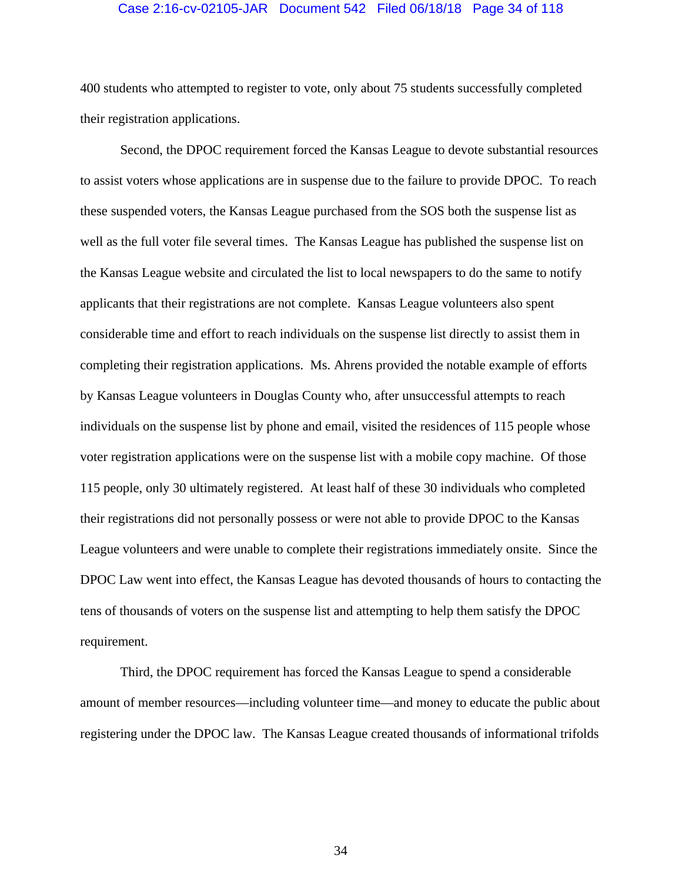400 students who attempted to register to vote, only about 75 students successfully completed their registration applications.

Second, the DPOC requirement forced the Kansas League to devote substantial resources to assist voters whose applications are in suspense due to the failure to provide DPOC. To reach these suspended voters, the Kansas League purchased from the SOS both the suspense list as well as the full voter file several times. The Kansas League has published the suspense list on the Kansas League website and circulated the list to local newspapers to do the same to notify applicants that their registrations are not complete. Kansas League volunteers also spent considerable time and effort to reach individuals on the suspense list directly to assist them in completing their registration applications. Ms. Ahrens provided the notable example of efforts by Kansas League volunteers in Douglas County who, after unsuccessful attempts to reach individuals on the suspense list by phone and email, visited the residences of 115 people whose voter registration applications were on the suspense list with a mobile copy machine. Of those 115 people, only 30 ultimately registered. At least half of these 30 individuals who completed their registrations did not personally possess or were not able to provide DPOC to the Kansas League volunteers and were unable to complete their registrations immediately onsite. Since the DPOC Law went into effect, the Kansas League has devoted thousands of hours to contacting the tens of thousands of voters on the suspense list and attempting to help them satisfy the DPOC requirement.

Third, the DPOC requirement has forced the Kansas League to spend a considerable amount of member resources—including volunteer time—and money to educate the public about registering under the DPOC law. The Kansas League created thousands of informational trifolds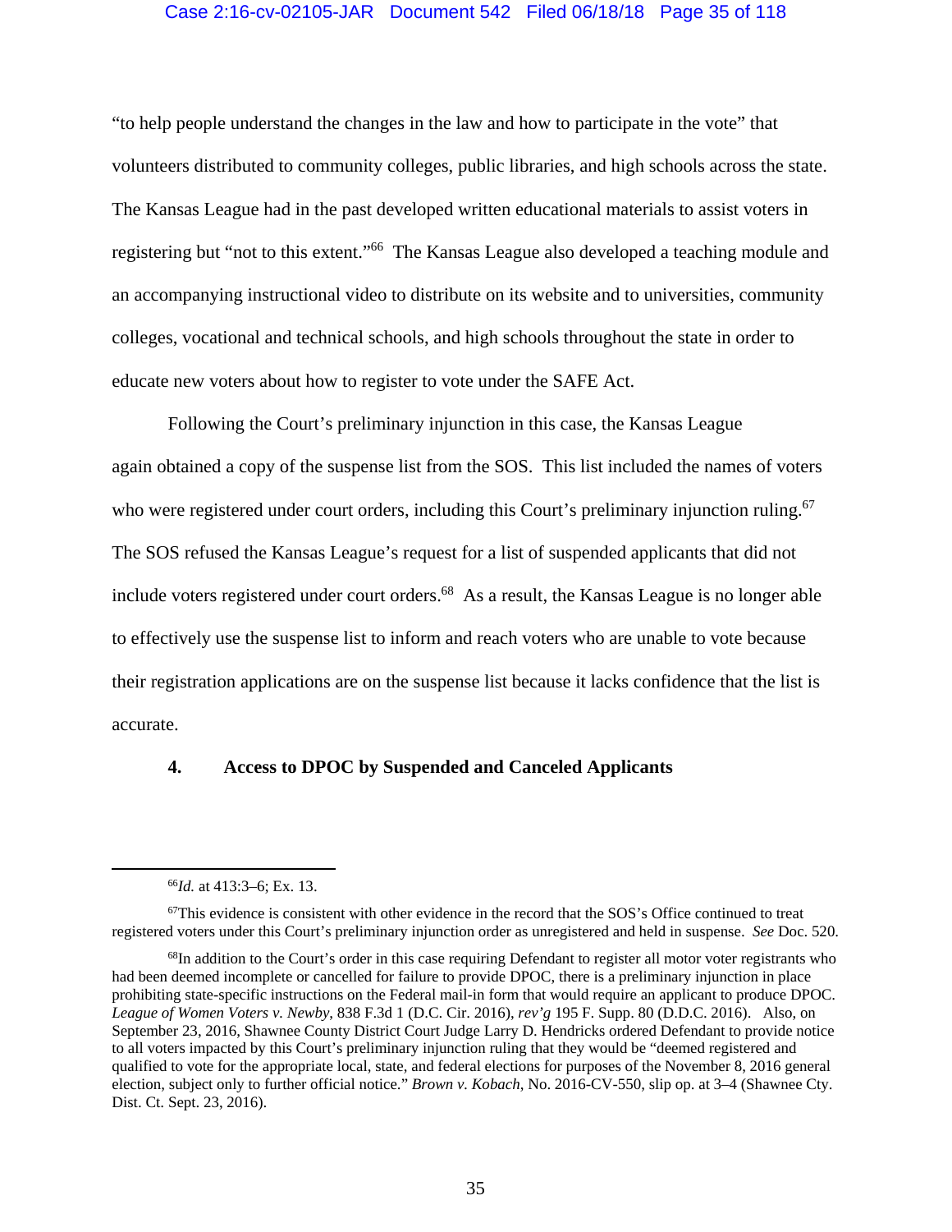"to help people understand the changes in the law and how to participate in the vote" that volunteers distributed to community colleges, public libraries, and high schools across the state. The Kansas League had in the past developed written educational materials to assist voters in registering but "not to this extent."[66] The Kansas League also developed a teaching module and an accompanying instructional video to distribute on its website and to universities, community colleges, vocational and technical schools, and high schools throughout the state in order to educate new voters about how to register to vote under the SAFE Act.

Following the Court's preliminary injunction in this case, the Kansas League again obtained a copy of the suspense list from the SOS. This list included the names of voters who were registered under court orders, including this Court's preliminary injunction ruling.[67] The SOS refused the Kansas League's request for a list of suspended applicants that did not include voters registered under court orders.[68] As a result, the Kansas League is no longer able to effectively use the suspense list to inform and reach voters who are unable to vote because their registration applications are on the suspense list because it lacks confidence that the list is accurate.

#### 4. Access to DPOC by Suspended and Canceled Applicants

---

[66] *Id.* at 413:3–6; Ex. 13.

[67] This evidence is consistent with other evidence in the record that the SOS's Office continued to treat registered voters under this Court's preliminary injunction order as unregistered and held in suspense. *See* Doc. 520.

[68] In addition to the Court's order in this case requiring Defendant to register all motor voter registrants who had been deemed incomplete or cancelled for failure to provide DPOC, there is a preliminary injunction in place prohibiting state-specific instructions on the Federal mail-in form that would require an applicant to produce DPOC. *League of Women Voters v. Newby*, 838 F.3d 1 (D.C. Cir. 2016), *rev'g* 195 F. Supp. 80 (D.D.C. 2016). Also, on September 23, 2016, Shawnee County District Court Judge Larry D. Hendricks ordered Defendant to provide notice to all voters impacted by this Court's preliminary injunction ruling that they would be "deemed registered and qualified to vote for the appropriate local, state, and federal elections for purposes of the November 8, 2016 general election, subject only to further official notice." *Brown v. Kobach*, No. 2016-CV-550, slip op. at 3–4 (Shawnee Cty. Dist. Ct. Sept. 23, 2016).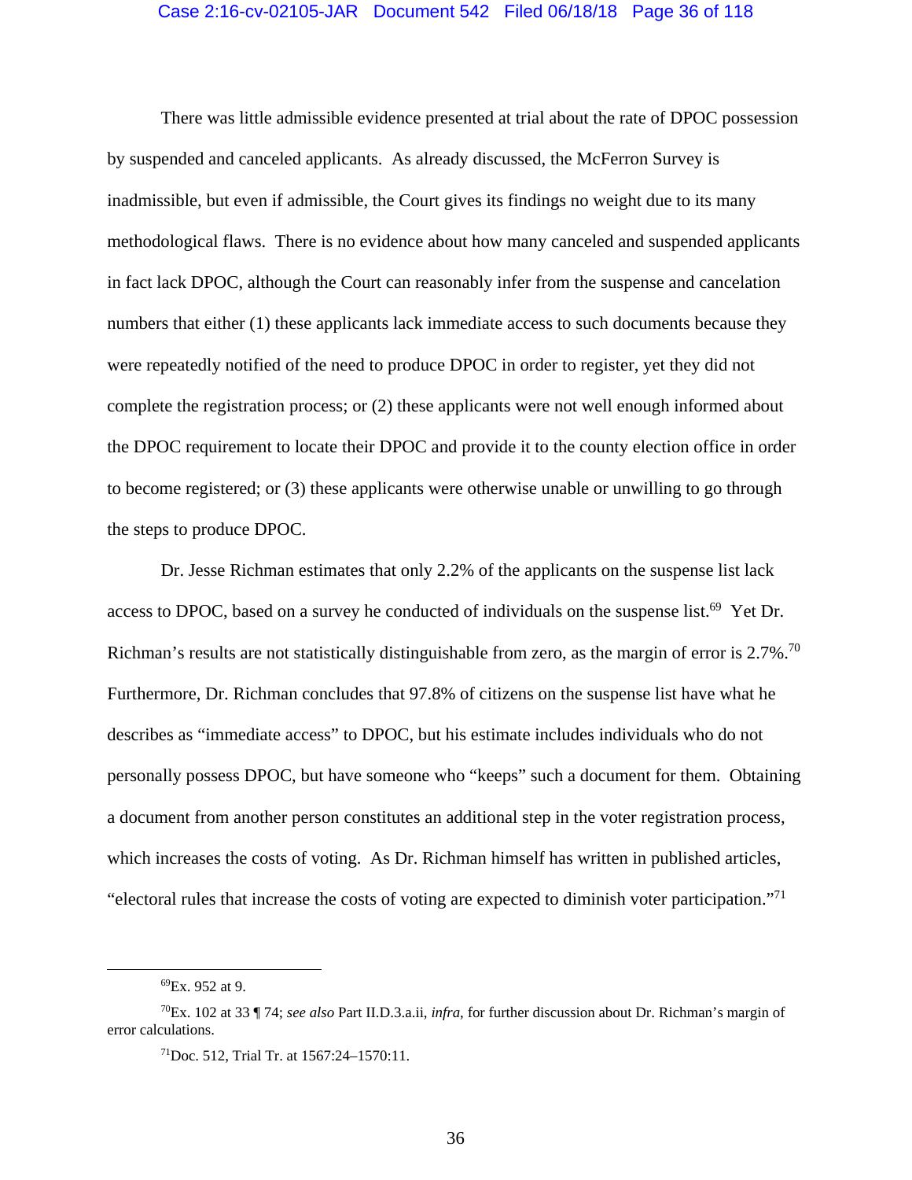There was little admissible evidence presented at trial about the rate of DPOC possession by suspended and canceled applicants. As already discussed, the McFerron Survey is inadmissible, but even if admissible, the Court gives its findings no weight due to its many methodological flaws. There is no evidence about how many canceled and suspended applicants in fact lack DPOC, although the Court can reasonably infer from the suspense and cancelation numbers that either (1) these applicants lack immediate access to such documents because they were repeatedly notified of the need to produce DPOC in order to register, yet they did not complete the registration process; or (2) these applicants were not well enough informed about the DPOC requirement to locate their DPOC and provide it to the county election office in order to become registered; or (3) these applicants were otherwise unable or unwilling to go through the steps to produce DPOC.

Dr. Jesse Richman estimates that only 2.2% of the applicants on the suspense list lack access to DPOC, based on a survey he conducted of individuals on the suspense list.[69] Yet Dr. Richman's results are not statistically distinguishable from zero, as the margin of error is 2.7%.[70] Furthermore, Dr. Richman concludes that 97.8% of citizens on the suspense list have what he describes as "immediate access" to DPOC, but his estimate includes individuals who do not personally possess DPOC, but have someone who "keeps" such a document for them. Obtaining a document from another person constitutes an additional step in the voter registration process, which increases the costs of voting. As Dr. Richman himself has written in published articles, "electoral rules that increase the costs of voting are expected to diminish voter participation."[71]

---

[69]Ex. 952 at 9.

[70]Ex. 102 at 33 ¶ 74; *see also* Part II.D.3.a.ii, *infra*, for further discussion about Dr. Richman's margin of error calculations.

[71]Doc. 512, Trial Tr. at 1567:24–1570:11.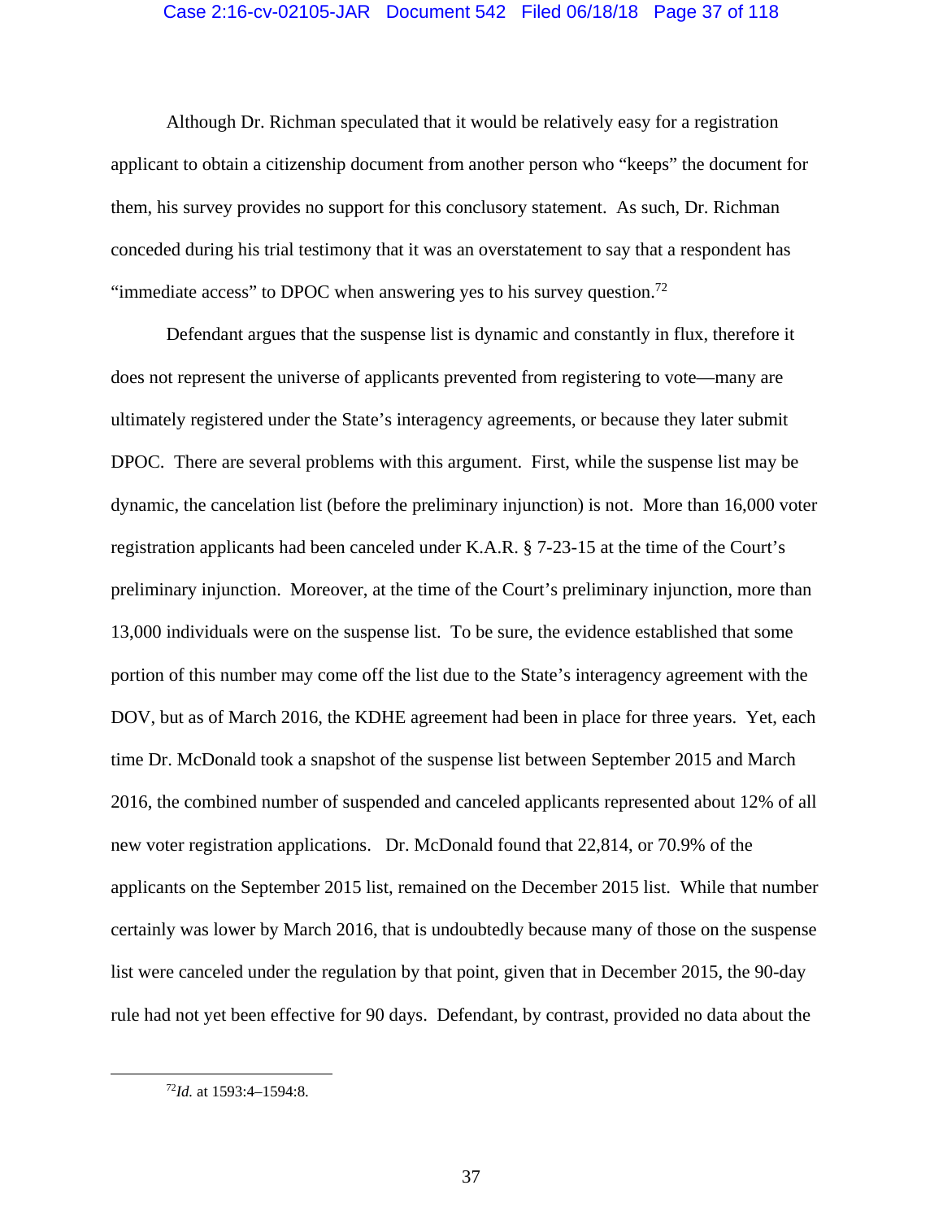Although Dr. Richman speculated that it would be relatively easy for a registration applicant to obtain a citizenship document from another person who "keeps" the document for them, his survey provides no support for this conclusory statement. As such, Dr. Richman conceded during his trial testimony that it was an overstatement to say that a respondent has "immediate access" to DPOC when answering yes to his survey question.[72]

Defendant argues that the suspense list is dynamic and constantly in flux, therefore it does not represent the universe of applicants prevented from registering to vote—many are ultimately registered under the State's interagency agreements, or because they later submit DPOC. There are several problems with this argument. First, while the suspense list may be dynamic, the cancelation list (before the preliminary injunction) is not. More than 16,000 voter registration applicants had been canceled under K.A.R. § 7-23-15 at the time of the Court's preliminary injunction. Moreover, at the time of the Court's preliminary injunction, more than 13,000 individuals were on the suspense list. To be sure, the evidence established that some portion of this number may come off the list due to the State's interagency agreement with the DOV, but as of March 2016, the KDHE agreement had been in place for three years. Yet, each time Dr. McDonald took a snapshot of the suspense list between September 2015 and March 2016, the combined number of suspended and canceled applicants represented about 12% of all new voter registration applications. Dr. McDonald found that 22,814, or 70.9% of the applicants on the September 2015 list, remained on the December 2015 list. While that number certainly was lower by March 2016, that is undoubtedly because many of those on the suspense list were canceled under the regulation by that point, given that in December 2015, the 90-day rule had not yet been effective for 90 days. Defendant, by contrast, provided no data about the

---

[72] *Id.* at 1593:4–1594:8.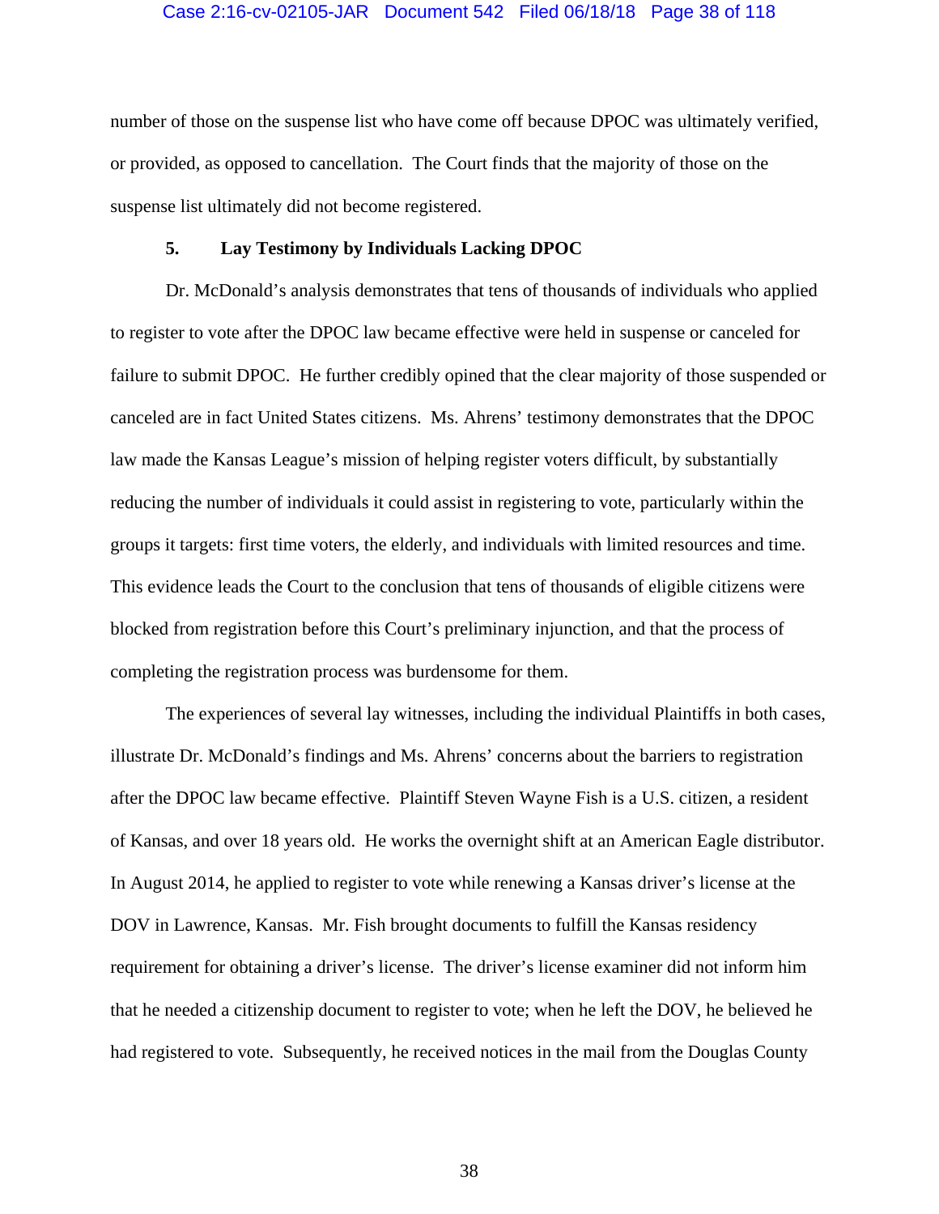number of those on the suspense list who have come off because DPOC was ultimately verified, or provided, as opposed to cancellation. The Court finds that the majority of those on the suspense list ultimately did not become registered.

### 5. Lay Testimony by Individuals Lacking DPOC

Dr. McDonald's analysis demonstrates that tens of thousands of individuals who applied to register to vote after the DPOC law became effective were held in suspense or canceled for failure to submit DPOC. He further credibly opined that the clear majority of those suspended or canceled are in fact United States citizens. Ms. Ahrens' testimony demonstrates that the DPOC law made the Kansas League's mission of helping register voters difficult, by substantially reducing the number of individuals it could assist in registering to vote, particularly within the groups it targets: first time voters, the elderly, and individuals with limited resources and time. This evidence leads the Court to the conclusion that tens of thousands of eligible citizens were blocked from registration before this Court's preliminary injunction, and that the process of completing the registration process was burdensome for them.

The experiences of several lay witnesses, including the individual Plaintiffs in both cases, illustrate Dr. McDonald's findings and Ms. Ahrens' concerns about the barriers to registration after the DPOC law became effective. Plaintiff Steven Wayne Fish is a U.S. citizen, a resident of Kansas, and over 18 years old. He works the overnight shift at an American Eagle distributor. In August 2014, he applied to register to vote while renewing a Kansas driver's license at the DOV in Lawrence, Kansas. Mr. Fish brought documents to fulfill the Kansas residency requirement for obtaining a driver's license. The driver's license examiner did not inform him that he needed a citizenship document to register to vote; when he left the DOV, he believed he had registered to vote. Subsequently, he received notices in the mail from the Douglas County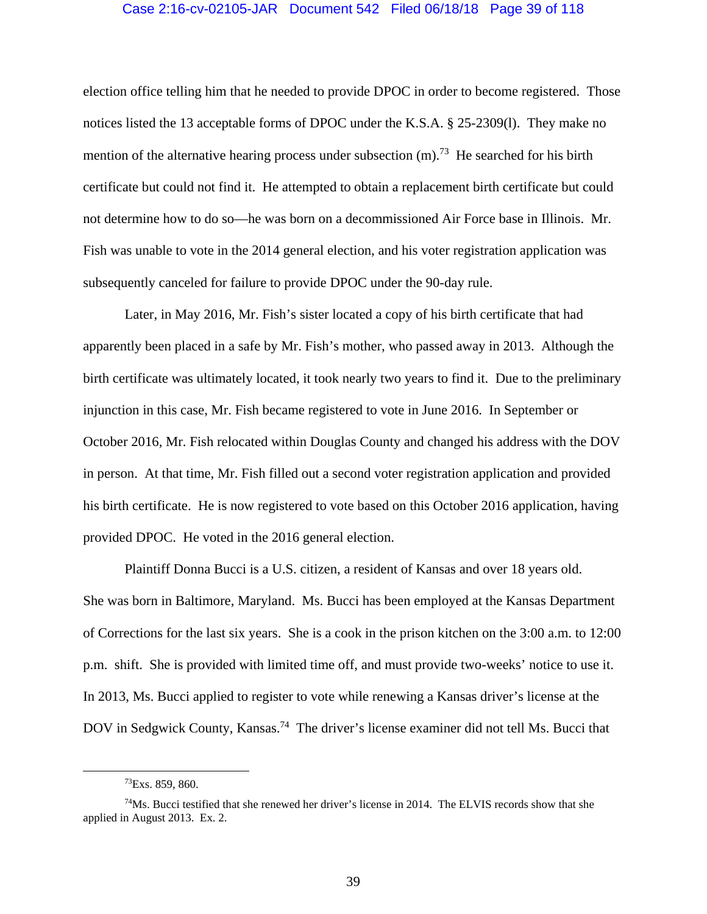election office telling him that he needed to provide DPOC in order to become registered. Those notices listed the 13 acceptable forms of DPOC under the K.S.A. § 25-2309(l). They make no mention of the alternative hearing process under subsection (m).[73] He searched for his birth certificate but could not find it. He attempted to obtain a replacement birth certificate but could not determine how to do so—he was born on a decommissioned Air Force base in Illinois. Mr. Fish was unable to vote in the 2014 general election, and his voter registration application was subsequently canceled for failure to provide DPOC under the 90-day rule.

Later, in May 2016, Mr. Fish's sister located a copy of his birth certificate that had apparently been placed in a safe by Mr. Fish's mother, who passed away in 2013. Although the birth certificate was ultimately located, it took nearly two years to find it. Due to the preliminary injunction in this case, Mr. Fish became registered to vote in June 2016. In September or October 2016, Mr. Fish relocated within Douglas County and changed his address with the DOV in person. At that time, Mr. Fish filled out a second voter registration application and provided his birth certificate. He is now registered to vote based on this October 2016 application, having provided DPOC. He voted in the 2016 general election.

Plaintiff Donna Bucci is a U.S. citizen, a resident of Kansas and over 18 years old. She was born in Baltimore, Maryland. Ms. Bucci has been employed at the Kansas Department of Corrections for the last six years. She is a cook in the prison kitchen on the 3:00 a.m. to 12:00 p.m. shift. She is provided with limited time off, and must provide two-weeks' notice to use it. In 2013, Ms. Bucci applied to register to vote while renewing a Kansas driver's license at the DOV in Sedgwick County, Kansas.[74] The driver's license examiner did not tell Ms. Bucci that

---

[73] Exs. 859, 860.

[74] Ms. Bucci testified that she renewed her driver's license in 2014. The ELVIS records show that she applied in August 2013. Ex. 2.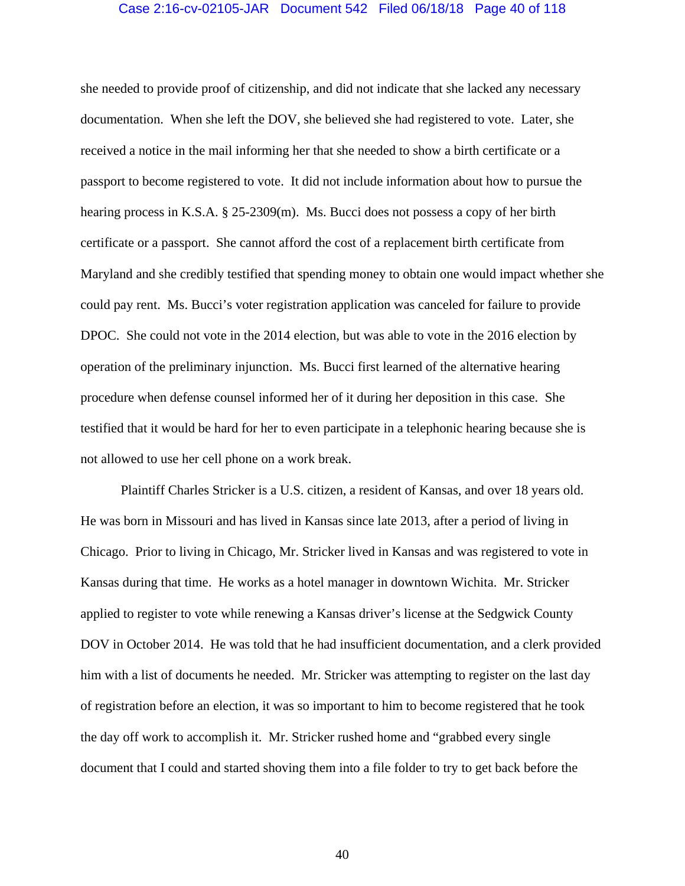she needed to provide proof of citizenship, and did not indicate that she lacked any necessary documentation. When she left the DOV, she believed she had registered to vote. Later, she received a notice in the mail informing her that she needed to show a birth certificate or a passport to become registered to vote. It did not include information about how to pursue the hearing process in K.S.A. § 25-2309(m). Ms. Bucci does not possess a copy of her birth certificate or a passport. She cannot afford the cost of a replacement birth certificate from Maryland and she credibly testified that spending money to obtain one would impact whether she could pay rent. Ms. Bucci's voter registration application was canceled for failure to provide DPOC. She could not vote in the 2014 election, but was able to vote in the 2016 election by operation of the preliminary injunction. Ms. Bucci first learned of the alternative hearing procedure when defense counsel informed her of it during her deposition in this case. She testified that it would be hard for her to even participate in a telephonic hearing because she is not allowed to use her cell phone on a work break.

Plaintiff Charles Stricker is a U.S. citizen, a resident of Kansas, and over 18 years old. He was born in Missouri and has lived in Kansas since late 2013, after a period of living in Chicago. Prior to living in Chicago, Mr. Stricker lived in Kansas and was registered to vote in Kansas during that time. He works as a hotel manager in downtown Wichita. Mr. Stricker applied to register to vote while renewing a Kansas driver's license at the Sedgwick County DOV in October 2014. He was told that he had insufficient documentation, and a clerk provided him with a list of documents he needed. Mr. Stricker was attempting to register on the last day of registration before an election, it was so important to him to become registered that he took the day off work to accomplish it. Mr. Stricker rushed home and "grabbed every single document that I could and started shoving them into a file folder to try to get back before the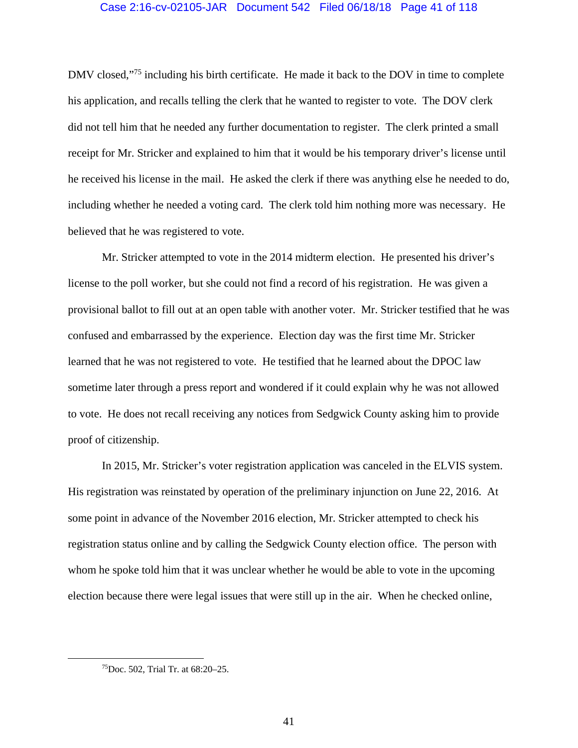DMV closed,"[75] including his birth certificate. He made it back to the DOV in time to complete his application, and recalls telling the clerk that he wanted to register to vote. The DOV clerk did not tell him that he needed any further documentation to register. The clerk printed a small receipt for Mr. Stricker and explained to him that it would be his temporary driver's license until he received his license in the mail. He asked the clerk if there was anything else he needed to do, including whether he needed a voting card. The clerk told him nothing more was necessary. He believed that he was registered to vote.

Mr. Stricker attempted to vote in the 2014 midterm election. He presented his driver's license to the poll worker, but she could not find a record of his registration. He was given a provisional ballot to fill out at an open table with another voter. Mr. Stricker testified that he was confused and embarrassed by the experience. Election day was the first time Mr. Stricker learned that he was not registered to vote. He testified that he learned about the DPOC law sometime later through a press report and wondered if it could explain why he was not allowed to vote. He does not recall receiving any notices from Sedgwick County asking him to provide proof of citizenship.

In 2015, Mr. Stricker's voter registration application was canceled in the ELVIS system. His registration was reinstated by operation of the preliminary injunction on June 22, 2016. At some point in advance of the November 2016 election, Mr. Stricker attempted to check his registration status online and by calling the Sedgwick County election office. The person with whom he spoke told him that it was unclear whether he would be able to vote in the upcoming election because there were legal issues that were still up in the air. When he checked online,

---

[75] Doc. 502, Trial Tr. at 68:20–25.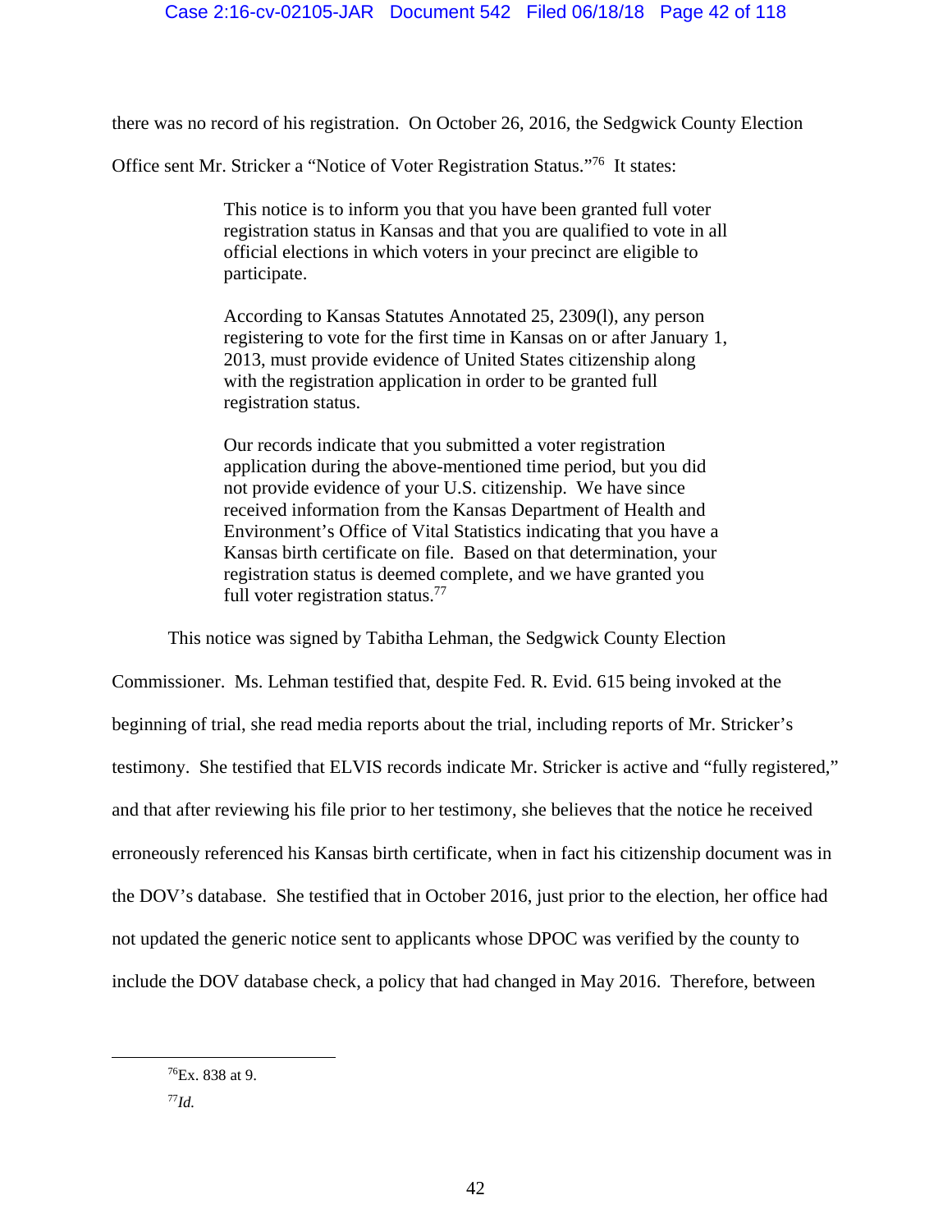there was no record of his registration. On October 26, 2016, the Sedgwick County Election Office sent Mr. Stricker a "Notice of Voter Registration Status."[76] It states:

> This notice is to inform you that you have been granted full voter registration status in Kansas and that you are qualified to vote in all official elections in which voters in your precinct are eligible to participate.
>
> According to Kansas Statutes Annotated 25, 2309(l), any person registering to vote for the first time in Kansas on or after January 1, 2013, must provide evidence of United States citizenship along with the registration application in order to be granted full registration status.
>
> Our records indicate that you submitted a voter registration application during the above-mentioned time period, but you did not provide evidence of your U.S. citizenship. We have since received information from the Kansas Department of Health and Environment's Office of Vital Statistics indicating that you have a Kansas birth certificate on file. Based on that determination, your registration status is deemed complete, and we have granted you full voter registration status.[77]

This notice was signed by Tabitha Lehman, the Sedgwick County Election Commissioner. Ms. Lehman testified that, despite Fed. R. Evid. 615 being invoked at the beginning of trial, she read media reports about the trial, including reports of Mr. Stricker's testimony. She testified that ELVIS records indicate Mr. Stricker is active and "fully registered," and that after reviewing his file prior to her testimony, she believes that the notice he received erroneously referenced his Kansas birth certificate, when in fact his citizenship document was in the DOV's database. She testified that in October 2016, just prior to the election, her office had not updated the generic notice sent to applicants whose DPOC was verified by the county to include the DOV database check, a policy that had changed in May 2016. Therefore, between

---

[76] Ex. 838 at 9.

[77] *Id.*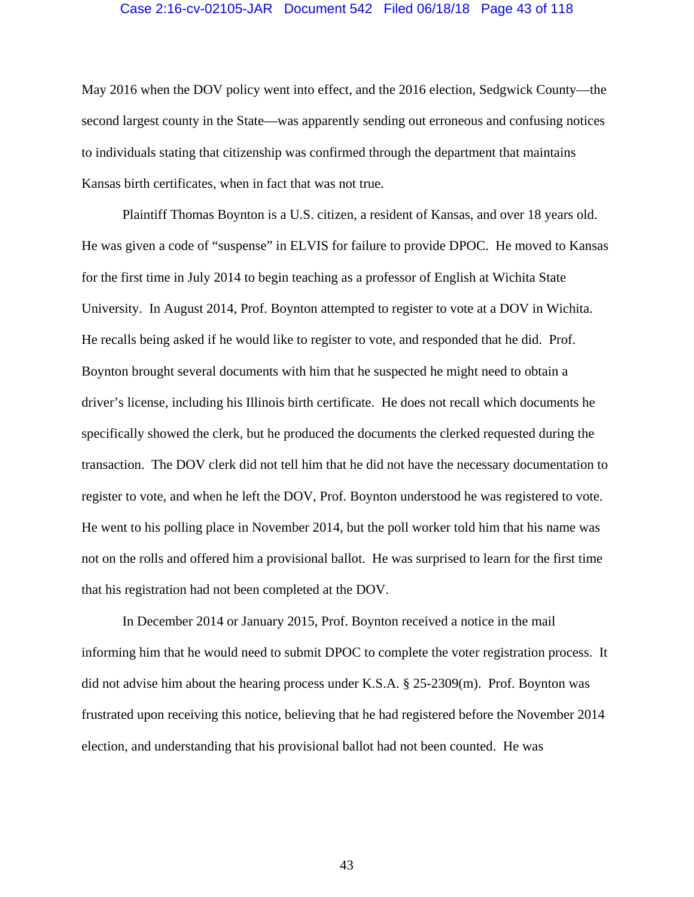May 2016 when the DOV policy went into effect, and the 2016 election, Sedgwick County—the second largest county in the State—was apparently sending out erroneous and confusing notices to individuals stating that citizenship was confirmed through the department that maintains Kansas birth certificates, when in fact that was not true.

Plaintiff Thomas Boynton is a U.S. citizen, a resident of Kansas, and over 18 years old. He was given a code of "suspense" in ELVIS for failure to provide DPOC. He moved to Kansas for the first time in July 2014 to begin teaching as a professor of English at Wichita State University. In August 2014, Prof. Boynton attempted to register to vote at a DOV in Wichita. He recalls being asked if he would like to register to vote, and responded that he did. Prof. Boynton brought several documents with him that he suspected he might need to obtain a driver's license, including his Illinois birth certificate. He does not recall which documents he specifically showed the clerk, but he produced the documents the clerked requested during the transaction. The DOV clerk did not tell him that he did not have the necessary documentation to register to vote, and when he left the DOV, Prof. Boynton understood he was registered to vote. He went to his polling place in November 2014, but the poll worker told him that his name was not on the rolls and offered him a provisional ballot. He was surprised to learn for the first time that his registration had not been completed at the DOV.

In December 2014 or January 2015, Prof. Boynton received a notice in the mail informing him that he would need to submit DPOC to complete the voter registration process. It did not advise him about the hearing process under K.S.A. § 25-2309(m). Prof. Boynton was frustrated upon receiving this notice, believing that he had registered before the November 2014 election, and understanding that his provisional ballot had not been counted. He was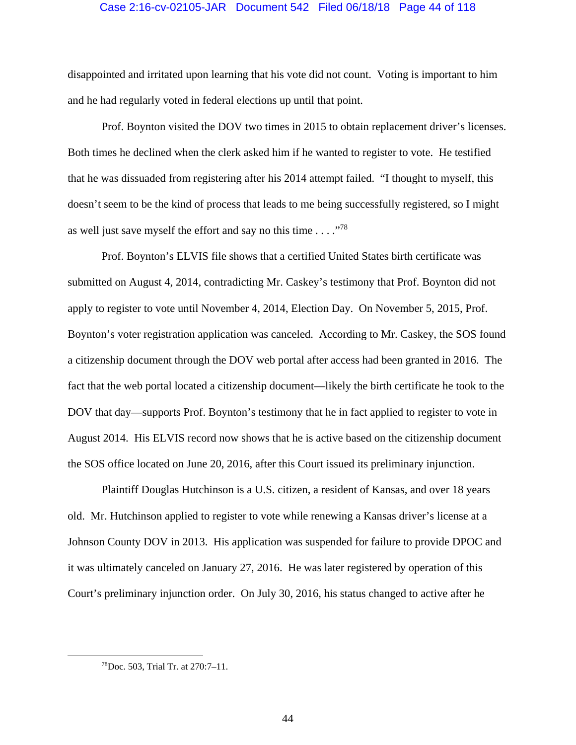disappointed and irritated upon learning that his vote did not count. Voting is important to him and he had regularly voted in federal elections up until that point.

Prof. Boynton visited the DOV two times in 2015 to obtain replacement driver's licenses. Both times he declined when the clerk asked him if he wanted to register to vote. He testified that he was dissuaded from registering after his 2014 attempt failed. "I thought to myself, this doesn't seem to be the kind of process that leads to me being successfully registered, so I might as well just save myself the effort and say no this time . . . ."[78]

Prof. Boynton's ELVIS file shows that a certified United States birth certificate was submitted on August 4, 2014, contradicting Mr. Caskey's testimony that Prof. Boynton did not apply to register to vote until November 4, 2014, Election Day. On November 5, 2015, Prof. Boynton's voter registration application was canceled. According to Mr. Caskey, the SOS found a citizenship document through the DOV web portal after access had been granted in 2016. The fact that the web portal located a citizenship document—likely the birth certificate he took to the DOV that day—supports Prof. Boynton's testimony that he in fact applied to register to vote in August 2014. His ELVIS record now shows that he is active based on the citizenship document the SOS office located on June 20, 2016, after this Court issued its preliminary injunction.

Plaintiff Douglas Hutchinson is a U.S. citizen, a resident of Kansas, and over 18 years old. Mr. Hutchinson applied to register to vote while renewing a Kansas driver's license at a Johnson County DOV in 2013. His application was suspended for failure to provide DPOC and it was ultimately canceled on January 27, 2016. He was later registered by operation of this Court's preliminary injunction order. On July 30, 2016, his status changed to active after he

[78] Doc. 503, Trial Tr. at 270:7–11.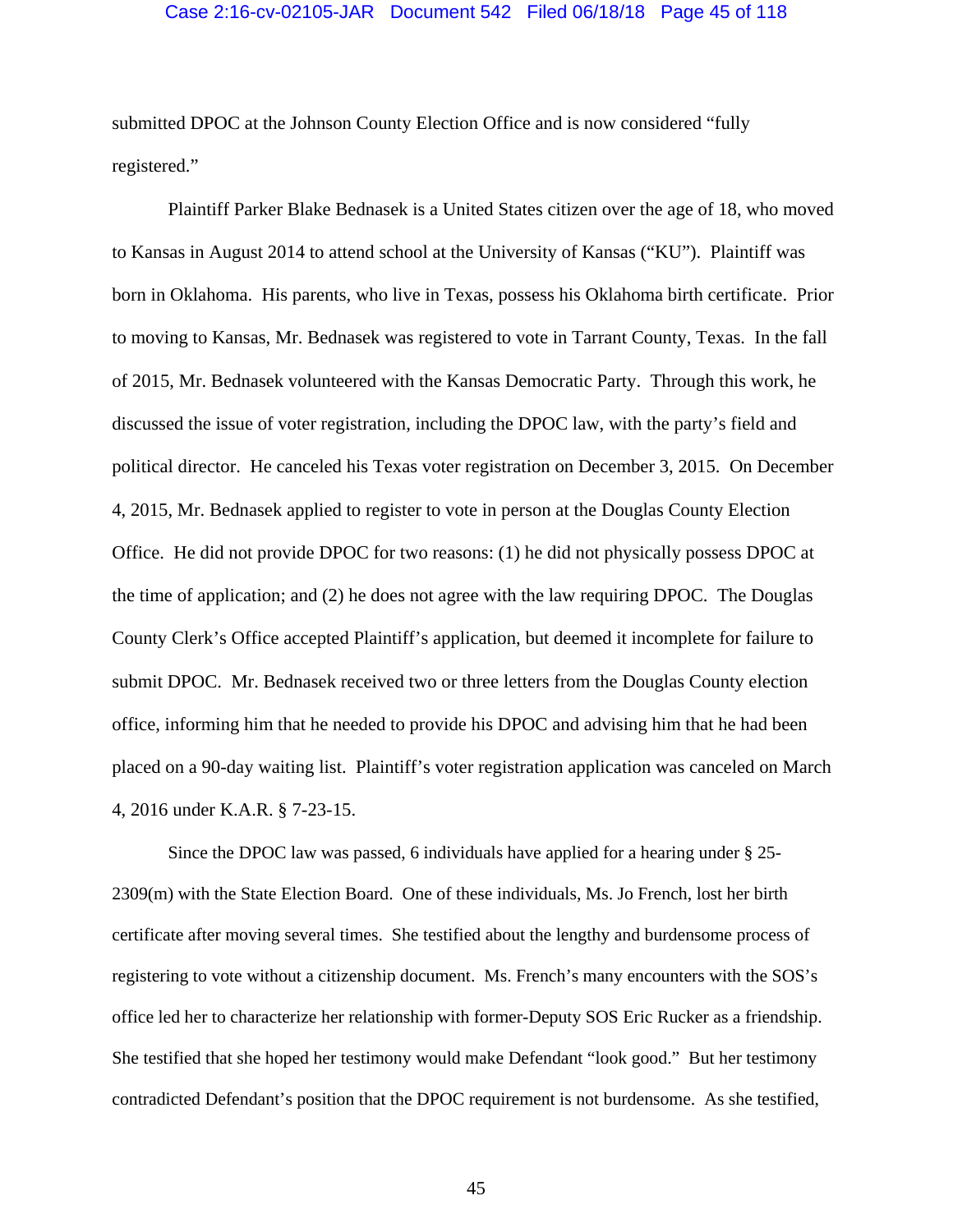submitted DPOC at the Johnson County Election Office and is now considered "fully registered."

Plaintiff Parker Blake Bednasek is a United States citizen over the age of 18, who moved to Kansas in August 2014 to attend school at the University of Kansas ("KU"). Plaintiff was born in Oklahoma. His parents, who live in Texas, possess his Oklahoma birth certificate. Prior to moving to Kansas, Mr. Bednasek was registered to vote in Tarrant County, Texas. In the fall of 2015, Mr. Bednasek volunteered with the Kansas Democratic Party. Through this work, he discussed the issue of voter registration, including the DPOC law, with the party's field and political director. He canceled his Texas voter registration on December 3, 2015. On December 4, 2015, Mr. Bednasek applied to register to vote in person at the Douglas County Election Office. He did not provide DPOC for two reasons: (1) he did not physically possess DPOC at the time of application; and (2) he does not agree with the law requiring DPOC. The Douglas County Clerk's Office accepted Plaintiff's application, but deemed it incomplete for failure to submit DPOC. Mr. Bednasek received two or three letters from the Douglas County election office, informing him that he needed to provide his DPOC and advising him that he had been placed on a 90-day waiting list. Plaintiff's voter registration application was canceled on March 4, 2016 under K.A.R. § 7-23-15.

Since the DPOC law was passed, 6 individuals have applied for a hearing under § 25-2309(m) with the State Election Board. One of these individuals, Ms. Jo French, lost her birth certificate after moving several times. She testified about the lengthy and burdensome process of registering to vote without a citizenship document. Ms. French's many encounters with the SOS's office led her to characterize her relationship with former-Deputy SOS Eric Rucker as a friendship. She testified that she hoped her testimony would make Defendant "look good." But her testimony contradicted Defendant's position that the DPOC requirement is not burdensome. As she testified,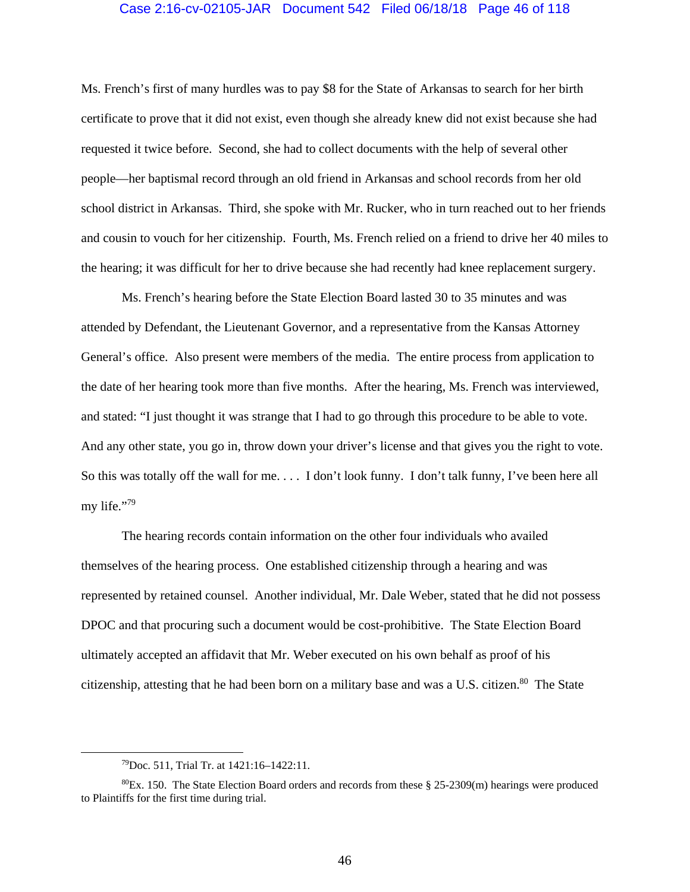Ms. French's first of many hurdles was to pay $8 for the State of Arkansas to search for her birth certificate to prove that it did not exist, even though she already knew did not exist because she had requested it twice before. Second, she had to collect documents with the help of several other people—her baptismal record through an old friend in Arkansas and school records from her old school district in Arkansas. Third, she spoke with Mr. Rucker, who in turn reached out to her friends and cousin to vouch for her citizenship. Fourth, Ms. French relied on a friend to drive her 40 miles to the hearing; it was difficult for her to drive because she had recently had knee replacement surgery.

Ms. French's hearing before the State Election Board lasted 30 to 35 minutes and was attended by Defendant, the Lieutenant Governor, and a representative from the Kansas Attorney General's office. Also present were members of the media. The entire process from application to the date of her hearing took more than five months. After the hearing, Ms. French was interviewed, and stated: "I just thought it was strange that I had to go through this procedure to be able to vote. And any other state, you go in, throw down your driver's license and that gives you the right to vote. So this was totally off the wall for me. . . . I don't look funny. I don't talk funny, I've been here all my life."[79]

The hearing records contain information on the other four individuals who availed themselves of the hearing process. One established citizenship through a hearing and was represented by retained counsel. Another individual, Mr. Dale Weber, stated that he did not possess DPOC and that procuring such a document would be cost-prohibitive. The State Election Board ultimately accepted an affidavit that Mr. Weber executed on his own behalf as proof of his citizenship, attesting that he had been born on a military base and was a U.S. citizen.[80] The State

---

[79] Doc. 511, Trial Tr. at 1421:16–1422:11.

[80] Ex. 150. The State Election Board orders and records from these § 25-2309(m) hearings were produced to Plaintiffs for the first time during trial.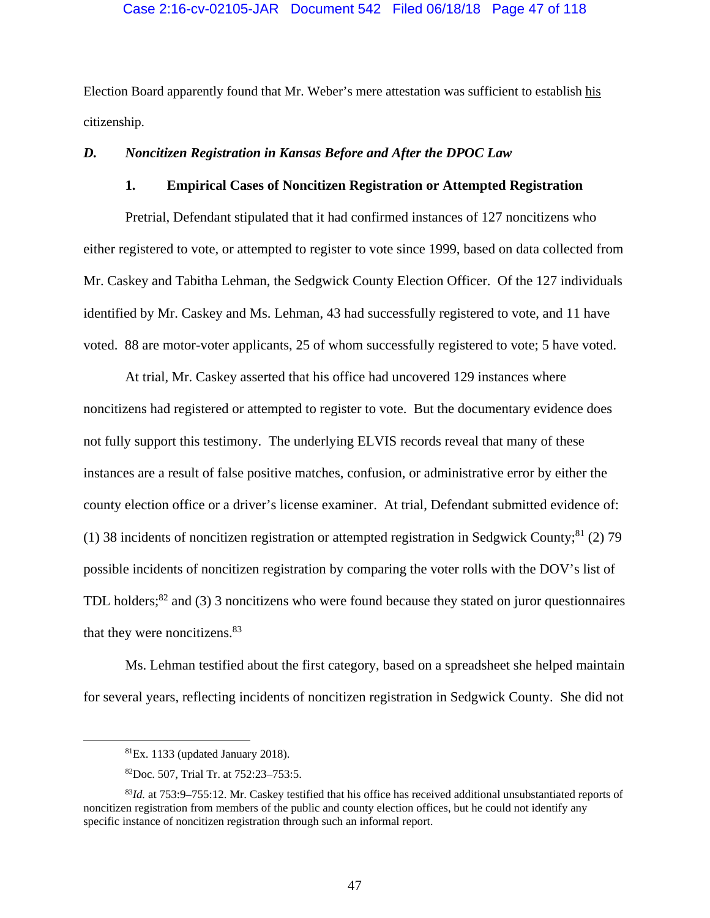Election Board apparently found that Mr. Weber's mere attestation was sufficient to establish <u>his</u> citizenship.

### *D. Noncitizen Registration in Kansas Before and After the DPOC Law*

#### 1. Empirical Cases of Noncitizen Registration or Attempted Registration

Pretrial, Defendant stipulated that it had confirmed instances of 127 noncitizens who either registered to vote, or attempted to register to vote since 1999, based on data collected from Mr. Caskey and Tabitha Lehman, the Sedgwick County Election Officer. Of the 127 individuals identified by Mr. Caskey and Ms. Lehman, 43 had successfully registered to vote, and 11 have voted. 88 are motor-voter applicants, 25 of whom successfully registered to vote; 5 have voted.

At trial, Mr. Caskey asserted that his office had uncovered 129 instances where noncitizens had registered or attempted to register to vote. But the documentary evidence does not fully support this testimony. The underlying ELVIS records reveal that many of these instances are a result of false positive matches, confusion, or administrative error by either the county election office or a driver's license examiner. At trial, Defendant submitted evidence of: (1) 38 incidents of noncitizen registration or attempted registration in Sedgwick County;[81] (2) 79 possible incidents of noncitizen registration by comparing the voter rolls with the DOV's list of TDL holders;[82] and (3) 3 noncitizens who were found because they stated on juror questionnaires that they were noncitizens.[83]

Ms. Lehman testified about the first category, based on a spreadsheet she helped maintain for several years, reflecting incidents of noncitizen registration in Sedgwick County. She did not

---

[81] Ex. 1133 (updated January 2018).

[82] Doc. 507, Trial Tr. at 752:23–753:5.

[83] *Id.* at 753:9–755:12. Mr. Caskey testified that his office has received additional unsubstantiated reports of noncitizen registration from members of the public and county election offices, but he could not identify any specific instance of noncitizen registration through such an informal report.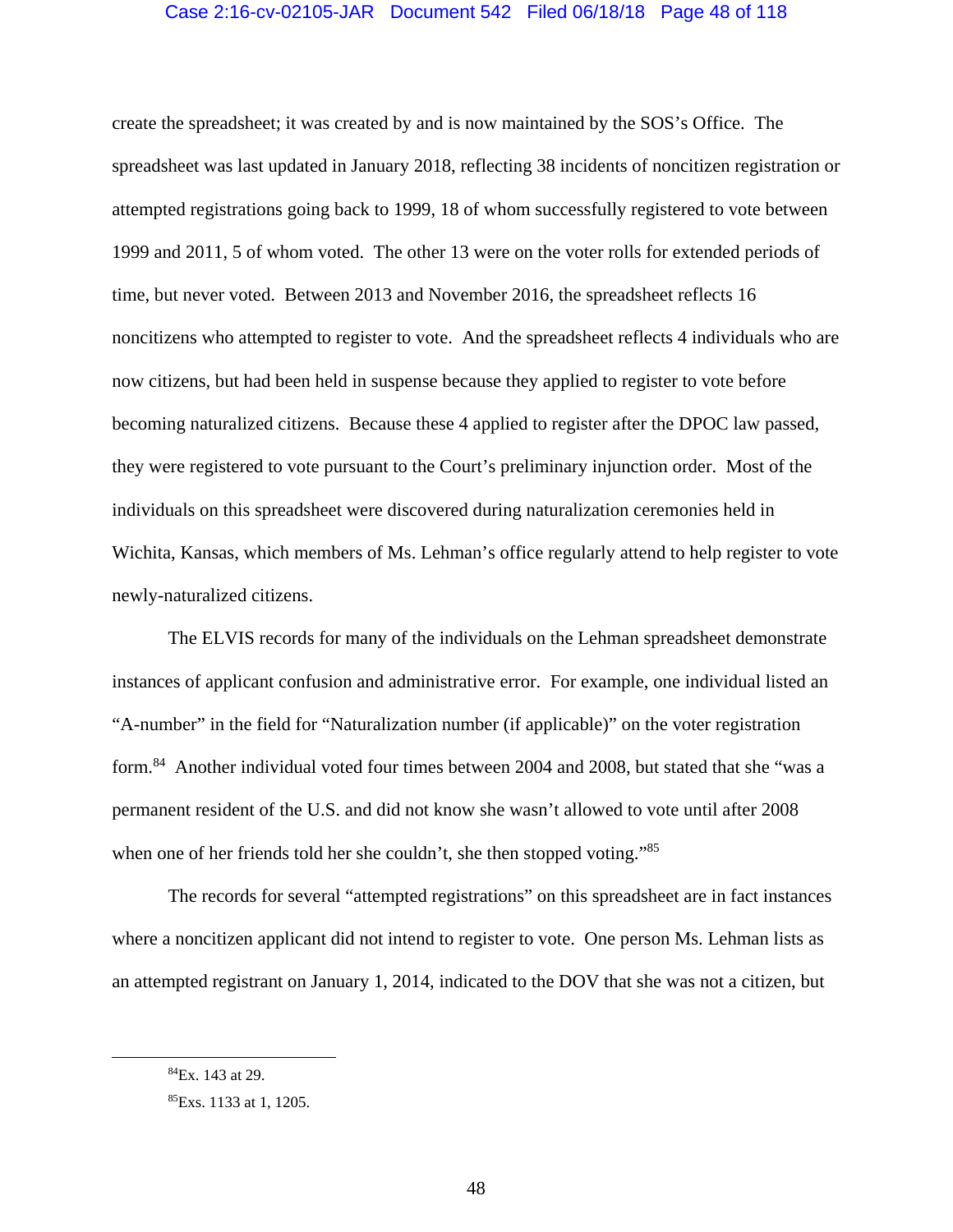create the spreadsheet; it was created by and is now maintained by the SOS's Office. The spreadsheet was last updated in January 2018, reflecting 38 incidents of noncitizen registration or attempted registrations going back to 1999, 18 of whom successfully registered to vote between 1999 and 2011, 5 of whom voted. The other 13 were on the voter rolls for extended periods of time, but never voted. Between 2013 and November 2016, the spreadsheet reflects 16 noncitizens who attempted to register to vote. And the spreadsheet reflects 4 individuals who are now citizens, but had been held in suspense because they applied to register to vote before becoming naturalized citizens. Because these 4 applied to register after the DPOC law passed, they were registered to vote pursuant to the Court's preliminary injunction order. Most of the individuals on this spreadsheet were discovered during naturalization ceremonies held in Wichita, Kansas, which members of Ms. Lehman's office regularly attend to help register to vote newly-naturalized citizens.

The ELVIS records for many of the individuals on the Lehman spreadsheet demonstrate instances of applicant confusion and administrative error. For example, one individual listed an "A-number" in the field for "Naturalization number (if applicable)" on the voter registration form.[84] Another individual voted four times between 2004 and 2008, but stated that she "was a permanent resident of the U.S. and did not know she wasn't allowed to vote until after 2008 when one of her friends told her she couldn't, she then stopped voting."[85]

The records for several "attempted registrations" on this spreadsheet are in fact instances where a noncitizen applicant did not intend to register to vote. One person Ms. Lehman lists as an attempted registrant on January 1, 2014, indicated to the DOV that she was not a citizen, but

---

[84] Ex. 143 at 29.

[85] Exs. 1133 at 1, 1205.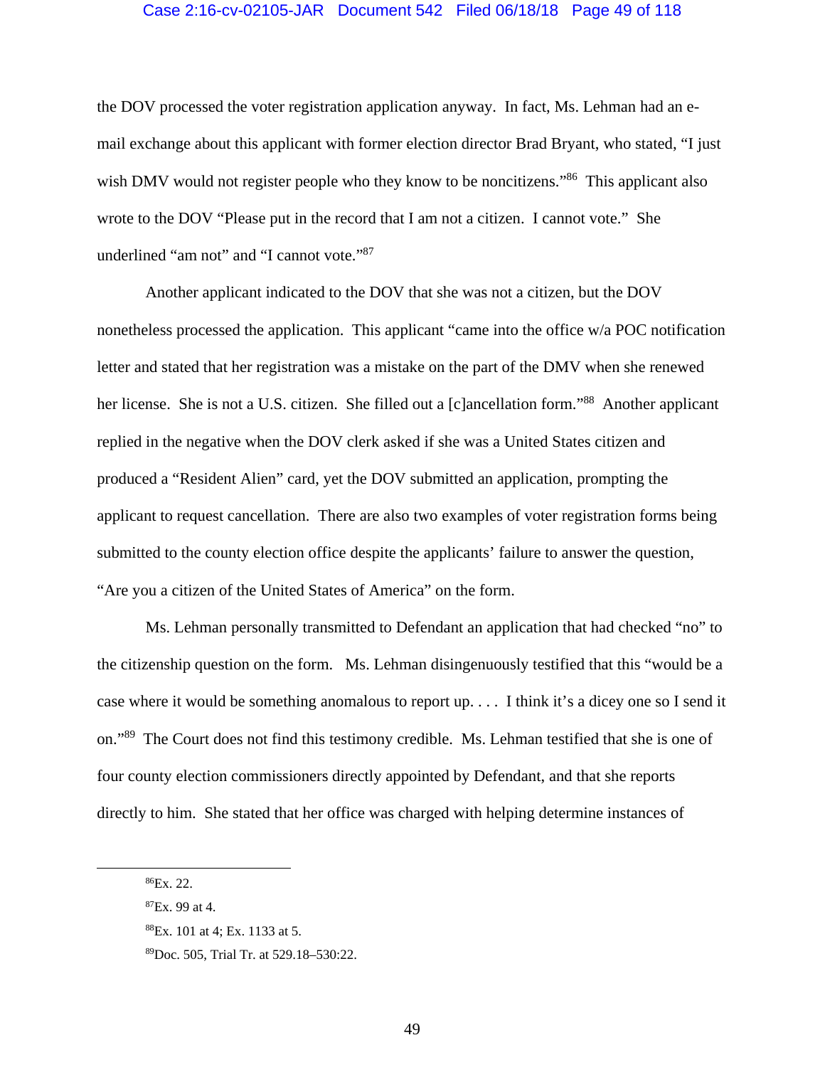the DOV processed the voter registration application anyway. In fact, Ms. Lehman had an e-mail exchange about this applicant with former election director Brad Bryant, who stated, "I just wish DMV would not register people who they know to be noncitizens."[86] This applicant also wrote to the DOV "Please put in the record that I am not a citizen. I cannot vote." She underlined "am not" and "I cannot vote."[87]

Another applicant indicated to the DOV that she was not a citizen, but the DOV nonetheless processed the application. This applicant "came into the office w/a POC notification letter and stated that her registration was a mistake on the part of the DMV when she renewed her license. She is not a U.S. citizen. She filled out a [c]ancellation form."[88] Another applicant replied in the negative when the DOV clerk asked if she was a United States citizen and produced a "Resident Alien" card, yet the DOV submitted an application, prompting the applicant to request cancellation. There are also two examples of voter registration forms being submitted to the county election office despite the applicants' failure to answer the question, "Are you a citizen of the United States of America" on the form.

Ms. Lehman personally transmitted to Defendant an application that had checked "no" to the citizenship question on the form. Ms. Lehman disingenuously testified that this "would be a case where it would be something anomalous to report up. . . . I think it's a dicey one so I send it on."[89] The Court does not find this testimony credible. Ms. Lehman testified that she is one of four county election commissioners directly appointed by Defendant, and that she reports directly to him. She stated that her office was charged with helping determine instances of

---

[86] Ex. 22.

[87] Ex. 99 at 4.

[88] Ex. 101 at 4; Ex. 1133 at 5.

[89] Doc. 505, Trial Tr. at 529.18–530:22.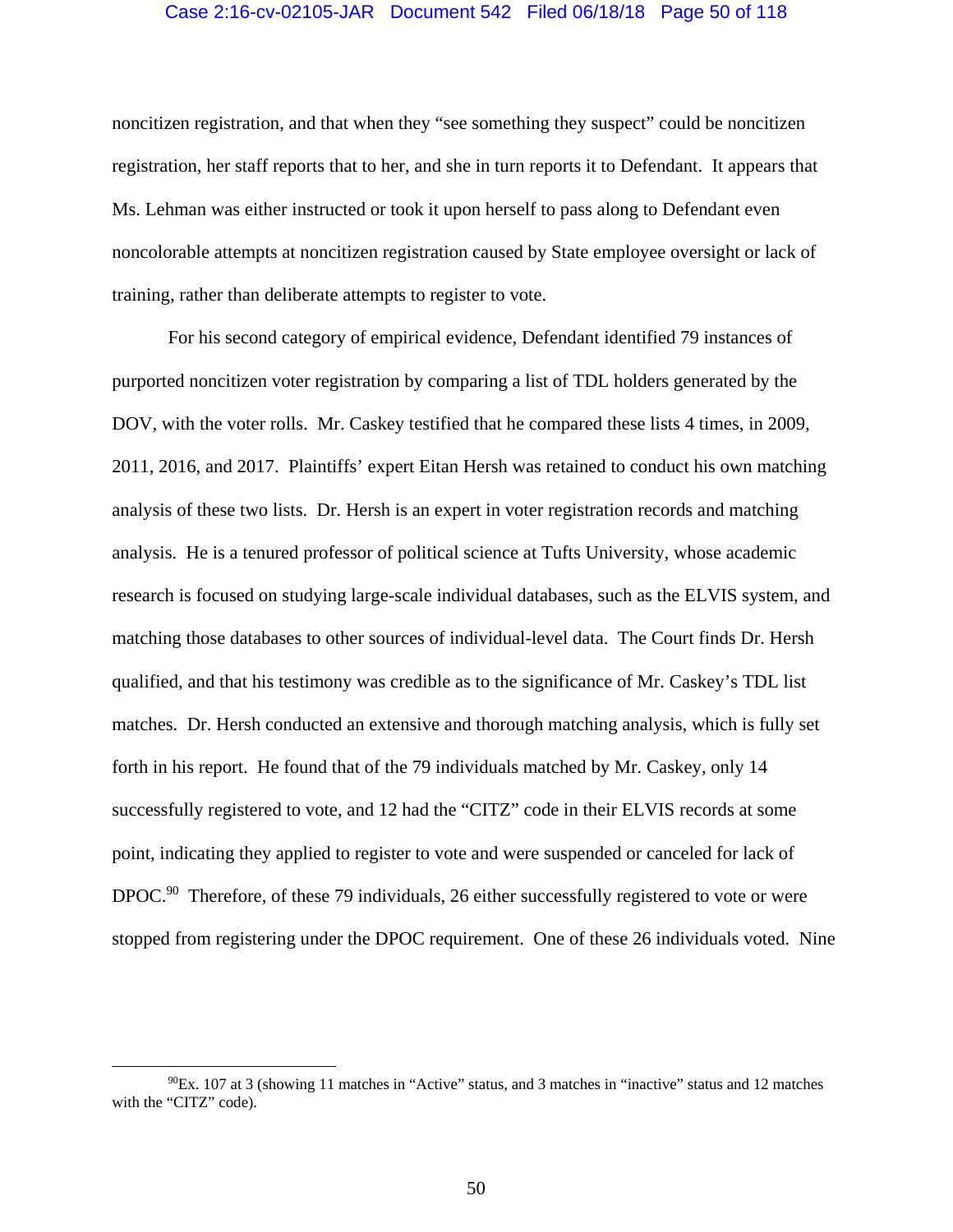noncitizen registration, and that when they "see something they suspect" could be noncitizen registration, her staff reports that to her, and she in turn reports it to Defendant. It appears that Ms. Lehman was either instructed or took it upon herself to pass along to Defendant even noncolorable attempts at noncitizen registration caused by State employee oversight or lack of training, rather than deliberate attempts to register to vote.

For his second category of empirical evidence, Defendant identified 79 instances of purported noncitizen voter registration by comparing a list of TDL holders generated by the DOV, with the voter rolls. Mr. Caskey testified that he compared these lists 4 times, in 2009, 2011, 2016, and 2017. Plaintiffs' expert Eitan Hersh was retained to conduct his own matching analysis of these two lists. Dr. Hersh is an expert in voter registration records and matching analysis. He is a tenured professor of political science at Tufts University, whose academic research is focused on studying large-scale individual databases, such as the ELVIS system, and matching those databases to other sources of individual-level data. The Court finds Dr. Hersh qualified, and that his testimony was credible as to the significance of Mr. Caskey's TDL list matches. Dr. Hersh conducted an extensive and thorough matching analysis, which is fully set forth in his report. He found that of the 79 individuals matched by Mr. Caskey, only 14 successfully registered to vote, and 12 had the "CITZ" code in their ELVIS records at some point, indicating they applied to register to vote and were suspended or canceled for lack of DPOC.[90] Therefore, of these 79 individuals, 26 either successfully registered to vote or were stopped from registering under the DPOC requirement. One of these 26 individuals voted. Nine

[90] Ex. 107 at 3 (showing 11 matches in "Active" status, and 3 matches in "inactive" status and 12 matches with the "CITZ" code).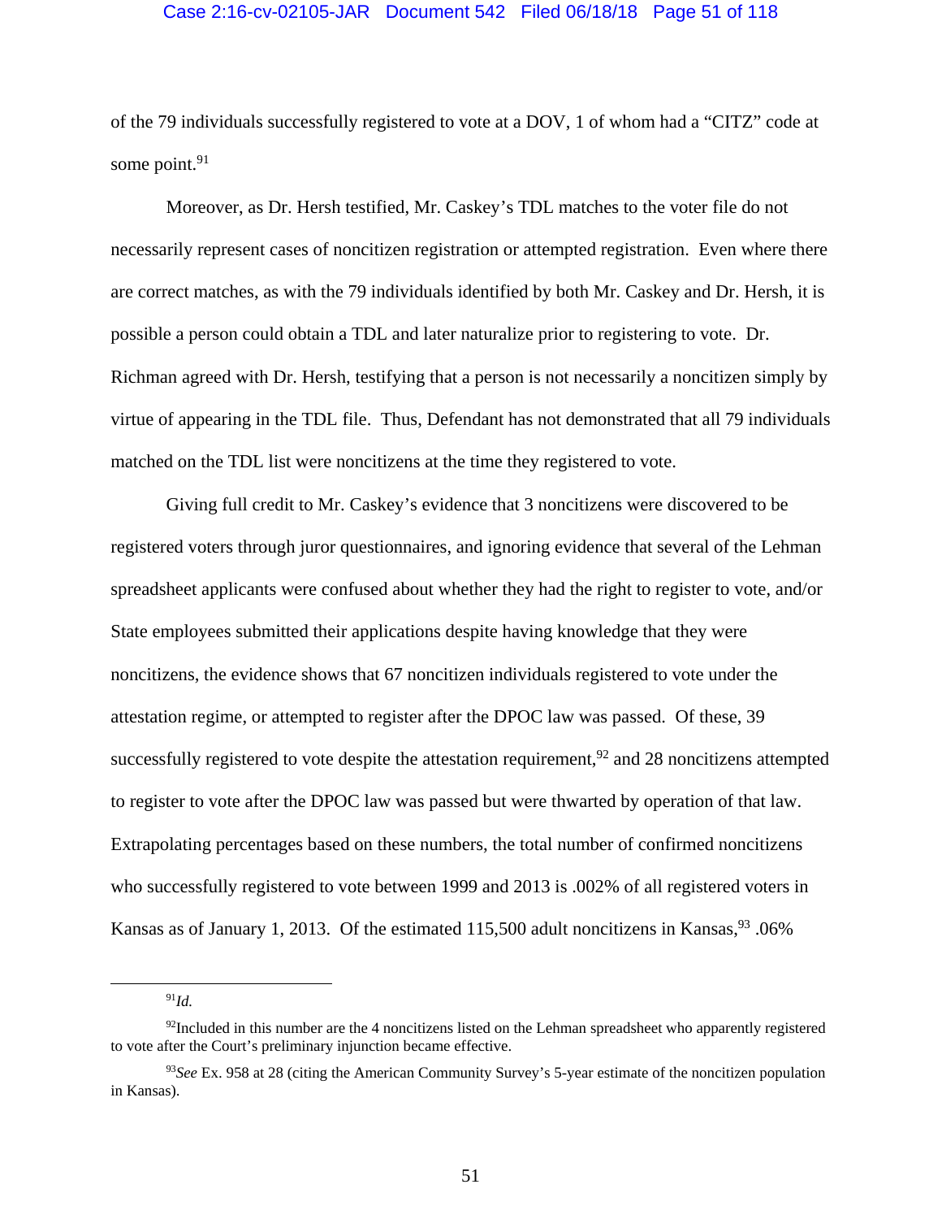of the 79 individuals successfully registered to vote at a DOV, 1 of whom had a "CITZ" code at some point.[91]

Moreover, as Dr. Hersh testified, Mr. Caskey's TDL matches to the voter file do not necessarily represent cases of noncitizen registration or attempted registration. Even where there are correct matches, as with the 79 individuals identified by both Mr. Caskey and Dr. Hersh, it is possible a person could obtain a TDL and later naturalize prior to registering to vote. Dr. Richman agreed with Dr. Hersh, testifying that a person is not necessarily a noncitizen simply by virtue of appearing in the TDL file. Thus, Defendant has not demonstrated that all 79 individuals matched on the TDL list were noncitizens at the time they registered to vote.

Giving full credit to Mr. Caskey's evidence that 3 noncitizens were discovered to be registered voters through juror questionnaires, and ignoring evidence that several of the Lehman spreadsheet applicants were confused about whether they had the right to register to vote, and/or State employees submitted their applications despite having knowledge that they were noncitizens, the evidence shows that 67 noncitizen individuals registered to vote under the attestation regime, or attempted to register after the DPOC law was passed. Of these, 39 successfully registered to vote despite the attestation requirement,[92] and 28 noncitizens attempted to register to vote after the DPOC law was passed but were thwarted by operation of that law. Extrapolating percentages based on these numbers, the total number of confirmed noncitizens who successfully registered to vote between 1999 and 2013 is .002% of all registered voters in Kansas as of January 1, 2013. Of the estimated 115,500 adult noncitizens in Kansas,[93] .06%

---

[91] *Id.*

[92] Included in this number are the 4 noncitizens listed on the Lehman spreadsheet who apparently registered to vote after the Court's preliminary injunction became effective.

[93] *See* Ex. 958 at 28 (citing the American Community Survey's 5-year estimate of the noncitizen population in Kansas).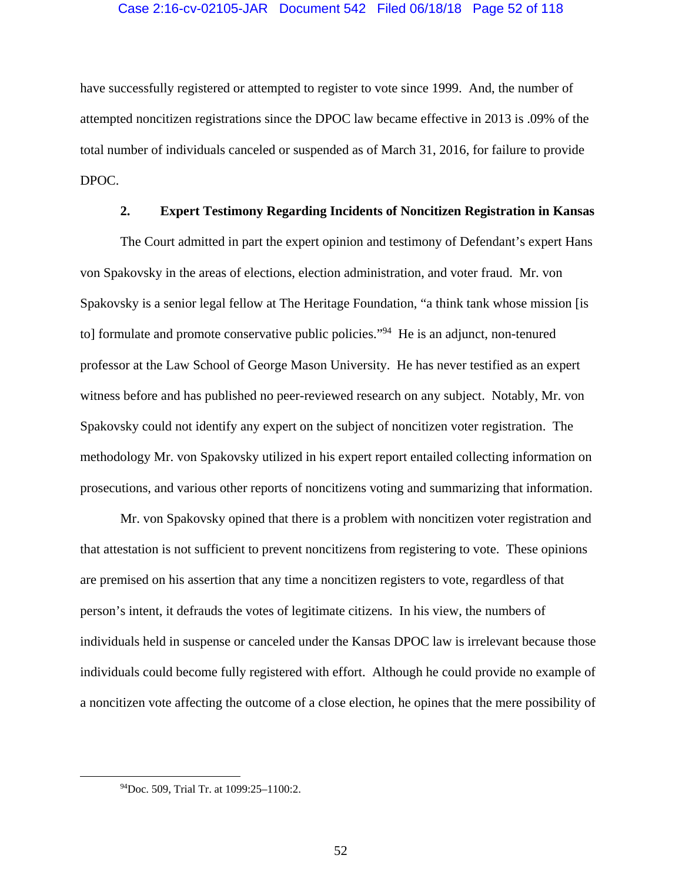have successfully registered or attempted to register to vote since 1999. And, the number of attempted noncitizen registrations since the DPOC law became effective in 2013 is .09% of the total number of individuals canceled or suspended as of March 31, 2016, for failure to provide DPOC.

### 2. Expert Testimony Regarding Incidents of Noncitizen Registration in Kansas

The Court admitted in part the expert opinion and testimony of Defendant's expert Hans von Spakovsky in the areas of elections, election administration, and voter fraud. Mr. von Spakovsky is a senior legal fellow at The Heritage Foundation, "a think tank whose mission [is to] formulate and promote conservative public policies."[94] He is an adjunct, non-tenured professor at the Law School of George Mason University. He has never testified as an expert witness before and has published no peer-reviewed research on any subject. Notably, Mr. von Spakovsky could not identify any expert on the subject of noncitizen voter registration. The methodology Mr. von Spakovsky utilized in his expert report entailed collecting information on prosecutions, and various other reports of noncitizens voting and summarizing that information.

Mr. von Spakovsky opined that there is a problem with noncitizen voter registration and that attestation is not sufficient to prevent noncitizens from registering to vote. These opinions are premised on his assertion that any time a noncitizen registers to vote, regardless of that person's intent, it defrauds the votes of legitimate citizens. In his view, the numbers of individuals held in suspense or canceled under the Kansas DPOC law is irrelevant because those individuals could become fully registered with effort. Although he could provide no example of a noncitizen vote affecting the outcome of a close election, he opines that the mere possibility of

[94] Doc. 509, Trial Tr. at 1099:25–1100:2.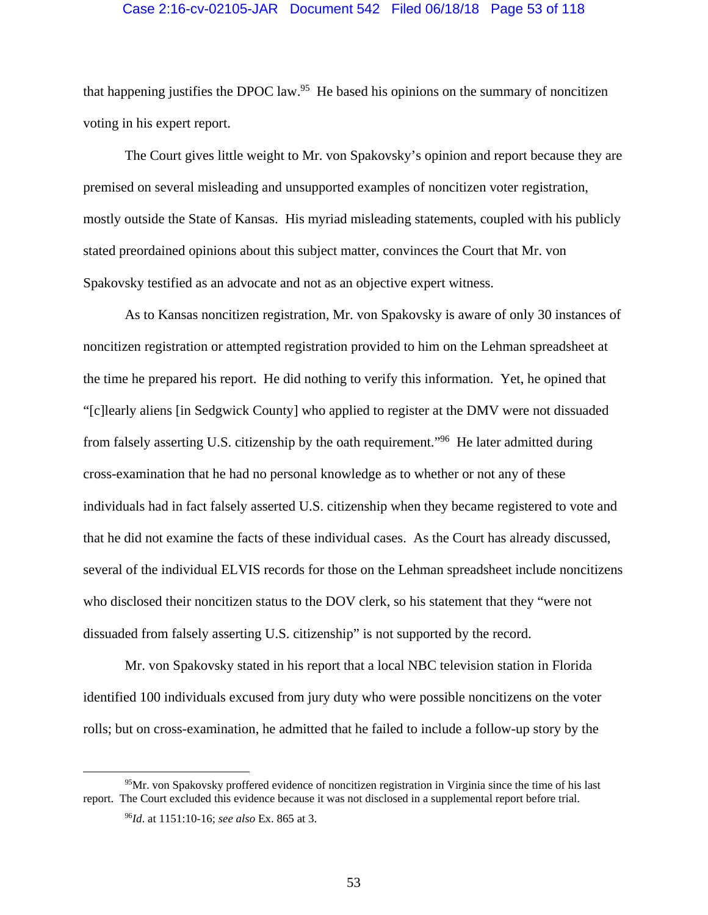that happening justifies the DPOC law.[95] He based his opinions on the summary of noncitizen voting in his expert report.

The Court gives little weight to Mr. von Spakovsky's opinion and report because they are premised on several misleading and unsupported examples of noncitizen voter registration, mostly outside the State of Kansas. His myriad misleading statements, coupled with his publicly stated preordained opinions about this subject matter, convinces the Court that Mr. von Spakovsky testified as an advocate and not as an objective expert witness.

As to Kansas noncitizen registration, Mr. von Spakovsky is aware of only 30 instances of noncitizen registration or attempted registration provided to him on the Lehman spreadsheet at the time he prepared his report. He did nothing to verify this information. Yet, he opined that "[c]learly aliens [in Sedgwick County] who applied to register at the DMV were not dissuaded from falsely asserting U.S. citizenship by the oath requirement."[96] He later admitted during cross-examination that he had no personal knowledge as to whether or not any of these individuals had in fact falsely asserted U.S. citizenship when they became registered to vote and that he did not examine the facts of these individual cases. As the Court has already discussed, several of the individual ELVIS records for those on the Lehman spreadsheet include noncitizens who disclosed their noncitizen status to the DOV clerk, so his statement that they "were not dissuaded from falsely asserting U.S. citizenship" is not supported by the record.

Mr. von Spakovsky stated in his report that a local NBC television station in Florida identified 100 individuals excused from jury duty who were possible noncitizens on the voter rolls; but on cross-examination, he admitted that he failed to include a follow-up story by the

---

[95] Mr. von Spakovsky proffered evidence of noncitizen registration in Virginia since the time of his last report. The Court excluded this evidence because it was not disclosed in a supplemental report before trial.

[96] *Id*. at 1151:10-16; *see also* Ex. 865 at 3.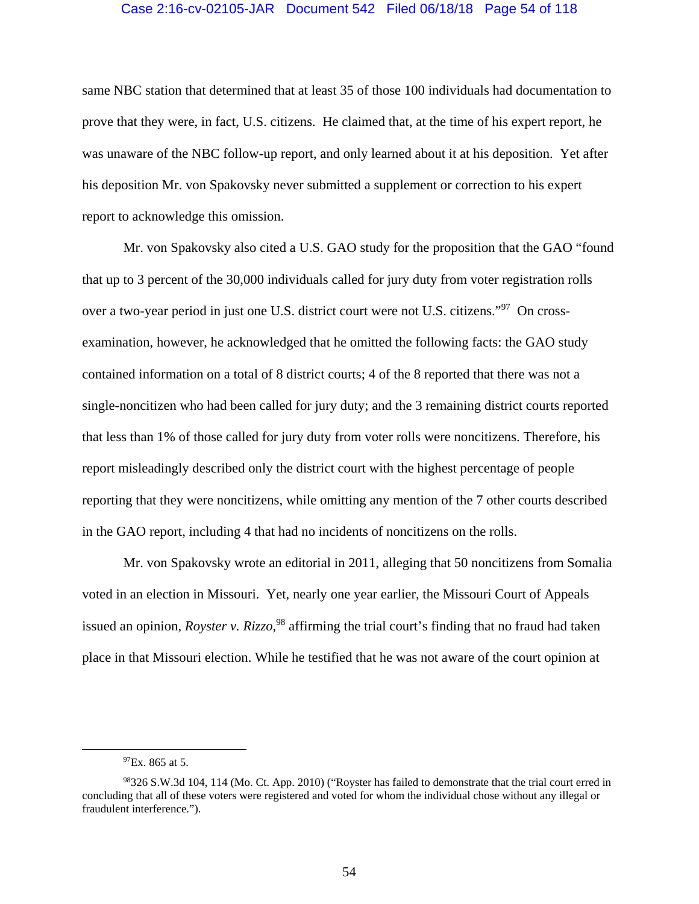same NBC station that determined that at least 35 of those 100 individuals had documentation to prove that they were, in fact, U.S. citizens. He claimed that, at the time of his expert report, he was unaware of the NBC follow-up report, and only learned about it at his deposition. Yet after his deposition Mr. von Spakovsky never submitted a supplement or correction to his expert report to acknowledge this omission.

Mr. von Spakovsky also cited a U.S. GAO study for the proposition that the GAO "found that up to 3 percent of the 30,000 individuals called for jury duty from voter registration rolls over a two-year period in just one U.S. district court were not U.S. citizens."[97] On cross-examination, however, he acknowledged that he omitted the following facts: the GAO study contained information on a total of 8 district courts; 4 of the 8 reported that there was not a single-noncitizen who had been called for jury duty; and the 3 remaining district courts reported that less than 1% of those called for jury duty from voter rolls were noncitizens. Therefore, his report misleadingly described only the district court with the highest percentage of people reporting that they were noncitizens, while omitting any mention of the 7 other courts described in the GAO report, including 4 that had no incidents of noncitizens on the rolls.

Mr. von Spakovsky wrote an editorial in 2011, alleging that 50 noncitizens from Somalia voted in an election in Missouri. Yet, nearly one year earlier, the Missouri Court of Appeals issued an opinion, *Royster v. Rizzo*,[98] affirming the trial court's finding that no fraud had taken place in that Missouri election. While he testified that he was not aware of the court opinion at

---

[97] Ex. 865 at 5.

[98] 326 S.W.3d 104, 114 (Mo. Ct. App. 2010) ("Royster has failed to demonstrate that the trial court erred in concluding that all of these voters were registered and voted for whom the individual chose without any illegal or fraudulent interference.").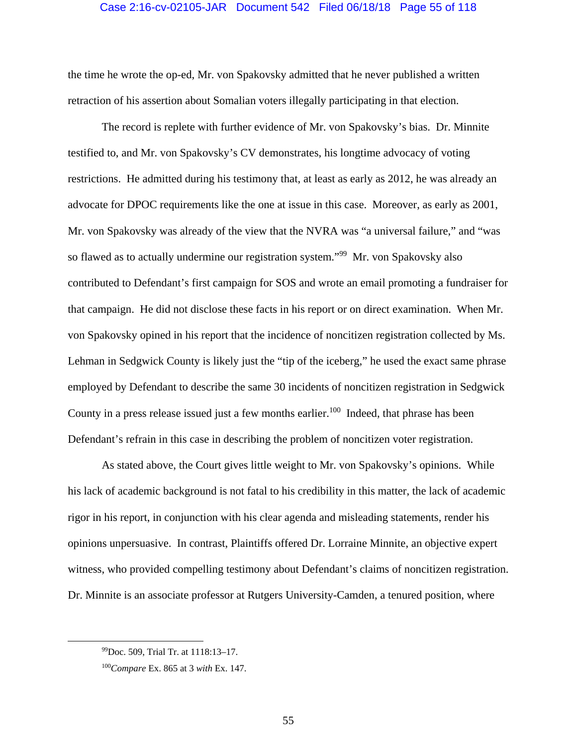the time he wrote the op-ed, Mr. von Spakovsky admitted that he never published a written retraction of his assertion about Somalian voters illegally participating in that election.

The record is replete with further evidence of Mr. von Spakovsky's bias. Dr. Minnite testified to, and Mr. von Spakovsky's CV demonstrates, his longtime advocacy of voting restrictions. He admitted during his testimony that, at least as early as 2012, he was already an advocate for DPOC requirements like the one at issue in this case. Moreover, as early as 2001, Mr. von Spakovsky was already of the view that the NVRA was "a universal failure," and "was so flawed as to actually undermine our registration system."[99] Mr. von Spakovsky also contributed to Defendant's first campaign for SOS and wrote an email promoting a fundraiser for that campaign. He did not disclose these facts in his report or on direct examination. When Mr. von Spakovsky opined in his report that the incidence of noncitizen registration collected by Ms. Lehman in Sedgwick County is likely just the "tip of the iceberg," he used the exact same phrase employed by Defendant to describe the same 30 incidents of noncitizen registration in Sedgwick County in a press release issued just a few months earlier.[100] Indeed, that phrase has been Defendant's refrain in this case in describing the problem of noncitizen voter registration.

As stated above, the Court gives little weight to Mr. von Spakovsky's opinions. While his lack of academic background is not fatal to his credibility in this matter, the lack of academic rigor in his report, in conjunction with his clear agenda and misleading statements, render his opinions unpersuasive. In contrast, Plaintiffs offered Dr. Lorraine Minnite, an objective expert witness, who provided compelling testimony about Defendant's claims of noncitizen registration. Dr. Minnite is an associate professor at Rutgers University-Camden, a tenured position, where

[99]Doc. 509, Trial Tr. at 1118:13–17.

[100]*Compare* Ex. 865 at 3 *with* Ex. 147.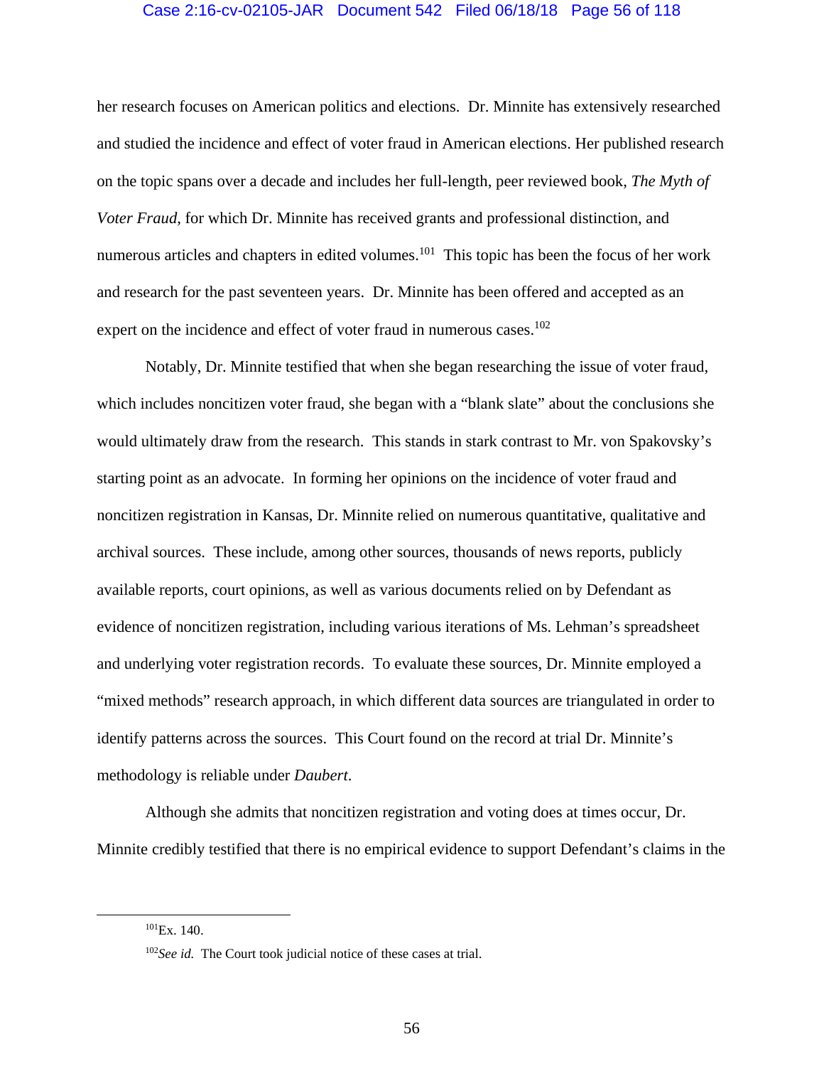her research focuses on American politics and elections. Dr. Minnite has extensively researched and studied the incidence and effect of voter fraud in American elections. Her published research on the topic spans over a decade and includes her full-length, peer reviewed book, *The Myth of Voter Fraud*, for which Dr. Minnite has received grants and professional distinction, and numerous articles and chapters in edited volumes.[101] This topic has been the focus of her work and research for the past seventeen years. Dr. Minnite has been offered and accepted as an expert on the incidence and effect of voter fraud in numerous cases.[102]

Notably, Dr. Minnite testified that when she began researching the issue of voter fraud, which includes noncitizen voter fraud, she began with a "blank slate" about the conclusions she would ultimately draw from the research. This stands in stark contrast to Mr. von Spakovsky's starting point as an advocate. In forming her opinions on the incidence of voter fraud and noncitizen registration in Kansas, Dr. Minnite relied on numerous quantitative, qualitative and archival sources. These include, among other sources, thousands of news reports, publicly available reports, court opinions, as well as various documents relied on by Defendant as evidence of noncitizen registration, including various iterations of Ms. Lehman's spreadsheet and underlying voter registration records. To evaluate these sources, Dr. Minnite employed a "mixed methods" research approach, in which different data sources are triangulated in order to identify patterns across the sources. This Court found on the record at trial Dr. Minnite's methodology is reliable under *Daubert*.

Although she admits that noncitizen registration and voting does at times occur, Dr. Minnite credibly testified that there is no empirical evidence to support Defendant's claims in the

---

[101] Ex. 140.

[102] *See id.* The Court took judicial notice of these cases at trial.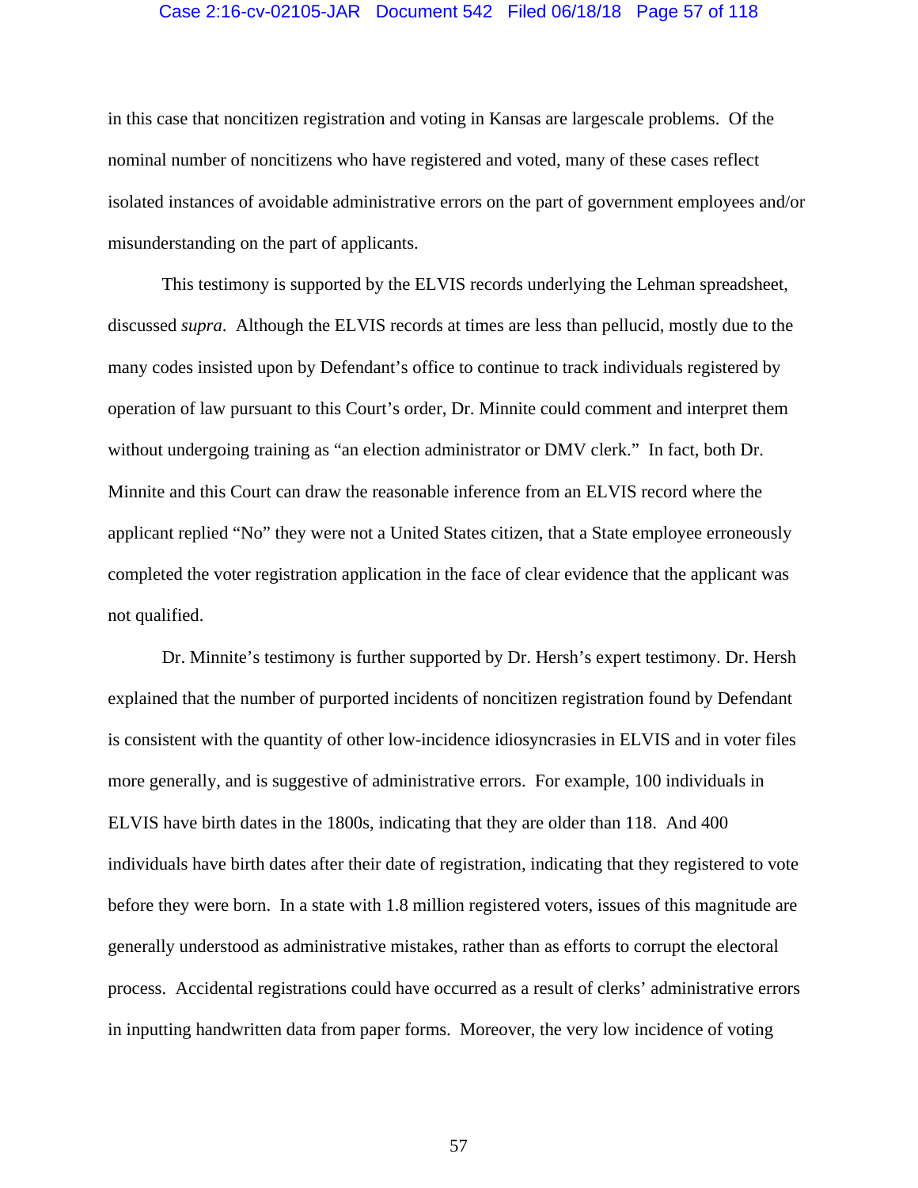in this case that noncitizen registration and voting in Kansas are largescale problems. Of the nominal number of noncitizens who have registered and voted, many of these cases reflect isolated instances of avoidable administrative errors on the part of government employees and/or misunderstanding on the part of applicants.

This testimony is supported by the ELVIS records underlying the Lehman spreadsheet, discussed *supra*. Although the ELVIS records at times are less than pellucid, mostly due to the many codes insisted upon by Defendant's office to continue to track individuals registered by operation of law pursuant to this Court's order, Dr. Minnite could comment and interpret them without undergoing training as "an election administrator or DMV clerk." In fact, both Dr. Minnite and this Court can draw the reasonable inference from an ELVIS record where the applicant replied "No" they were not a United States citizen, that a State employee erroneously completed the voter registration application in the face of clear evidence that the applicant was not qualified.

Dr. Minnite's testimony is further supported by Dr. Hersh's expert testimony. Dr. Hersh explained that the number of purported incidents of noncitizen registration found by Defendant is consistent with the quantity of other low-incidence idiosyncrasies in ELVIS and in voter files more generally, and is suggestive of administrative errors. For example, 100 individuals in ELVIS have birth dates in the 1800s, indicating that they are older than 118. And 400 individuals have birth dates after their date of registration, indicating that they registered to vote before they were born. In a state with 1.8 million registered voters, issues of this magnitude are generally understood as administrative mistakes, rather than as efforts to corrupt the electoral process. Accidental registrations could have occurred as a result of clerks' administrative errors in inputting handwritten data from paper forms. Moreover, the very low incidence of voting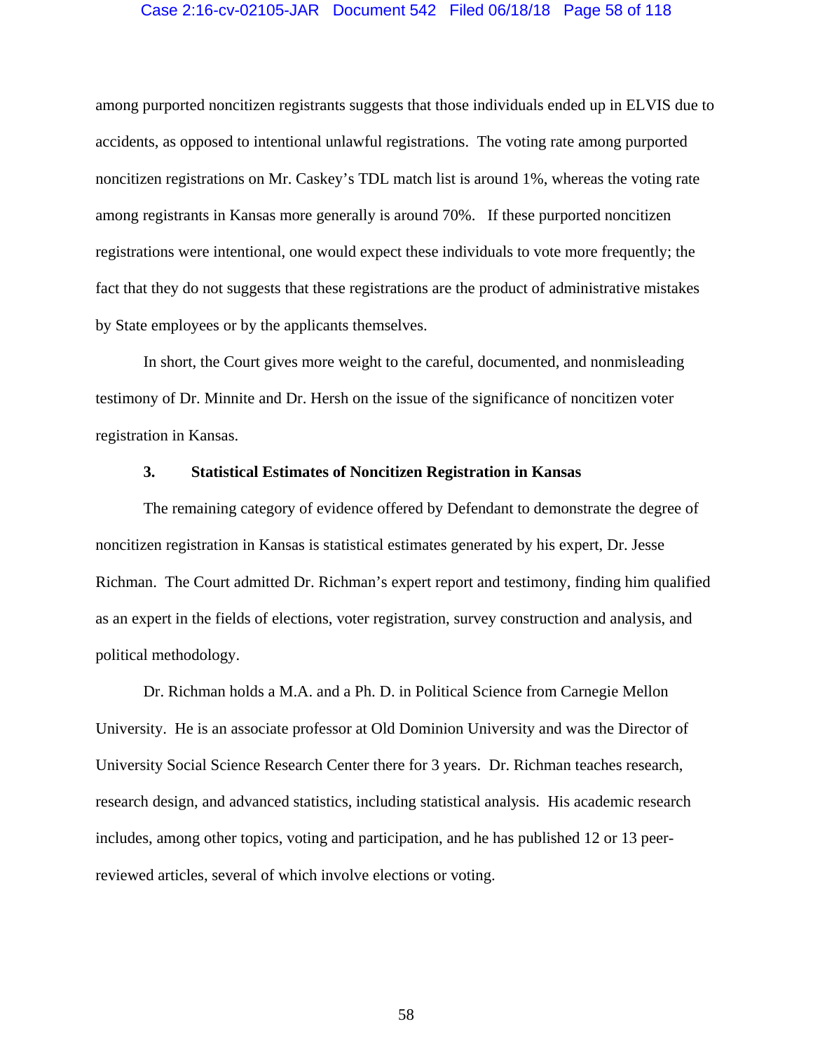among purported noncitizen registrants suggests that those individuals ended up in ELVIS due to accidents, as opposed to intentional unlawful registrations. The voting rate among purported noncitizen registrations on Mr. Caskey's TDL match list is around 1%, whereas the voting rate among registrants in Kansas more generally is around 70%. If these purported noncitizen registrations were intentional, one would expect these individuals to vote more frequently; the fact that they do not suggests that these registrations are the product of administrative mistakes by State employees or by the applicants themselves.

In short, the Court gives more weight to the careful, documented, and nonmisleading testimony of Dr. Minnite and Dr. Hersh on the issue of the significance of noncitizen voter registration in Kansas.

### 3. Statistical Estimates of Noncitizen Registration in Kansas

The remaining category of evidence offered by Defendant to demonstrate the degree of noncitizen registration in Kansas is statistical estimates generated by his expert, Dr. Jesse Richman. The Court admitted Dr. Richman's expert report and testimony, finding him qualified as an expert in the fields of elections, voter registration, survey construction and analysis, and political methodology.

Dr. Richman holds a M.A. and a Ph. D. in Political Science from Carnegie Mellon University. He is an associate professor at Old Dominion University and was the Director of University Social Science Research Center there for 3 years. Dr. Richman teaches research, research design, and advanced statistics, including statistical analysis. His academic research includes, among other topics, voting and participation, and he has published 12 or 13 peer-reviewed articles, several of which involve elections or voting.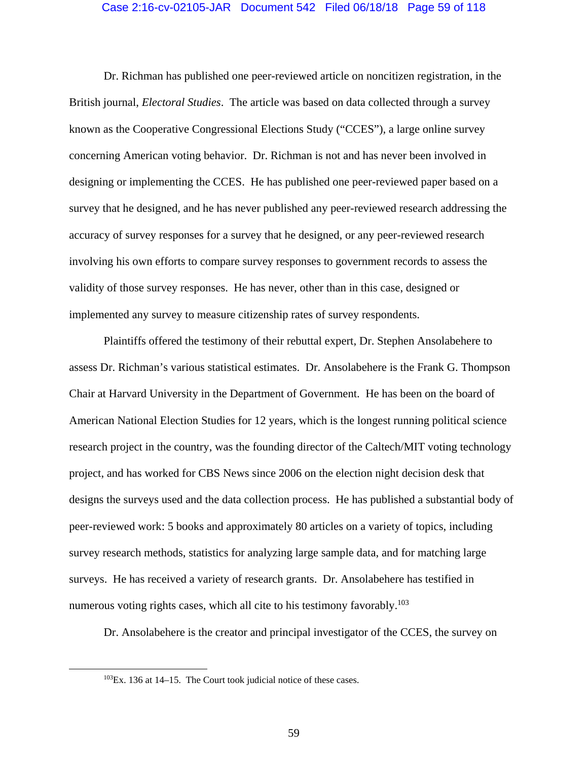Dr. Richman has published one peer-reviewed article on noncitizen registration, in the British journal, *Electoral Studies*. The article was based on data collected through a survey known as the Cooperative Congressional Elections Study ("CCES"), a large online survey concerning American voting behavior. Dr. Richman is not and has never been involved in designing or implementing the CCES. He has published one peer-reviewed paper based on a survey that he designed, and he has never published any peer-reviewed research addressing the accuracy of survey responses for a survey that he designed, or any peer-reviewed research involving his own efforts to compare survey responses to government records to assess the validity of those survey responses. He has never, other than in this case, designed or implemented any survey to measure citizenship rates of survey respondents.

Plaintiffs offered the testimony of their rebuttal expert, Dr. Stephen Ansolabehere to assess Dr. Richman's various statistical estimates. Dr. Ansolabehere is the Frank G. Thompson Chair at Harvard University in the Department of Government. He has been on the board of American National Election Studies for 12 years, which is the longest running political science research project in the country, was the founding director of the Caltech/MIT voting technology project, and has worked for CBS News since 2006 on the election night decision desk that designs the surveys used and the data collection process. He has published a substantial body of peer-reviewed work: 5 books and approximately 80 articles on a variety of topics, including survey research methods, statistics for analyzing large sample data, and for matching large surveys. He has received a variety of research grants. Dr. Ansolabehere has testified in numerous voting rights cases, which all cite to his testimony favorably.[103]

Dr. Ansolabehere is the creator and principal investigator of the CCES, the survey on

[103] Ex. 136 at 14–15. The Court took judicial notice of these cases.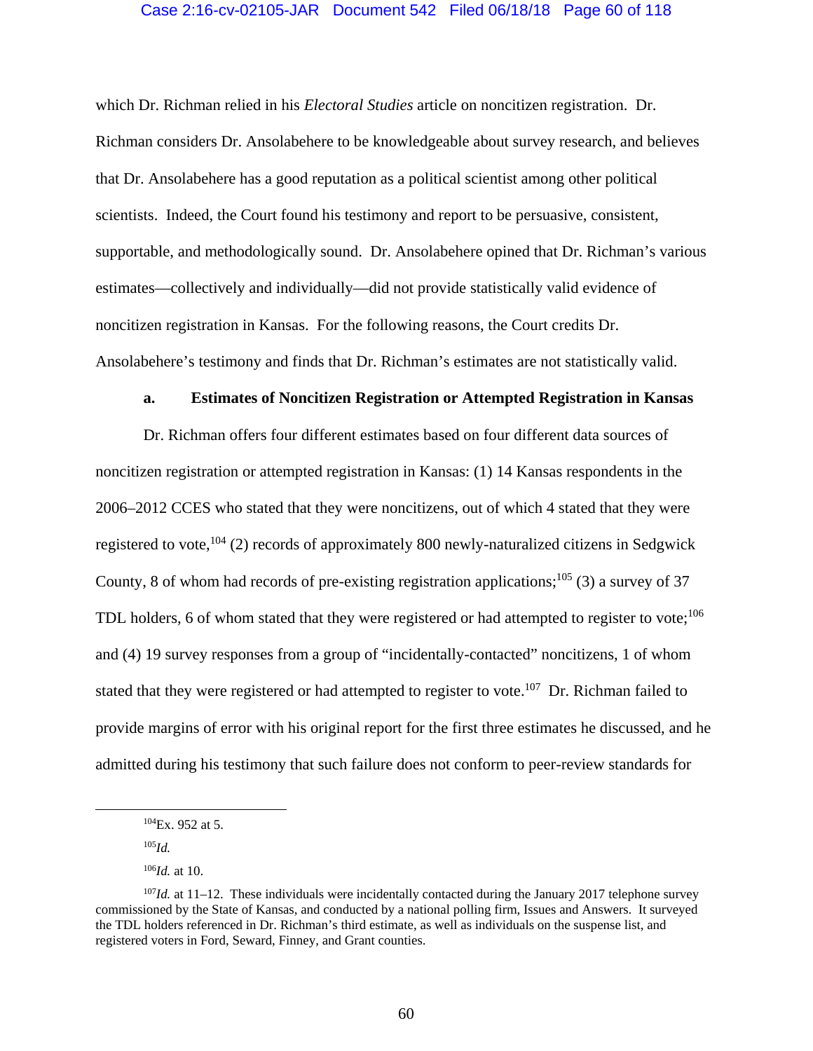which Dr. Richman relied in his *Electoral Studies* article on noncitizen registration. Dr. Richman considers Dr. Ansolabehere to be knowledgeable about survey research, and believes that Dr. Ansolabehere has a good reputation as a political scientist among other political scientists. Indeed, the Court found his testimony and report to be persuasive, consistent, supportable, and methodologically sound. Dr. Ansolabehere opined that Dr. Richman's various estimates—collectively and individually—did not provide statistically valid evidence of noncitizen registration in Kansas. For the following reasons, the Court credits Dr. Ansolabehere's testimony and finds that Dr. Richman's estimates are not statistically valid.

#### a. Estimates of Noncitizen Registration or Attempted Registration in Kansas

Dr. Richman offers four different estimates based on four different data sources of noncitizen registration or attempted registration in Kansas: (1) 14 Kansas respondents in the 2006–2012 CCES who stated that they were noncitizens, out of which 4 stated that they were registered to vote,[104] (2) records of approximately 800 newly-naturalized citizens in Sedgwick County, 8 of whom had records of pre-existing registration applications;[105] (3) a survey of 37 TDL holders, 6 of whom stated that they were registered or had attempted to register to vote;[106] and (4) 19 survey responses from a group of "incidentally-contacted" noncitizens, 1 of whom stated that they were registered or had attempted to register to vote.[107] Dr. Richman failed to provide margins of error with his original report for the first three estimates he discussed, and he admitted during his testimony that such failure does not conform to peer-review standards for

---

[104] Ex. 952 at 5.

[105] *Id.*

[106] *Id.* at 10.

[107] *Id.* at 11–12. These individuals were incidentally contacted during the January 2017 telephone survey commissioned by the State of Kansas, and conducted by a national polling firm, Issues and Answers. It surveyed the TDL holders referenced in Dr. Richman's third estimate, as well as individuals on the suspense list, and registered voters in Ford, Seward, Finney, and Grant counties.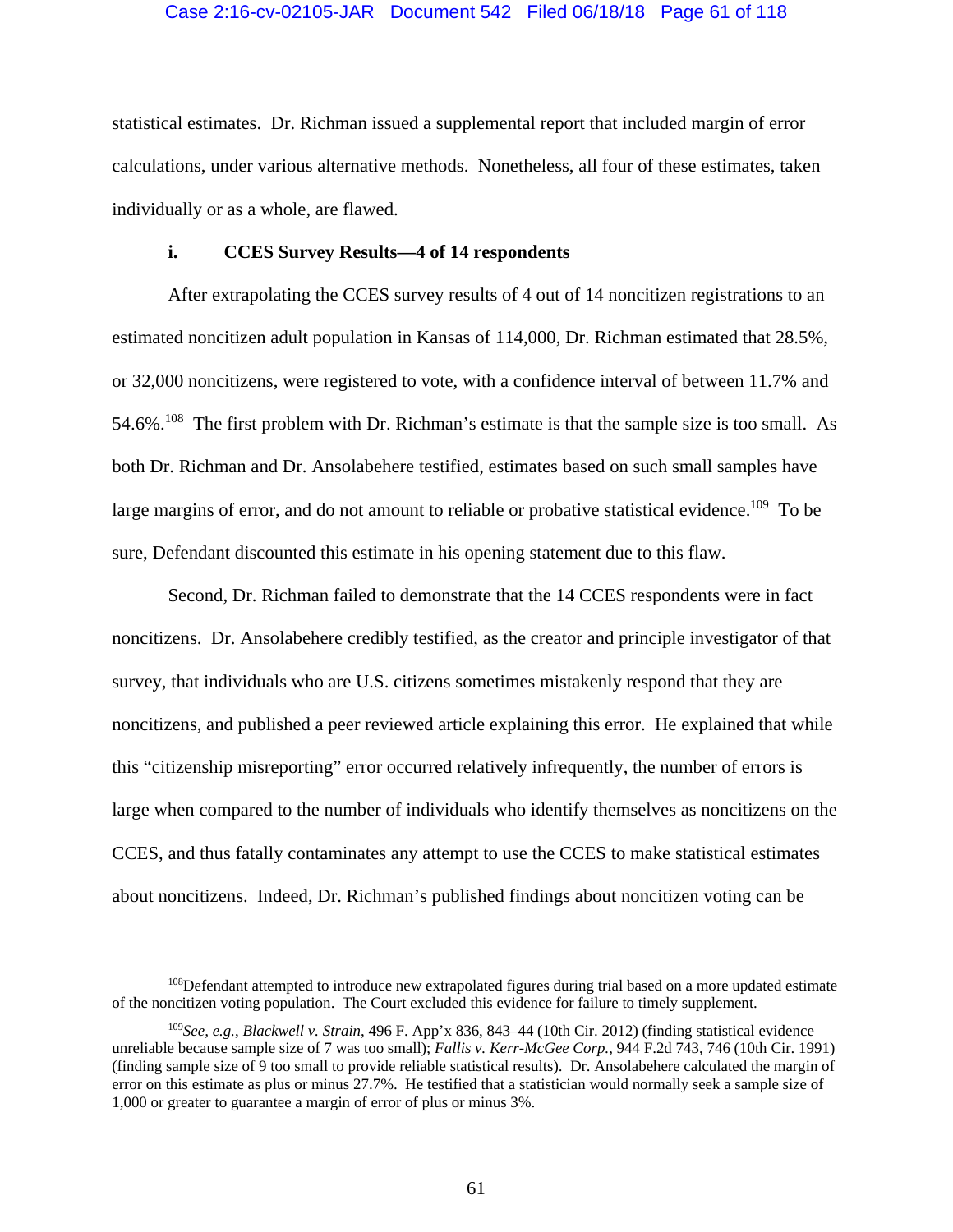statistical estimates. Dr. Richman issued a supplemental report that included margin of error calculations, under various alternative methods. Nonetheless, all four of these estimates, taken individually or as a whole, are flawed.

#### i. CCES Survey Results—4 of 14 respondents

After extrapolating the CCES survey results of 4 out of 14 noncitizen registrations to an estimated noncitizen adult population in Kansas of 114,000, Dr. Richman estimated that 28.5%, or 32,000 noncitizens, were registered to vote, with a confidence interval of between 11.7% and 54.6%.[108] The first problem with Dr. Richman's estimate is that the sample size is too small. As both Dr. Richman and Dr. Ansolabehere testified, estimates based on such small samples have large margins of error, and do not amount to reliable or probative statistical evidence.[109] To be sure, Defendant discounted this estimate in his opening statement due to this flaw.

Second, Dr. Richman failed to demonstrate that the 14 CCES respondents were in fact noncitizens. Dr. Ansolabehere credibly testified, as the creator and principle investigator of that survey, that individuals who are U.S. citizens sometimes mistakenly respond that they are noncitizens, and published a peer reviewed article explaining this error. He explained that while this "citizenship misreporting" error occurred relatively infrequently, the number of errors is large when compared to the number of individuals who identify themselves as noncitizens on the CCES, and thus fatally contaminates any attempt to use the CCES to make statistical estimates about noncitizens. Indeed, Dr. Richman's published findings about noncitizen voting can be

---

[108] Defendant attempted to introduce new extrapolated figures during trial based on a more updated estimate of the noncitizen voting population. The Court excluded this evidence for failure to timely supplement.

[109] *See, e.g.*, *Blackwell v. Strain*, 496 F. App'x 836, 843–44 (10th Cir. 2012) (finding statistical evidence unreliable because sample size of 7 was too small); *Fallis v. Kerr-McGee Corp.*, 944 F.2d 743, 746 (10th Cir. 1991) (finding sample size of 9 too small to provide reliable statistical results). Dr. Ansolabehere calculated the margin of error on this estimate as plus or minus 27.7%. He testified that a statistician would normally seek a sample size of 1,000 or greater to guarantee a margin of error of plus or minus 3%.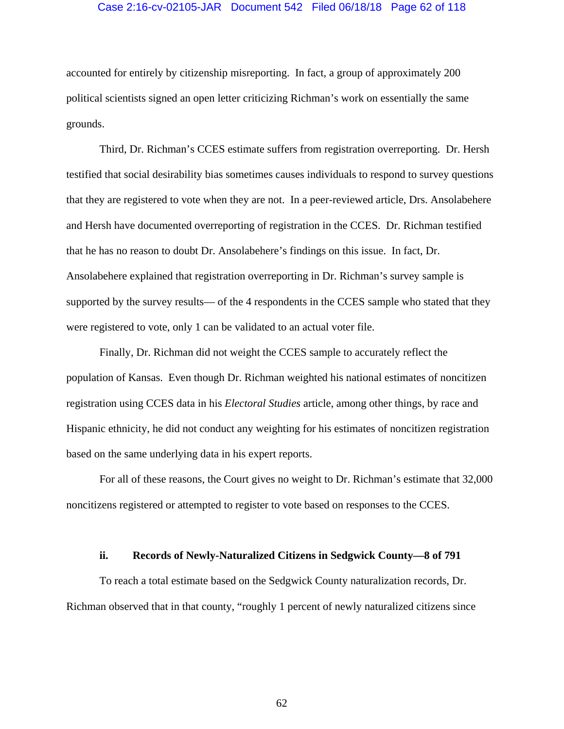accounted for entirely by citizenship misreporting. In fact, a group of approximately 200 political scientists signed an open letter criticizing Richman's work on essentially the same grounds.

Third, Dr. Richman's CCES estimate suffers from registration overreporting. Dr. Hersh testified that social desirability bias sometimes causes individuals to respond to survey questions that they are registered to vote when they are not. In a peer-reviewed article, Drs. Ansolabehere and Hersh have documented overreporting of registration in the CCES. Dr. Richman testified that he has no reason to doubt Dr. Ansolabehere's findings on this issue. In fact, Dr. Ansolabehere explained that registration overreporting in Dr. Richman's survey sample is supported by the survey results— of the 4 respondents in the CCES sample who stated that they were registered to vote, only 1 can be validated to an actual voter file.

Finally, Dr. Richman did not weight the CCES sample to accurately reflect the population of Kansas. Even though Dr. Richman weighted his national estimates of noncitizen registration using CCES data in his *Electoral Studies* article, among other things, by race and Hispanic ethnicity, he did not conduct any weighting for his estimates of noncitizen registration based on the same underlying data in his expert reports.

For all of these reasons, the Court gives no weight to Dr. Richman's estimate that 32,000 noncitizens registered or attempted to register to vote based on responses to the CCES.

**ii. Records of Newly-Naturalized Citizens in Sedgwick County—8 of 791**

To reach a total estimate based on the Sedgwick County naturalization records, Dr. Richman observed that in that county, "roughly 1 percent of newly naturalized citizens since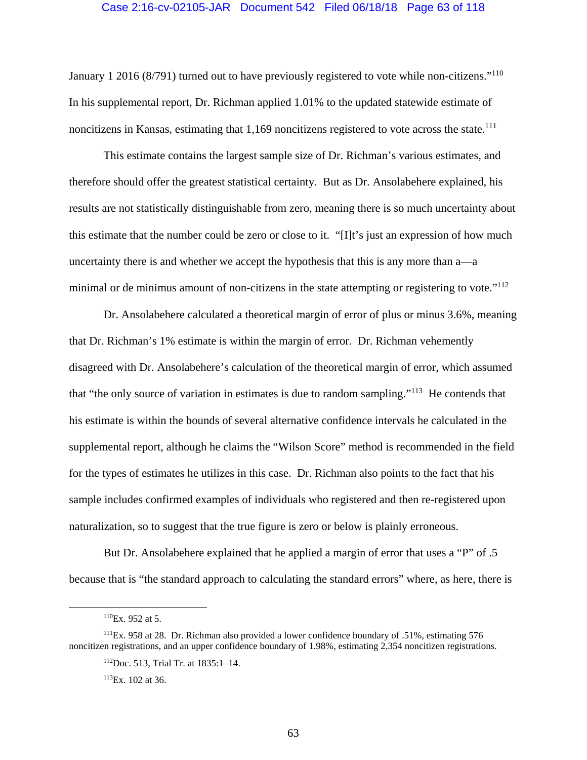January 1 2016 (8/791) turned out to have previously registered to vote while non-citizens."[110] In his supplemental report, Dr. Richman applied 1.01% to the updated statewide estimate of noncitizens in Kansas, estimating that 1,169 noncitizens registered to vote across the state.[111]

This estimate contains the largest sample size of Dr. Richman's various estimates, and therefore should offer the greatest statistical certainty. But as Dr. Ansolabehere explained, his results are not statistically distinguishable from zero, meaning there is so much uncertainty about this estimate that the number could be zero or close to it. "[I]t's just an expression of how much uncertainty there is and whether we accept the hypothesis that this is any more than a—a minimal or de minimus amount of non-citizens in the state attempting or registering to vote."[112]

Dr. Ansolabehere calculated a theoretical margin of error of plus or minus 3.6%, meaning that Dr. Richman's 1% estimate is within the margin of error. Dr. Richman vehemently disagreed with Dr. Ansolabehere's calculation of the theoretical margin of error, which assumed that "the only source of variation in estimates is due to random sampling."[113] He contends that his estimate is within the bounds of several alternative confidence intervals he calculated in the supplemental report, although he claims the "Wilson Score" method is recommended in the field for the types of estimates he utilizes in this case. Dr. Richman also points to the fact that his sample includes confirmed examples of individuals who registered and then re-registered upon naturalization, so to suggest that the true figure is zero or below is plainly erroneous.

But Dr. Ansolabehere explained that he applied a margin of error that uses a "P" of .5 because that is "the standard approach to calculating the standard errors" where, as here, there is

---

[110] Ex. 952 at 5.

[111] Ex. 958 at 28. Dr. Richman also provided a lower confidence boundary of .51%, estimating 576 noncitizen registrations, and an upper confidence boundary of 1.98%, estimating 2,354 noncitizen registrations.

[112] Doc. 513, Trial Tr. at 1835:1–14.

[113] Ex. 102 at 36.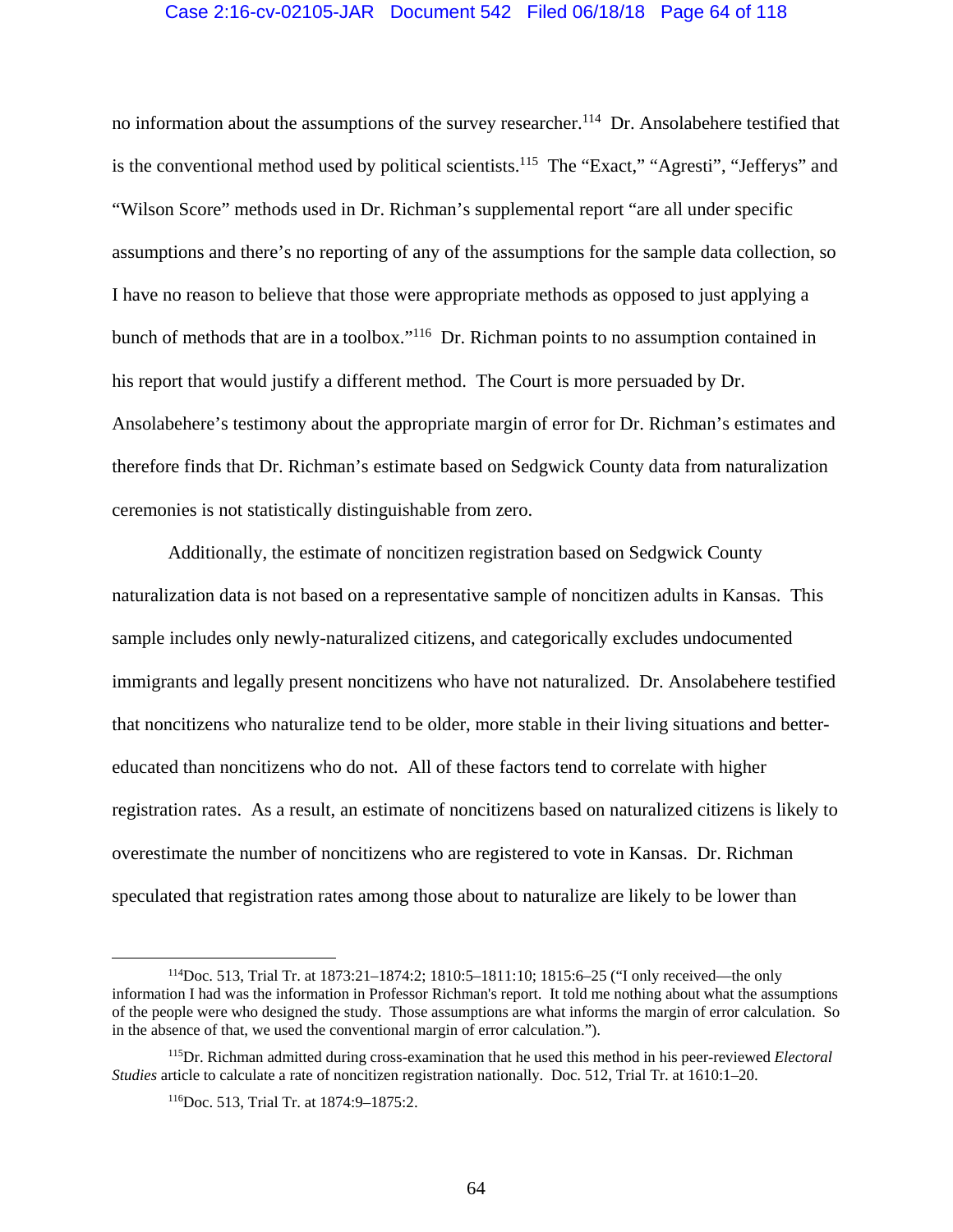no information about the assumptions of the survey researcher.[114] Dr. Ansolabehere testified that is the conventional method used by political scientists.[115] The "Exact," "Agresti", "Jefferys" and "Wilson Score" methods used in Dr. Richman's supplemental report "are all under specific assumptions and there's no reporting of any of the assumptions for the sample data collection, so I have no reason to believe that those were appropriate methods as opposed to just applying a bunch of methods that are in a toolbox."[116] Dr. Richman points to no assumption contained in his report that would justify a different method. The Court is more persuaded by Dr. Ansolabehere's testimony about the appropriate margin of error for Dr. Richman's estimates and therefore finds that Dr. Richman's estimate based on Sedgwick County data from naturalization ceremonies is not statistically distinguishable from zero.

Additionally, the estimate of noncitizen registration based on Sedgwick County naturalization data is not based on a representative sample of noncitizen adults in Kansas. This sample includes only newly-naturalized citizens, and categorically excludes undocumented immigrants and legally present noncitizens who have not naturalized. Dr. Ansolabehere testified that noncitizens who naturalize tend to be older, more stable in their living situations and better-educated than noncitizens who do not. All of these factors tend to correlate with higher registration rates. As a result, an estimate of noncitizens based on naturalized citizens is likely to overestimate the number of noncitizens who are registered to vote in Kansas. Dr. Richman speculated that registration rates among those about to naturalize are likely to be lower than

---

[114] Doc. 513, Trial Tr. at 1873:21–1874:2; 1810:5–1811:10; 1815:6–25 ("I only received—the only information I had was the information in Professor Richman's report. It told me nothing about what the assumptions of the people were who designed the study. Those assumptions are what informs the margin of error calculation. So in the absence of that, we used the conventional margin of error calculation.").

[115] Dr. Richman admitted during cross-examination that he used this method in his peer-reviewed *Electoral Studies* article to calculate a rate of noncitizen registration nationally. Doc. 512, Trial Tr. at 1610:1–20.

[116] Doc. 513, Trial Tr. at 1874:9–1875:2.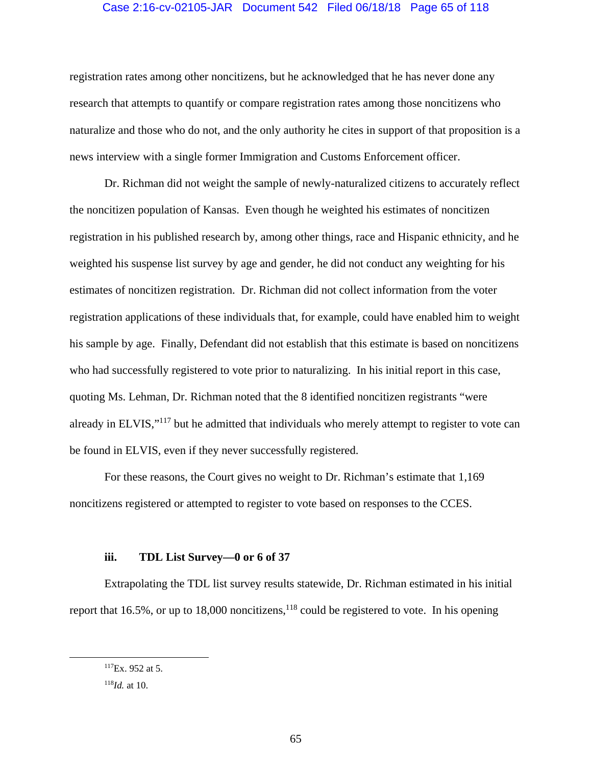registration rates among other noncitizens, but he acknowledged that he has never done any research that attempts to quantify or compare registration rates among those noncitizens who naturalize and those who do not, and the only authority he cites in support of that proposition is a news interview with a single former Immigration and Customs Enforcement officer.

Dr. Richman did not weight the sample of newly-naturalized citizens to accurately reflect the noncitizen population of Kansas. Even though he weighted his estimates of noncitizen registration in his published research by, among other things, race and Hispanic ethnicity, and he weighted his suspense list survey by age and gender, he did not conduct any weighting for his estimates of noncitizen registration. Dr. Richman did not collect information from the voter registration applications of these individuals that, for example, could have enabled him to weight his sample by age. Finally, Defendant did not establish that this estimate is based on noncitizens who had successfully registered to vote prior to naturalizing. In his initial report in this case, quoting Ms. Lehman, Dr. Richman noted that the 8 identified noncitizen registrants "were already in ELVIS,"[117] but he admitted that individuals who merely attempt to register to vote can be found in ELVIS, even if they never successfully registered.

For these reasons, the Court gives no weight to Dr. Richman's estimate that 1,169 noncitizens registered or attempted to register to vote based on responses to the CCES.

#### iii. TDL List Survey—0 or 6 of 37

Extrapolating the TDL list survey results statewide, Dr. Richman estimated in his initial report that 16.5%, or up to 18,000 noncitizens,[118] could be registered to vote. In his opening

---

[117] Ex. 952 at 5.

[118] *Id.* at 10.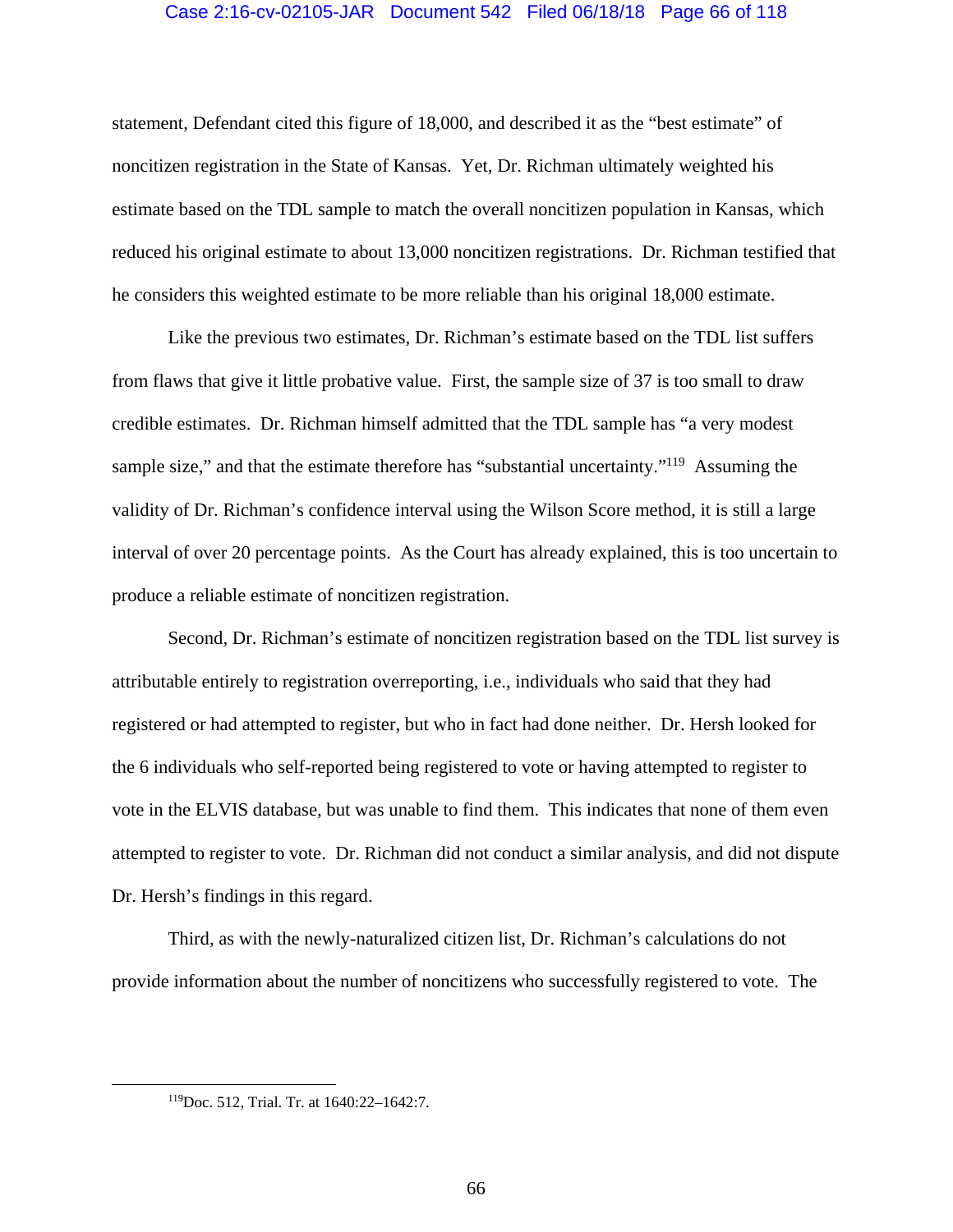statement, Defendant cited this figure of 18,000, and described it as the "best estimate" of noncitizen registration in the State of Kansas. Yet, Dr. Richman ultimately weighted his estimate based on the TDL sample to match the overall noncitizen population in Kansas, which reduced his original estimate to about 13,000 noncitizen registrations. Dr. Richman testified that he considers this weighted estimate to be more reliable than his original 18,000 estimate.

Like the previous two estimates, Dr. Richman's estimate based on the TDL list suffers from flaws that give it little probative value. First, the sample size of 37 is too small to draw credible estimates. Dr. Richman himself admitted that the TDL sample has "a very modest sample size," and that the estimate therefore has "substantial uncertainty."[119] Assuming the validity of Dr. Richman's confidence interval using the Wilson Score method, it is still a large interval of over 20 percentage points. As the Court has already explained, this is too uncertain to produce a reliable estimate of noncitizen registration.

Second, Dr. Richman's estimate of noncitizen registration based on the TDL list survey is attributable entirely to registration overreporting, i.e., individuals who said that they had registered or had attempted to register, but who in fact had done neither. Dr. Hersh looked for the 6 individuals who self-reported being registered to vote or having attempted to register to vote in the ELVIS database, but was unable to find them. This indicates that none of them even attempted to register to vote. Dr. Richman did not conduct a similar analysis, and did not dispute Dr. Hersh's findings in this regard.

Third, as with the newly-naturalized citizen list, Dr. Richman's calculations do not provide information about the number of noncitizens who successfully registered to vote. The

---

[119] Doc. 512, Trial. Tr. at 1640:22–1642:7.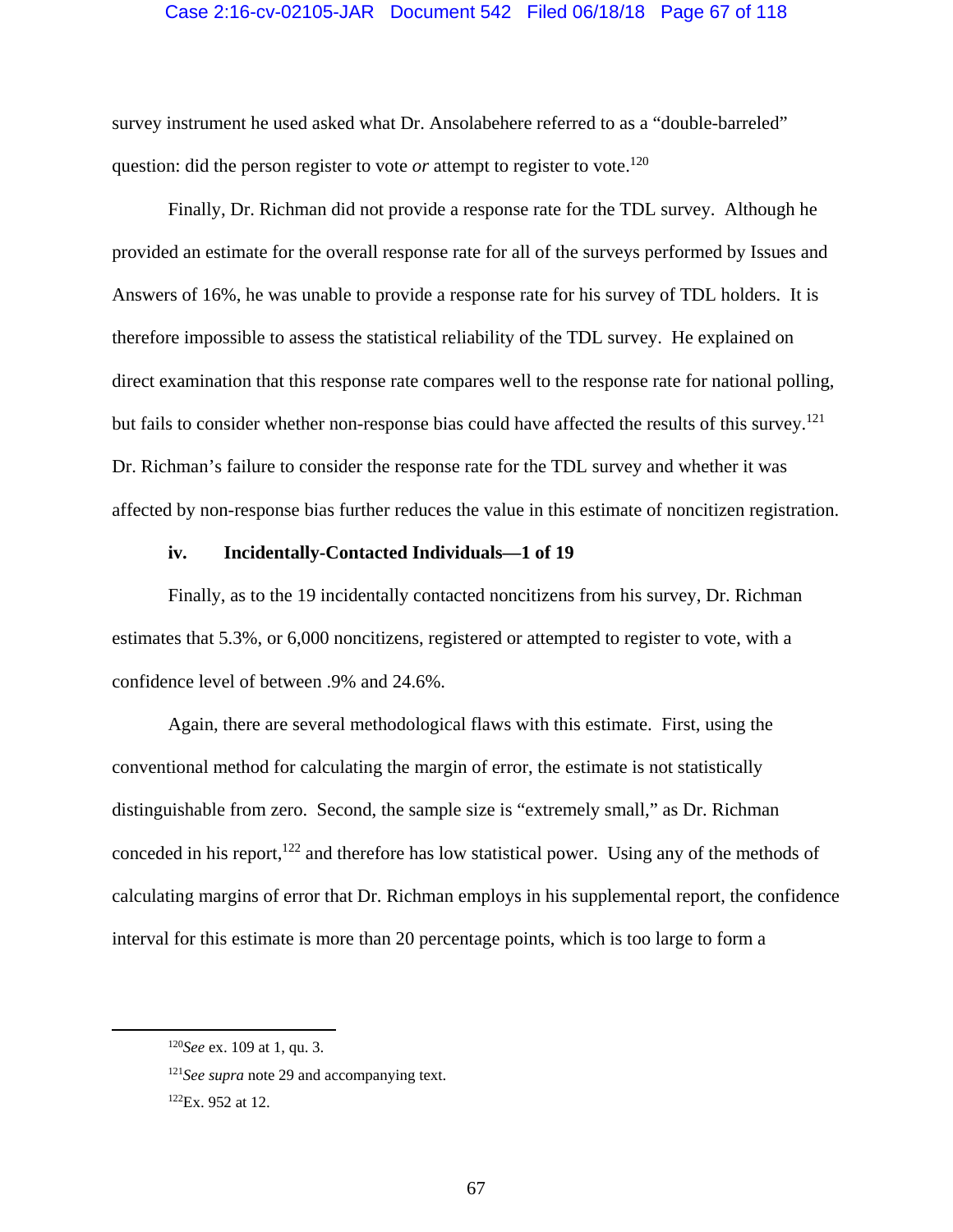survey instrument he used asked what Dr. Ansolabehere referred to as a "double-barreled" question: did the person register to vote *or* attempt to register to vote.[120]

Finally, Dr. Richman did not provide a response rate for the TDL survey. Although he provided an estimate for the overall response rate for all of the surveys performed by Issues and Answers of 16%, he was unable to provide a response rate for his survey of TDL holders. It is therefore impossible to assess the statistical reliability of the TDL survey. He explained on direct examination that this response rate compares well to the response rate for national polling, but fails to consider whether non-response bias could have affected the results of this survey.[121] Dr. Richman's failure to consider the response rate for the TDL survey and whether it was affected by non-response bias further reduces the value in this estimate of noncitizen registration.

#### iv. Incidentally-Contacted Individuals—1 of 19

Finally, as to the 19 incidentally contacted noncitizens from his survey, Dr. Richman estimates that 5.3%, or 6,000 noncitizens, registered or attempted to register to vote, with a confidence level of between .9% and 24.6%.

Again, there are several methodological flaws with this estimate. First, using the conventional method for calculating the margin of error, the estimate is not statistically distinguishable from zero. Second, the sample size is "extremely small," as Dr. Richman conceded in his report,[122] and therefore has low statistical power. Using any of the methods of calculating margins of error that Dr. Richman employs in his supplemental report, the confidence interval for this estimate is more than 20 percentage points, which is too large to form a

---

[120] *See* ex. 109 at 1, qu. 3.

[121] *See supra* note 29 and accompanying text.

[122] Ex. 952 at 12.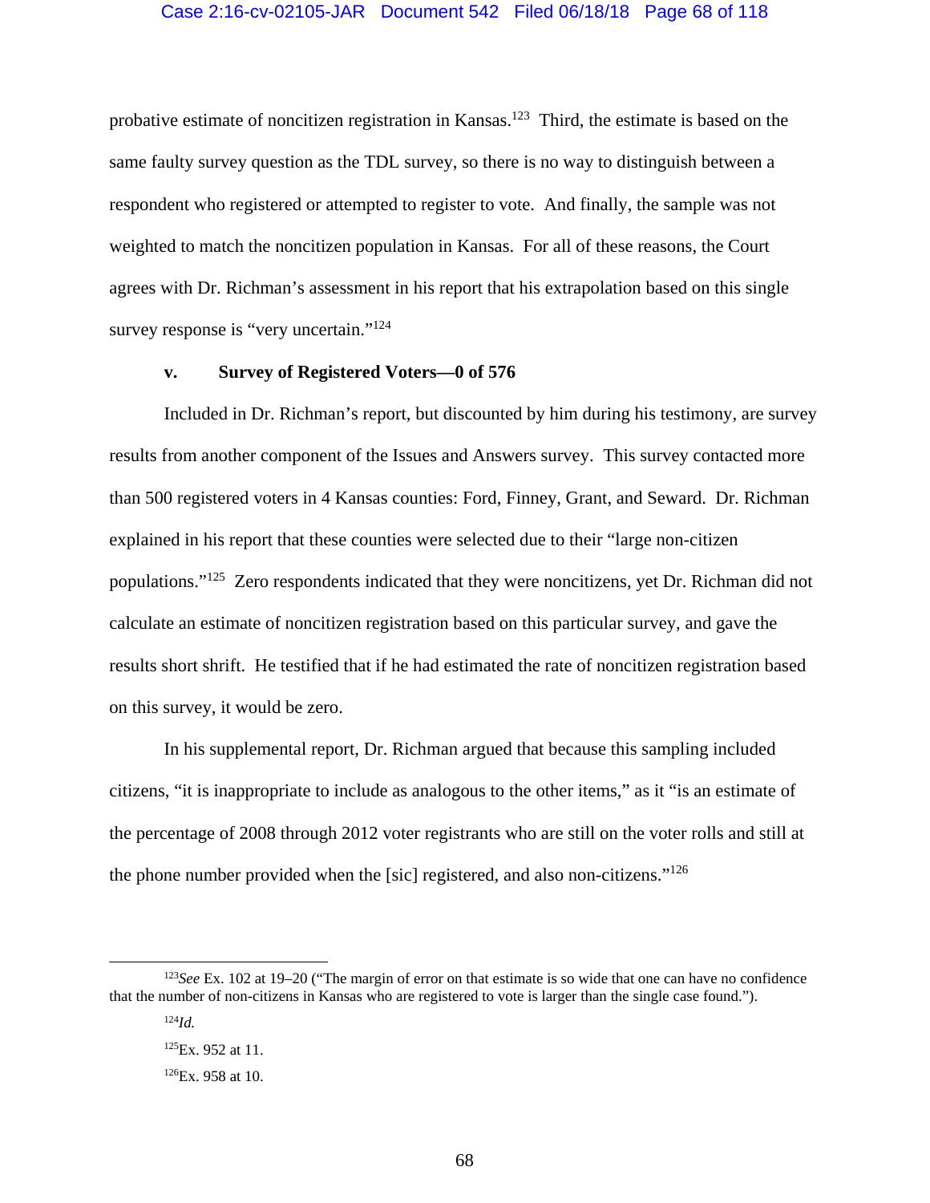probative estimate of noncitizen registration in Kansas.[123] Third, the estimate is based on the same faulty survey question as the TDL survey, so there is no way to distinguish between a respondent who registered or attempted to register to vote. And finally, the sample was not weighted to match the noncitizen population in Kansas. For all of these reasons, the Court agrees with Dr. Richman's assessment in his report that his extrapolation based on this single survey response is "very uncertain."[124]

**v. Survey of Registered Voters—0 of 576**

Included in Dr. Richman's report, but discounted by him during his testimony, are survey results from another component of the Issues and Answers survey. This survey contacted more than 500 registered voters in 4 Kansas counties: Ford, Finney, Grant, and Seward. Dr. Richman explained in his report that these counties were selected due to their "large non-citizen populations."[125] Zero respondents indicated that they were noncitizens, yet Dr. Richman did not calculate an estimate of noncitizen registration based on this particular survey, and gave the results short shrift. He testified that if he had estimated the rate of noncitizen registration based on this survey, it would be zero.

In his supplemental report, Dr. Richman argued that because this sampling included citizens, "it is inappropriate to include as analogous to the other items," as it "is an estimate of the percentage of 2008 through 2012 voter registrants who are still on the voter rolls and still at the phone number provided when the [sic] registered, and also non-citizens."[126]

---

[123] *See* Ex. 102 at 19–20 ("The margin of error on that estimate is so wide that one can have no confidence that the number of non-citizens in Kansas who are registered to vote is larger than the single case found.").

[124] *Id.*

[125] Ex. 952 at 11.

[126] Ex. 958 at 10.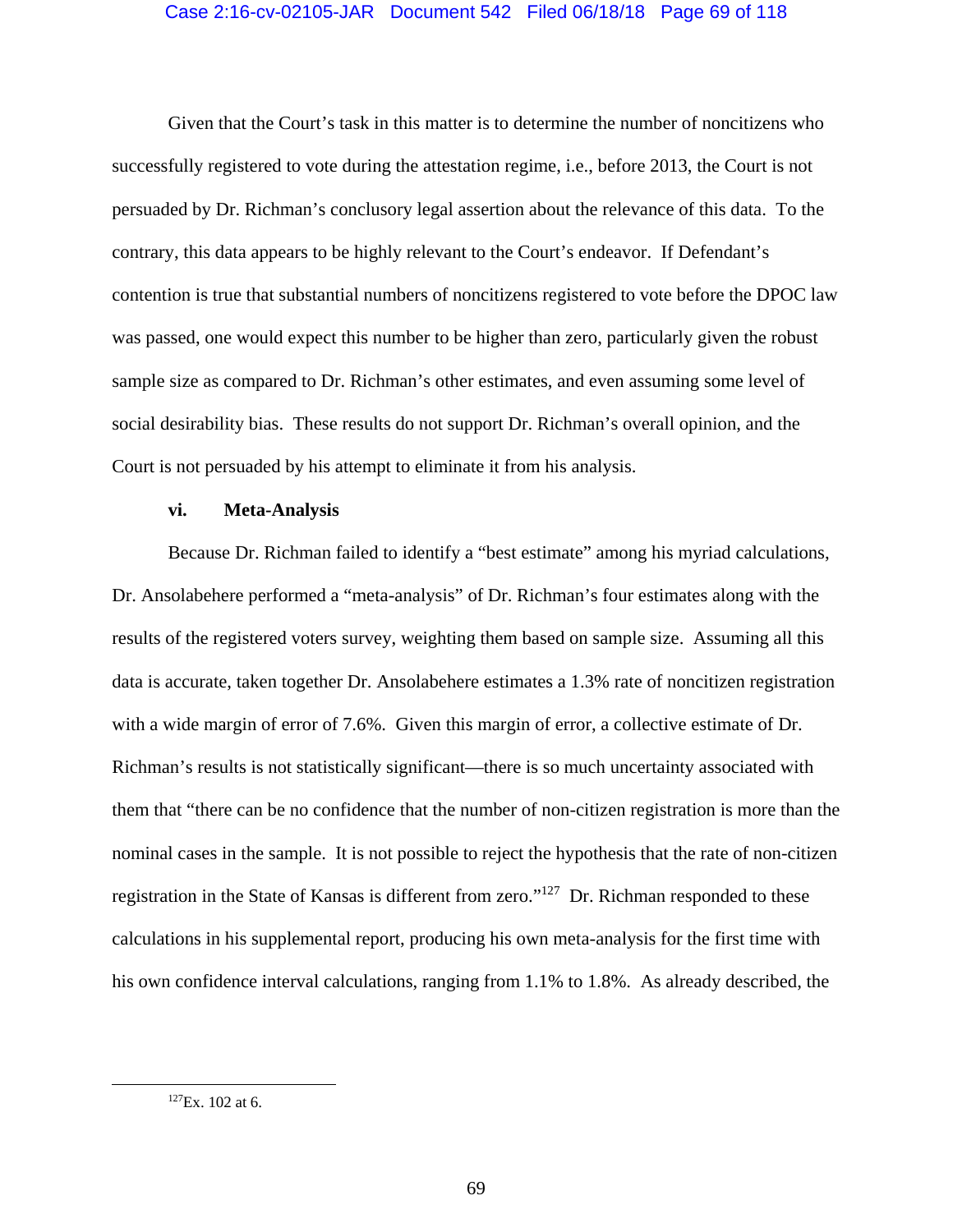Given that the Court's task in this matter is to determine the number of noncitizens who successfully registered to vote during the attestation regime, i.e., before 2013, the Court is not persuaded by Dr. Richman's conclusory legal assertion about the relevance of this data. To the contrary, this data appears to be highly relevant to the Court's endeavor. If Defendant's contention is true that substantial numbers of noncitizens registered to vote before the DPOC law was passed, one would expect this number to be higher than zero, particularly given the robust sample size as compared to Dr. Richman's other estimates, and even assuming some level of social desirability bias. These results do not support Dr. Richman's overall opinion, and the Court is not persuaded by his attempt to eliminate it from his analysis.

#### vi. Meta-Analysis

Because Dr. Richman failed to identify a "best estimate" among his myriad calculations, Dr. Ansolabehere performed a "meta-analysis" of Dr. Richman's four estimates along with the results of the registered voters survey, weighting them based on sample size. Assuming all this data is accurate, taken together Dr. Ansolabehere estimates a 1.3% rate of noncitizen registration with a wide margin of error of 7.6%. Given this margin of error, a collective estimate of Dr. Richman's results is not statistically significant—there is so much uncertainty associated with them that "there can be no confidence that the number of non-citizen registration is more than the nominal cases in the sample. It is not possible to reject the hypothesis that the rate of non-citizen registration in the State of Kansas is different from zero."[127] Dr. Richman responded to these calculations in his supplemental report, producing his own meta-analysis for the first time with his own confidence interval calculations, ranging from 1.1% to 1.8%. As already described, the

---

[127] Ex. 102 at 6.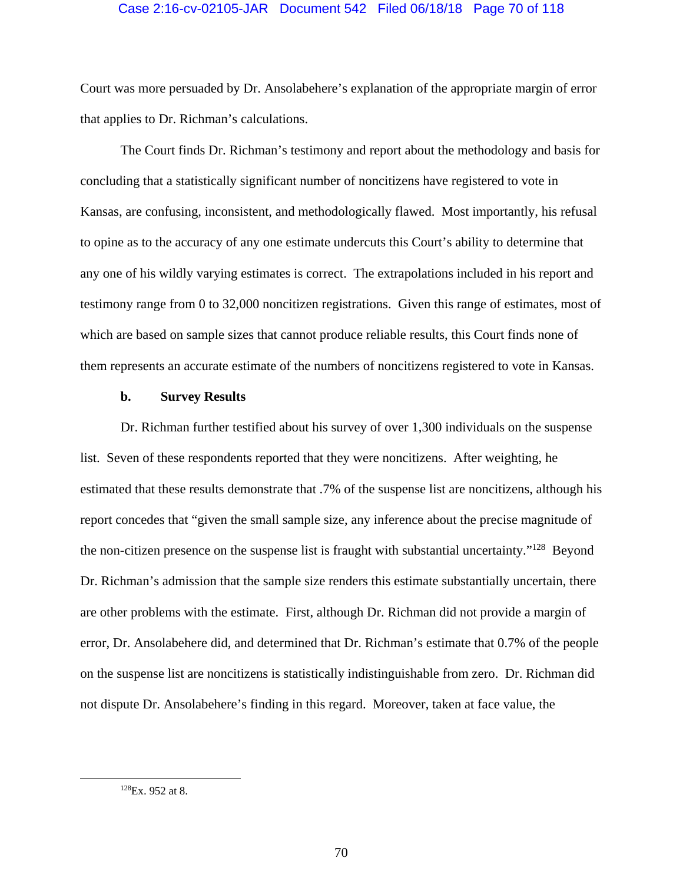Court was more persuaded by Dr. Ansolabehere's explanation of the appropriate margin of error that applies to Dr. Richman's calculations.

The Court finds Dr. Richman's testimony and report about the methodology and basis for concluding that a statistically significant number of noncitizens have registered to vote in Kansas, are confusing, inconsistent, and methodologically flawed. Most importantly, his refusal to opine as to the accuracy of any one estimate undercuts this Court's ability to determine that any one of his wildly varying estimates is correct. The extrapolations included in his report and testimony range from 0 to 32,000 noncitizen registrations. Given this range of estimates, most of which are based on sample sizes that cannot produce reliable results, this Court finds none of them represents an accurate estimate of the numbers of noncitizens registered to vote in Kansas.

**b. Survey Results**

Dr. Richman further testified about his survey of over 1,300 individuals on the suspense list. Seven of these respondents reported that they were noncitizens. After weighting, he estimated that these results demonstrate that .7% of the suspense list are noncitizens, although his report concedes that "given the small sample size, any inference about the precise magnitude of the non-citizen presence on the suspense list is fraught with substantial uncertainty."[128] Beyond Dr. Richman's admission that the sample size renders this estimate substantially uncertain, there are other problems with the estimate. First, although Dr. Richman did not provide a margin of error, Dr. Ansolabehere did, and determined that Dr. Richman's estimate that 0.7% of the people on the suspense list are noncitizens is statistically indistinguishable from zero. Dr. Richman did not dispute Dr. Ansolabehere's finding in this regard. Moreover, taken at face value, the

[128] Ex. 952 at 8.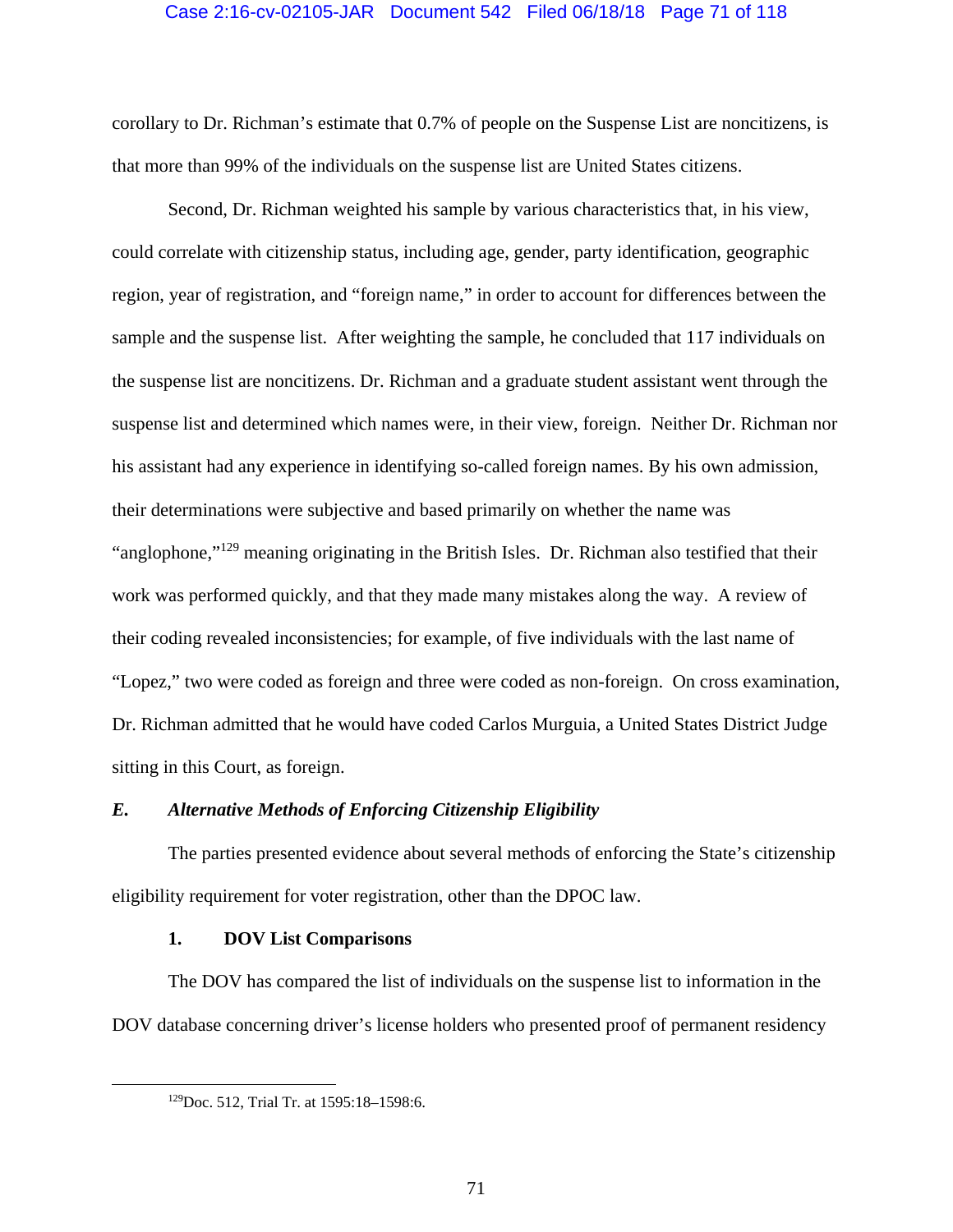corollary to Dr. Richman's estimate that 0.7% of people on the Suspense List are noncitizens, is that more than 99% of the individuals on the suspense list are United States citizens.

Second, Dr. Richman weighted his sample by various characteristics that, in his view, could correlate with citizenship status, including age, gender, party identification, geographic region, year of registration, and "foreign name," in order to account for differences between the sample and the suspense list. After weighting the sample, he concluded that 117 individuals on the suspense list are noncitizens. Dr. Richman and a graduate student assistant went through the suspense list and determined which names were, in their view, foreign. Neither Dr. Richman nor his assistant had any experience in identifying so-called foreign names. By his own admission, their determinations were subjective and based primarily on whether the name was "anglophone,"[129] meaning originating in the British Isles. Dr. Richman also testified that their work was performed quickly, and that they made many mistakes along the way. A review of their coding revealed inconsistencies; for example, of five individuals with the last name of "Lopez," two were coded as foreign and three were coded as non-foreign. On cross examination, Dr. Richman admitted that he would have coded Carlos Murguia, a United States District Judge sitting in this Court, as foreign.

### *E. Alternative Methods of Enforcing Citizenship Eligibility*

The parties presented evidence about several methods of enforcing the State's citizenship eligibility requirement for voter registration, other than the DPOC law.

#### 1. DOV List Comparisons

The DOV has compared the list of individuals on the suspense list to information in the DOV database concerning driver's license holders who presented proof of permanent residency

---

[129]Doc. 512, Trial Tr. at 1595:18–1598:6.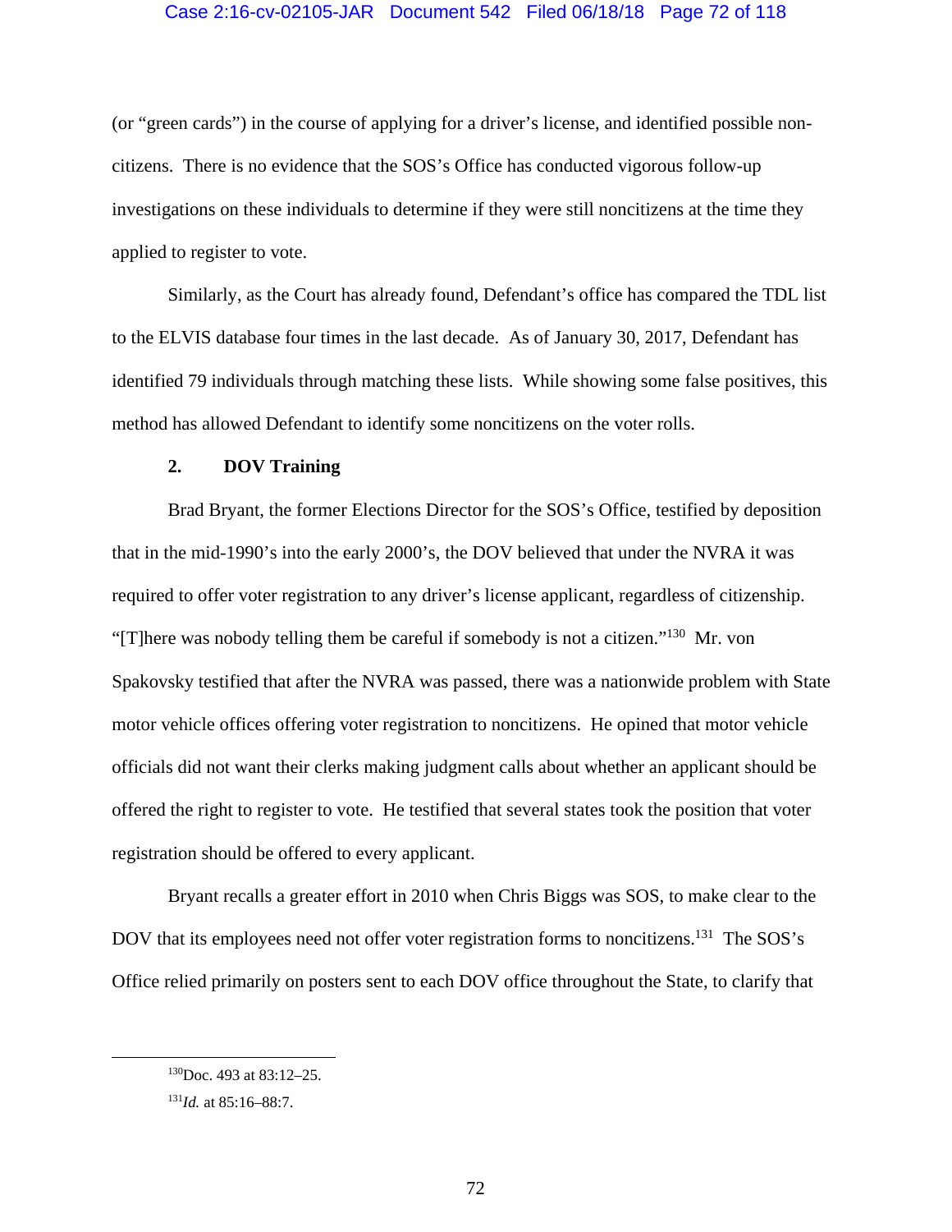(or "green cards") in the course of applying for a driver's license, and identified possible non-citizens. There is no evidence that the SOS's Office has conducted vigorous follow-up investigations on these individuals to determine if they were still noncitizens at the time they applied to register to vote.

Similarly, as the Court has already found, Defendant's office has compared the TDL list to the ELVIS database four times in the last decade. As of January 30, 2017, Defendant has identified 79 individuals through matching these lists. While showing some false positives, this method has allowed Defendant to identify some noncitizens on the voter rolls.

#### 2. DOV Training

Brad Bryant, the former Elections Director for the SOS's Office, testified by deposition that in the mid-1990's into the early 2000's, the DOV believed that under the NVRA it was required to offer voter registration to any driver's license applicant, regardless of citizenship. "[T]here was nobody telling them be careful if somebody is not a citizen."[130] Mr. von Spakovsky testified that after the NVRA was passed, there was a nationwide problem with State motor vehicle offices offering voter registration to noncitizens. He opined that motor vehicle officials did not want their clerks making judgment calls about whether an applicant should be offered the right to register to vote. He testified that several states took the position that voter registration should be offered to every applicant.

Bryant recalls a greater effort in 2010 when Chris Biggs was SOS, to make clear to the DOV that its employees need not offer voter registration forms to noncitizens.[131] The SOS's Office relied primarily on posters sent to each DOV office throughout the State, to clarify that

---

[130] Doc. 493 at 83:12–25.

[131] *Id.* at 85:16–88:7.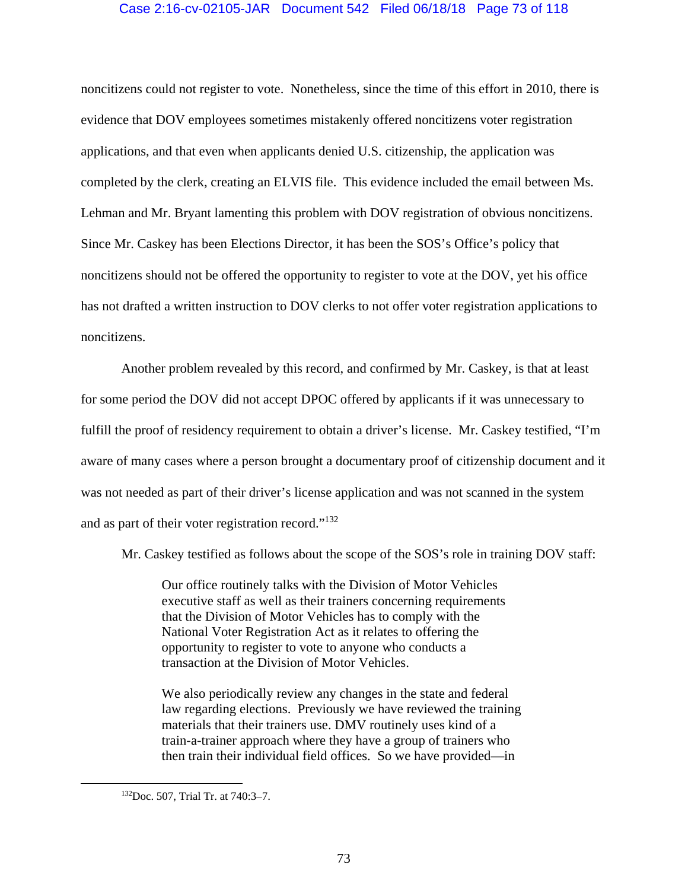noncitizens could not register to vote. Nonetheless, since the time of this effort in 2010, there is evidence that DOV employees sometimes mistakenly offered noncitizens voter registration applications, and that even when applicants denied U.S. citizenship, the application was completed by the clerk, creating an ELVIS file. This evidence included the email between Ms. Lehman and Mr. Bryant lamenting this problem with DOV registration of obvious noncitizens. Since Mr. Caskey has been Elections Director, it has been the SOS's Office's policy that noncitizens should not be offered the opportunity to register to vote at the DOV, yet his office has not drafted a written instruction to DOV clerks to not offer voter registration applications to noncitizens.

Another problem revealed by this record, and confirmed by Mr. Caskey, is that at least for some period the DOV did not accept DPOC offered by applicants if it was unnecessary to fulfill the proof of residency requirement to obtain a driver's license. Mr. Caskey testified, "I'm aware of many cases where a person brought a documentary proof of citizenship document and it was not needed as part of their driver's license application and was not scanned in the system and as part of their voter registration record."[132]

Mr. Caskey testified as follows about the scope of the SOS's role in training DOV staff:

> Our office routinely talks with the Division of Motor Vehicles executive staff as well as their trainers concerning requirements that the Division of Motor Vehicles has to comply with the National Voter Registration Act as it relates to offering the opportunity to register to vote to anyone who conducts a transaction at the Division of Motor Vehicles.
>
> We also periodically review any changes in the state and federal law regarding elections. Previously we have reviewed the training materials that their trainers use. DMV routinely uses kind of a train-a-trainer approach where they have a group of trainers who then train their individual field offices. So we have provided—in

[132] Doc. 507, Trial Tr. at 740:3–7.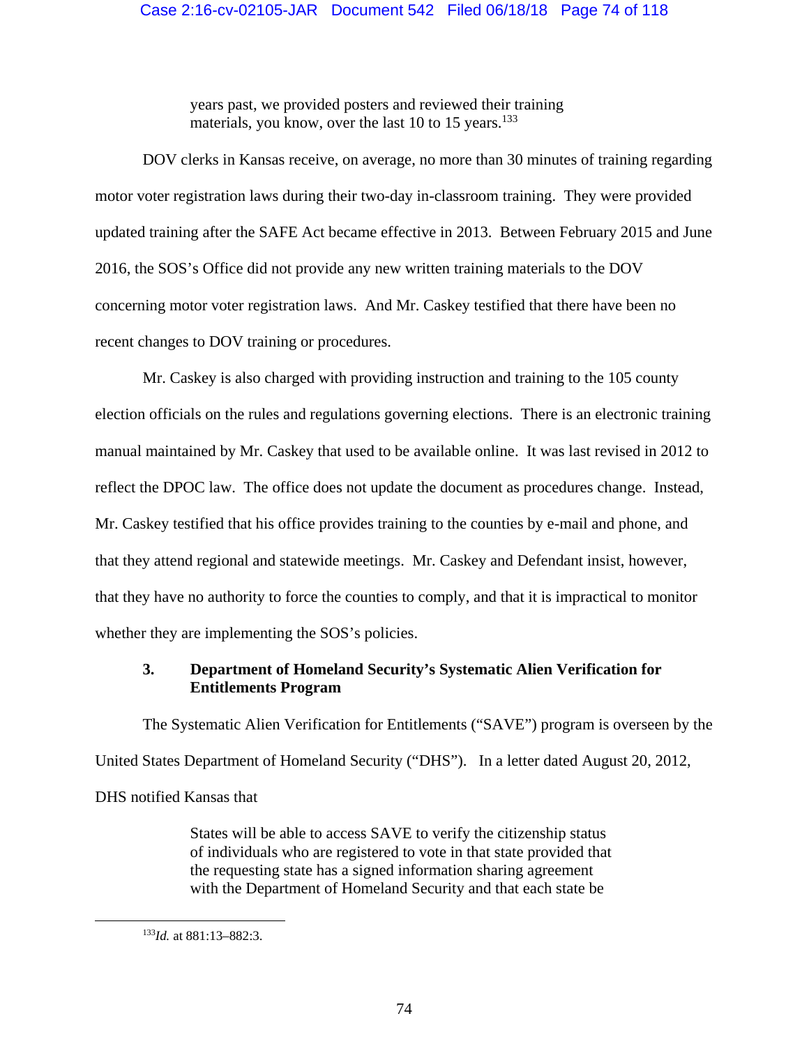> years past, we provided posters and reviewed their training materials, you know, over the last 10 to 15 years.[133]

DOV clerks in Kansas receive, on average, no more than 30 minutes of training regarding motor voter registration laws during their two-day in-classroom training. They were provided updated training after the SAFE Act became effective in 2013. Between February 2015 and June 2016, the SOS's Office did not provide any new written training materials to the DOV concerning motor voter registration laws. And Mr. Caskey testified that there have been no recent changes to DOV training or procedures.

Mr. Caskey is also charged with providing instruction and training to the 105 county election officials on the rules and regulations governing elections. There is an electronic training manual maintained by Mr. Caskey that used to be available online. It was last revised in 2012 to reflect the DPOC law. The office does not update the document as procedures change. Instead, Mr. Caskey testified that his office provides training to the counties by e-mail and phone, and that they attend regional and statewide meetings. Mr. Caskey and Defendant insist, however, that they have no authority to force the counties to comply, and that it is impractical to monitor whether they are implementing the SOS's policies.

### 3. Department of Homeland Security's Systematic Alien Verification for Entitlements Program

The Systematic Alien Verification for Entitlements ("SAVE") program is overseen by the United States Department of Homeland Security ("DHS"). In a letter dated August 20, 2012, DHS notified Kansas that

> States will be able to access SAVE to verify the citizenship status of individuals who are registered to vote in that state provided that the requesting state has a signed information sharing agreement with the Department of Homeland Security and that each state be

---

[133] *Id.* at 881:13–882:3.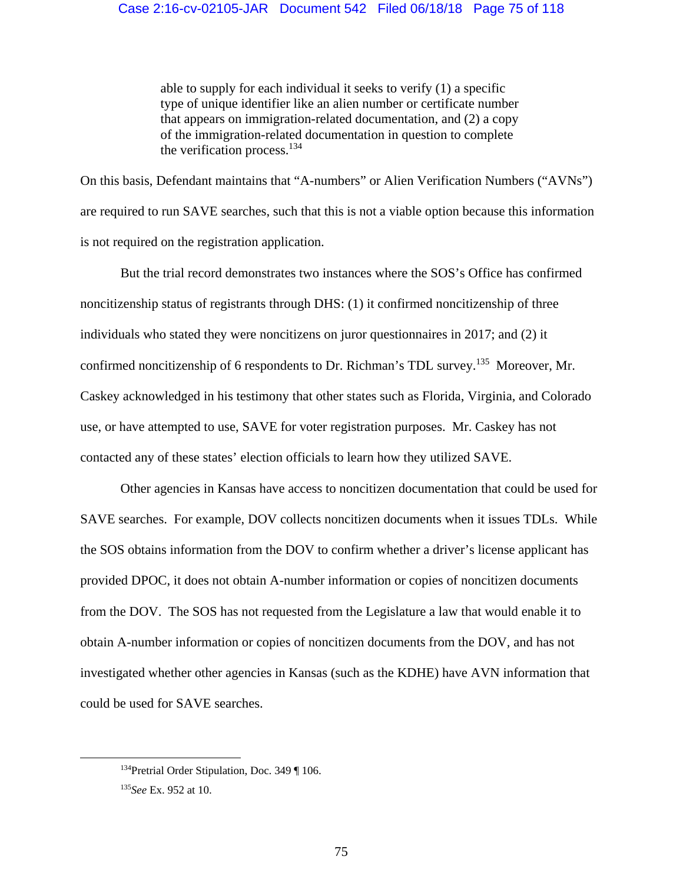> able to supply for each individual it seeks to verify (1) a specific type of unique identifier like an alien number or certificate number that appears on immigration-related documentation, and (2) a copy of the immigration-related documentation in question to complete the verification process.[134]

On this basis, Defendant maintains that "A-numbers" or Alien Verification Numbers ("AVNs") are required to run SAVE searches, such that this is not a viable option because this information is not required on the registration application.

But the trial record demonstrates two instances where the SOS's Office has confirmed noncitizenship status of registrants through DHS: (1) it confirmed noncitizenship of three individuals who stated they were noncitizens on juror questionnaires in 2017; and (2) it confirmed noncitizenship of 6 respondents to Dr. Richman's TDL survey.[135] Moreover, Mr. Caskey acknowledged in his testimony that other states such as Florida, Virginia, and Colorado use, or have attempted to use, SAVE for voter registration purposes. Mr. Caskey has not contacted any of these states' election officials to learn how they utilized SAVE.

Other agencies in Kansas have access to noncitizen documentation that could be used for SAVE searches. For example, DOV collects noncitizen documents when it issues TDLs. While the SOS obtains information from the DOV to confirm whether a driver's license applicant has provided DPOC, it does not obtain A-number information or copies of noncitizen documents from the DOV. The SOS has not requested from the Legislature a law that would enable it to obtain A-number information or copies of noncitizen documents from the DOV, and has not investigated whether other agencies in Kansas (such as the KDHE) have AVN information that could be used for SAVE searches.

---

[134] Pretrial Order Stipulation, Doc. 349 ¶ 106.

[135] *See* Ex. 952 at 10.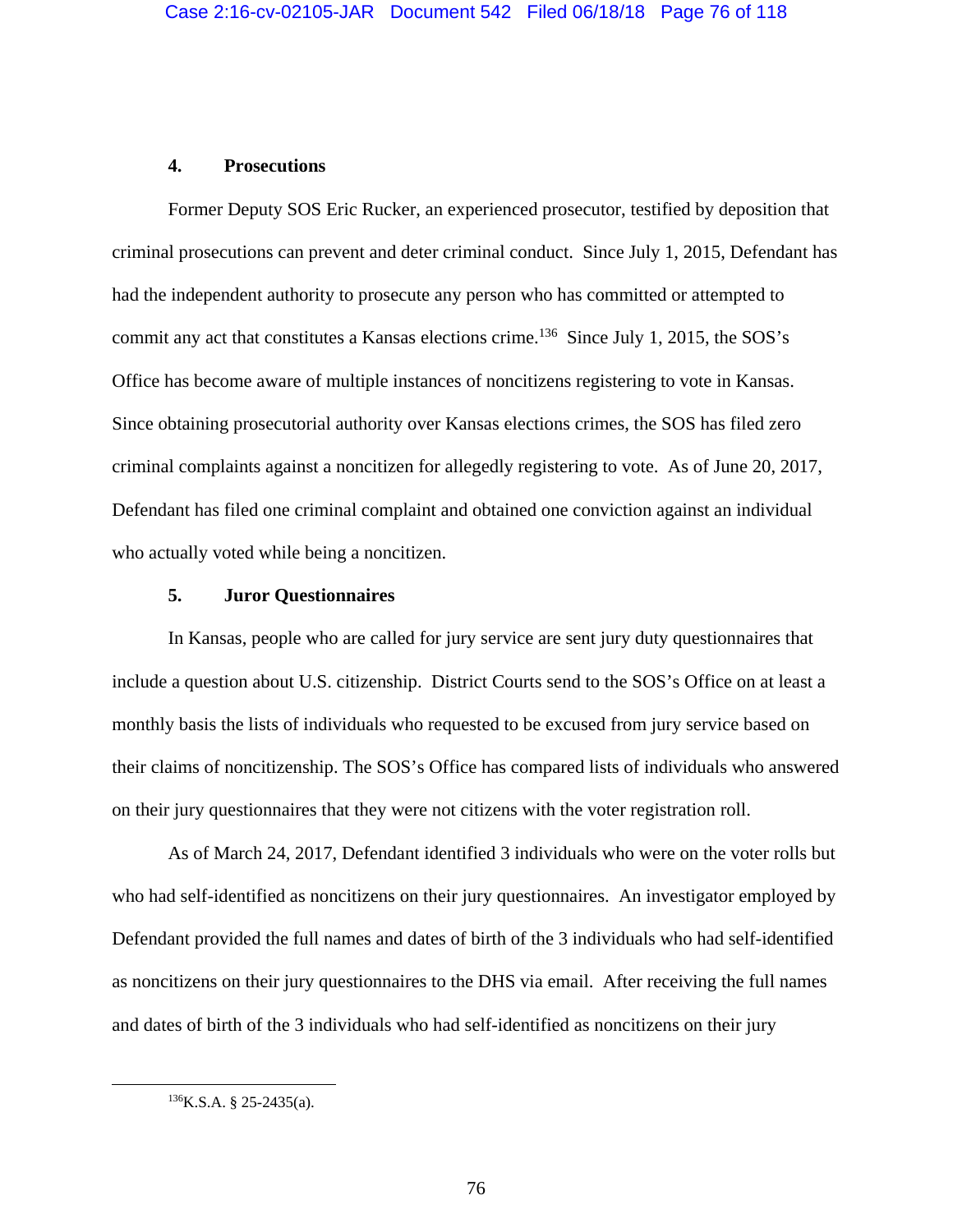#### 4. Prosecutions

Former Deputy SOS Eric Rucker, an experienced prosecutor, testified by deposition that criminal prosecutions can prevent and deter criminal conduct. Since July 1, 2015, Defendant has had the independent authority to prosecute any person who has committed or attempted to commit any act that constitutes a Kansas elections crime.[136] Since July 1, 2015, the SOS's Office has become aware of multiple instances of noncitizens registering to vote in Kansas. Since obtaining prosecutorial authority over Kansas elections crimes, the SOS has filed zero criminal complaints against a noncitizen for allegedly registering to vote. As of June 20, 2017, Defendant has filed one criminal complaint and obtained one conviction against an individual who actually voted while being a noncitizen.

#### 5. Juror Questionnaires

In Kansas, people who are called for jury service are sent jury duty questionnaires that include a question about U.S. citizenship. District Courts send to the SOS's Office on at least a monthly basis the lists of individuals who requested to be excused from jury service based on their claims of noncitizenship. The SOS's Office has compared lists of individuals who answered on their jury questionnaires that they were not citizens with the voter registration roll.

As of March 24, 2017, Defendant identified 3 individuals who were on the voter rolls but who had self-identified as noncitizens on their jury questionnaires. An investigator employed by Defendant provided the full names and dates of birth of the 3 individuals who had self-identified as noncitizens on their jury questionnaires to the DHS via email. After receiving the full names and dates of birth of the 3 individuals who had self-identified as noncitizens on their jury

---

[136] K.S.A. § 25-2435(a).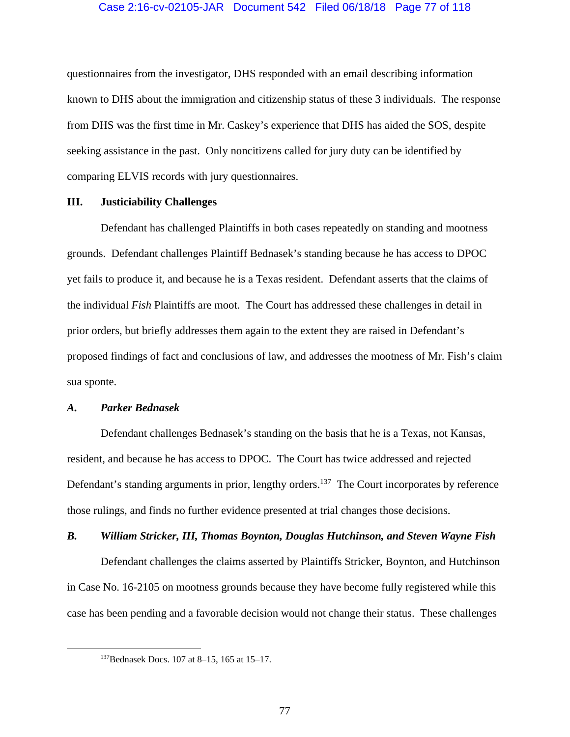questionnaires from the investigator, DHS responded with an email describing information known to DHS about the immigration and citizenship status of these 3 individuals. The response from DHS was the first time in Mr. Caskey's experience that DHS has aided the SOS, despite seeking assistance in the past. Only noncitizens called for jury duty can be identified by comparing ELVIS records with jury questionnaires.

## III. Justiciability Challenges

Defendant has challenged Plaintiffs in both cases repeatedly on standing and mootness grounds. Defendant challenges Plaintiff Bednasek's standing because he has access to DPOC yet fails to produce it, and because he is a Texas resident. Defendant asserts that the claims of the individual *Fish* Plaintiffs are moot. The Court has addressed these challenges in detail in prior orders, but briefly addresses them again to the extent they are raised in Defendant's proposed findings of fact and conclusions of law, and addresses the mootness of Mr. Fish's claim sua sponte.

### *A. Parker Bednasek*

Defendant challenges Bednasek's standing on the basis that he is a Texas, not Kansas, resident, and because he has access to DPOC. The Court has twice addressed and rejected Defendant's standing arguments in prior, lengthy orders.[137] The Court incorporates by reference those rulings, and finds no further evidence presented at trial changes those decisions.

### *B. William Stricker, III, Thomas Boynton, Douglas Hutchinson, and Steven Wayne Fish*

Defendant challenges the claims asserted by Plaintiffs Stricker, Boynton, and Hutchinson in Case No. 16-2105 on mootness grounds because they have become fully registered while this case has been pending and a favorable decision would not change their status. These challenges

[137] Bednasek Docs. 107 at 8–15, 165 at 15–17.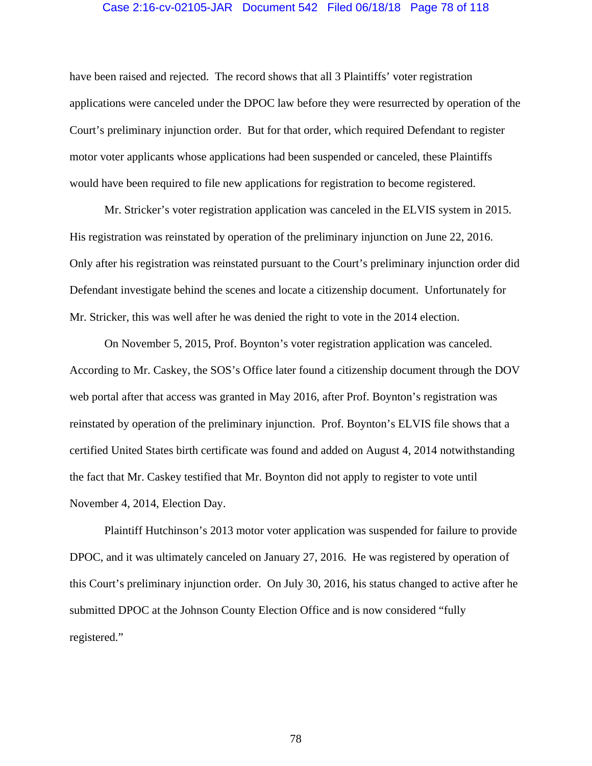have been raised and rejected. The record shows that all 3 Plaintiffs' voter registration applications were canceled under the DPOC law before they were resurrected by operation of the Court's preliminary injunction order. But for that order, which required Defendant to register motor voter applicants whose applications had been suspended or canceled, these Plaintiffs would have been required to file new applications for registration to become registered.

Mr. Stricker's voter registration application was canceled in the ELVIS system in 2015. His registration was reinstated by operation of the preliminary injunction on June 22, 2016. Only after his registration was reinstated pursuant to the Court's preliminary injunction order did Defendant investigate behind the scenes and locate a citizenship document. Unfortunately for Mr. Stricker, this was well after he was denied the right to vote in the 2014 election.

On November 5, 2015, Prof. Boynton's voter registration application was canceled. According to Mr. Caskey, the SOS's Office later found a citizenship document through the DOV web portal after that access was granted in May 2016, after Prof. Boynton's registration was reinstated by operation of the preliminary injunction. Prof. Boynton's ELVIS file shows that a certified United States birth certificate was found and added on August 4, 2014 notwithstanding the fact that Mr. Caskey testified that Mr. Boynton did not apply to register to vote until November 4, 2014, Election Day.

Plaintiff Hutchinson's 2013 motor voter application was suspended for failure to provide DPOC, and it was ultimately canceled on January 27, 2016. He was registered by operation of this Court's preliminary injunction order. On July 30, 2016, his status changed to active after he submitted DPOC at the Johnson County Election Office and is now considered "fully registered."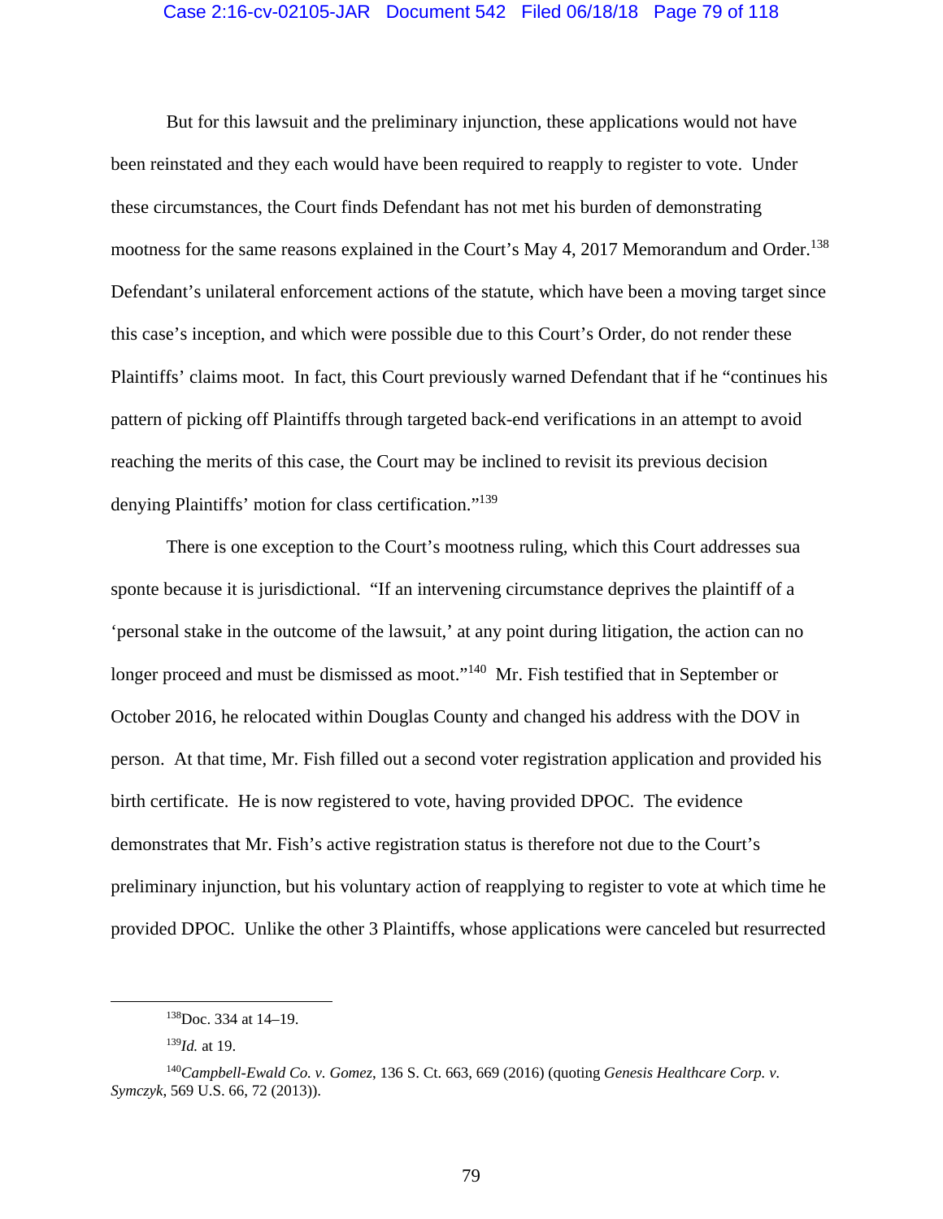But for this lawsuit and the preliminary injunction, these applications would not have been reinstated and they each would have been required to reapply to register to vote. Under these circumstances, the Court finds Defendant has not met his burden of demonstrating mootness for the same reasons explained in the Court's May 4, 2017 Memorandum and Order.[138] Defendant's unilateral enforcement actions of the statute, which have been a moving target since this case's inception, and which were possible due to this Court's Order, do not render these Plaintiffs' claims moot. In fact, this Court previously warned Defendant that if he "continues his pattern of picking off Plaintiffs through targeted back-end verifications in an attempt to avoid reaching the merits of this case, the Court may be inclined to revisit its previous decision denying Plaintiffs' motion for class certification."[139]

There is one exception to the Court's mootness ruling, which this Court addresses sua sponte because it is jurisdictional. "If an intervening circumstance deprives the plaintiff of a 'personal stake in the outcome of the lawsuit,' at any point during litigation, the action can no longer proceed and must be dismissed as moot."[140] Mr. Fish testified that in September or October 2016, he relocated within Douglas County and changed his address with the DOV in person. At that time, Mr. Fish filled out a second voter registration application and provided his birth certificate. He is now registered to vote, having provided DPOC. The evidence demonstrates that Mr. Fish's active registration status is therefore not due to the Court's preliminary injunction, but his voluntary action of reapplying to register to vote at which time he provided DPOC. Unlike the other 3 Plaintiffs, whose applications were canceled but resurrected

---

[138] Doc. 334 at 14–19.

[139] *Id.* at 19.

[140] *Campbell-Ewald Co. v. Gomez*, 136 S. Ct. 663, 669 (2016) (quoting *Genesis Healthcare Corp. v. Symczyk*, 569 U.S. 66, 72 (2013)).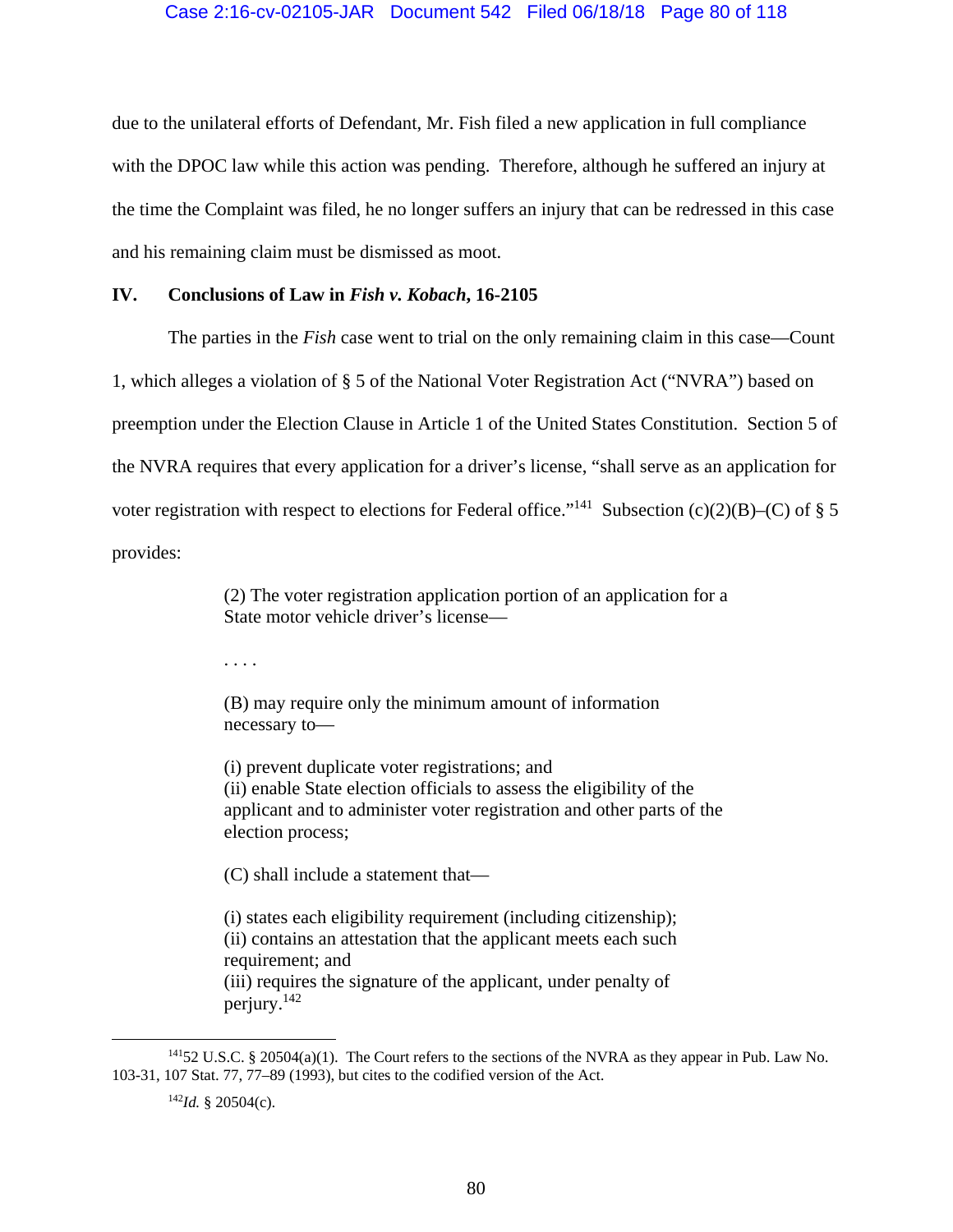due to the unilateral efforts of Defendant, Mr. Fish filed a new application in full compliance with the DPOC law while this action was pending. Therefore, although he suffered an injury at the time the Complaint was filed, he no longer suffers an injury that can be redressed in this case and his remaining claim must be dismissed as moot.

## IV. Conclusions of Law in *Fish v. Kobach*, 16-2105

The parties in the *Fish* case went to trial on the only remaining claim in this case—Count 1, which alleges a violation of § 5 of the National Voter Registration Act ("NVRA") based on preemption under the Election Clause in Article 1 of the United States Constitution. Section 5 of the NVRA requires that every application for a driver's license, "shall serve as an application for voter registration with respect to elections for Federal office."[141] Subsection (c)(2)(B)–(C) of § 5 provides:

> (2) The voter registration application portion of an application for a State motor vehicle driver's license—
>
> . . . .
>
> (B) may require only the minimum amount of information necessary to—
>
> (i) prevent duplicate voter registrations; and
> (ii) enable State election officials to assess the eligibility of the applicant and to administer voter registration and other parts of the election process;
>
> (C) shall include a statement that—
>
> (i) states each eligibility requirement (including citizenship);
> (ii) contains an attestation that the applicant meets each such requirement; and
> (iii) requires the signature of the applicant, under penalty of perjury.[142]

---

[141] 52 U.S.C. § 20504(a)(1). The Court refers to the sections of the NVRA as they appear in Pub. Law No. 103-31, 107 Stat. 77, 77–89 (1993), but cites to the codified version of the Act.

[142] *Id.* § 20504(c).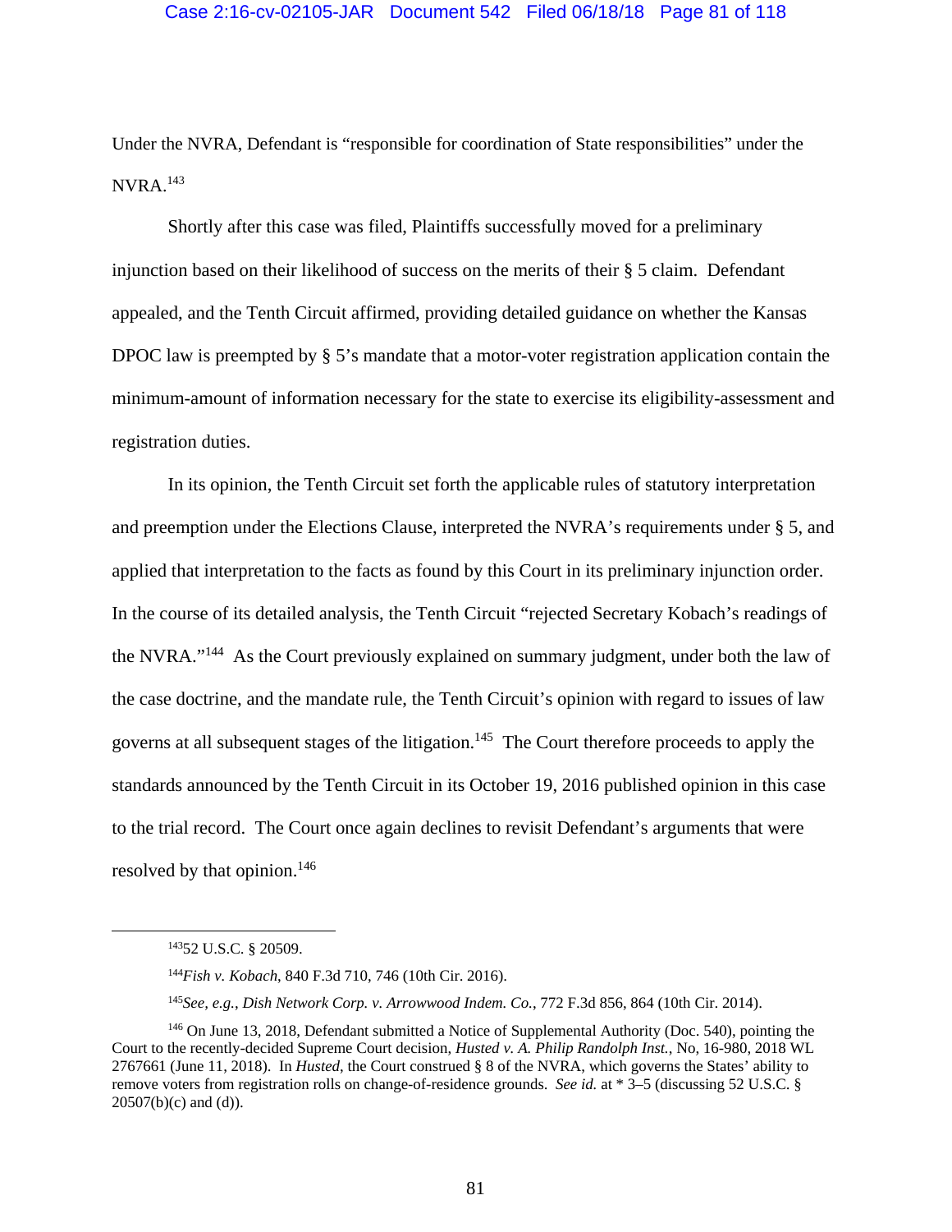Under the NVRA, Defendant is "responsible for coordination of State responsibilities" under the NVRA.[143]

Shortly after this case was filed, Plaintiffs successfully moved for a preliminary injunction based on their likelihood of success on the merits of their § 5 claim. Defendant appealed, and the Tenth Circuit affirmed, providing detailed guidance on whether the Kansas DPOC law is preempted by § 5's mandate that a motor-voter registration application contain the minimum-amount of information necessary for the state to exercise its eligibility-assessment and registration duties.

In its opinion, the Tenth Circuit set forth the applicable rules of statutory interpretation and preemption under the Elections Clause, interpreted the NVRA's requirements under § 5, and applied that interpretation to the facts as found by this Court in its preliminary injunction order. In the course of its detailed analysis, the Tenth Circuit "rejected Secretary Kobach's readings of the NVRA."[144] As the Court previously explained on summary judgment, under both the law of the case doctrine, and the mandate rule, the Tenth Circuit's opinion with regard to issues of law governs at all subsequent stages of the litigation.[145] The Court therefore proceeds to apply the standards announced by the Tenth Circuit in its October 19, 2016 published opinion in this case to the trial record. The Court once again declines to revisit Defendant's arguments that were resolved by that opinion.[146]

---

[143] 52 U.S.C. § 20509.

[144] *Fish v. Kobach*, 840 F.3d 710, 746 (10th Cir. 2016).

[145] *See, e.g.*, *Dish Network Corp. v. Arrowwood Indem. Co.*, 772 F.3d 856, 864 (10th Cir. 2014).

[146] On June 13, 2018, Defendant submitted a Notice of Supplemental Authority (Doc. 540), pointing the Court to the recently-decided Supreme Court decision, *Husted v. A. Philip Randolph Inst.*, No, 16-980, 2018 WL 2767661 (June 11, 2018). In *Husted*, the Court construed § 8 of the NVRA, which governs the States' ability to remove voters from registration rolls on change-of-residence grounds. *See id.* at * 3–5 (discussing 52 U.S.C. § 20507(b)(c) and (d)).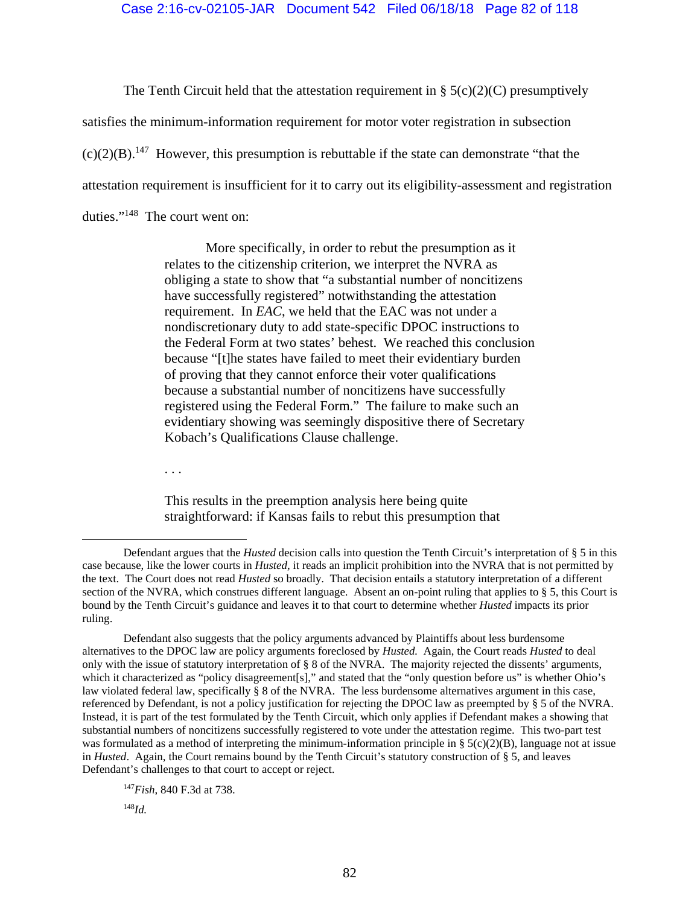The Tenth Circuit held that the attestation requirement in § 5(c)(2)(C) presumptively satisfies the minimum-information requirement for motor voter registration in subsection (c)(2)(B).[147] However, this presumption is rebuttable if the state can demonstrate "that the attestation requirement is insufficient for it to carry out its eligibility-assessment and registration duties."[148] The court went on:

> More specifically, in order to rebut the presumption as it relates to the citizenship criterion, we interpret the NVRA as obliging a state to show that "a substantial number of noncitizens have successfully registered" notwithstanding the attestation requirement. In *EAC*, we held that the EAC was not under a nondiscretionary duty to add state-specific DPOC instructions to the Federal Form at two states' behest. We reached this conclusion because "[t]he states have failed to meet their evidentiary burden of proving that they cannot enforce their voter qualifications because a substantial number of noncitizens have successfully registered using the Federal Form." The failure to make such an evidentiary showing was seemingly dispositive there of Secretary Kobach's Qualifications Clause challenge.
>
> . . .
>
> This results in the preemption analysis here being quite straightforward: if Kansas fails to rebut this presumption that

---

Defendant argues that the *Husted* decision calls into question the Tenth Circuit's interpretation of § 5 in this case because, like the lower courts in *Husted*, it reads an implicit prohibition into the NVRA that is not permitted by the text. The Court does not read *Husted* so broadly. That decision entails a statutory interpretation of a different section of the NVRA, which construes different language. Absent an on-point ruling that applies to § 5, this Court is bound by the Tenth Circuit's guidance and leaves it to that court to determine whether *Husted* impacts its prior ruling.

Defendant also suggests that the policy arguments advanced by Plaintiffs about less burdensome alternatives to the DPOC law are policy arguments foreclosed by *Husted.* Again, the Court reads *Husted* to deal only with the issue of statutory interpretation of § 8 of the NVRA. The majority rejected the dissents' arguments, which it characterized as "policy disagreement[s]," and stated that the "only question before us" is whether Ohio's law violated federal law, specifically § 8 of the NVRA. The less burdensome alternatives argument in this case, referenced by Defendant, is not a policy justification for rejecting the DPOC law as preempted by § 5 of the NVRA. Instead, it is part of the test formulated by the Tenth Circuit, which only applies if Defendant makes a showing that substantial numbers of noncitizens successfully registered to vote under the attestation regime. This two-part test was formulated as a method of interpreting the minimum-information principle in § 5(c)(2)(B), language not at issue in *Husted*. Again, the Court remains bound by the Tenth Circuit's statutory construction of § 5, and leaves Defendant's challenges to that court to accept or reject.

[147] *Fish*, 840 F.3d at 738.

[148] *Id.*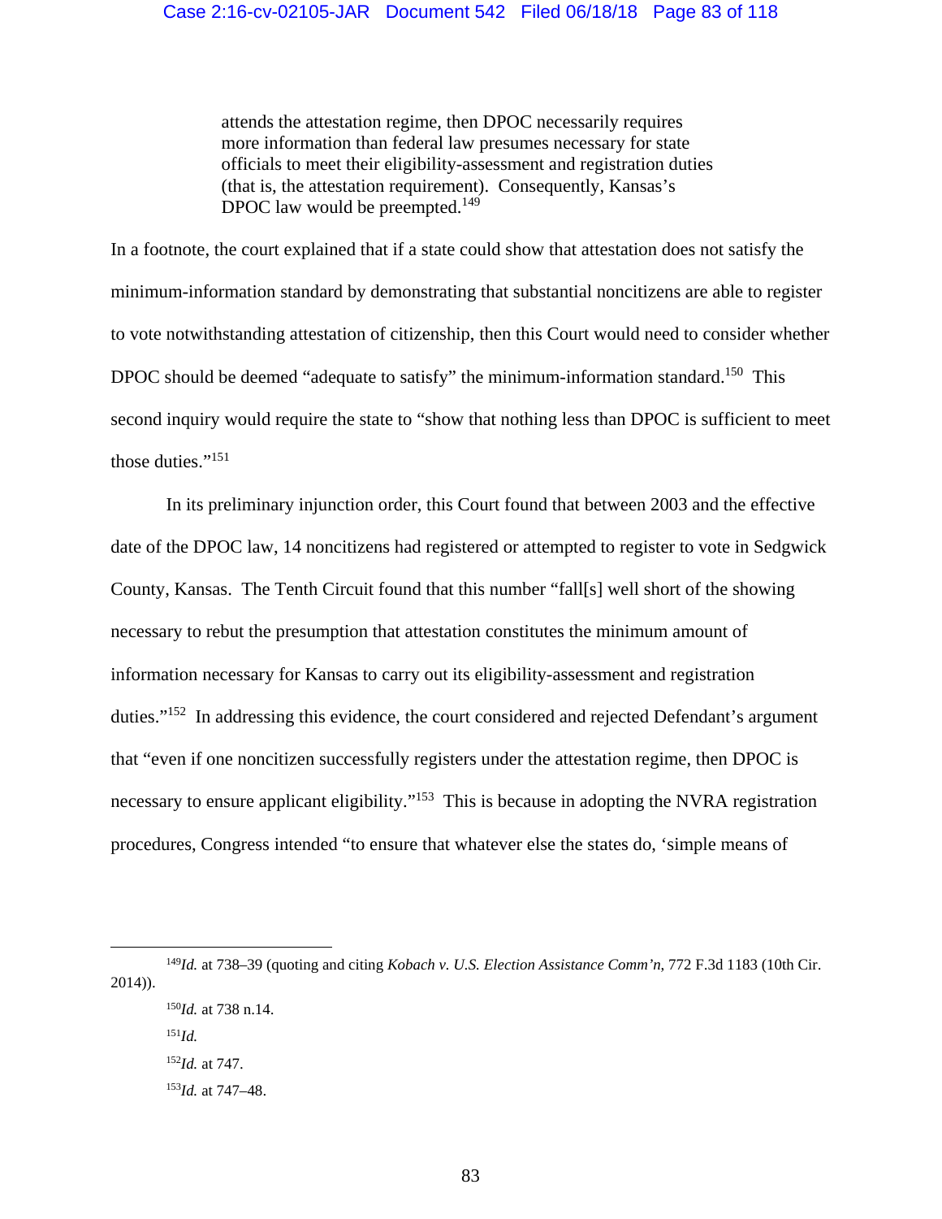> attends the attestation regime, then DPOC necessarily requires more information than federal law presumes necessary for state officials to meet their eligibility-assessment and registration duties (that is, the attestation requirement). Consequently, Kansas's DPOC law would be preempted.[149]

In a footnote, the court explained that if a state could show that attestation does not satisfy the minimum-information standard by demonstrating that substantial noncitizens are able to register to vote notwithstanding attestation of citizenship, then this Court would need to consider whether DPOC should be deemed "adequate to satisfy" the minimum-information standard.[150] This second inquiry would require the state to "show that nothing less than DPOC is sufficient to meet those duties."[151]

In its preliminary injunction order, this Court found that between 2003 and the effective date of the DPOC law, 14 noncitizens had registered or attempted to register to vote in Sedgwick County, Kansas. The Tenth Circuit found that this number "fall[s] well short of the showing necessary to rebut the presumption that attestation constitutes the minimum amount of information necessary for Kansas to carry out its eligibility-assessment and registration duties."[152] In addressing this evidence, the court considered and rejected Defendant's argument that "even if one noncitizen successfully registers under the attestation regime, then DPOC is necessary to ensure applicant eligibility."[153] This is because in adopting the NVRA registration procedures, Congress intended "to ensure that whatever else the states do, 'simple means of

---

[149] *Id.* at 738–39 (quoting and citing *Kobach v. U.S. Election Assistance Comm'n,* 772 F.3d 1183 (10th Cir. 2014)).

[150] *Id.* at 738 n.14.

[151] *Id.*

[152] *Id.* at 747.

[153] *Id.* at 747–48.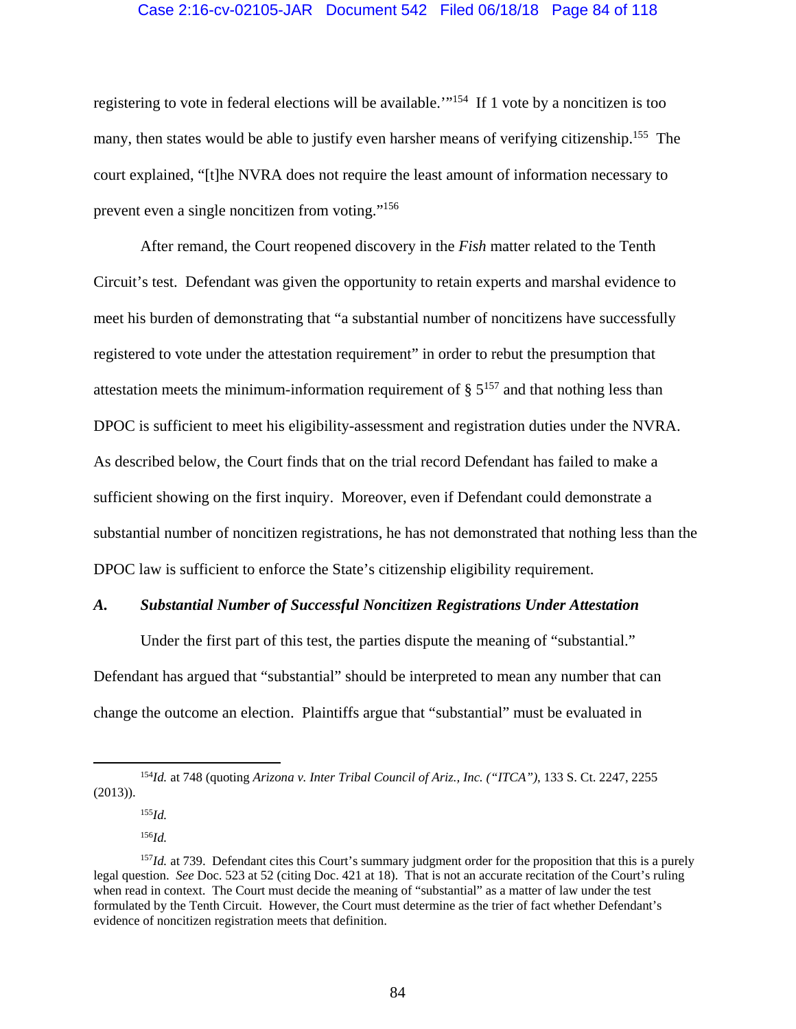registering to vote in federal elections will be available.'"[154] If 1 vote by a noncitizen is too many, then states would be able to justify even harsher means of verifying citizenship.[155] The court explained, "[t]he NVRA does not require the least amount of information necessary to prevent even a single noncitizen from voting."[156]

After remand, the Court reopened discovery in the *Fish* matter related to the Tenth Circuit's test. Defendant was given the opportunity to retain experts and marshal evidence to meet his burden of demonstrating that "a substantial number of noncitizens have successfully registered to vote under the attestation requirement" in order to rebut the presumption that attestation meets the minimum-information requirement of § 5[157] and that nothing less than DPOC is sufficient to meet his eligibility-assessment and registration duties under the NVRA. As described below, the Court finds that on the trial record Defendant has failed to make a sufficient showing on the first inquiry. Moreover, even if Defendant could demonstrate a substantial number of noncitizen registrations, he has not demonstrated that nothing less than the DPOC law is sufficient to enforce the State's citizenship eligibility requirement.

### *A. Substantial Number of Successful Noncitizen Registrations Under Attestation*

Under the first part of this test, the parties dispute the meaning of "substantial." Defendant has argued that "substantial" should be interpreted to mean any number that can change the outcome an election. Plaintiffs argue that "substantial" must be evaluated in

---

[154] *Id.* at 748 (quoting *Arizona v. Inter Tribal Council of Ariz., Inc. ("ITCA")*, 133 S. Ct. 2247, 2255 (2013)).

[155] *Id.*

[156] *Id.*

[157] *Id.* at 739. Defendant cites this Court's summary judgment order for the proposition that this is a purely legal question. *See* Doc. 523 at 52 (citing Doc. 421 at 18). That is not an accurate recitation of the Court's ruling when read in context. The Court must decide the meaning of "substantial" as a matter of law under the test formulated by the Tenth Circuit. However, the Court must determine as the trier of fact whether Defendant's evidence of noncitizen registration meets that definition.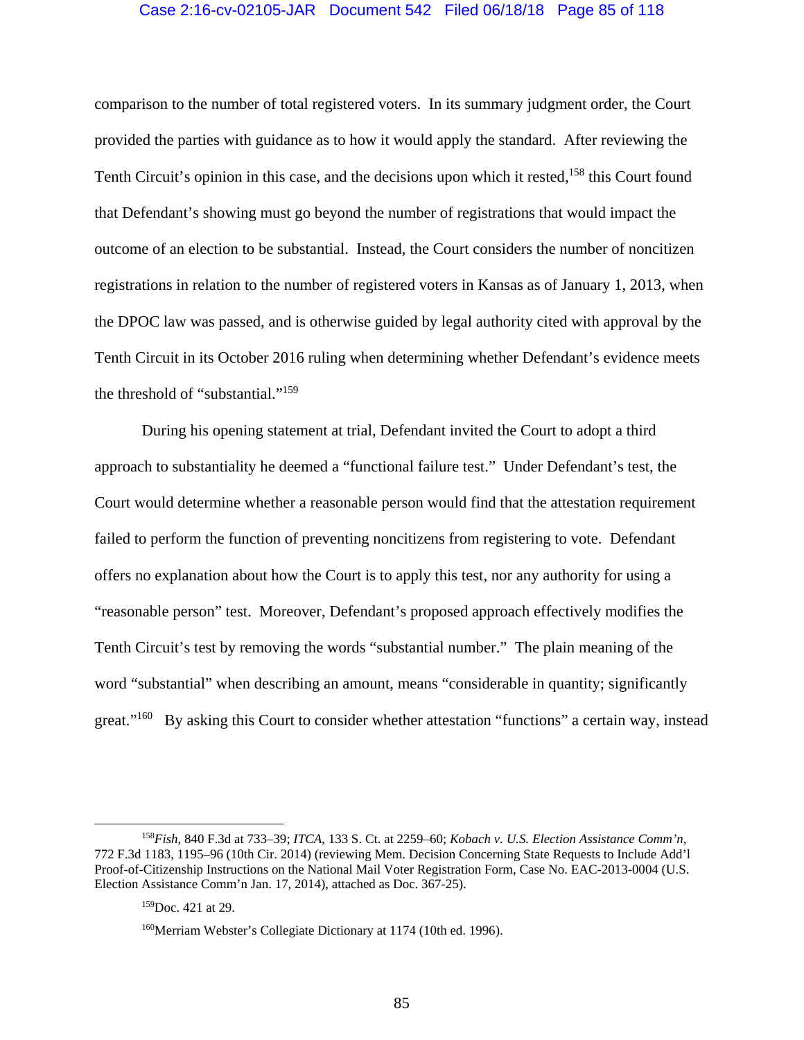comparison to the number of total registered voters. In its summary judgment order, the Court provided the parties with guidance as to how it would apply the standard. After reviewing the Tenth Circuit's opinion in this case, and the decisions upon which it rested,[158] this Court found that Defendant's showing must go beyond the number of registrations that would impact the outcome of an election to be substantial. Instead, the Court considers the number of noncitizen registrations in relation to the number of registered voters in Kansas as of January 1, 2013, when the DPOC law was passed, and is otherwise guided by legal authority cited with approval by the Tenth Circuit in its October 2016 ruling when determining whether Defendant's evidence meets the threshold of "substantial."[159]

During his opening statement at trial, Defendant invited the Court to adopt a third approach to substantiality he deemed a "functional failure test." Under Defendant's test, the Court would determine whether a reasonable person would find that the attestation requirement failed to perform the function of preventing noncitizens from registering to vote. Defendant offers no explanation about how the Court is to apply this test, nor any authority for using a "reasonable person" test. Moreover, Defendant's proposed approach effectively modifies the Tenth Circuit's test by removing the words "substantial number." The plain meaning of the word "substantial" when describing an amount, means "considerable in quantity; significantly great."[160] By asking this Court to consider whether attestation "functions" a certain way, instead

---

[158] *Fish*, 840 F.3d at 733–39; *ITCA*, 133 S. Ct. at 2259–60; *Kobach v. U.S. Election Assistance Comm'n*, 772 F.3d 1183, 1195–96 (10th Cir. 2014) (reviewing Mem. Decision Concerning State Requests to Include Add'l Proof-of-Citizenship Instructions on the National Mail Voter Registration Form, Case No. EAC-2013-0004 (U.S. Election Assistance Comm'n Jan. 17, 2014), attached as Doc. 367-25).

[159] Doc. 421 at 29.

[160] Merriam Webster's Collegiate Dictionary at 1174 (10th ed. 1996).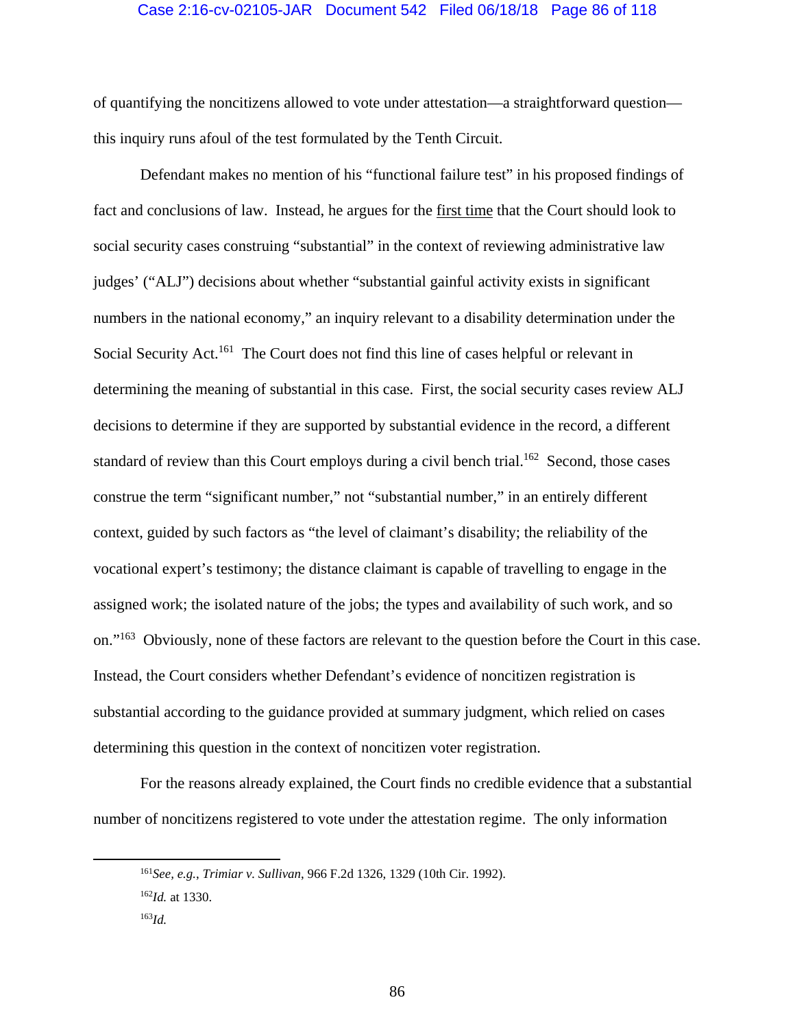of quantifying the noncitizens allowed to vote under attestation—a straightforward question—this inquiry runs afoul of the test formulated by the Tenth Circuit.

Defendant makes no mention of his "functional failure test" in his proposed findings of fact and conclusions of law. Instead, he argues for the first time that the Court should look to social security cases construing "substantial" in the context of reviewing administrative law judges' ("ALJ") decisions about whether "substantial gainful activity exists in significant numbers in the national economy," an inquiry relevant to a disability determination under the Social Security Act.[161] The Court does not find this line of cases helpful or relevant in determining the meaning of substantial in this case. First, the social security cases review ALJ decisions to determine if they are supported by substantial evidence in the record, a different standard of review than this Court employs during a civil bench trial.[162] Second, those cases construe the term "significant number," not "substantial number," in an entirely different context, guided by such factors as "the level of claimant's disability; the reliability of the vocational expert's testimony; the distance claimant is capable of travelling to engage in the assigned work; the isolated nature of the jobs; the types and availability of such work, and so on."[163] Obviously, none of these factors are relevant to the question before the Court in this case. Instead, the Court considers whether Defendant's evidence of noncitizen registration is substantial according to the guidance provided at summary judgment, which relied on cases determining this question in the context of noncitizen voter registration.

For the reasons already explained, the Court finds no credible evidence that a substantial number of noncitizens registered to vote under the attestation regime. The only information

---

[161] *See, e.g.*, *Trimiar v. Sullivan*, 966 F.2d 1326, 1329 (10th Cir. 1992).

[162] *Id.* at 1330.

[163] *Id.*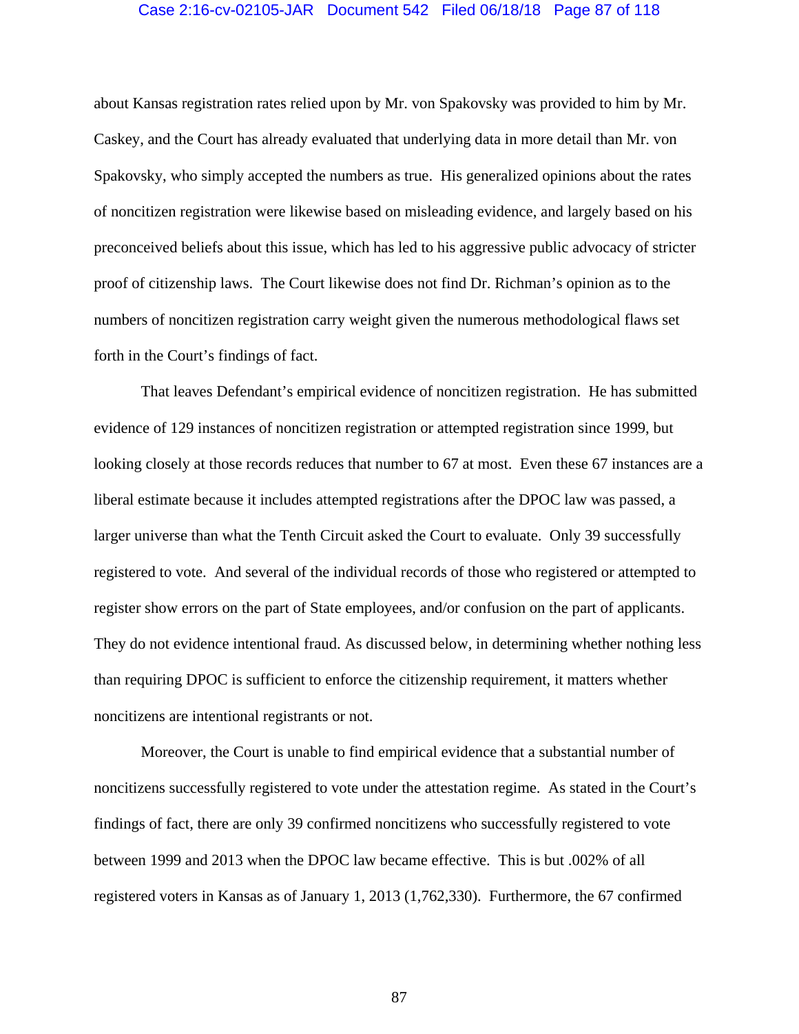about Kansas registration rates relied upon by Mr. von Spakovsky was provided to him by Mr. Caskey, and the Court has already evaluated that underlying data in more detail than Mr. von Spakovsky, who simply accepted the numbers as true. His generalized opinions about the rates of noncitizen registration were likewise based on misleading evidence, and largely based on his preconceived beliefs about this issue, which has led to his aggressive public advocacy of stricter proof of citizenship laws. The Court likewise does not find Dr. Richman's opinion as to the numbers of noncitizen registration carry weight given the numerous methodological flaws set forth in the Court's findings of fact.

That leaves Defendant's empirical evidence of noncitizen registration. He has submitted evidence of 129 instances of noncitizen registration or attempted registration since 1999, but looking closely at those records reduces that number to 67 at most. Even these 67 instances are a liberal estimate because it includes attempted registrations after the DPOC law was passed, a larger universe than what the Tenth Circuit asked the Court to evaluate. Only 39 successfully registered to vote. And several of the individual records of those who registered or attempted to register show errors on the part of State employees, and/or confusion on the part of applicants. They do not evidence intentional fraud. As discussed below, in determining whether nothing less than requiring DPOC is sufficient to enforce the citizenship requirement, it matters whether noncitizens are intentional registrants or not.

Moreover, the Court is unable to find empirical evidence that a substantial number of noncitizens successfully registered to vote under the attestation regime. As stated in the Court's findings of fact, there are only 39 confirmed noncitizens who successfully registered to vote between 1999 and 2013 when the DPOC law became effective. This is but .002% of all registered voters in Kansas as of January 1, 2013 (1,762,330). Furthermore, the 67 confirmed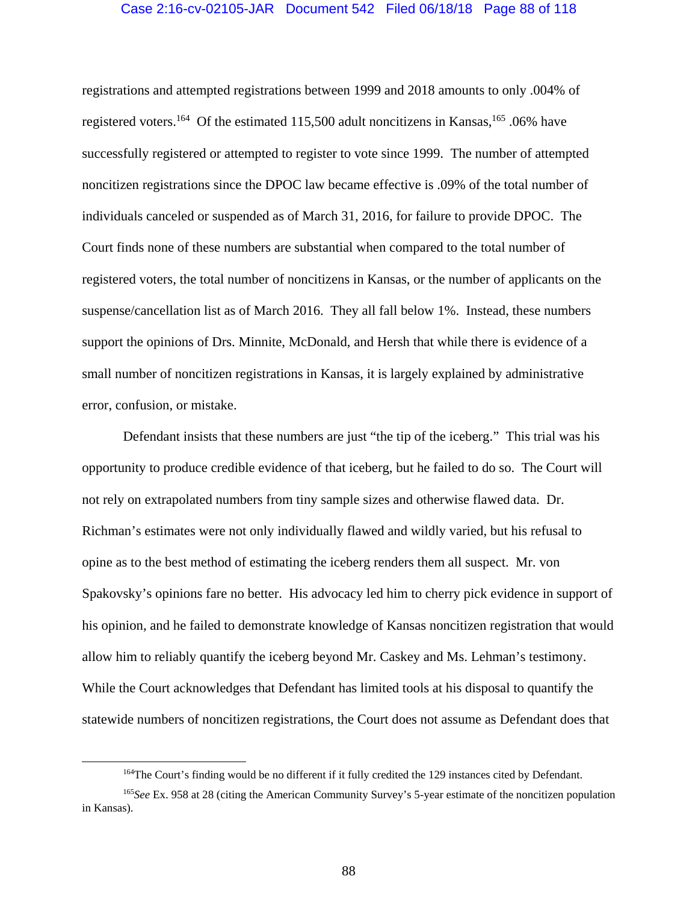registrations and attempted registrations between 1999 and 2018 amounts to only .004% of registered voters.[164] Of the estimated 115,500 adult noncitizens in Kansas,[165] .06% have successfully registered or attempted to register to vote since 1999. The number of attempted noncitizen registrations since the DPOC law became effective is .09% of the total number of individuals canceled or suspended as of March 31, 2016, for failure to provide DPOC. The Court finds none of these numbers are substantial when compared to the total number of registered voters, the total number of noncitizens in Kansas, or the number of applicants on the suspense/cancellation list as of March 2016. They all fall below 1%. Instead, these numbers support the opinions of Drs. Minnite, McDonald, and Hersh that while there is evidence of a small number of noncitizen registrations in Kansas, it is largely explained by administrative error, confusion, or mistake.

Defendant insists that these numbers are just "the tip of the iceberg." This trial was his opportunity to produce credible evidence of that iceberg, but he failed to do so. The Court will not rely on extrapolated numbers from tiny sample sizes and otherwise flawed data. Dr. Richman's estimates were not only individually flawed and wildly varied, but his refusal to opine as to the best method of estimating the iceberg renders them all suspect. Mr. von Spakovsky's opinions fare no better. His advocacy led him to cherry pick evidence in support of his opinion, and he failed to demonstrate knowledge of Kansas noncitizen registration that would allow him to reliably quantify the iceberg beyond Mr. Caskey and Ms. Lehman's testimony. While the Court acknowledges that Defendant has limited tools at his disposal to quantify the statewide numbers of noncitizen registrations, the Court does not assume as Defendant does that

---

[164] The Court's finding would be no different if it fully credited the 129 instances cited by Defendant.

[165] *See* Ex. 958 at 28 (citing the American Community Survey's 5-year estimate of the noncitizen population in Kansas).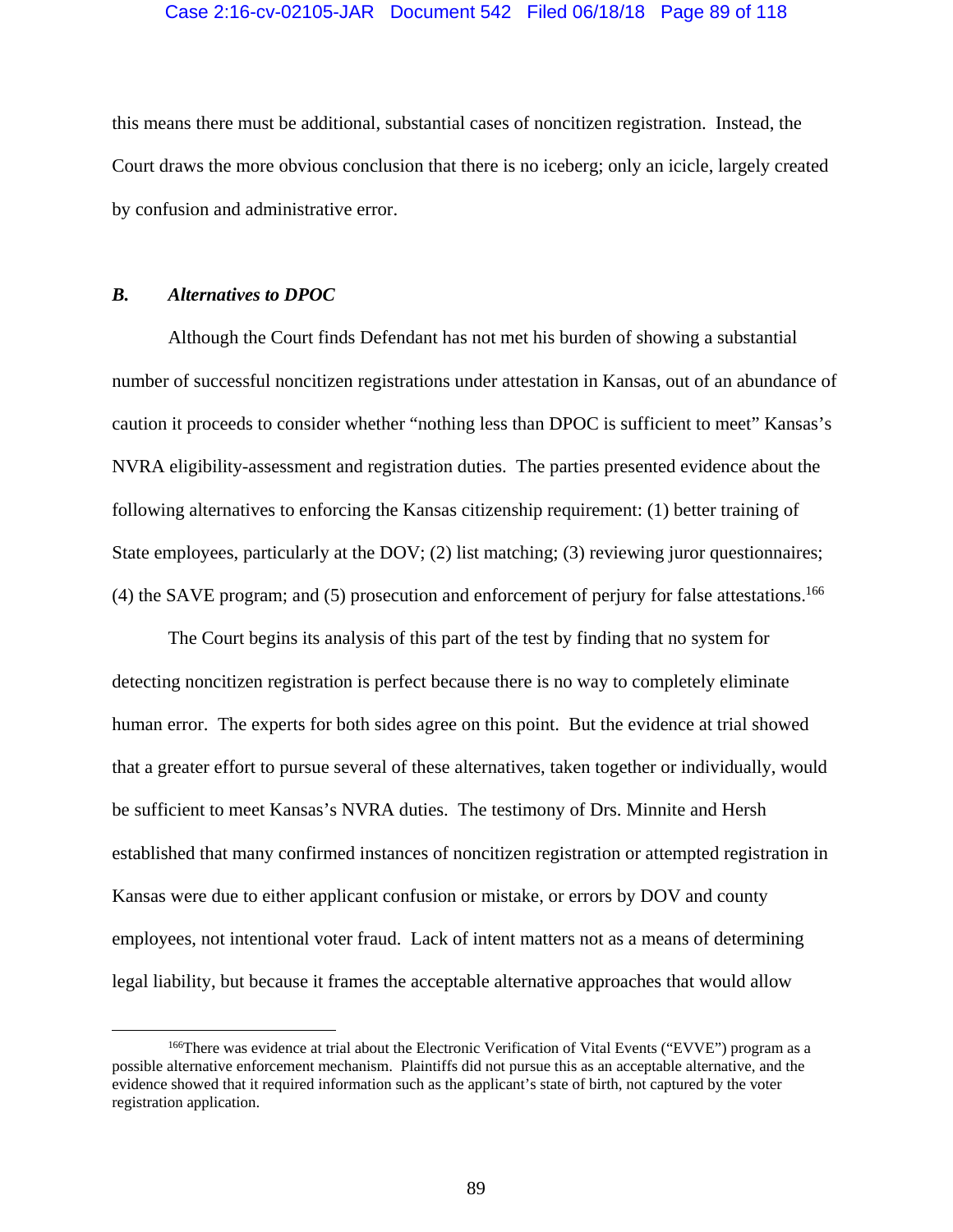this means there must be additional, substantial cases of noncitizen registration. Instead, the Court draws the more obvious conclusion that there is no iceberg; only an icicle, largely created by confusion and administrative error.

### *B. Alternatives to DPOC*

Although the Court finds Defendant has not met his burden of showing a substantial number of successful noncitizen registrations under attestation in Kansas, out of an abundance of caution it proceeds to consider whether "nothing less than DPOC is sufficient to meet" Kansas's NVRA eligibility-assessment and registration duties. The parties presented evidence about the following alternatives to enforcing the Kansas citizenship requirement: (1) better training of State employees, particularly at the DOV; (2) list matching; (3) reviewing juror questionnaires; (4) the SAVE program; and (5) prosecution and enforcement of perjury for false attestations.[166]

The Court begins its analysis of this part of the test by finding that no system for detecting noncitizen registration is perfect because there is no way to completely eliminate human error. The experts for both sides agree on this point. But the evidence at trial showed that a greater effort to pursue several of these alternatives, taken together or individually, would be sufficient to meet Kansas's NVRA duties. The testimony of Drs. Minnite and Hersh established that many confirmed instances of noncitizen registration or attempted registration in Kansas were due to either applicant confusion or mistake, or errors by DOV and county employees, not intentional voter fraud. Lack of intent matters not as a means of determining legal liability, but because it frames the acceptable alternative approaches that would allow

---

[166]There was evidence at trial about the Electronic Verification of Vital Events ("EVVE") program as a possible alternative enforcement mechanism. Plaintiffs did not pursue this as an acceptable alternative, and the evidence showed that it required information such as the applicant's state of birth, not captured by the voter registration application.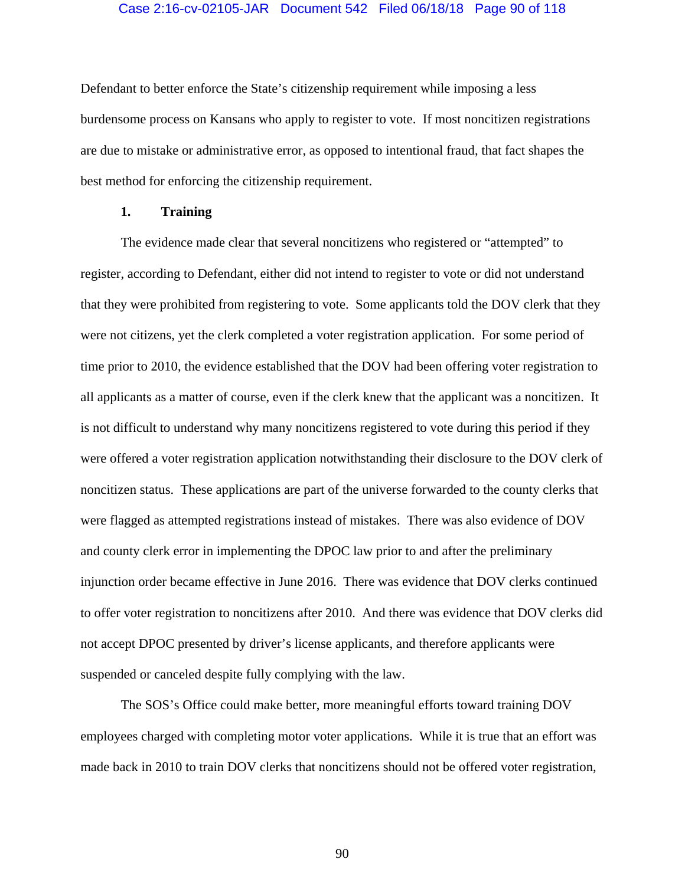Defendant to better enforce the State's citizenship requirement while imposing a less burdensome process on Kansans who apply to register to vote. If most noncitizen registrations are due to mistake or administrative error, as opposed to intentional fraud, that fact shapes the best method for enforcing the citizenship requirement.

### 1. Training

The evidence made clear that several noncitizens who registered or "attempted" to register, according to Defendant, either did not intend to register to vote or did not understand that they were prohibited from registering to vote. Some applicants told the DOV clerk that they were not citizens, yet the clerk completed a voter registration application. For some period of time prior to 2010, the evidence established that the DOV had been offering voter registration to all applicants as a matter of course, even if the clerk knew that the applicant was a noncitizen. It is not difficult to understand why many noncitizens registered to vote during this period if they were offered a voter registration application notwithstanding their disclosure to the DOV clerk of noncitizen status. These applications are part of the universe forwarded to the county clerks that were flagged as attempted registrations instead of mistakes. There was also evidence of DOV and county clerk error in implementing the DPOC law prior to and after the preliminary injunction order became effective in June 2016. There was evidence that DOV clerks continued to offer voter registration to noncitizens after 2010. And there was evidence that DOV clerks did not accept DPOC presented by driver's license applicants, and therefore applicants were suspended or canceled despite fully complying with the law.

The SOS's Office could make better, more meaningful efforts toward training DOV employees charged with completing motor voter applications. While it is true that an effort was made back in 2010 to train DOV clerks that noncitizens should not be offered voter registration,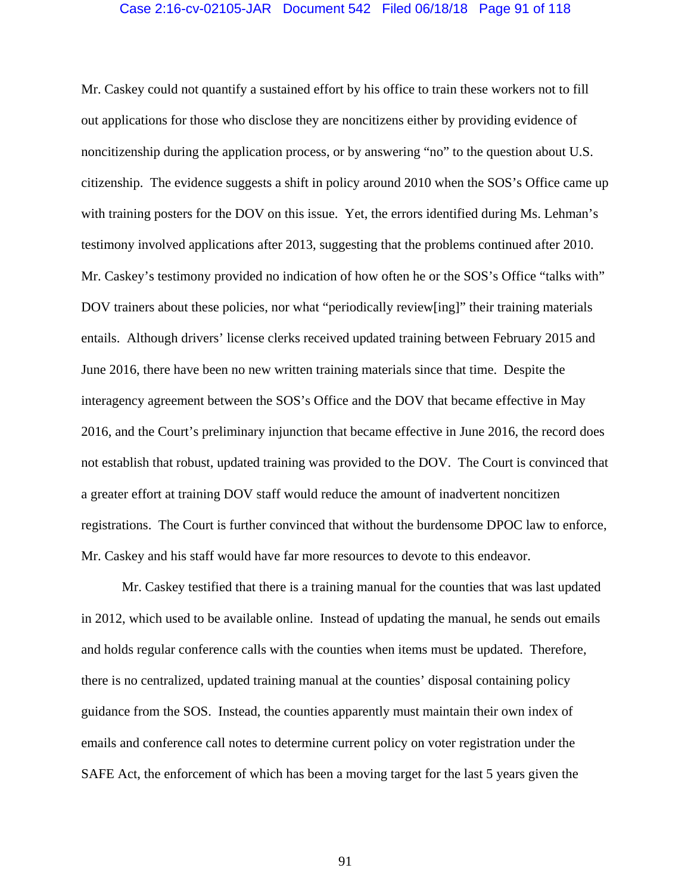Mr. Caskey could not quantify a sustained effort by his office to train these workers not to fill out applications for those who disclose they are noncitizens either by providing evidence of noncitizenship during the application process, or by answering "no" to the question about U.S. citizenship. The evidence suggests a shift in policy around 2010 when the SOS's Office came up with training posters for the DOV on this issue. Yet, the errors identified during Ms. Lehman's testimony involved applications after 2013, suggesting that the problems continued after 2010. Mr. Caskey's testimony provided no indication of how often he or the SOS's Office "talks with" DOV trainers about these policies, nor what "periodically review[ing]" their training materials entails. Although drivers' license clerks received updated training between February 2015 and June 2016, there have been no new written training materials since that time. Despite the interagency agreement between the SOS's Office and the DOV that became effective in May 2016, and the Court's preliminary injunction that became effective in June 2016, the record does not establish that robust, updated training was provided to the DOV. The Court is convinced that a greater effort at training DOV staff would reduce the amount of inadvertent noncitizen registrations. The Court is further convinced that without the burdensome DPOC law to enforce, Mr. Caskey and his staff would have far more resources to devote to this endeavor.

Mr. Caskey testified that there is a training manual for the counties that was last updated in 2012, which used to be available online. Instead of updating the manual, he sends out emails and holds regular conference calls with the counties when items must be updated. Therefore, there is no centralized, updated training manual at the counties' disposal containing policy guidance from the SOS. Instead, the counties apparently must maintain their own index of emails and conference call notes to determine current policy on voter registration under the SAFE Act, the enforcement of which has been a moving target for the last 5 years given the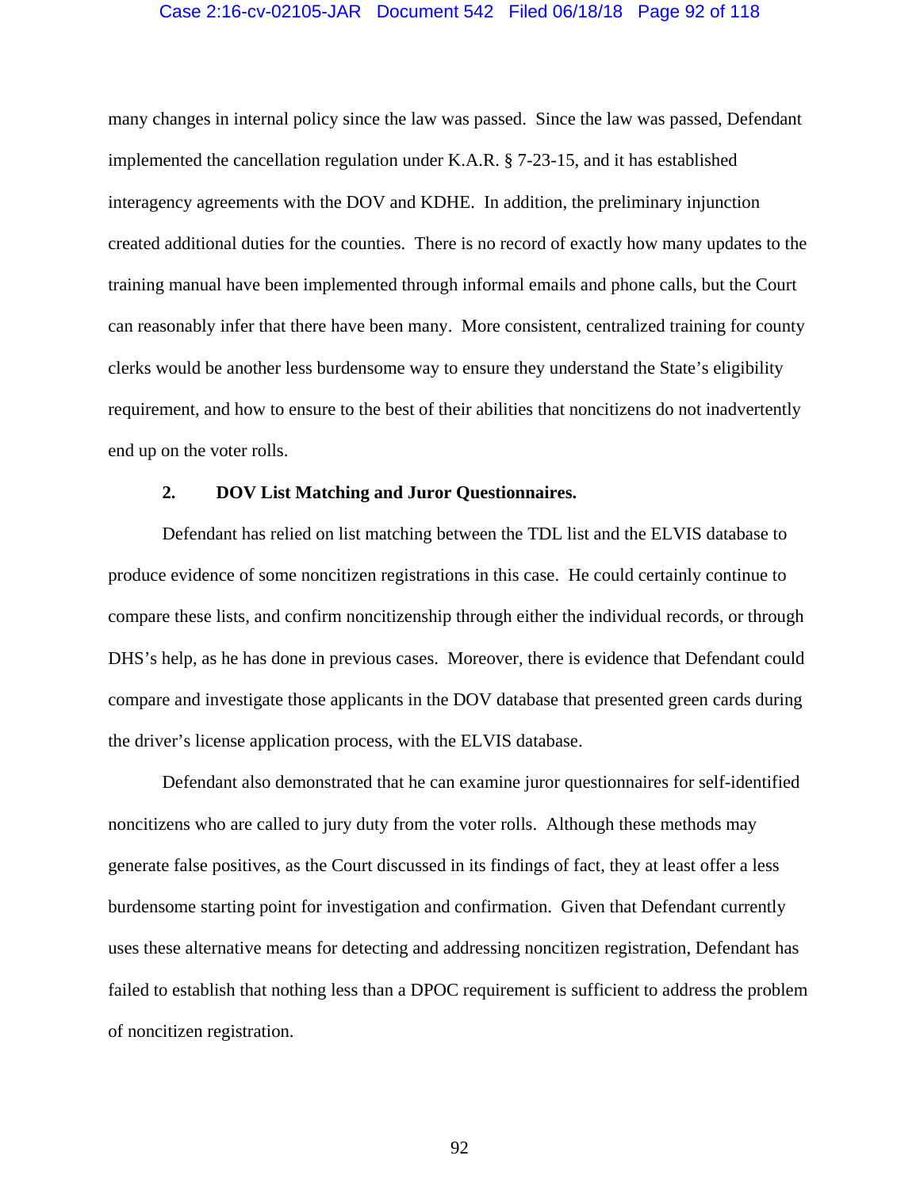many changes in internal policy since the law was passed. Since the law was passed, Defendant implemented the cancellation regulation under K.A.R. § 7-23-15, and it has established interagency agreements with the DOV and KDHE. In addition, the preliminary injunction created additional duties for the counties. There is no record of exactly how many updates to the training manual have been implemented through informal emails and phone calls, but the Court can reasonably infer that there have been many. More consistent, centralized training for county clerks would be another less burdensome way to ensure they understand the State's eligibility requirement, and how to ensure to the best of their abilities that noncitizens do not inadvertently end up on the voter rolls.

**2. DOV List Matching and Juror Questionnaires.**

Defendant has relied on list matching between the TDL list and the ELVIS database to produce evidence of some noncitizen registrations in this case. He could certainly continue to compare these lists, and confirm noncitizenship through either the individual records, or through DHS's help, as he has done in previous cases. Moreover, there is evidence that Defendant could compare and investigate those applicants in the DOV database that presented green cards during the driver's license application process, with the ELVIS database.

Defendant also demonstrated that he can examine juror questionnaires for self-identified noncitizens who are called to jury duty from the voter rolls. Although these methods may generate false positives, as the Court discussed in its findings of fact, they at least offer a less burdensome starting point for investigation and confirmation. Given that Defendant currently uses these alternative means for detecting and addressing noncitizen registration, Defendant has failed to establish that nothing less than a DPOC requirement is sufficient to address the problem of noncitizen registration.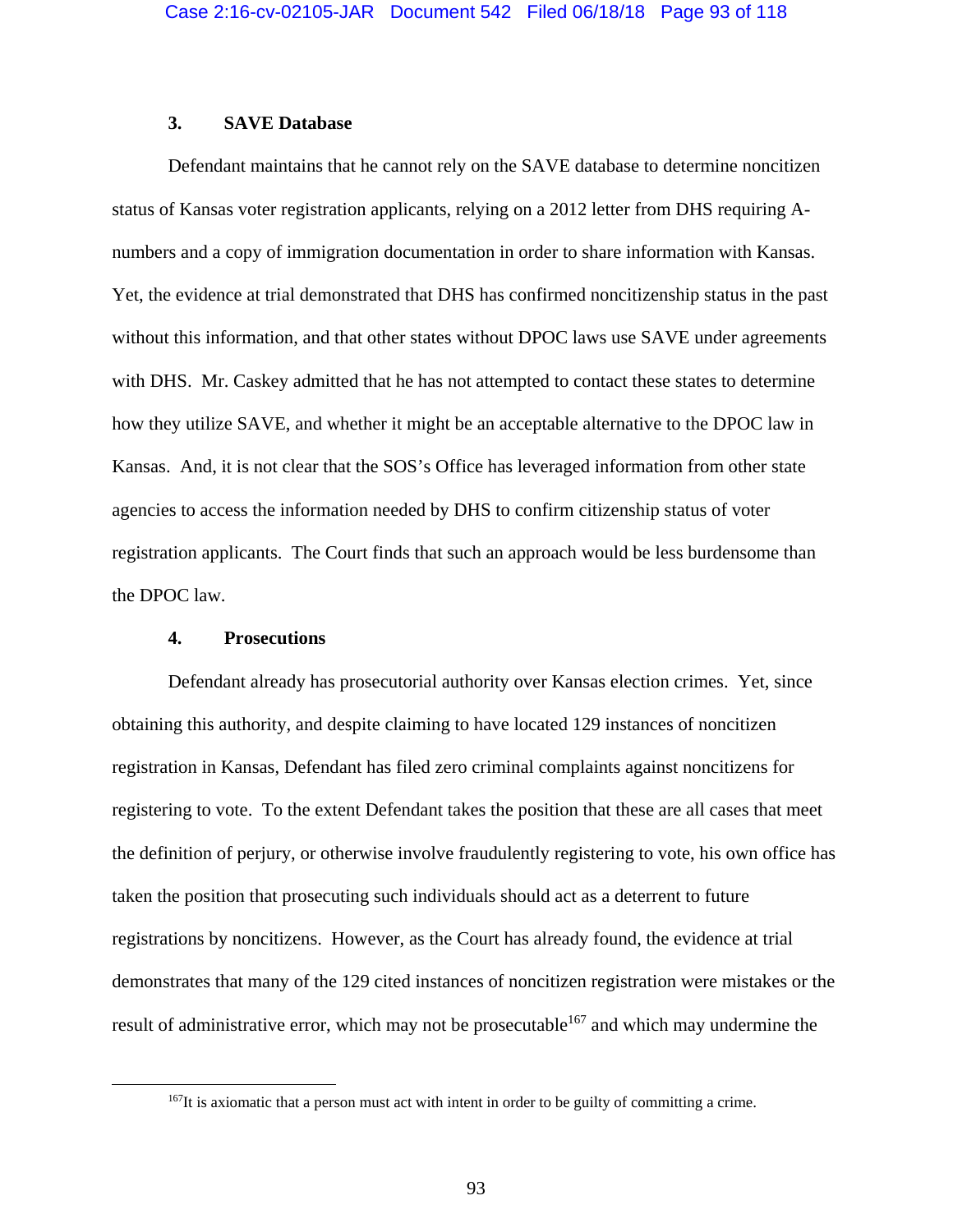### 3. SAVE Database

Defendant maintains that he cannot rely on the SAVE database to determine noncitizen status of Kansas voter registration applicants, relying on a 2012 letter from DHS requiring A-numbers and a copy of immigration documentation in order to share information with Kansas. Yet, the evidence at trial demonstrated that DHS has confirmed noncitizenship status in the past without this information, and that other states without DPOC laws use SAVE under agreements with DHS. Mr. Caskey admitted that he has not attempted to contact these states to determine how they utilize SAVE, and whether it might be an acceptable alternative to the DPOC law in Kansas. And, it is not clear that the SOS's Office has leveraged information from other state agencies to access the information needed by DHS to confirm citizenship status of voter registration applicants. The Court finds that such an approach would be less burdensome than the DPOC law.

### 4. Prosecutions

Defendant already has prosecutorial authority over Kansas election crimes. Yet, since obtaining this authority, and despite claiming to have located 129 instances of noncitizen registration in Kansas, Defendant has filed zero criminal complaints against noncitizens for registering to vote. To the extent Defendant takes the position that these are all cases that meet the definition of perjury, or otherwise involve fraudulently registering to vote, his own office has taken the position that prosecuting such individuals should act as a deterrent to future registrations by noncitizens. However, as the Court has already found, the evidence at trial demonstrates that many of the 129 cited instances of noncitizen registration were mistakes or the result of administrative error, which may not be prosecutable[167] and which may undermine the

---

[167]It is axiomatic that a person must act with intent in order to be guilty of committing a crime.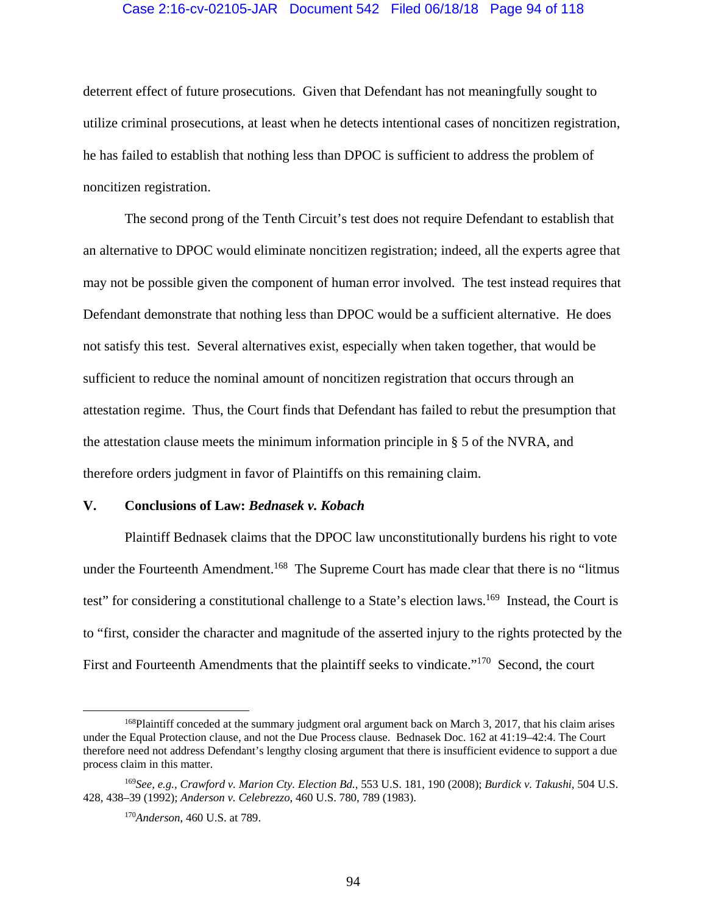deterrent effect of future prosecutions. Given that Defendant has not meaningfully sought to utilize criminal prosecutions, at least when he detects intentional cases of noncitizen registration, he has failed to establish that nothing less than DPOC is sufficient to address the problem of noncitizen registration.

The second prong of the Tenth Circuit's test does not require Defendant to establish that an alternative to DPOC would eliminate noncitizen registration; indeed, all the experts agree that may not be possible given the component of human error involved. The test instead requires that Defendant demonstrate that nothing less than DPOC would be a sufficient alternative. He does not satisfy this test. Several alternatives exist, especially when taken together, that would be sufficient to reduce the nominal amount of noncitizen registration that occurs through an attestation regime. Thus, the Court finds that Defendant has failed to rebut the presumption that the attestation clause meets the minimum information principle in § 5 of the NVRA, and therefore orders judgment in favor of Plaintiffs on this remaining claim.

## V. Conclusions of Law: *Bednasek v. Kobach*

Plaintiff Bednasek claims that the DPOC law unconstitutionally burdens his right to vote under the Fourteenth Amendment.[168] The Supreme Court has made clear that there is no "litmus test" for considering a constitutional challenge to a State's election laws.[169] Instead, the Court is to "first, consider the character and magnitude of the asserted injury to the rights protected by the First and Fourteenth Amendments that the plaintiff seeks to vindicate."[170] Second, the court

---

[168] Plaintiff conceded at the summary judgment oral argument back on March 3, 2017, that his claim arises under the Equal Protection clause, and not the Due Process clause. Bednasek Doc. 162 at 41:19–42:4. The Court therefore need not address Defendant's lengthy closing argument that there is insufficient evidence to support a due process claim in this matter.

[169] *See, e.g.*, *Crawford v. Marion Cty. Election Bd.*, 553 U.S. 181, 190 (2008); *Burdick v. Takushi*, 504 U.S. 428, 438–39 (1992); *Anderson v. Celebrezzo*, 460 U.S. 780, 789 (1983).

[170] *Anderson*, 460 U.S. at 789.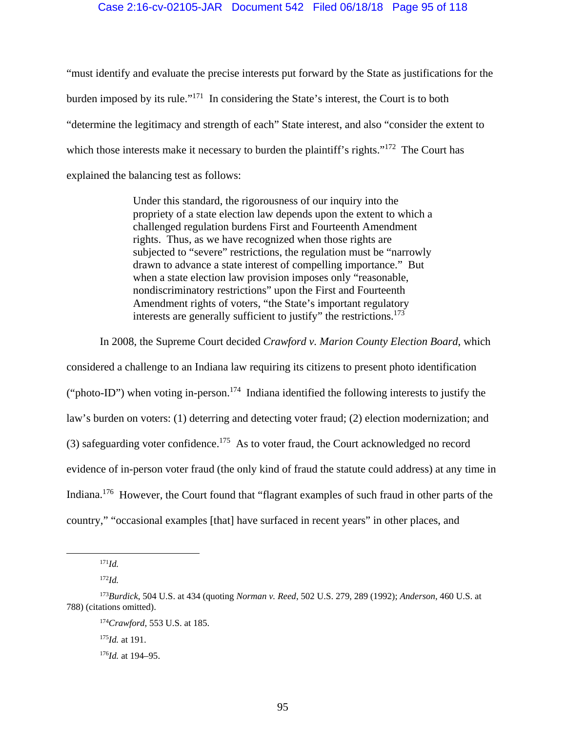"must identify and evaluate the precise interests put forward by the State as justifications for the burden imposed by its rule."[171] In considering the State's interest, the Court is to both "determine the legitimacy and strength of each" State interest, and also "consider the extent to which those interests make it necessary to burden the plaintiff's rights."[172] The Court has explained the balancing test as follows:

> Under this standard, the rigorousness of our inquiry into the propriety of a state election law depends upon the extent to which a challenged regulation burdens First and Fourteenth Amendment rights. Thus, as we have recognized when those rights are subjected to "severe" restrictions, the regulation must be "narrowly drawn to advance a state interest of compelling importance." But when a state election law provision imposes only "reasonable, nondiscriminatory restrictions" upon the First and Fourteenth Amendment rights of voters, "the State's important regulatory interests are generally sufficient to justify" the restrictions.[173]

In 2008, the Supreme Court decided *Crawford v. Marion County Election Board*, which considered a challenge to an Indiana law requiring its citizens to present photo identification ("photo-ID") when voting in-person.[174] Indiana identified the following interests to justify the law's burden on voters: (1) deterring and detecting voter fraud; (2) election modernization; and (3) safeguarding voter confidence.[175] As to voter fraud, the Court acknowledged no record evidence of in-person voter fraud (the only kind of fraud the statute could address) at any time in Indiana.[176] However, the Court found that "flagrant examples of such fraud in other parts of the country," "occasional examples [that] have surfaced in recent years" in other places, and

---

[171]*Id.*

[172]*Id.*

[173]*Burdick*, 504 U.S. at 434 (quoting *Norman v. Reed*, 502 U.S. 279, 289 (1992); *Anderson*, 460 U.S. at 788) (citations omitted).

[174]*Crawford*, 553 U.S. at 185.

[175]*Id.* at 191.

[176]*Id.* at 194–95.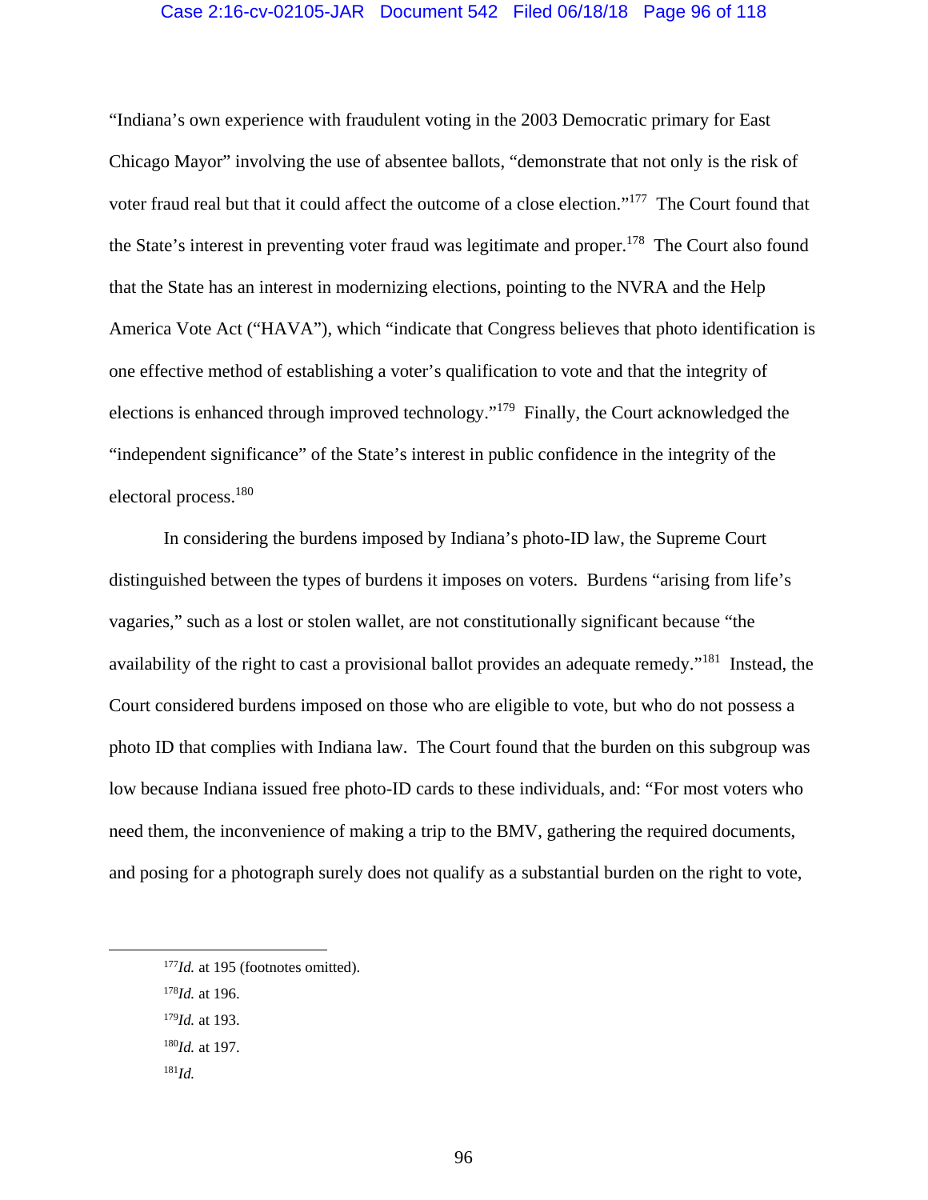"Indiana's own experience with fraudulent voting in the 2003 Democratic primary for East Chicago Mayor" involving the use of absentee ballots, "demonstrate that not only is the risk of voter fraud real but that it could affect the outcome of a close election."[177] The Court found that the State's interest in preventing voter fraud was legitimate and proper.[178] The Court also found that the State has an interest in modernizing elections, pointing to the NVRA and the Help America Vote Act ("HAVA"), which "indicate that Congress believes that photo identification is one effective method of establishing a voter's qualification to vote and that the integrity of elections is enhanced through improved technology."[179] Finally, the Court acknowledged the "independent significance" of the State's interest in public confidence in the integrity of the electoral process.[180]

In considering the burdens imposed by Indiana's photo-ID law, the Supreme Court distinguished between the types of burdens it imposes on voters. Burdens "arising from life's vagaries," such as a lost or stolen wallet, are not constitutionally significant because "the availability of the right to cast a provisional ballot provides an adequate remedy."[181] Instead, the Court considered burdens imposed on those who are eligible to vote, but who do not possess a photo ID that complies with Indiana law. The Court found that the burden on this subgroup was low because Indiana issued free photo-ID cards to these individuals, and: "For most voters who need them, the inconvenience of making a trip to the BMV, gathering the required documents, and posing for a photograph surely does not qualify as a substantial burden on the right to vote,

---

[177] *Id.* at 195 (footnotes omitted).

[178] *Id.* at 196.

[179] *Id.* at 193.

[180] *Id.* at 197.

[181] *Id.*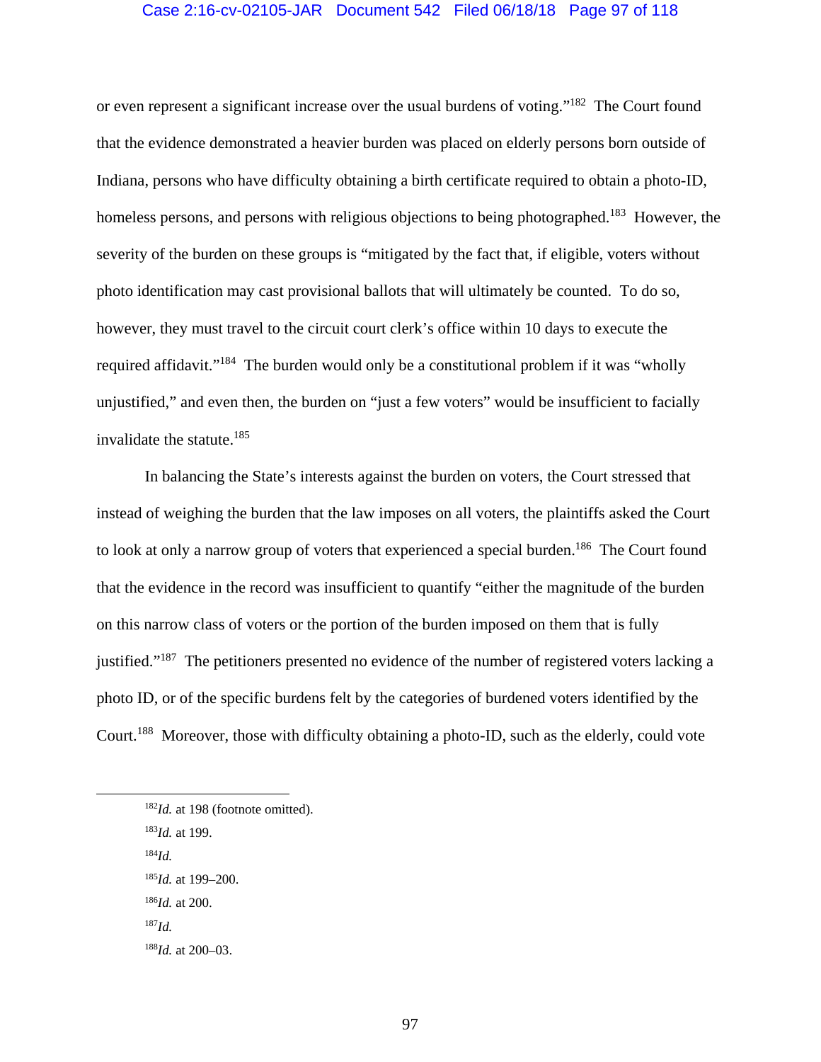or even represent a significant increase over the usual burdens of voting."[182] The Court found that the evidence demonstrated a heavier burden was placed on elderly persons born outside of Indiana, persons who have difficulty obtaining a birth certificate required to obtain a photo-ID, homeless persons, and persons with religious objections to being photographed.[183] However, the severity of the burden on these groups is "mitigated by the fact that, if eligible, voters without photo identification may cast provisional ballots that will ultimately be counted. To do so, however, they must travel to the circuit court clerk's office within 10 days to execute the required affidavit."[184] The burden would only be a constitutional problem if it was "wholly unjustified," and even then, the burden on "just a few voters" would be insufficient to facially invalidate the statute.[185]

In balancing the State's interests against the burden on voters, the Court stressed that instead of weighing the burden that the law imposes on all voters, the plaintiffs asked the Court to look at only a narrow group of voters that experienced a special burden.[186] The Court found that the evidence in the record was insufficient to quantify "either the magnitude of the burden on this narrow class of voters or the portion of the burden imposed on them that is fully justified."[187] The petitioners presented no evidence of the number of registered voters lacking a photo ID, or of the specific burdens felt by the categories of burdened voters identified by the Court.[188] Moreover, those with difficulty obtaining a photo-ID, such as the elderly, could vote

---

[182] *Id.* at 198 (footnote omitted).

[183] *Id.* at 199.

[184] *Id.*

[185] *Id.* at 199–200.

[186] *Id.* at 200.

[187] *Id.*

[188] *Id.* at 200–03.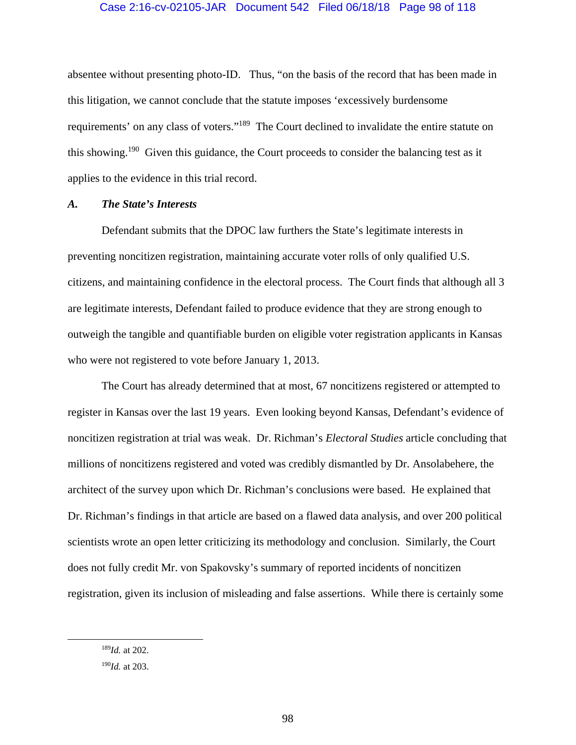absentee without presenting photo-ID. Thus, "on the basis of the record that has been made in this litigation, we cannot conclude that the statute imposes 'excessively burdensome requirements' on any class of voters."[189] The Court declined to invalidate the entire statute on this showing.[190] Given this guidance, the Court proceeds to consider the balancing test as it applies to the evidence in this trial record.

### *A. The State's Interests*

Defendant submits that the DPOC law furthers the State's legitimate interests in preventing noncitizen registration, maintaining accurate voter rolls of only qualified U.S. citizens, and maintaining confidence in the electoral process. The Court finds that although all 3 are legitimate interests, Defendant failed to produce evidence that they are strong enough to outweigh the tangible and quantifiable burden on eligible voter registration applicants in Kansas who were not registered to vote before January 1, 2013.

The Court has already determined that at most, 67 noncitizens registered or attempted to register in Kansas over the last 19 years. Even looking beyond Kansas, Defendant's evidence of noncitizen registration at trial was weak. Dr. Richman's *Electoral Studies* article concluding that millions of noncitizens registered and voted was credibly dismantled by Dr. Ansolabehere, the architect of the survey upon which Dr. Richman's conclusions were based. He explained that Dr. Richman's findings in that article are based on a flawed data analysis, and over 200 political scientists wrote an open letter criticizing its methodology and conclusion. Similarly, the Court does not fully credit Mr. von Spakovsky's summary of reported incidents of noncitizen registration, given its inclusion of misleading and false assertions. While there is certainly some

---

[189] *Id.* at 202.

[190] *Id.* at 203.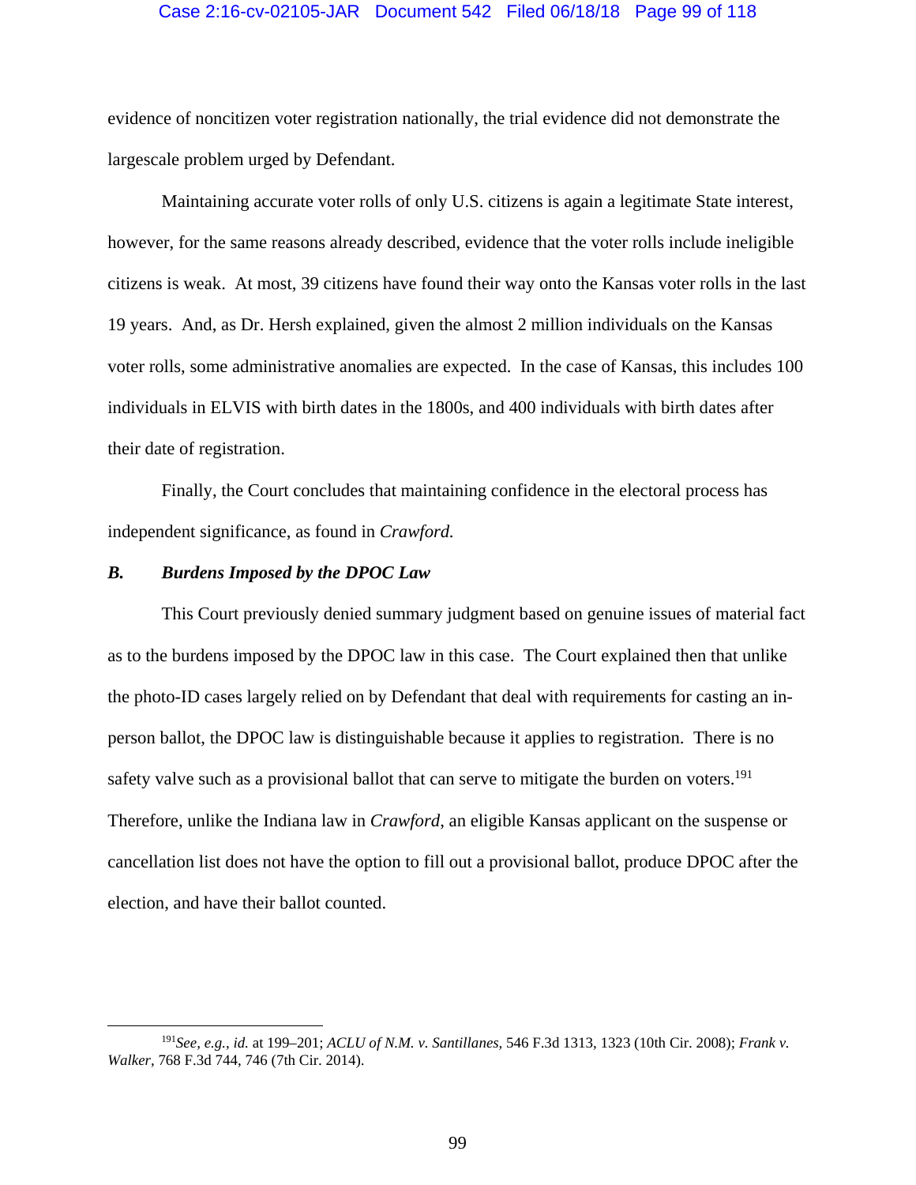evidence of noncitizen voter registration nationally, the trial evidence did not demonstrate the largescale problem urged by Defendant.

Maintaining accurate voter rolls of only U.S. citizens is again a legitimate State interest, however, for the same reasons already described, evidence that the voter rolls include ineligible citizens is weak. At most, 39 citizens have found their way onto the Kansas voter rolls in the last 19 years. And, as Dr. Hersh explained, given the almost 2 million individuals on the Kansas voter rolls, some administrative anomalies are expected. In the case of Kansas, this includes 100 individuals in ELVIS with birth dates in the 1800s, and 400 individuals with birth dates after their date of registration.

Finally, the Court concludes that maintaining confidence in the electoral process has independent significance, as found in *Crawford.*

### *B. Burdens Imposed by the DPOC Law*

This Court previously denied summary judgment based on genuine issues of material fact as to the burdens imposed by the DPOC law in this case. The Court explained then that unlike the photo-ID cases largely relied on by Defendant that deal with requirements for casting an in-person ballot, the DPOC law is distinguishable because it applies to registration. There is no safety valve such as a provisional ballot that can serve to mitigate the burden on voters.[191] Therefore, unlike the Indiana law in *Crawford*, an eligible Kansas applicant on the suspense or cancellation list does not have the option to fill out a provisional ballot, produce DPOC after the election, and have their ballot counted.

---

[191] *See, e.g.*, *id.* at 199–201; *ACLU of N.M. v. Santillanes*, 546 F.3d 1313, 1323 (10th Cir. 2008); *Frank v. Walker*, 768 F.3d 744, 746 (7th Cir. 2014).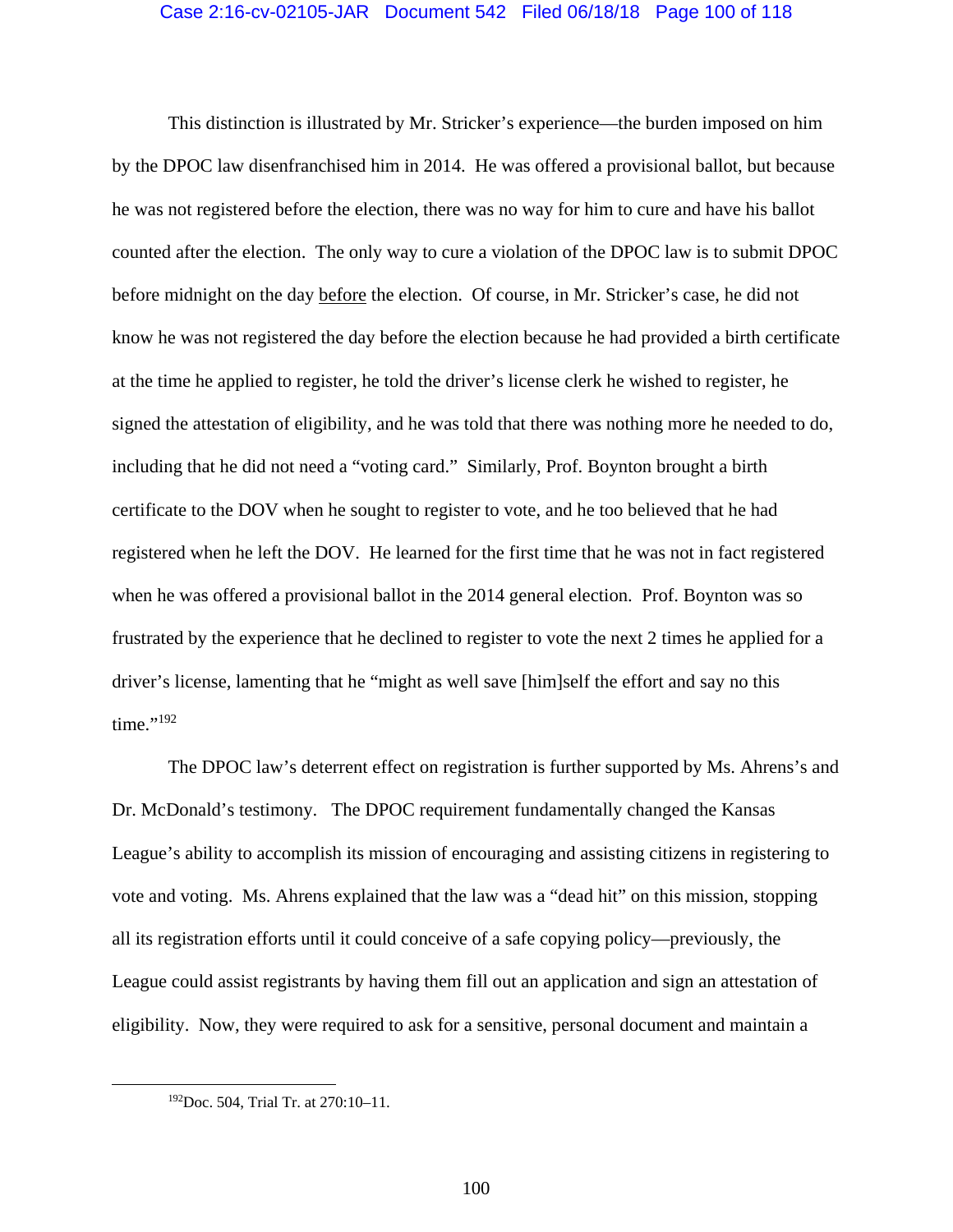This distinction is illustrated by Mr. Stricker's experience—the burden imposed on him by the DPOC law disenfranchised him in 2014. He was offered a provisional ballot, but because he was not registered before the election, there was no way for him to cure and have his ballot counted after the election. The only way to cure a violation of the DPOC law is to submit DPOC before midnight on the day before the election. Of course, in Mr. Stricker's case, he did not know he was not registered the day before the election because he had provided a birth certificate at the time he applied to register, he told the driver's license clerk he wished to register, he signed the attestation of eligibility, and he was told that there was nothing more he needed to do, including that he did not need a "voting card." Similarly, Prof. Boynton brought a birth certificate to the DOV when he sought to register to vote, and he too believed that he had registered when he left the DOV. He learned for the first time that he was not in fact registered when he was offered a provisional ballot in the 2014 general election. Prof. Boynton was so frustrated by the experience that he declined to register to vote the next 2 times he applied for a driver's license, lamenting that he "might as well save [him]self the effort and say no this time."[192]

The DPOC law's deterrent effect on registration is further supported by Ms. Ahrens's and Dr. McDonald's testimony. The DPOC requirement fundamentally changed the Kansas League's ability to accomplish its mission of encouraging and assisting citizens in registering to vote and voting. Ms. Ahrens explained that the law was a "dead hit" on this mission, stopping all its registration efforts until it could conceive of a safe copying policy—previously, the League could assist registrants by having them fill out an application and sign an attestation of eligibility. Now, they were required to ask for a sensitive, personal document and maintain a

[192] Doc. 504, Trial Tr. at 270:10–11.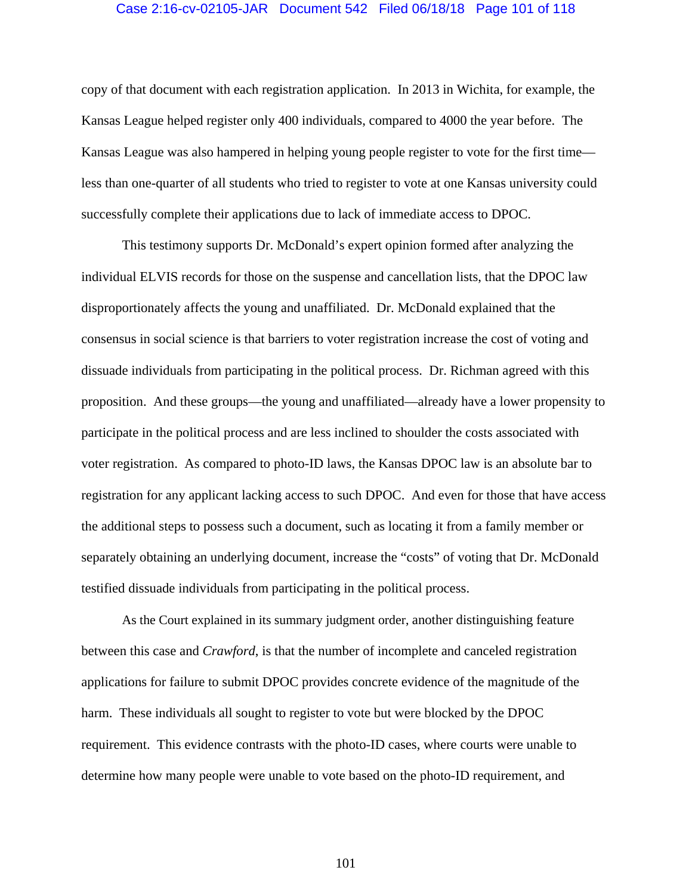copy of that document with each registration application. In 2013 in Wichita, for example, the Kansas League helped register only 400 individuals, compared to 4000 the year before. The Kansas League was also hampered in helping young people register to vote for the first time—less than one-quarter of all students who tried to register to vote at one Kansas university could successfully complete their applications due to lack of immediate access to DPOC.

This testimony supports Dr. McDonald's expert opinion formed after analyzing the individual ELVIS records for those on the suspense and cancellation lists, that the DPOC law disproportionately affects the young and unaffiliated. Dr. McDonald explained that the consensus in social science is that barriers to voter registration increase the cost of voting and dissuade individuals from participating in the political process. Dr. Richman agreed with this proposition. And these groups—the young and unaffiliated—already have a lower propensity to participate in the political process and are less inclined to shoulder the costs associated with voter registration. As compared to photo-ID laws, the Kansas DPOC law is an absolute bar to registration for any applicant lacking access to such DPOC. And even for those that have access the additional steps to possess such a document, such as locating it from a family member or separately obtaining an underlying document, increase the "costs" of voting that Dr. McDonald testified dissuade individuals from participating in the political process.

As the Court explained in its summary judgment order, another distinguishing feature between this case and *Crawford*, is that the number of incomplete and canceled registration applications for failure to submit DPOC provides concrete evidence of the magnitude of the harm. These individuals all sought to register to vote but were blocked by the DPOC requirement. This evidence contrasts with the photo-ID cases, where courts were unable to determine how many people were unable to vote based on the photo-ID requirement, and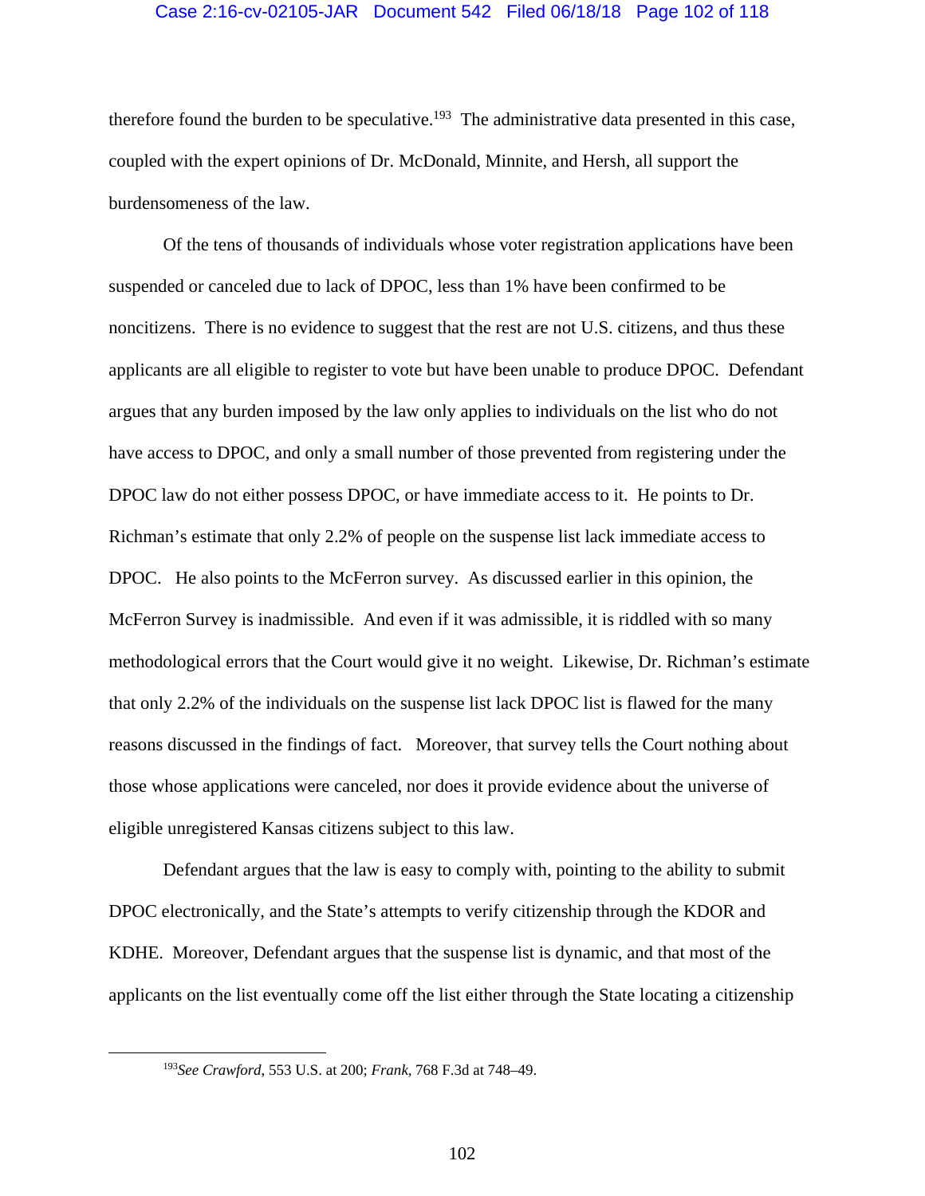therefore found the burden to be speculative.[193] The administrative data presented in this case, coupled with the expert opinions of Dr. McDonald, Minnite, and Hersh, all support the burdensomeness of the law.

Of the tens of thousands of individuals whose voter registration applications have been suspended or canceled due to lack of DPOC, less than 1% have been confirmed to be noncitizens. There is no evidence to suggest that the rest are not U.S. citizens, and thus these applicants are all eligible to register to vote but have been unable to produce DPOC. Defendant argues that any burden imposed by the law only applies to individuals on the list who do not have access to DPOC, and only a small number of those prevented from registering under the DPOC law do not either possess DPOC, or have immediate access to it. He points to Dr. Richman's estimate that only 2.2% of people on the suspense list lack immediate access to DPOC. He also points to the McFerron survey. As discussed earlier in this opinion, the McFerron Survey is inadmissible. And even if it was admissible, it is riddled with so many methodological errors that the Court would give it no weight. Likewise, Dr. Richman's estimate that only 2.2% of the individuals on the suspense list lack DPOC list is flawed for the many reasons discussed in the findings of fact. Moreover, that survey tells the Court nothing about those whose applications were canceled, nor does it provide evidence about the universe of eligible unregistered Kansas citizens subject to this law.

Defendant argues that the law is easy to comply with, pointing to the ability to submit DPOC electronically, and the State's attempts to verify citizenship through the KDOR and KDHE. Moreover, Defendant argues that the suspense list is dynamic, and that most of the applicants on the list eventually come off the list either through the State locating a citizenship

---

[193] *See Crawford*, 553 U.S. at 200; *Frank*, 768 F.3d at 748–49.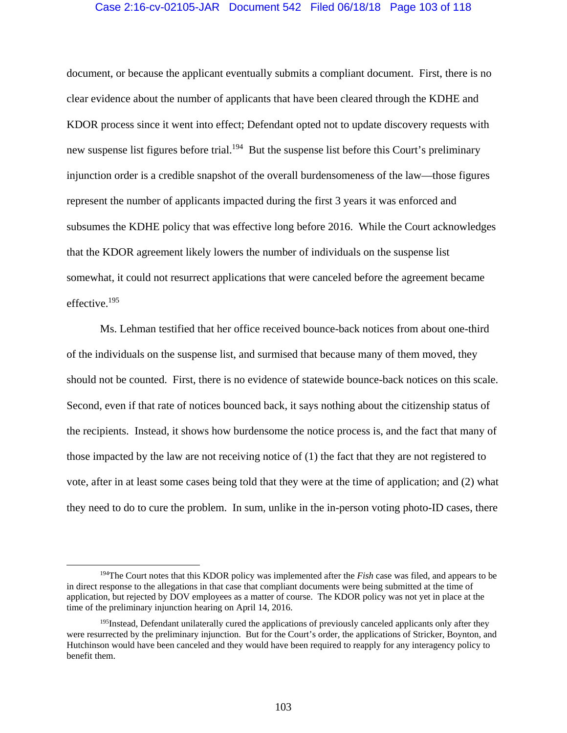document, or because the applicant eventually submits a compliant document. First, there is no clear evidence about the number of applicants that have been cleared through the KDHE and KDOR process since it went into effect; Defendant opted not to update discovery requests with new suspense list figures before trial.[194] But the suspense list before this Court's preliminary injunction order is a credible snapshot of the overall burdensomeness of the law—those figures represent the number of applicants impacted during the first 3 years it was enforced and subsumes the KDHE policy that was effective long before 2016. While the Court acknowledges that the KDOR agreement likely lowers the number of individuals on the suspense list somewhat, it could not resurrect applications that were canceled before the agreement became effective.[195]

Ms. Lehman testified that her office received bounce-back notices from about one-third of the individuals on the suspense list, and surmised that because many of them moved, they should not be counted. First, there is no evidence of statewide bounce-back notices on this scale. Second, even if that rate of notices bounced back, it says nothing about the citizenship status of the recipients. Instead, it shows how burdensome the notice process is, and the fact that many of those impacted by the law are not receiving notice of (1) the fact that they are not registered to vote, after in at least some cases being told that they were at the time of application; and (2) what they need to do to cure the problem. In sum, unlike in the in-person voting photo-ID cases, there

---

[194]The Court notes that this KDOR policy was implemented after the *Fish* case was filed, and appears to be in direct response to the allegations in that case that compliant documents were being submitted at the time of application, but rejected by DOV employees as a matter of course. The KDOR policy was not yet in place at the time of the preliminary injunction hearing on April 14, 2016.

[195]Instead, Defendant unilaterally cured the applications of previously canceled applicants only after they were resurrected by the preliminary injunction. But for the Court's order, the applications of Stricker, Boynton, and Hutchinson would have been canceled and they would have been required to reapply for any interagency policy to benefit them.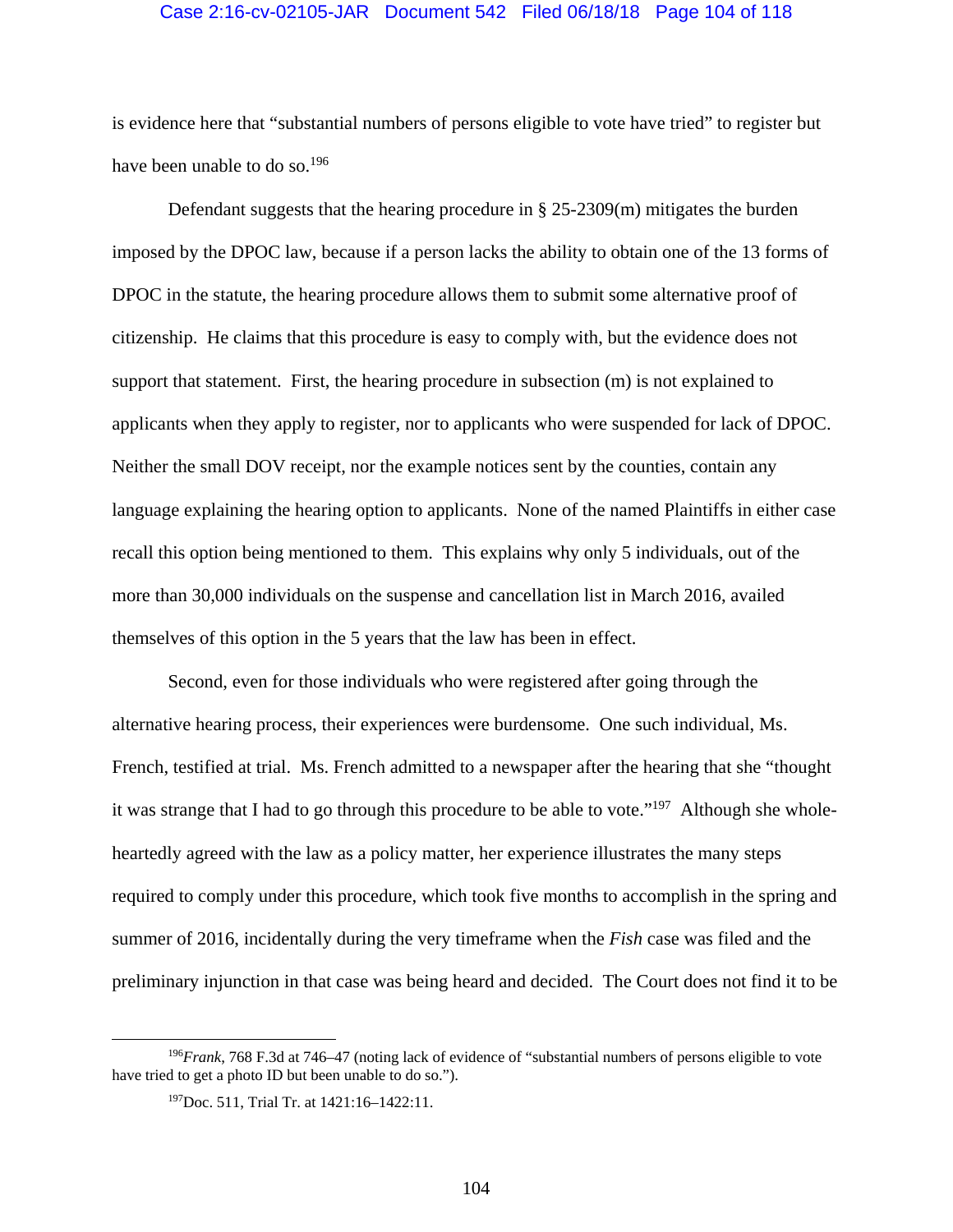is evidence here that "substantial numbers of persons eligible to vote have tried" to register but have been unable to do so.[196]

Defendant suggests that the hearing procedure in § 25-2309(m) mitigates the burden imposed by the DPOC law, because if a person lacks the ability to obtain one of the 13 forms of DPOC in the statute, the hearing procedure allows them to submit some alternative proof of citizenship. He claims that this procedure is easy to comply with, but the evidence does not support that statement. First, the hearing procedure in subsection (m) is not explained to applicants when they apply to register, nor to applicants who were suspended for lack of DPOC. Neither the small DOV receipt, nor the example notices sent by the counties, contain any language explaining the hearing option to applicants. None of the named Plaintiffs in either case recall this option being mentioned to them. This explains why only 5 individuals, out of the more than 30,000 individuals on the suspense and cancellation list in March 2016, availed themselves of this option in the 5 years that the law has been in effect.

Second, even for those individuals who were registered after going through the alternative hearing process, their experiences were burdensome. One such individual, Ms. French, testified at trial. Ms. French admitted to a newspaper after the hearing that she "thought it was strange that I had to go through this procedure to be able to vote."[197] Although she whole-heartedly agreed with the law as a policy matter, her experience illustrates the many steps required to comply under this procedure, which took five months to accomplish in the spring and summer of 2016, incidentally during the very timeframe when the *Fish* case was filed and the preliminary injunction in that case was being heard and decided. The Court does not find it to be

---

[196] *Frank*, 768 F.3d at 746–47 (noting lack of evidence of "substantial numbers of persons eligible to vote have tried to get a photo ID but been unable to do so.").

[197] Doc. 511, Trial Tr. at 1421:16–1422:11.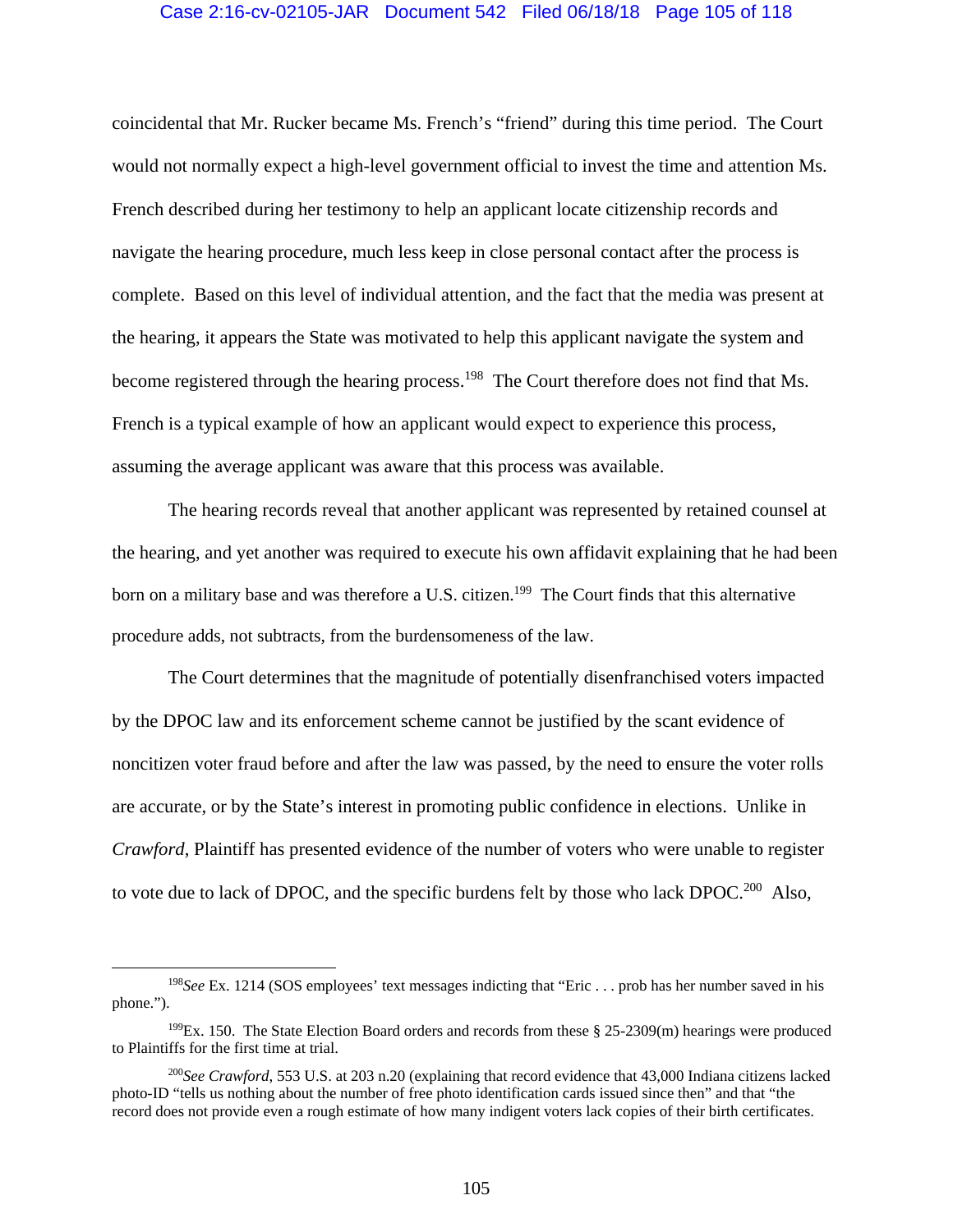coincidental that Mr. Rucker became Ms. French's "friend" during this time period. The Court would not normally expect a high-level government official to invest the time and attention Ms. French described during her testimony to help an applicant locate citizenship records and navigate the hearing procedure, much less keep in close personal contact after the process is complete. Based on this level of individual attention, and the fact that the media was present at the hearing, it appears the State was motivated to help this applicant navigate the system and become registered through the hearing process.[198] The Court therefore does not find that Ms. French is a typical example of how an applicant would expect to experience this process, assuming the average applicant was aware that this process was available.

The hearing records reveal that another applicant was represented by retained counsel at the hearing, and yet another was required to execute his own affidavit explaining that he had been born on a military base and was therefore a U.S. citizen.[199] The Court finds that this alternative procedure adds, not subtracts, from the burdensomeness of the law.

The Court determines that the magnitude of potentially disenfranchised voters impacted by the DPOC law and its enforcement scheme cannot be justified by the scant evidence of noncitizen voter fraud before and after the law was passed, by the need to ensure the voter rolls are accurate, or by the State's interest in promoting public confidence in elections. Unlike in *Crawford*, Plaintiff has presented evidence of the number of voters who were unable to register to vote due to lack of DPOC, and the specific burdens felt by those who lack DPOC.[200] Also,

---

[198] *See* Ex. 1214 (SOS employees' text messages indicting that "Eric . . . prob has her number saved in his phone.").

[199] Ex. 150. The State Election Board orders and records from these § 25-2309(m) hearings were produced to Plaintiffs for the first time at trial.

[200] *See Crawford*, 553 U.S. at 203 n.20 (explaining that record evidence that 43,000 Indiana citizens lacked photo-ID "tells us nothing about the number of free photo identification cards issued since then" and that "the record does not provide even a rough estimate of how many indigent voters lack copies of their birth certificates.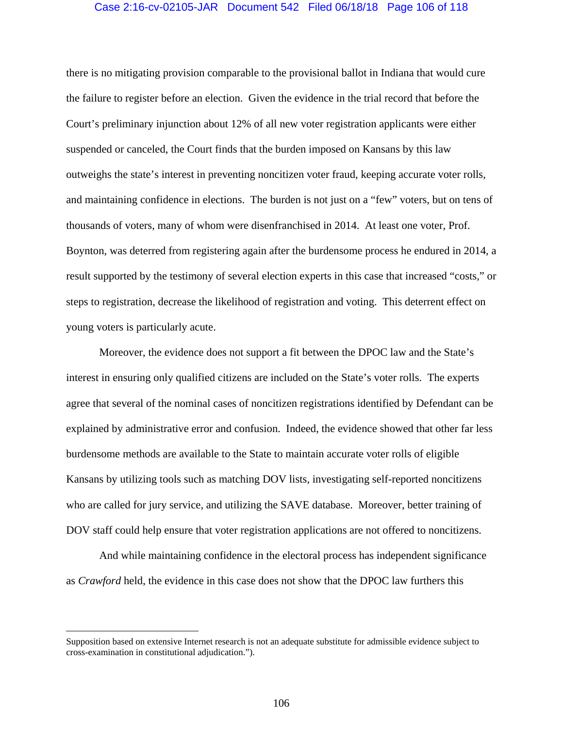there is no mitigating provision comparable to the provisional ballot in Indiana that would cure the failure to register before an election. Given the evidence in the trial record that before the Court's preliminary injunction about 12% of all new voter registration applicants were either suspended or canceled, the Court finds that the burden imposed on Kansans by this law outweighs the state's interest in preventing noncitizen voter fraud, keeping accurate voter rolls, and maintaining confidence in elections. The burden is not just on a "few" voters, but on tens of thousands of voters, many of whom were disenfranchised in 2014. At least one voter, Prof. Boynton, was deterred from registering again after the burdensome process he endured in 2014, a result supported by the testimony of several election experts in this case that increased "costs," or steps to registration, decrease the likelihood of registration and voting. This deterrent effect on young voters is particularly acute.

Moreover, the evidence does not support a fit between the DPOC law and the State's interest in ensuring only qualified citizens are included on the State's voter rolls. The experts agree that several of the nominal cases of noncitizen registrations identified by Defendant can be explained by administrative error and confusion. Indeed, the evidence showed that other far less burdensome methods are available to the State to maintain accurate voter rolls of eligible Kansans by utilizing tools such as matching DOV lists, investigating self-reported noncitizens who are called for jury service, and utilizing the SAVE database. Moreover, better training of DOV staff could help ensure that voter registration applications are not offered to noncitizens.

And while maintaining confidence in the electoral process has independent significance as *Crawford* held, the evidence in this case does not show that the DPOC law furthers this

---

Supposition based on extensive Internet research is not an adequate substitute for admissible evidence subject to cross-examination in constitutional adjudication.").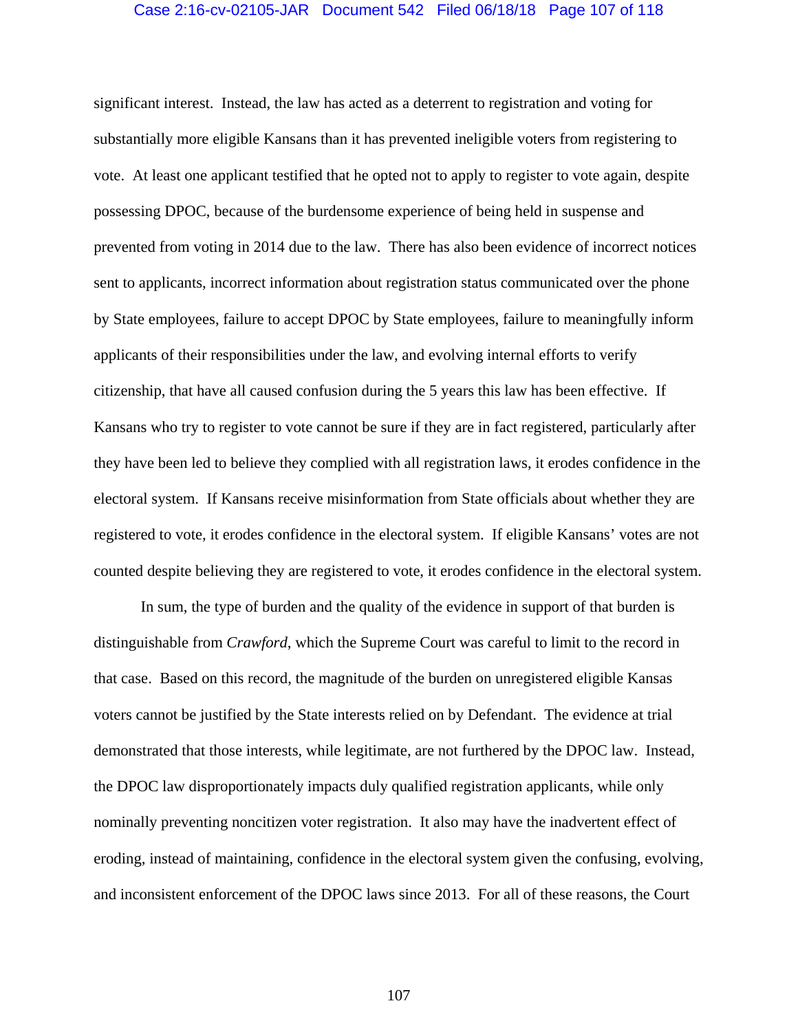significant interest. Instead, the law has acted as a deterrent to registration and voting for substantially more eligible Kansans than it has prevented ineligible voters from registering to vote. At least one applicant testified that he opted not to apply to register to vote again, despite possessing DPOC, because of the burdensome experience of being held in suspense and prevented from voting in 2014 due to the law. There has also been evidence of incorrect notices sent to applicants, incorrect information about registration status communicated over the phone by State employees, failure to accept DPOC by State employees, failure to meaningfully inform applicants of their responsibilities under the law, and evolving internal efforts to verify citizenship, that have all caused confusion during the 5 years this law has been effective. If Kansans who try to register to vote cannot be sure if they are in fact registered, particularly after they have been led to believe they complied with all registration laws, it erodes confidence in the electoral system. If Kansans receive misinformation from State officials about whether they are registered to vote, it erodes confidence in the electoral system. If eligible Kansans' votes are not counted despite believing they are registered to vote, it erodes confidence in the electoral system.

In sum, the type of burden and the quality of the evidence in support of that burden is distinguishable from *Crawford*, which the Supreme Court was careful to limit to the record in that case. Based on this record, the magnitude of the burden on unregistered eligible Kansas voters cannot be justified by the State interests relied on by Defendant. The evidence at trial demonstrated that those interests, while legitimate, are not furthered by the DPOC law. Instead, the DPOC law disproportionately impacts duly qualified registration applicants, while only nominally preventing noncitizen voter registration. It also may have the inadvertent effect of eroding, instead of maintaining, confidence in the electoral system given the confusing, evolving, and inconsistent enforcement of the DPOC laws since 2013. For all of these reasons, the Court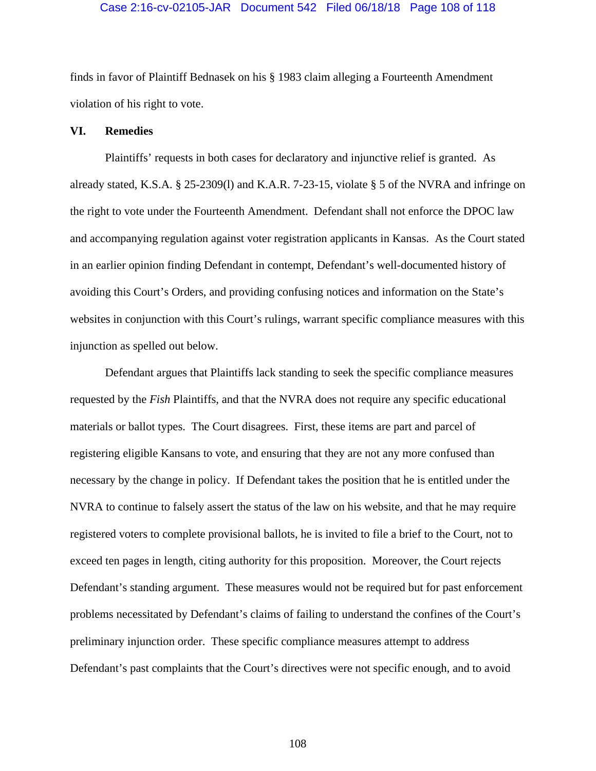finds in favor of Plaintiff Bednasek on his § 1983 claim alleging a Fourteenth Amendment violation of his right to vote.

## VI. Remedies

Plaintiffs' requests in both cases for declaratory and injunctive relief is granted. As already stated, K.S.A. § 25-2309(l) and K.A.R. 7-23-15, violate § 5 of the NVRA and infringe on the right to vote under the Fourteenth Amendment. Defendant shall not enforce the DPOC law and accompanying regulation against voter registration applicants in Kansas. As the Court stated in an earlier opinion finding Defendant in contempt, Defendant's well-documented history of avoiding this Court's Orders, and providing confusing notices and information on the State's websites in conjunction with this Court's rulings, warrant specific compliance measures with this injunction as spelled out below.

Defendant argues that Plaintiffs lack standing to seek the specific compliance measures requested by the *Fish* Plaintiffs, and that the NVRA does not require any specific educational materials or ballot types. The Court disagrees. First, these items are part and parcel of registering eligible Kansans to vote, and ensuring that they are not any more confused than necessary by the change in policy. If Defendant takes the position that he is entitled under the NVRA to continue to falsely assert the status of the law on his website, and that he may require registered voters to complete provisional ballots, he is invited to file a brief to the Court, not to exceed ten pages in length, citing authority for this proposition. Moreover, the Court rejects Defendant's standing argument. These measures would not be required but for past enforcement problems necessitated by Defendant's claims of failing to understand the confines of the Court's preliminary injunction order. These specific compliance measures attempt to address Defendant's past complaints that the Court's directives were not specific enough, and to avoid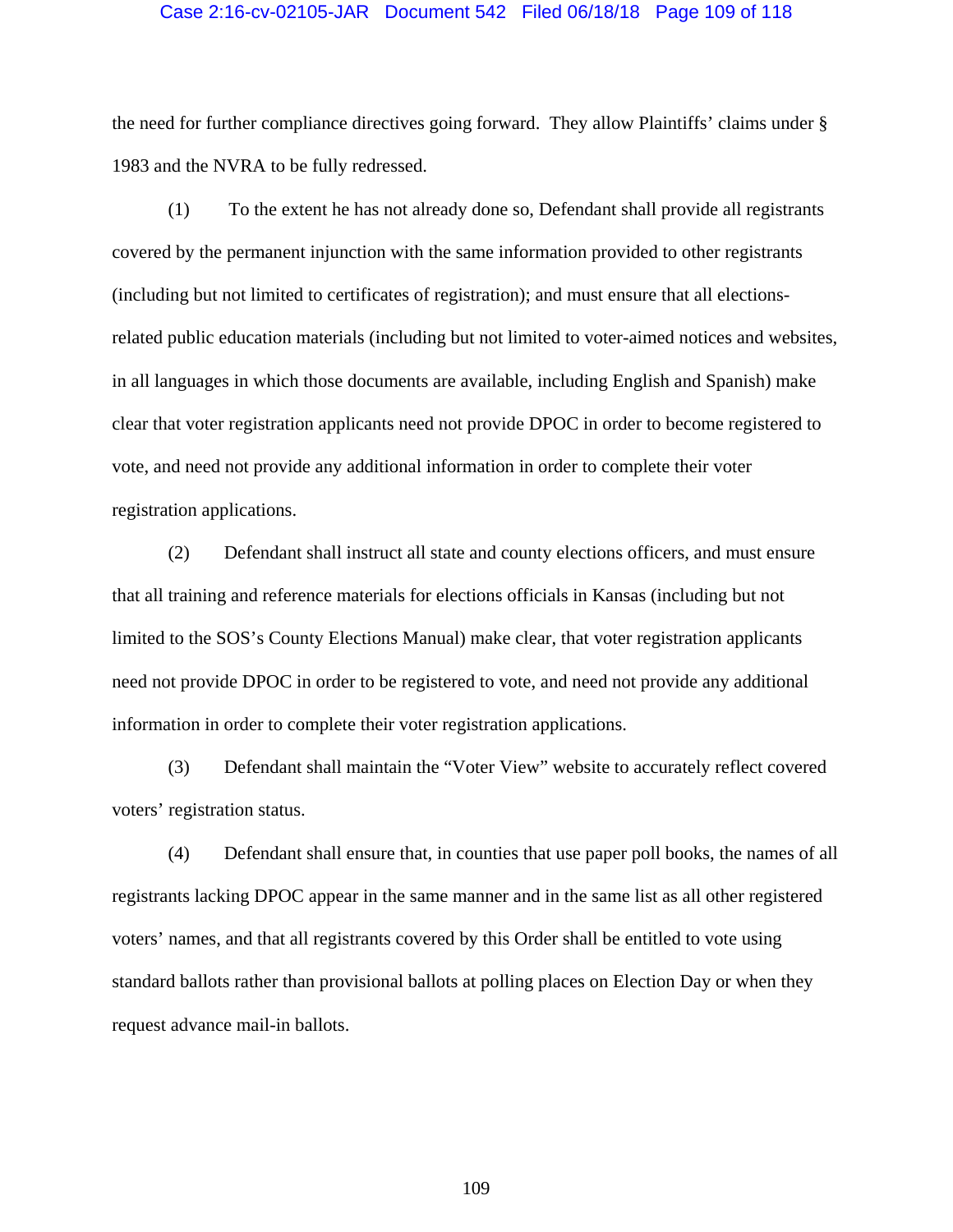the need for further compliance directives going forward. They allow Plaintiffs' claims under § 1983 and the NVRA to be fully redressed.

(1) To the extent he has not already done so, Defendant shall provide all registrants covered by the permanent injunction with the same information provided to other registrants (including but not limited to certificates of registration); and must ensure that all elections-related public education materials (including but not limited to voter-aimed notices and websites, in all languages in which those documents are available, including English and Spanish) make clear that voter registration applicants need not provide DPOC in order to become registered to vote, and need not provide any additional information in order to complete their voter registration applications.

(2) Defendant shall instruct all state and county elections officers, and must ensure that all training and reference materials for elections officials in Kansas (including but not limited to the SOS's County Elections Manual) make clear, that voter registration applicants need not provide DPOC in order to be registered to vote, and need not provide any additional information in order to complete their voter registration applications.

(3) Defendant shall maintain the "Voter View" website to accurately reflect covered voters' registration status.

(4) Defendant shall ensure that, in counties that use paper poll books, the names of all registrants lacking DPOC appear in the same manner and in the same list as all other registered voters' names, and that all registrants covered by this Order shall be entitled to vote using standard ballots rather than provisional ballots at polling places on Election Day or when they request advance mail-in ballots.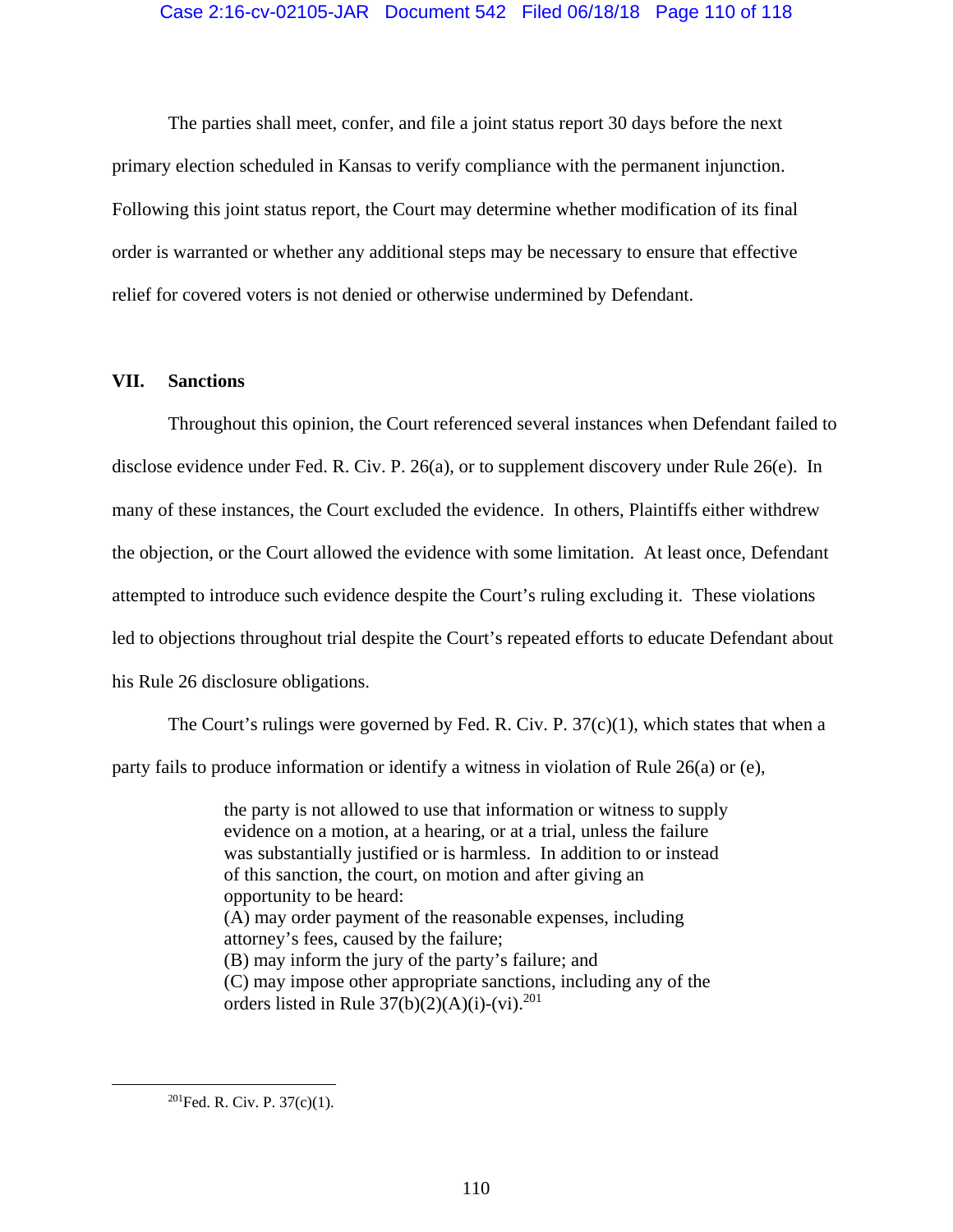The parties shall meet, confer, and file a joint status report 30 days before the next primary election scheduled in Kansas to verify compliance with the permanent injunction. Following this joint status report, the Court may determine whether modification of its final order is warranted or whether any additional steps may be necessary to ensure that effective relief for covered voters is not denied or otherwise undermined by Defendant.

## VII. Sanctions

Throughout this opinion, the Court referenced several instances when Defendant failed to disclose evidence under Fed. R. Civ. P. 26(a), or to supplement discovery under Rule 26(e). In many of these instances, the Court excluded the evidence. In others, Plaintiffs either withdrew the objection, or the Court allowed the evidence with some limitation. At least once, Defendant attempted to introduce such evidence despite the Court's ruling excluding it. These violations led to objections throughout trial despite the Court's repeated efforts to educate Defendant about his Rule 26 disclosure obligations.

The Court's rulings were governed by Fed. R. Civ. P. 37(c)(1), which states that when a party fails to produce information or identify a witness in violation of Rule 26(a) or (e),

> the party is not allowed to use that information or witness to supply evidence on a motion, at a hearing, or at a trial, unless the failure was substantially justified or is harmless. In addition to or instead of this sanction, the court, on motion and after giving an opportunity to be heard:
> (A) may order payment of the reasonable expenses, including attorney's fees, caused by the failure;
> (B) may inform the jury of the party's failure; and
> (C) may impose other appropriate sanctions, including any of the orders listed in Rule 37(b)(2)(A)(i)-(vi).[201]

---

[201] Fed. R. Civ. P. 37(c)(1).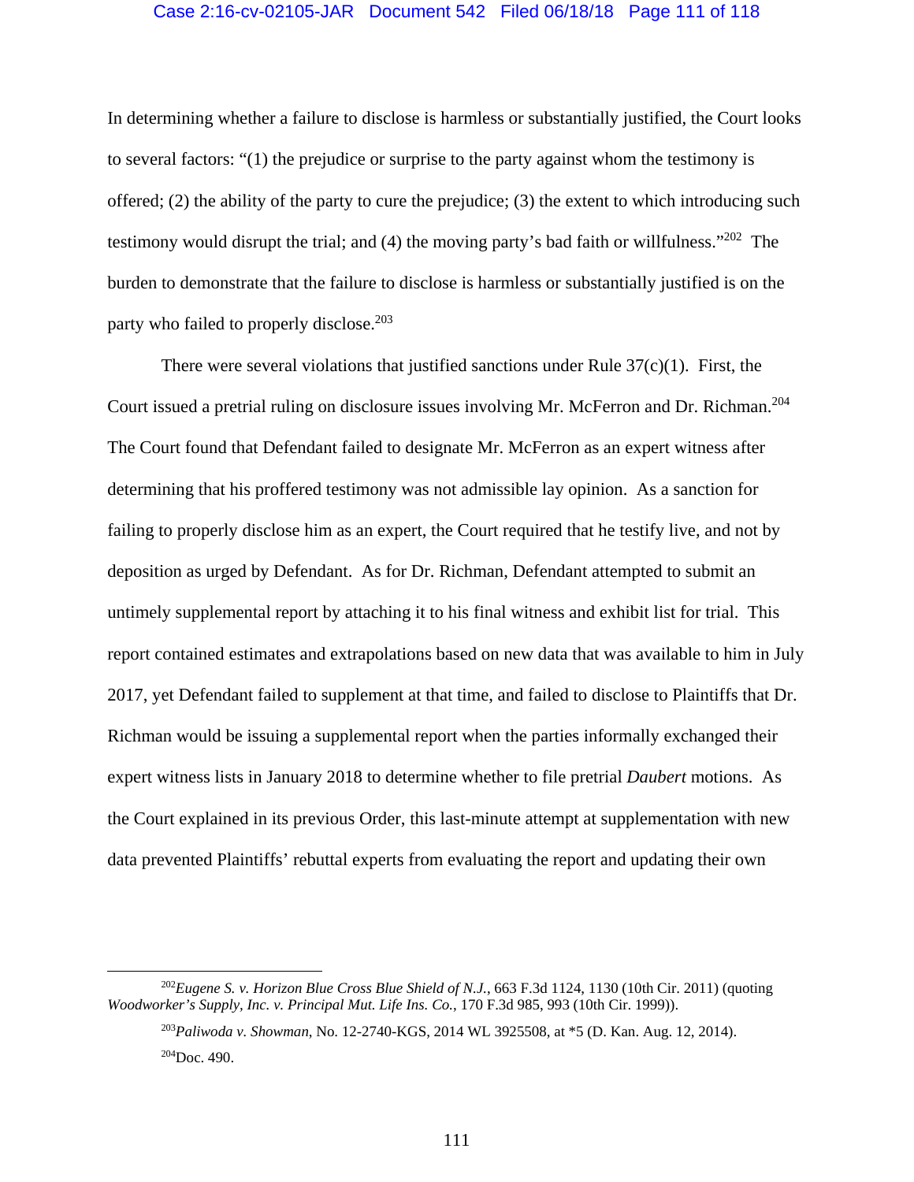In determining whether a failure to disclose is harmless or substantially justified, the Court looks to several factors: "(1) the prejudice or surprise to the party against whom the testimony is offered; (2) the ability of the party to cure the prejudice; (3) the extent to which introducing such testimony would disrupt the trial; and (4) the moving party's bad faith or willfulness."[202] The burden to demonstrate that the failure to disclose is harmless or substantially justified is on the party who failed to properly disclose.[203]

There were several violations that justified sanctions under Rule 37(c)(1). First, the Court issued a pretrial ruling on disclosure issues involving Mr. McFerron and Dr. Richman.[204] The Court found that Defendant failed to designate Mr. McFerron as an expert witness after determining that his proffered testimony was not admissible lay opinion. As a sanction for failing to properly disclose him as an expert, the Court required that he testify live, and not by deposition as urged by Defendant. As for Dr. Richman, Defendant attempted to submit an untimely supplemental report by attaching it to his final witness and exhibit list for trial. This report contained estimates and extrapolations based on new data that was available to him in July 2017, yet Defendant failed to supplement at that time, and failed to disclose to Plaintiffs that Dr. Richman would be issuing a supplemental report when the parties informally exchanged their expert witness lists in January 2018 to determine whether to file pretrial *Daubert* motions. As the Court explained in its previous Order, this last-minute attempt at supplementation with new data prevented Plaintiffs' rebuttal experts from evaluating the report and updating their own

---

[202] *Eugene S. v. Horizon Blue Cross Blue Shield of N.J.*, 663 F.3d 1124, 1130 (10th Cir. 2011) (quoting *Woodworker's Supply, Inc. v. Principal Mut. Life Ins. Co.*, 170 F.3d 985, 993 (10th Cir. 1999)).

[203] *Paliwoda v. Showman*, No. 12-2740-KGS, 2014 WL 3925508, at *5 (D. Kan. Aug. 12, 2014).

[204] Doc. 490.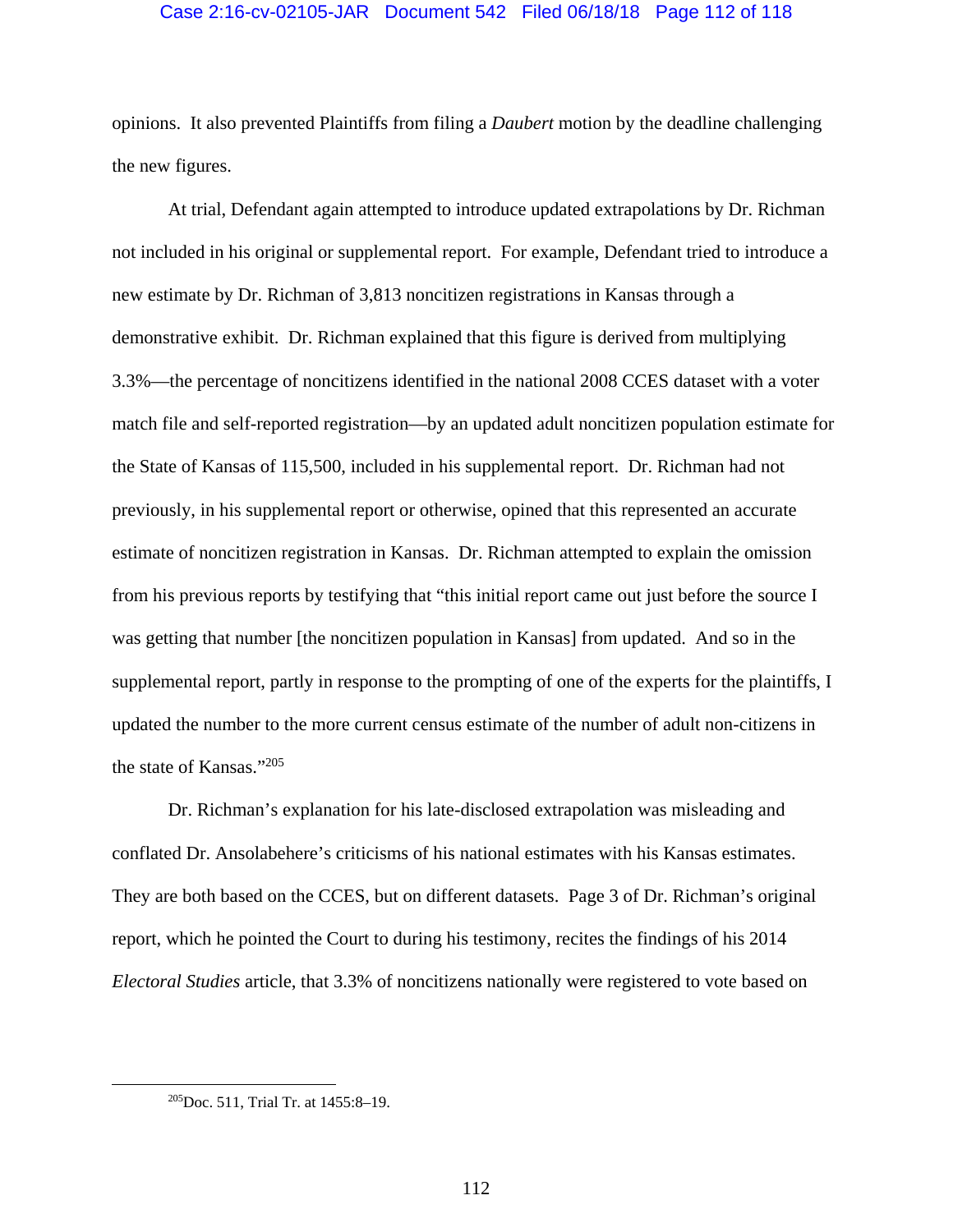opinions. It also prevented Plaintiffs from filing a *Daubert* motion by the deadline challenging the new figures.

At trial, Defendant again attempted to introduce updated extrapolations by Dr. Richman not included in his original or supplemental report. For example, Defendant tried to introduce a new estimate by Dr. Richman of 3,813 noncitizen registrations in Kansas through a demonstrative exhibit. Dr. Richman explained that this figure is derived from multiplying 3.3%—the percentage of noncitizens identified in the national 2008 CCES dataset with a voter match file and self-reported registration—by an updated adult noncitizen population estimate for the State of Kansas of 115,500, included in his supplemental report. Dr. Richman had not previously, in his supplemental report or otherwise, opined that this represented an accurate estimate of noncitizen registration in Kansas. Dr. Richman attempted to explain the omission from his previous reports by testifying that "this initial report came out just before the source I was getting that number [the noncitizen population in Kansas] from updated. And so in the supplemental report, partly in response to the prompting of one of the experts for the plaintiffs, I updated the number to the more current census estimate of the number of adult non-citizens in the state of Kansas."[205]

Dr. Richman's explanation for his late-disclosed extrapolation was misleading and conflated Dr. Ansolabehere's criticisms of his national estimates with his Kansas estimates. They are both based on the CCES, but on different datasets. Page 3 of Dr. Richman's original report, which he pointed the Court to during his testimony, recites the findings of his 2014 *Electoral Studies* article, that 3.3% of noncitizens nationally were registered to vote based on

---

[205] Doc. 511, Trial Tr. at 1455:8–19.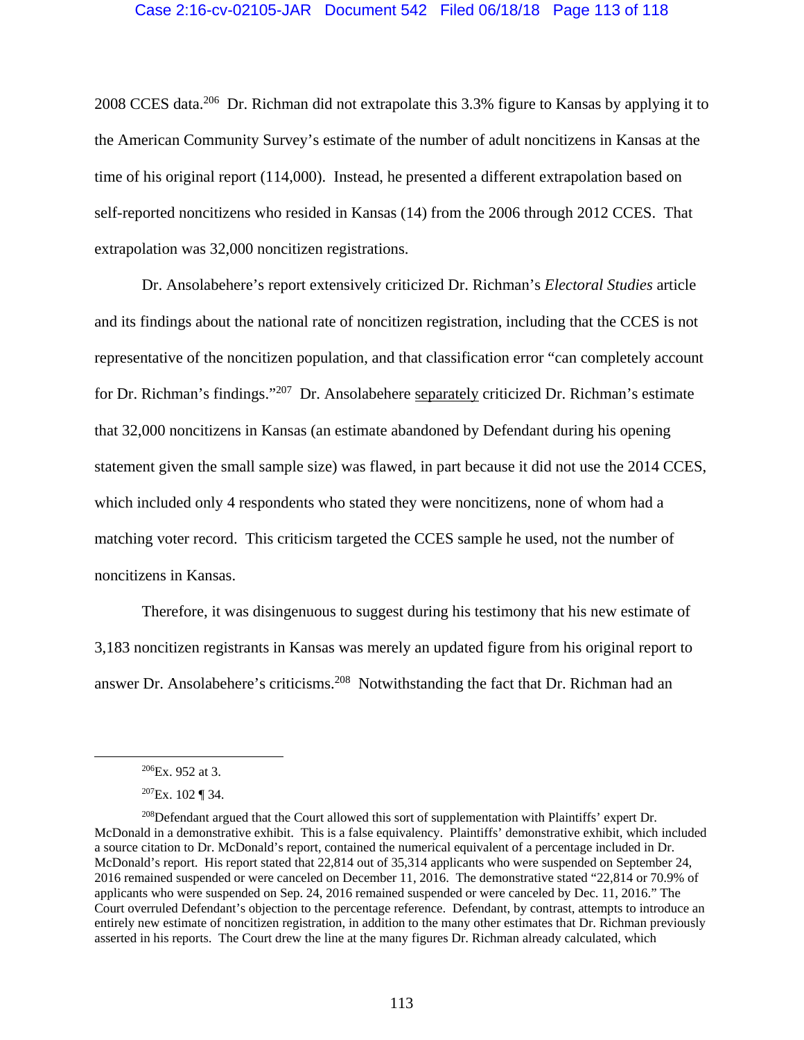2008 CCES data.[206] Dr. Richman did not extrapolate this 3.3% figure to Kansas by applying it to the American Community Survey's estimate of the number of adult noncitizens in Kansas at the time of his original report (114,000). Instead, he presented a different extrapolation based on self-reported noncitizens who resided in Kansas (14) from the 2006 through 2012 CCES. That extrapolation was 32,000 noncitizen registrations.

Dr. Ansolabehere's report extensively criticized Dr. Richman's *Electoral Studies* article and its findings about the national rate of noncitizen registration, including that the CCES is not representative of the noncitizen population, and that classification error "can completely account for Dr. Richman's findings."[207] Dr. Ansolabehere separately criticized Dr. Richman's estimate that 32,000 noncitizens in Kansas (an estimate abandoned by Defendant during his opening statement given the small sample size) was flawed, in part because it did not use the 2014 CCES, which included only 4 respondents who stated they were noncitizens, none of whom had a matching voter record. This criticism targeted the CCES sample he used, not the number of noncitizens in Kansas.

Therefore, it was disingenuous to suggest during his testimony that his new estimate of 3,183 noncitizen registrants in Kansas was merely an updated figure from his original report to answer Dr. Ansolabehere's criticisms.[208] Notwithstanding the fact that Dr. Richman had an

---

[206] Ex. 952 at 3.

[207] Ex. 102 ¶ 34.

[208] Defendant argued that the Court allowed this sort of supplementation with Plaintiffs' expert Dr. McDonald in a demonstrative exhibit. This is a false equivalency. Plaintiffs' demonstrative exhibit, which included a source citation to Dr. McDonald's report, contained the numerical equivalent of a percentage included in Dr. McDonald's report. His report stated that 22,814 out of 35,314 applicants who were suspended on September 24, 2016 remained suspended or were canceled on December 11, 2016. The demonstrative stated "22,814 or 70.9% of applicants who were suspended on Sep. 24, 2016 remained suspended or were canceled by Dec. 11, 2016." The Court overruled Defendant's objection to the percentage reference. Defendant, by contrast, attempts to introduce an entirely new estimate of noncitizen registration, in addition to the many other estimates that Dr. Richman previously asserted in his reports. The Court drew the line at the many figures Dr. Richman already calculated, which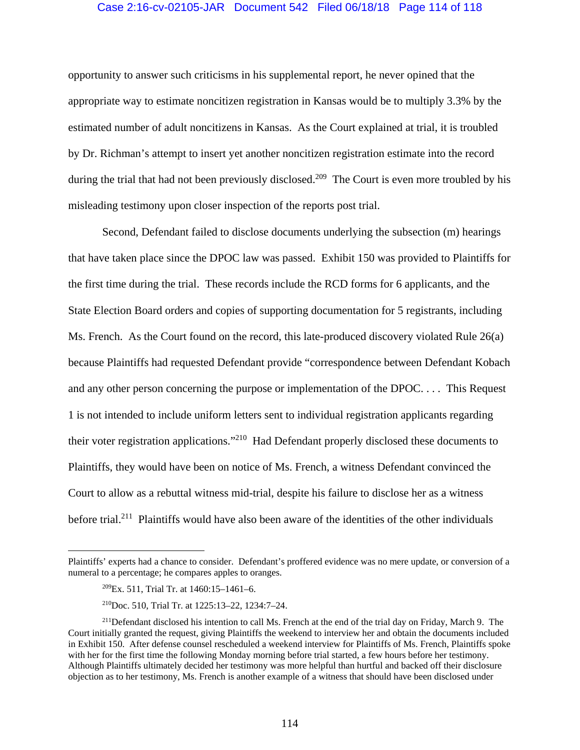opportunity to answer such criticisms in his supplemental report, he never opined that the appropriate way to estimate noncitizen registration in Kansas would be to multiply 3.3% by the estimated number of adult noncitizens in Kansas. As the Court explained at trial, it is troubled by Dr. Richman's attempt to insert yet another noncitizen registration estimate into the record during the trial that had not been previously disclosed.[209] The Court is even more troubled by his misleading testimony upon closer inspection of the reports post trial.

Second, Defendant failed to disclose documents underlying the subsection (m) hearings that have taken place since the DPOC law was passed. Exhibit 150 was provided to Plaintiffs for the first time during the trial. These records include the RCD forms for 6 applicants, and the State Election Board orders and copies of supporting documentation for 5 registrants, including Ms. French. As the Court found on the record, this late-produced discovery violated Rule 26(a) because Plaintiffs had requested Defendant provide "correspondence between Defendant Kobach and any other person concerning the purpose or implementation of the DPOC. . . . This Request 1 is not intended to include uniform letters sent to individual registration applicants regarding their voter registration applications."[210] Had Defendant properly disclosed these documents to Plaintiffs, they would have been on notice of Ms. French, a witness Defendant convinced the Court to allow as a rebuttal witness mid-trial, despite his failure to disclose her as a witness before trial.[211] Plaintiffs would have also been aware of the identities of the other individuals

---

Plaintiffs' experts had a chance to consider. Defendant's proffered evidence was no mere update, or conversion of a numeral to a percentage; he compares apples to oranges.

[209]Ex. 511, Trial Tr. at 1460:15–1461–6.

[210]Doc. 510, Trial Tr. at 1225:13–22, 1234:7–24.

[211]Defendant disclosed his intention to call Ms. French at the end of the trial day on Friday, March 9. The Court initially granted the request, giving Plaintiffs the weekend to interview her and obtain the documents included in Exhibit 150. After defense counsel rescheduled a weekend interview for Plaintiffs of Ms. French, Plaintiffs spoke with her for the first time the following Monday morning before trial started, a few hours before her testimony. Although Plaintiffs ultimately decided her testimony was more helpful than hurtful and backed off their disclosure objection as to her testimony, Ms. French is another example of a witness that should have been disclosed under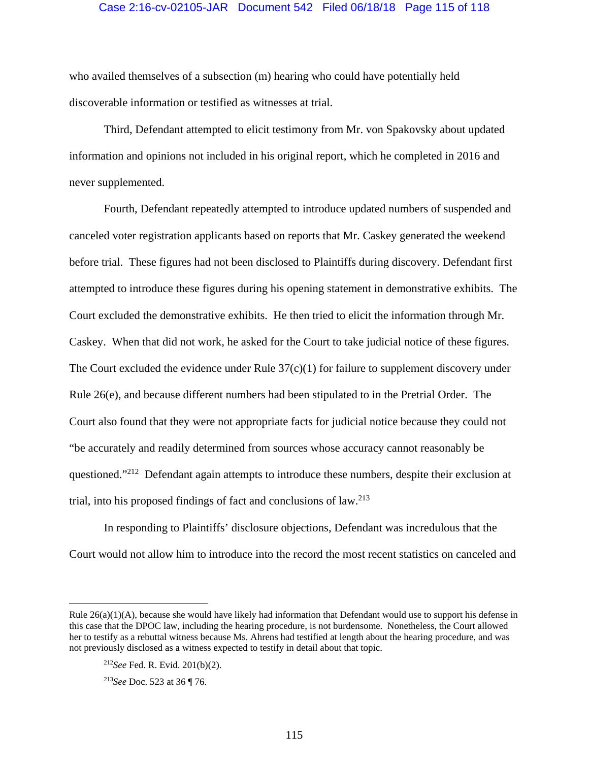who availed themselves of a subsection (m) hearing who could have potentially held discoverable information or testified as witnesses at trial.

Third, Defendant attempted to elicit testimony from Mr. von Spakovsky about updated information and opinions not included in his original report, which he completed in 2016 and never supplemented.

Fourth, Defendant repeatedly attempted to introduce updated numbers of suspended and canceled voter registration applicants based on reports that Mr. Caskey generated the weekend before trial. These figures had not been disclosed to Plaintiffs during discovery. Defendant first attempted to introduce these figures during his opening statement in demonstrative exhibits. The Court excluded the demonstrative exhibits. He then tried to elicit the information through Mr. Caskey. When that did not work, he asked for the Court to take judicial notice of these figures. The Court excluded the evidence under Rule 37(c)(1) for failure to supplement discovery under Rule 26(e), and because different numbers had been stipulated to in the Pretrial Order. The Court also found that they were not appropriate facts for judicial notice because they could not "be accurately and readily determined from sources whose accuracy cannot reasonably be questioned."[212] Defendant again attempts to introduce these numbers, despite their exclusion at trial, into his proposed findings of fact and conclusions of law.[213]

In responding to Plaintiffs' disclosure objections, Defendant was incredulous that the Court would not allow him to introduce into the record the most recent statistics on canceled and

---

Rule 26(a)(1)(A), because she would have likely had information that Defendant would use to support his defense in this case that the DPOC law, including the hearing procedure, is not burdensome. Nonetheless, the Court allowed her to testify as a rebuttal witness because Ms. Ahrens had testified at length about the hearing procedure, and was not previously disclosed as a witness expected to testify in detail about that topic.

[212] *See* Fed. R. Evid. 201(b)(2).

[213] *See* Doc. 523 at 36 ¶ 76.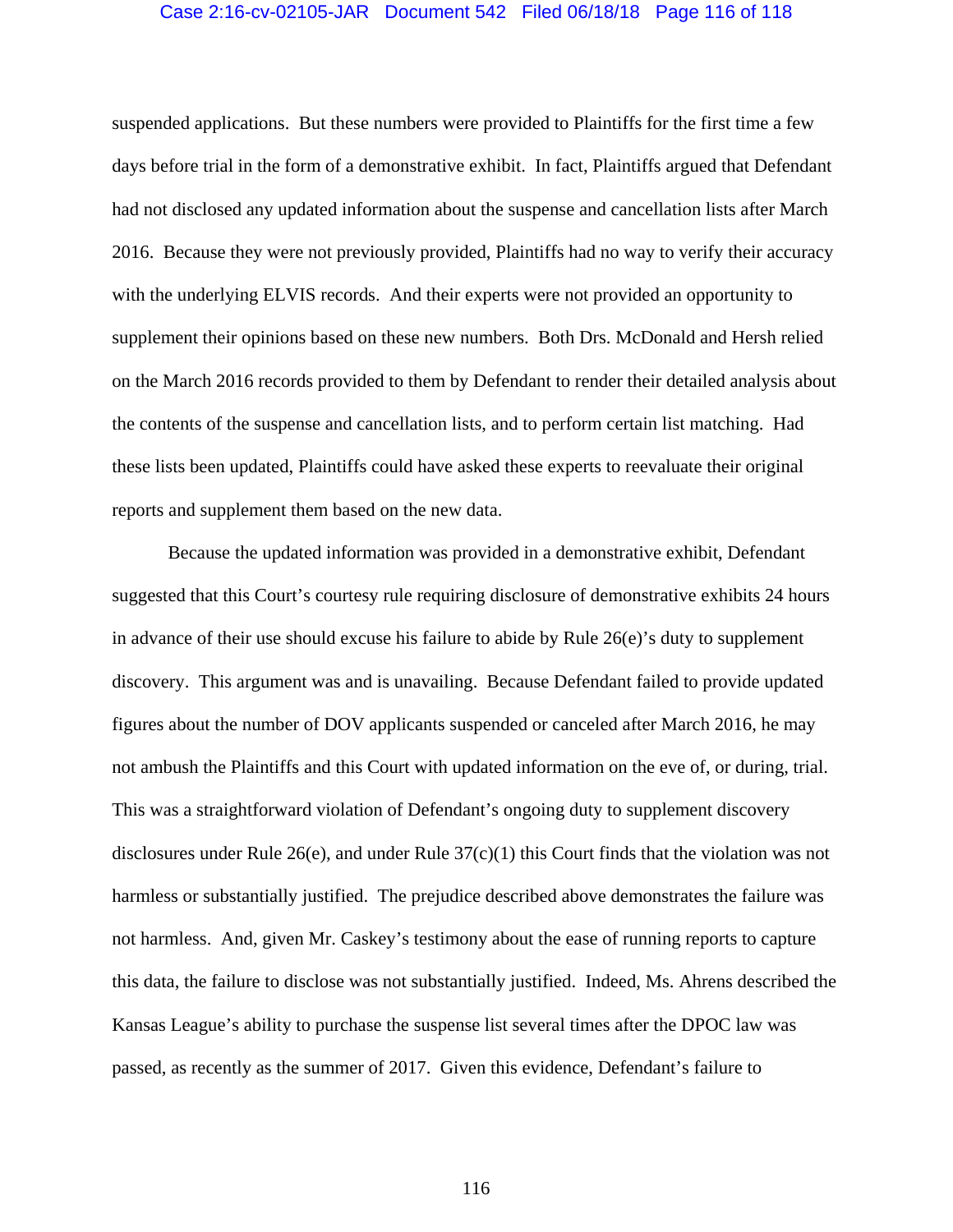suspended applications. But these numbers were provided to Plaintiffs for the first time a few days before trial in the form of a demonstrative exhibit. In fact, Plaintiffs argued that Defendant had not disclosed any updated information about the suspense and cancellation lists after March 2016. Because they were not previously provided, Plaintiffs had no way to verify their accuracy with the underlying ELVIS records. And their experts were not provided an opportunity to supplement their opinions based on these new numbers. Both Drs. McDonald and Hersh relied on the March 2016 records provided to them by Defendant to render their detailed analysis about the contents of the suspense and cancellation lists, and to perform certain list matching. Had these lists been updated, Plaintiffs could have asked these experts to reevaluate their original reports and supplement them based on the new data.

Because the updated information was provided in a demonstrative exhibit, Defendant suggested that this Court's courtesy rule requiring disclosure of demonstrative exhibits 24 hours in advance of their use should excuse his failure to abide by Rule 26(e)'s duty to supplement discovery. This argument was and is unavailing. Because Defendant failed to provide updated figures about the number of DOV applicants suspended or canceled after March 2016, he may not ambush the Plaintiffs and this Court with updated information on the eve of, or during, trial. This was a straightforward violation of Defendant's ongoing duty to supplement discovery disclosures under Rule 26(e), and under Rule 37(c)(1) this Court finds that the violation was not harmless or substantially justified. The prejudice described above demonstrates the failure was not harmless. And, given Mr. Caskey's testimony about the ease of running reports to capture this data, the failure to disclose was not substantially justified. Indeed, Ms. Ahrens described the Kansas League's ability to purchase the suspense list several times after the DPOC law was passed, as recently as the summer of 2017. Given this evidence, Defendant's failure to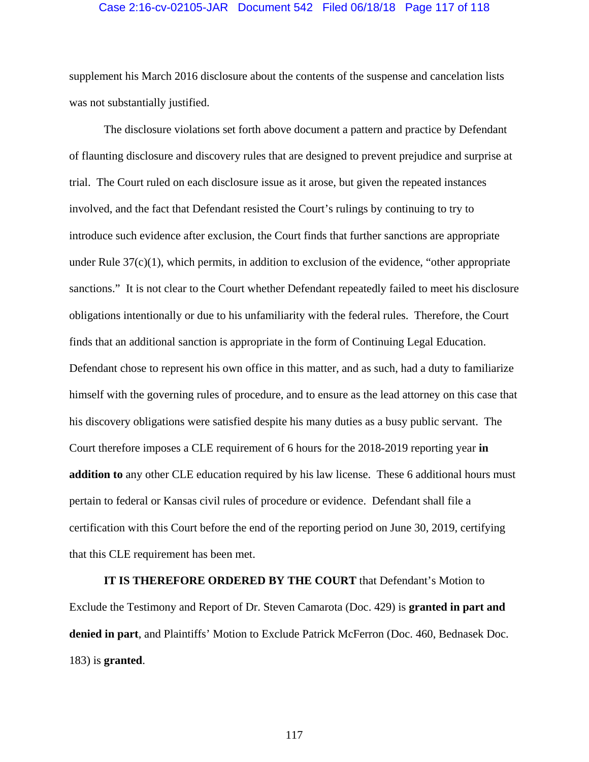supplement his March 2016 disclosure about the contents of the suspense and cancelation lists was not substantially justified.

The disclosure violations set forth above document a pattern and practice by Defendant of flaunting disclosure and discovery rules that are designed to prevent prejudice and surprise at trial. The Court ruled on each disclosure issue as it arose, but given the repeated instances involved, and the fact that Defendant resisted the Court's rulings by continuing to try to introduce such evidence after exclusion, the Court finds that further sanctions are appropriate under Rule 37(c)(1), which permits, in addition to exclusion of the evidence, "other appropriate sanctions." It is not clear to the Court whether Defendant repeatedly failed to meet his disclosure obligations intentionally or due to his unfamiliarity with the federal rules. Therefore, the Court finds that an additional sanction is appropriate in the form of Continuing Legal Education. Defendant chose to represent his own office in this matter, and as such, had a duty to familiarize himself with the governing rules of procedure, and to ensure as the lead attorney on this case that his discovery obligations were satisfied despite his many duties as a busy public servant. The Court therefore imposes a CLE requirement of 6 hours for the 2018-2019 reporting year **in addition to** any other CLE education required by his law license. These 6 additional hours must pertain to federal or Kansas civil rules of procedure or evidence. Defendant shall file a certification with this Court before the end of the reporting period on June 30, 2019, certifying that this CLE requirement has been met.

**IT IS THEREFORE ORDERED BY THE COURT** that Defendant's Motion to Exclude the Testimony and Report of Dr. Steven Camarota (Doc. 429) is **granted in part and denied in part**, and Plaintiffs' Motion to Exclude Patrick McFerron (Doc. 460, Bednasek Doc. 183) is **granted**.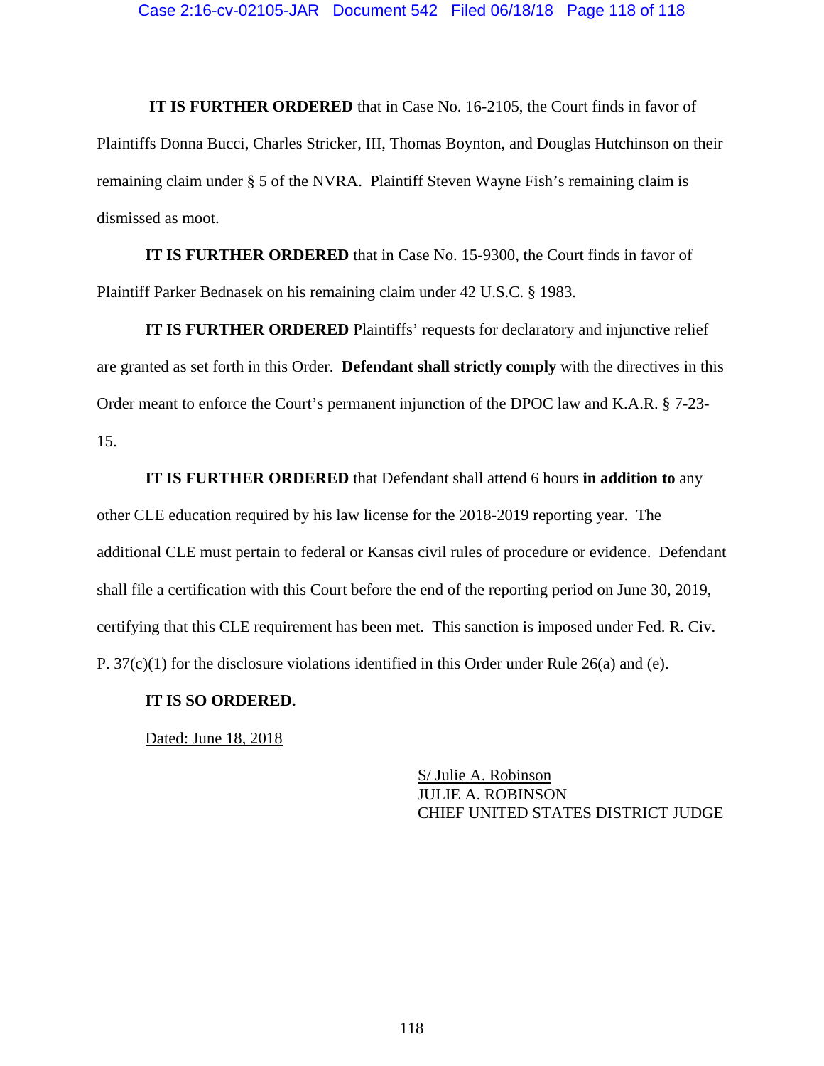**IT IS FURTHER ORDERED** that in Case No. 16-2105, the Court finds in favor of Plaintiffs Donna Bucci, Charles Stricker, III, Thomas Boynton, and Douglas Hutchinson on their remaining claim under § 5 of the NVRA. Plaintiff Steven Wayne Fish's remaining claim is dismissed as moot.

**IT IS FURTHER ORDERED** that in Case No. 15-9300, the Court finds in favor of Plaintiff Parker Bednasek on his remaining claim under 42 U.S.C. § 1983.

**IT IS FURTHER ORDERED** Plaintiffs' requests for declaratory and injunctive relief are granted as set forth in this Order. **Defendant shall strictly comply** with the directives in this Order meant to enforce the Court's permanent injunction of the DPOC law and K.A.R. § 7-23-15.

**IT IS FURTHER ORDERED** that Defendant shall attend 6 hours **in addition to** any other CLE education required by his law license for the 2018-2019 reporting year. The additional CLE must pertain to federal or Kansas civil rules of procedure or evidence. Defendant shall file a certification with this Court before the end of the reporting period on June 30, 2019, certifying that this CLE requirement has been met. This sanction is imposed under Fed. R. Civ. P. 37(c)(1) for the disclosure violations identified in this Order under Rule 26(a) and (e).

**IT IS SO ORDERED.**

Dated: June 18, 2018

S/ Julie A. Robinson
JULIE A. ROBINSON
CHIEF UNITED STATES DISTRICT JUDGE